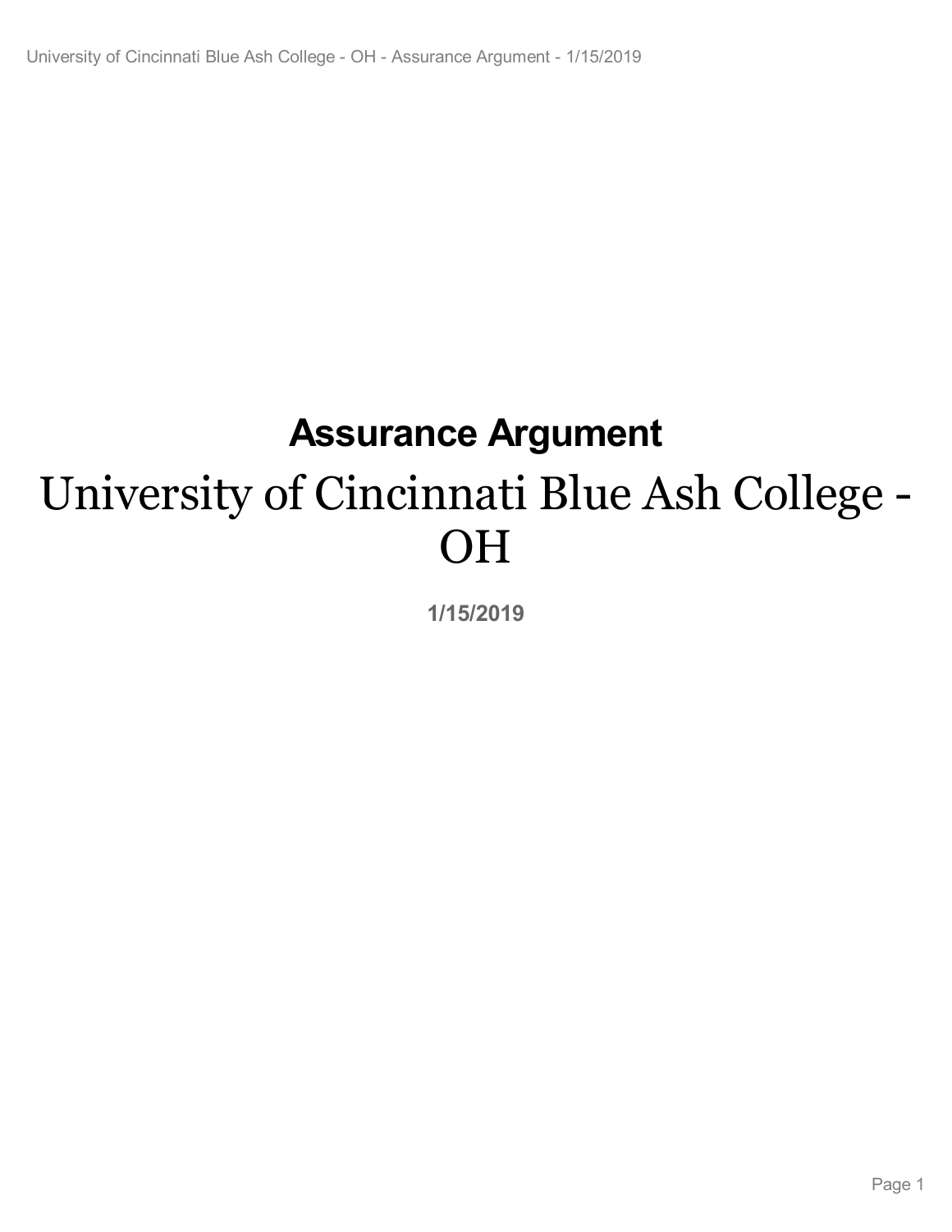# Assurance Argument

# University of Cincinnati Blue Ash College - OH

**1/15/2019**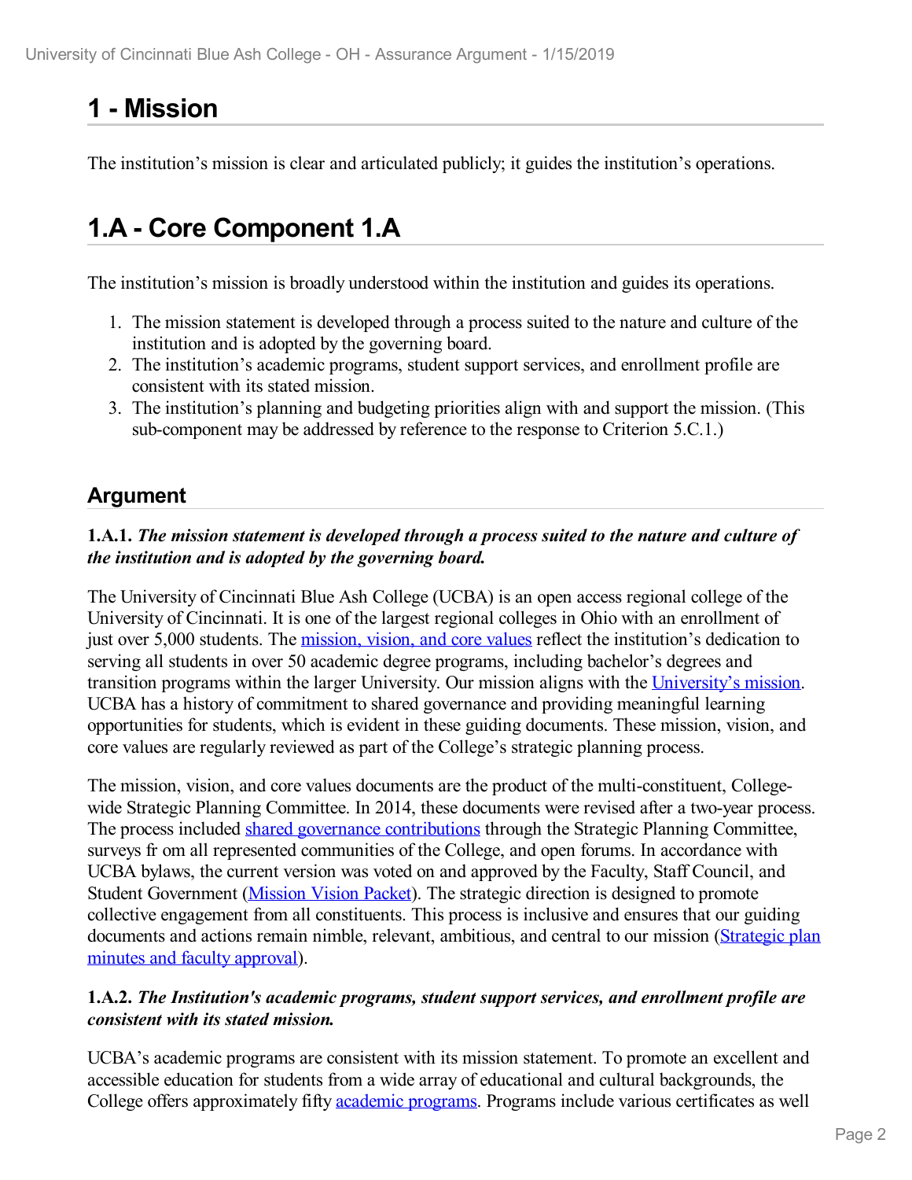# 1 - Mission

The institution's mission is clear and articulated publicly; it guides the institution's operations.

# 1.A - Core Component 1.A

The institution's mission is broadly understood within the institution and guides its operations.

1. The mission statement is developed through a process suited to the nature and culture of the institution and is adopted by the governing board.
2. The institution's academic programs, student support services, and enrollment profile are consistent with its stated mission.
3. The institution's planning and budgeting priorities align with and support the mission. (This sub-component may be addressed by reference to the response to Criterion 5.C.1.)

## Argument

**1.A.1.** ***The mission statement is developed through a process suited to the nature and culture of the institution and is adopted by the governing board.***

The University of Cincinnati Blue Ash College (UCBA) is an open access regional college of the University of Cincinnati. It is one of the largest regional colleges in Ohio with an enrollment of just over 5,000 students. The mission, vision, and core values reflect the institution's dedication to serving all students in over 50 academic degree programs, including bachelor's degrees and transition programs within the larger University. Our mission aligns with the University's mission. UCBA has a history of commitment to shared governance and providing meaningful learning opportunities for students, which is evident in these guiding documents. These mission, vision, and core values are regularly reviewed as part of the College's strategic planning process.

The mission, vision, and core values documents are the product of the multi-constituent, College-wide Strategic Planning Committee. In 2014, these documents were revised after a two-year process. The process included shared governance contributions through the Strategic Planning Committee, surveys fr om all represented communities of the College, and open forums. In accordance with UCBA bylaws, the current version was voted on and approved by the Faculty, Staff Council, and Student Government (Mission Vision Packet). The strategic direction is designed to promote collective engagement from all constituents. This process is inclusive and ensures that our guiding documents and actions remain nimble, relevant, ambitious, and central to our mission (Strategic plan minutes and faculty approval).

**1.A.2.** ***The Institution's academic programs, student support services, and enrollment profile are consistent with its stated mission.***

UCBA's academic programs are consistent with its mission statement. To promote an excellent and accessible education for students from a wide array of educational and cultural backgrounds, the College offers approximately fifty academic programs. Programs include various certificates as well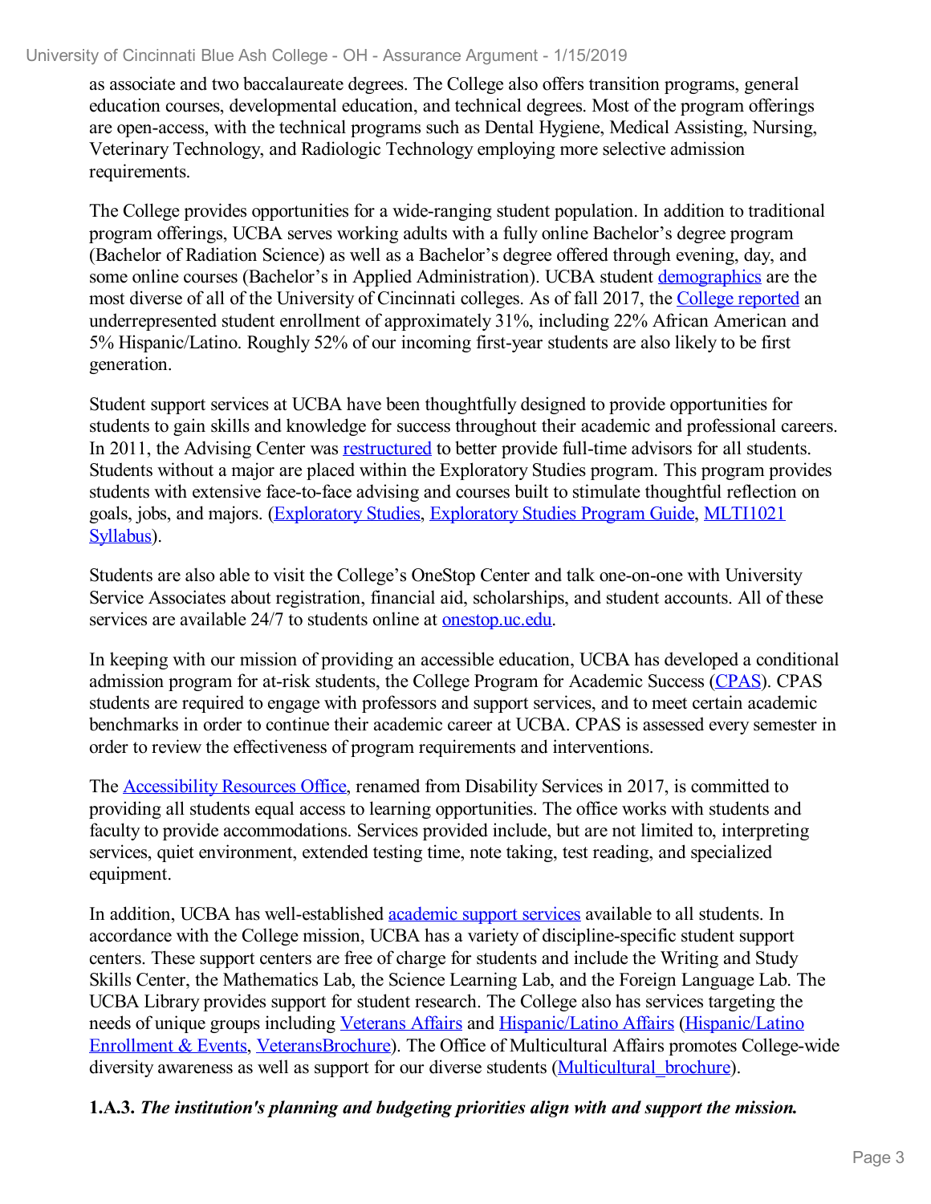as associate and two baccalaureate degrees. The College also offers transition programs, general education courses, developmental education, and technical degrees. Most of the program offerings are open-access, with the technical programs such as Dental Hygiene, Medical Assisting, Nursing, Veterinary Technology, and Radiologic Technology employing more selective admission requirements.

The College provides opportunities for a wide-ranging student population. In addition to traditional program offerings, UCBA serves working adults with a fully online Bachelor's degree program (Bachelor of Radiation Science) as well as a Bachelor's degree offered through evening, day, and some online courses (Bachelor's in Applied Administration). UCBA student demographics are the most diverse of all of the University of Cincinnati colleges. As of fall 2017, the College reported an underrepresented student enrollment of approximately 31%, including 22% African American and 5% Hispanic/Latino. Roughly 52% of our incoming first-year students are also likely to be first generation.

Student support services at UCBA have been thoughtfully designed to provide opportunities for students to gain skills and knowledge for success throughout their academic and professional careers. In 2011, the Advising Center was restructured to better provide full-time advisors for all students. Students without a major are placed within the Exploratory Studies program. This program provides students with extensive face-to-face advising and courses built to stimulate thoughtful reflection on goals, jobs, and majors. (Exploratory Studies, Exploratory Studies Program Guide, MLTI1021 Syllabus).

Students are also able to visit the College's OneStop Center and talk one-on-one with University Service Associates about registration, financial aid, scholarships, and student accounts. All of these services are available 24/7 to students online at onestop.uc.edu.

In keeping with our mission of providing an accessible education, UCBA has developed a conditional admission program for at-risk students, the College Program for Academic Success (CPAS). CPAS students are required to engage with professors and support services, and to meet certain academic benchmarks in order to continue their academic career at UCBA. CPAS is assessed every semester in order to review the effectiveness of program requirements and interventions.

The Accessibility Resources Office, renamed from Disability Services in 2017, is committed to providing all students equal access to learning opportunities. The office works with students and faculty to provide accommodations. Services provided include, but are not limited to, interpreting services, quiet environment, extended testing time, note taking, test reading, and specialized equipment.

In addition, UCBA has well-established academic support services available to all students. In accordance with the College mission, UCBA has a variety of discipline-specific student support centers. These support centers are free of charge for students and include the Writing and Study Skills Center, the Mathematics Lab, the Science Learning Lab, and the Foreign Language Lab. The UCBA Library provides support for student research. The College also has services targeting the needs of unique groups including Veterans Affairs and Hispanic/Latino Affairs (Hispanic/Latino Enrollment & Events, VeteransBrochure). The Office of Multicultural Affairs promotes College-wide diversity awareness as well as support for our diverse students (Multicultural_brochure).

**1.A.3.** ***The institution's planning and budgeting priorities align with and support the mission.***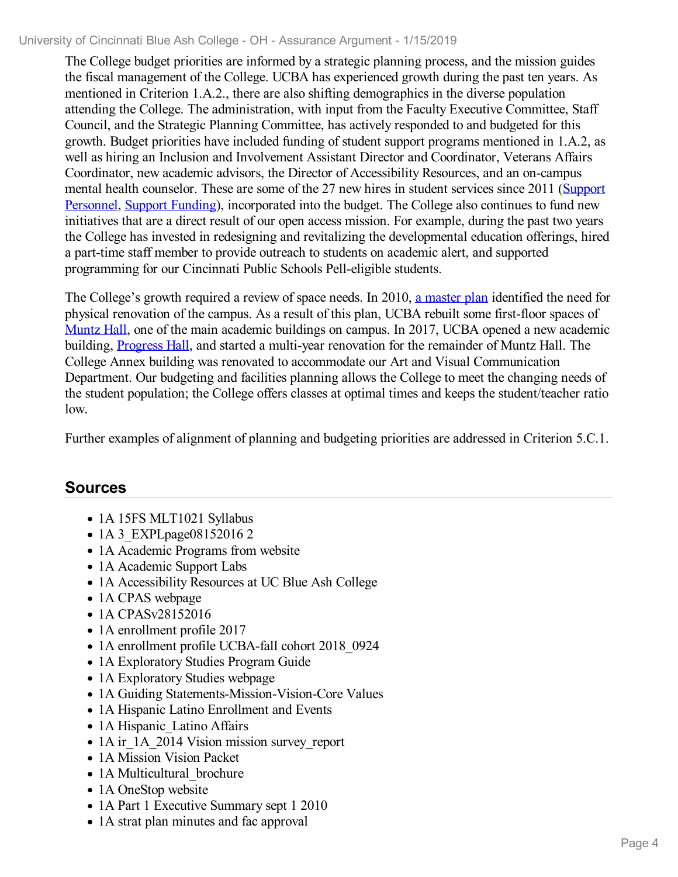The College budget priorities are informed by a strategic planning process, and the mission guides the fiscal management of the College. UCBA has experienced growth during the past ten years. As mentioned in Criterion 1.A.2., there are also shifting demographics in the diverse population attending the College. The administration, with input from the Faculty Executive Committee, Staff Council, and the Strategic Planning Committee, has actively responded to and budgeted for this growth. Budget priorities have included funding of student support programs mentioned in 1.A.2, as well as hiring an Inclusion and Involvement Assistant Director and Coordinator, Veterans Affairs Coordinator, new academic advisors, the Director of Accessibility Resources, and an on-campus mental health counselor. These are some of the 27 new hires in student services since 2011 (Support Personnel, Support Funding), incorporated into the budget. The College also continues to fund new initiatives that are a direct result of our open access mission. For example, during the past two years the College has invested in redesigning and revitalizing the developmental education offerings, hired a part-time staff member to provide outreach to students on academic alert, and supported programming for our Cincinnati Public Schools Pell-eligible students.

The College's growth required a review of space needs. In 2010, a master plan identified the need for physical renovation of the campus. As a result of this plan, UCBA rebuilt some first-floor spaces of Muntz Hall, one of the main academic buildings on campus. In 2017, UCBA opened a new academic building, Progress Hall, and started a multi-year renovation for the remainder of Muntz Hall. The College Annex building was renovated to accommodate our Art and Visual Communication Department. Our budgeting and facilities planning allows the College to meet the changing needs of the student population; the College offers classes at optimal times and keeps the student/teacher ratio low.

Further examples of alignment of planning and budgeting priorities are addressed in Criterion 5.C.1.

## Sources

- 1A 15FS MLT1021 Syllabus
- 1A 3_EXPLpage08152016 2
- 1A Academic Programs from website
- 1A Academic Support Labs
- 1A Accessibility Resources at UC Blue Ash College
- 1A CPAS webpage
- 1A CPASv28152016
- 1A enrollment profile 2017
- 1A enrollment profile UCBA-fall cohort 2018_0924
- 1A Exploratory Studies Program Guide
- 1A Exploratory Studies webpage
- 1A Guiding Statements-Mission-Vision-Core Values
- 1A Hispanic Latino Enrollment and Events
- 1A Hispanic_Latino Affairs
- 1A ir_1A_2014 Vision mission survey_report
- 1A Mission Vision Packet
- 1A Multicultural_brochure
- 1A OneStop website
- 1A Part 1 Executive Summary sept 1 2010
- 1A strat plan minutes and fac approval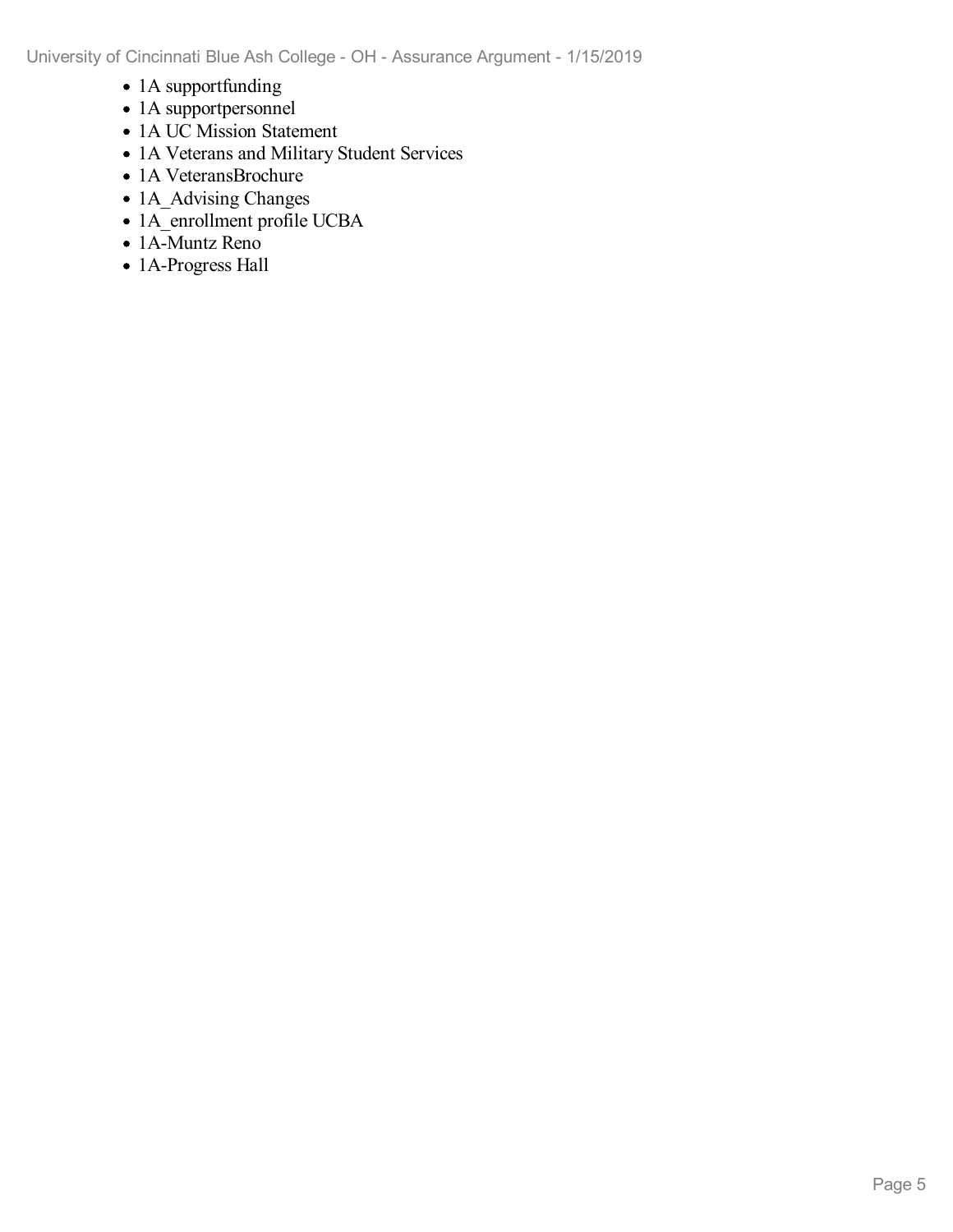- 1A supportfunding
- 1A supportpersonnel
- 1A UC Mission Statement
- 1A Veterans and Military Student Services
- 1A VeteransBrochure
- 1A_Advising Changes
- 1A_enrollment profile UCBA
- 1A-Muntz Reno
- 1A-Progress Hall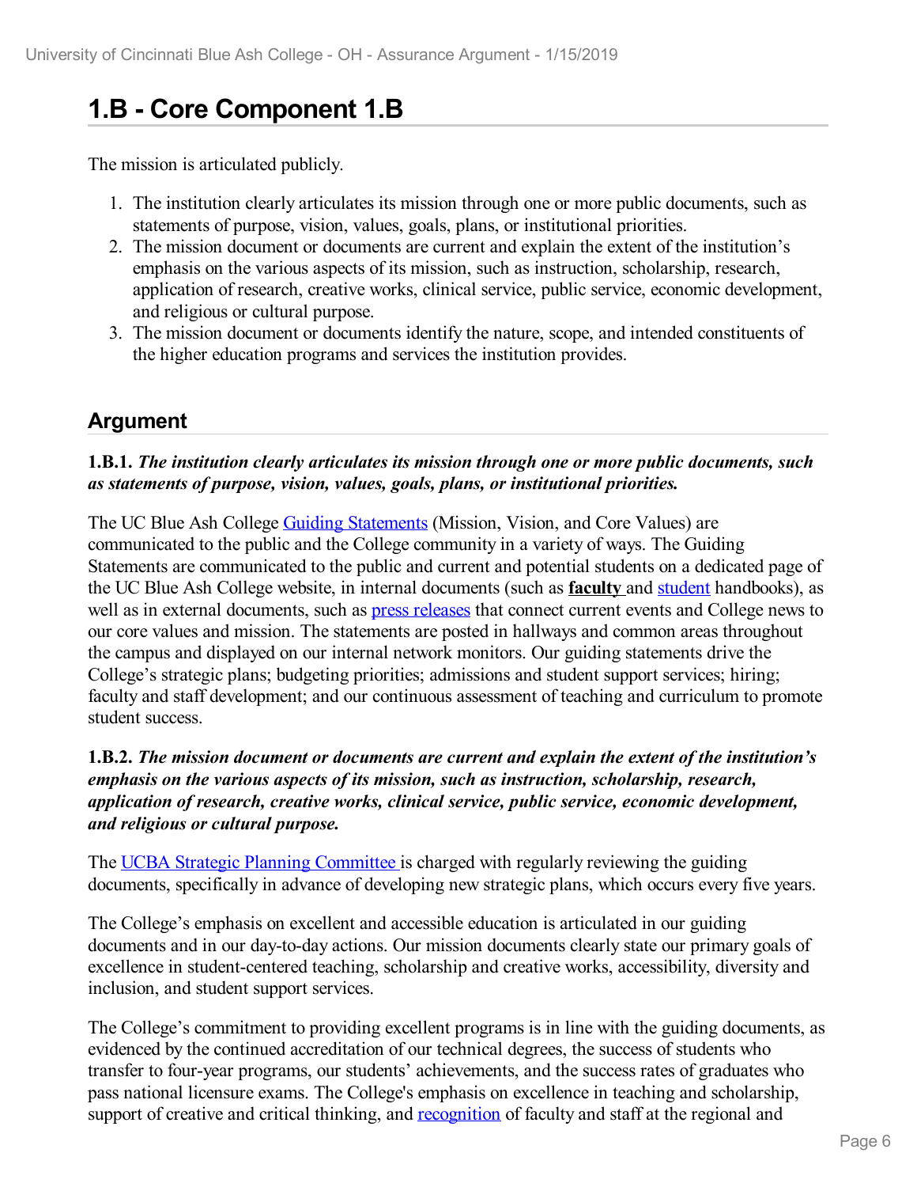# 1.B - Core Component 1.B

The mission is articulated publicly.

1. The institution clearly articulates its mission through one or more public documents, such as statements of purpose, vision, values, goals, plans, or institutional priorities.
2. The mission document or documents are current and explain the extent of the institution's emphasis on the various aspects of its mission, such as instruction, scholarship, research, application of research, creative works, clinical service, public service, economic development, and religious or cultural purpose.
3. The mission document or documents identify the nature, scope, and intended constituents of the higher education programs and services the institution provides.

## Argument

**1.B.1.** ***The institution clearly articulates its mission through one or more public documents, such as statements of purpose, vision, values, goals, plans, or institutional priorities.***

The UC Blue Ash College Guiding Statements (Mission, Vision, and Core Values) are communicated to the public and the College community in a variety of ways. The Guiding Statements are communicated to the public and current and potential students on a dedicated page of the UC Blue Ash College website, in internal documents (such as **faculty** and student handbooks), as well as in external documents, such as press releases that connect current events and College news to our core values and mission. The statements are posted in hallways and common areas throughout the campus and displayed on our internal network monitors. Our guiding statements drive the College's strategic plans; budgeting priorities; admissions and student support services; hiring; faculty and staff development; and our continuous assessment of teaching and curriculum to promote student success.

**1.B.2.** ***The mission document or documents are current and explain the extent of the institution's emphasis on the various aspects of its mission, such as instruction, scholarship, research, application of research, creative works, clinical service, public service, economic development, and religious or cultural purpose.***

The UCBA Strategic Planning Committee is charged with regularly reviewing the guiding documents, specifically in advance of developing new strategic plans, which occurs every five years.

The College's emphasis on excellent and accessible education is articulated in our guiding documents and in our day-to-day actions. Our mission documents clearly state our primary goals of excellence in student-centered teaching, scholarship and creative works, accessibility, diversity and inclusion, and student support services.

The College's commitment to providing excellent programs is in line with the guiding documents, as evidenced by the continued accreditation of our technical degrees, the success of students who transfer to four-year programs, our students' achievements, and the success rates of graduates who pass national licensure exams. The College's emphasis on excellence in teaching and scholarship, support of creative and critical thinking, and recognition of faculty and staff at the regional and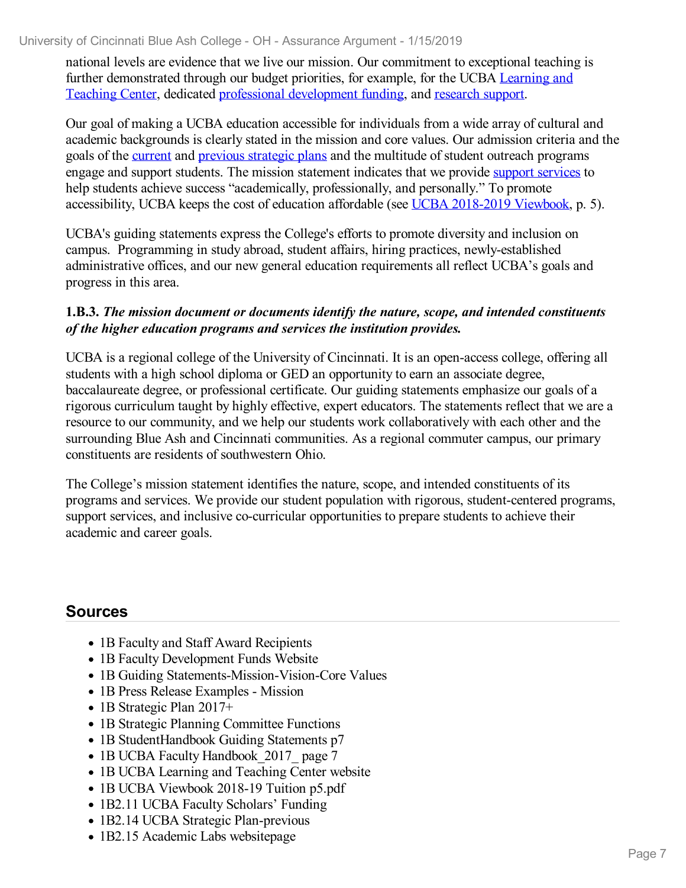national levels are evidence that we live our mission. Our commitment to exceptional teaching is further demonstrated through our budget priorities, for example, for the UCBA Learning and Teaching Center, dedicated professional development funding, and research support.

Our goal of making a UCBA education accessible for individuals from a wide array of cultural and academic backgrounds is clearly stated in the mission and core values. Our admission criteria and the goals of the current and previous strategic plans and the multitude of student outreach programs engage and support students. The mission statement indicates that we provide support services to help students achieve success "academically, professionally, and personally." To promote accessibility, UCBA keeps the cost of education affordable (see UCBA 2018-2019 Viewbook, p. 5).

UCBA's guiding statements express the College's efforts to promote diversity and inclusion on campus. Programming in study abroad, student affairs, hiring practices, newly-established administrative offices, and our new general education requirements all reflect UCBA's goals and progress in this area.

**1.B.3.** ***The mission document or documents identify the nature, scope, and intended constituents of the higher education programs and services the institution provides.***

UCBA is a regional college of the University of Cincinnati. It is an open-access college, offering all students with a high school diploma or GED an opportunity to earn an associate degree, baccalaureate degree, or professional certificate. Our guiding statements emphasize our goals of a rigorous curriculum taught by highly effective, expert educators. The statements reflect that we are a resource to our community, and we help our students work collaboratively with each other and the surrounding Blue Ash and Cincinnati communities. As a regional commuter campus, our primary constituents are residents of southwestern Ohio.

The College's mission statement identifies the nature, scope, and intended constituents of its programs and services. We provide our student population with rigorous, student-centered programs, support services, and inclusive co-curricular opportunities to prepare students to achieve their academic and career goals.

## Sources

- 1B Faculty and Staff Award Recipients
- 1B Faculty Development Funds Website
- 1B Guiding Statements-Mission-Vision-Core Values
- 1B Press Release Examples - Mission
- 1B Strategic Plan 2017+
- 1B Strategic Planning Committee Functions
- 1B StudentHandbook Guiding Statements p7
- 1B UCBA Faculty Handbook_2017_ page 7
- 1B UCBA Learning and Teaching Center website
- 1B UCBA Viewbook 2018-19 Tuition p5.pdf
- 1B2.11 UCBA Faculty Scholars' Funding
- 1B2.14 UCBA Strategic Plan-previous
- 1B2.15 Academic Labs websitepage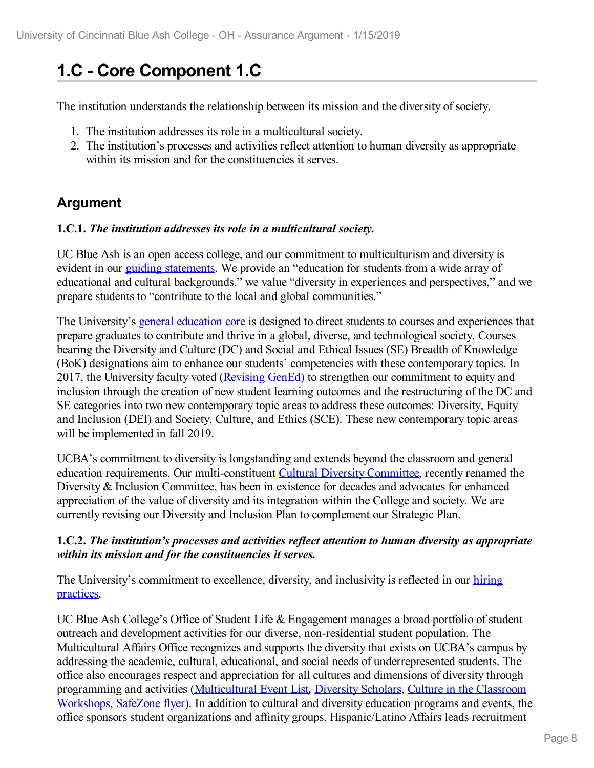# 1.C - Core Component 1.C

The institution understands the relationship between its mission and the diversity of society.

1. The institution addresses its role in a multicultural society.
2. The institution's processes and activities reflect attention to human diversity as appropriate within its mission and for the constituencies it serves.

## Argument

**1.C.1.** ***The institution addresses its role in a multicultural society.***

UC Blue Ash is an open access college, and our commitment to multiculturism and diversity is evident in our guiding statements. We provide an "education for students from a wide array of educational and cultural backgrounds," we value "diversity in experiences and perspectives," and we prepare students to "contribute to the local and global communities."

The University's general education core is designed to direct students to courses and experiences that prepare graduates to contribute and thrive in a global, diverse, and technological society. Courses bearing the Diversity and Culture (DC) and Social and Ethical Issues (SE) Breadth of Knowledge (BoK) designations aim to enhance our students' competencies with these contemporary topics. In 2017, the University faculty voted (Revising GenEd) to strengthen our commitment to equity and inclusion through the creation of new student learning outcomes and the restructuring of the DC and SE categories into two new contemporary topic areas to address these outcomes: Diversity, Equity and Inclusion (DEI) and Society, Culture, and Ethics (SCE). These new contemporary topic areas will be implemented in fall 2019.

UCBA's commitment to diversity is longstanding and extends beyond the classroom and general education requirements. Our multi-constituent Cultural Diversity Committee, recently renamed the Diversity & Inclusion Committee, has been in existence for decades and advocates for enhanced appreciation of the value of diversity and its integration within the College and society. We are currently revising our Diversity and Inclusion Plan to complement our Strategic Plan.

**1.C.2.** ***The institution's processes and activities reflect attention to human diversity as appropriate within its mission and for the constituencies it serves.***

The University's commitment to excellence, diversity, and inclusivity is reflected in our hiring practices.

UC Blue Ash College's Office of Student Life & Engagement manages a broad portfolio of student outreach and development activities for our diverse, non-residential student population. The Multicultural Affairs Office recognizes and supports the diversity that exists on UCBA's campus by addressing the academic, cultural, educational, and social needs of underrepresented students. The office also encourages respect and appreciation for all cultures and dimensions of diversity through programming and activities (Multicultural Event List**,** Diversity Scholars, Culture in the Classroom Workshops, SafeZone flyer). In addition to cultural and diversity education programs and events, the office sponsors student organizations and affinity groups. Hispanic/Latino Affairs leads recruitment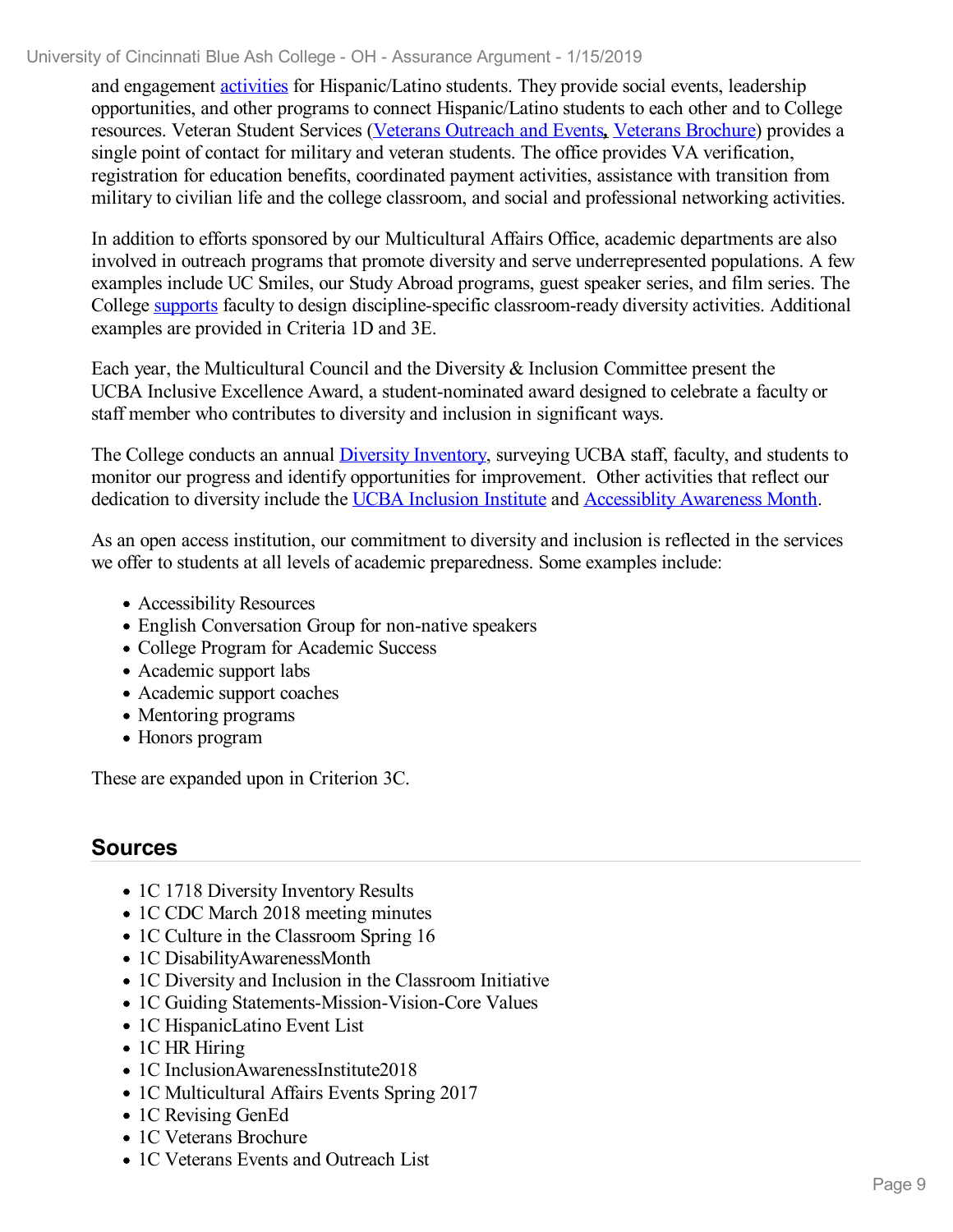and engagement activities for Hispanic/Latino students. They provide social events, leadership opportunities, and other programs to connect Hispanic/Latino students to each other and to College resources. Veteran Student Services (Veterans Outreach and Events, Veterans Brochure) provides a single point of contact for military and veteran students. The office provides VA verification, registration for education benefits, coordinated payment activities, assistance with transition from military to civilian life and the college classroom, and social and professional networking activities.

In addition to efforts sponsored by our Multicultural Affairs Office, academic departments are also involved in outreach programs that promote diversity and serve underrepresented populations. A few examples include UC Smiles, our Study Abroad programs, guest speaker series, and film series. The College supports faculty to design discipline-specific classroom-ready diversity activities. Additional examples are provided in Criteria 1D and 3E.

Each year, the Multicultural Council and the Diversity & Inclusion Committee present the UCBA Inclusive Excellence Award, a student-nominated award designed to celebrate a faculty or staff member who contributes to diversity and inclusion in significant ways.

The College conducts an annual Diversity Inventory, surveying UCBA staff, faculty, and students to monitor our progress and identify opportunities for improvement. Other activities that reflect our dedication to diversity include the UCBA Inclusion Institute and Accessiblity Awareness Month.

As an open access institution, our commitment to diversity and inclusion is reflected in the services we offer to students at all levels of academic preparedness. Some examples include:

- Accessibility Resources
- English Conversation Group for non-native speakers
- College Program for Academic Success
- Academic support labs
- Academic support coaches
- Mentoring programs
- Honors program

These are expanded upon in Criterion 3C.

## Sources

- 1C 1718 Diversity Inventory Results
- 1C CDC March 2018 meeting minutes
- 1C Culture in the Classroom Spring 16
- 1C DisabilityAwarenessMonth
- 1C Diversity and Inclusion in the Classroom Initiative
- 1C Guiding Statements-Mission-Vision-Core Values
- 1C HispanicLatino Event List
- 1C HR Hiring
- 1C InclusionAwarenessInstitute2018
- 1C Multicultural Affairs Events Spring 2017
- 1C Revising GenEd
- 1C Veterans Brochure
- 1C Veterans Events and Outreach List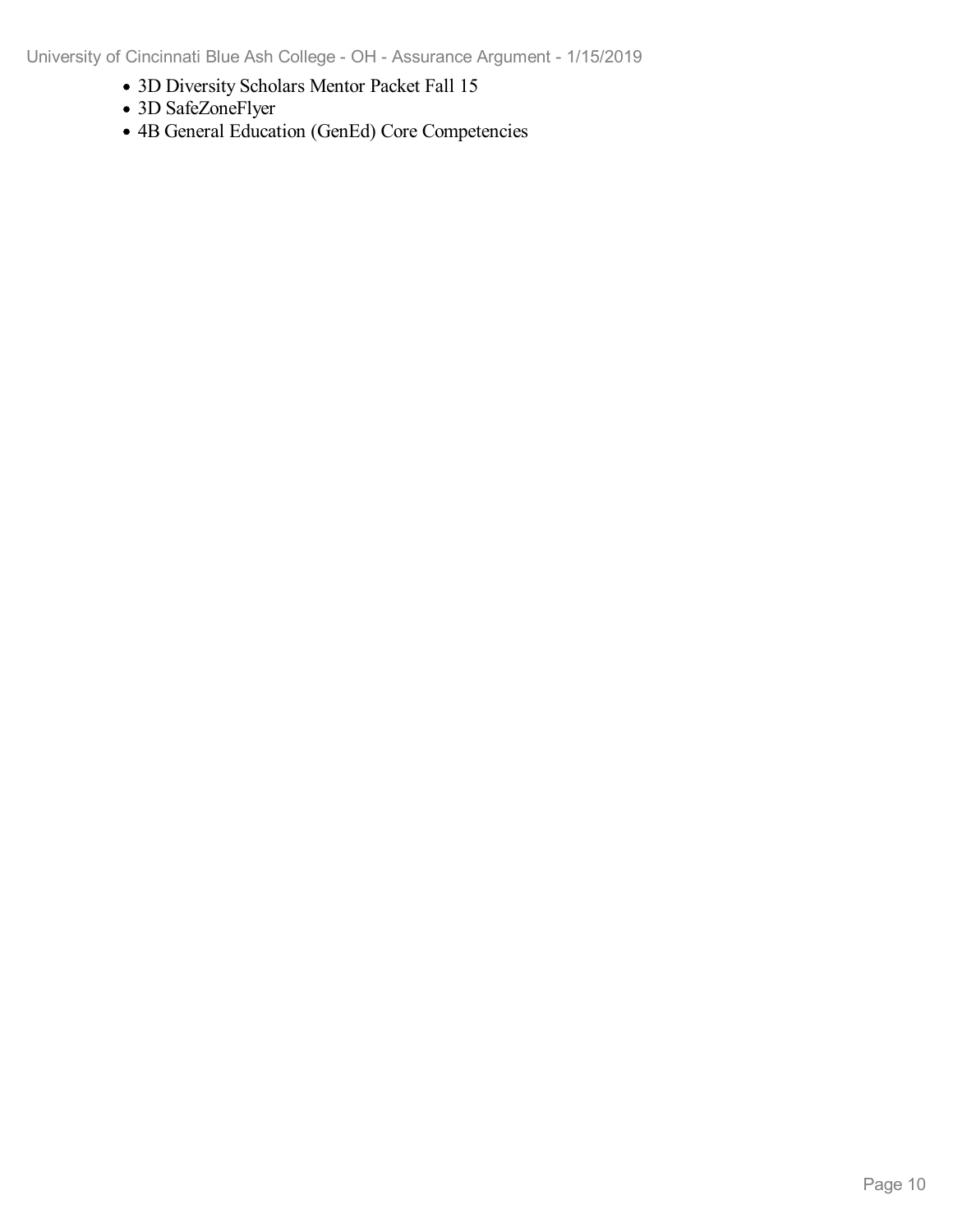- 3D Diversity Scholars Mentor Packet Fall 15
- 3D SafeZoneFlyer
- 4B General Education (GenEd) Core Competencies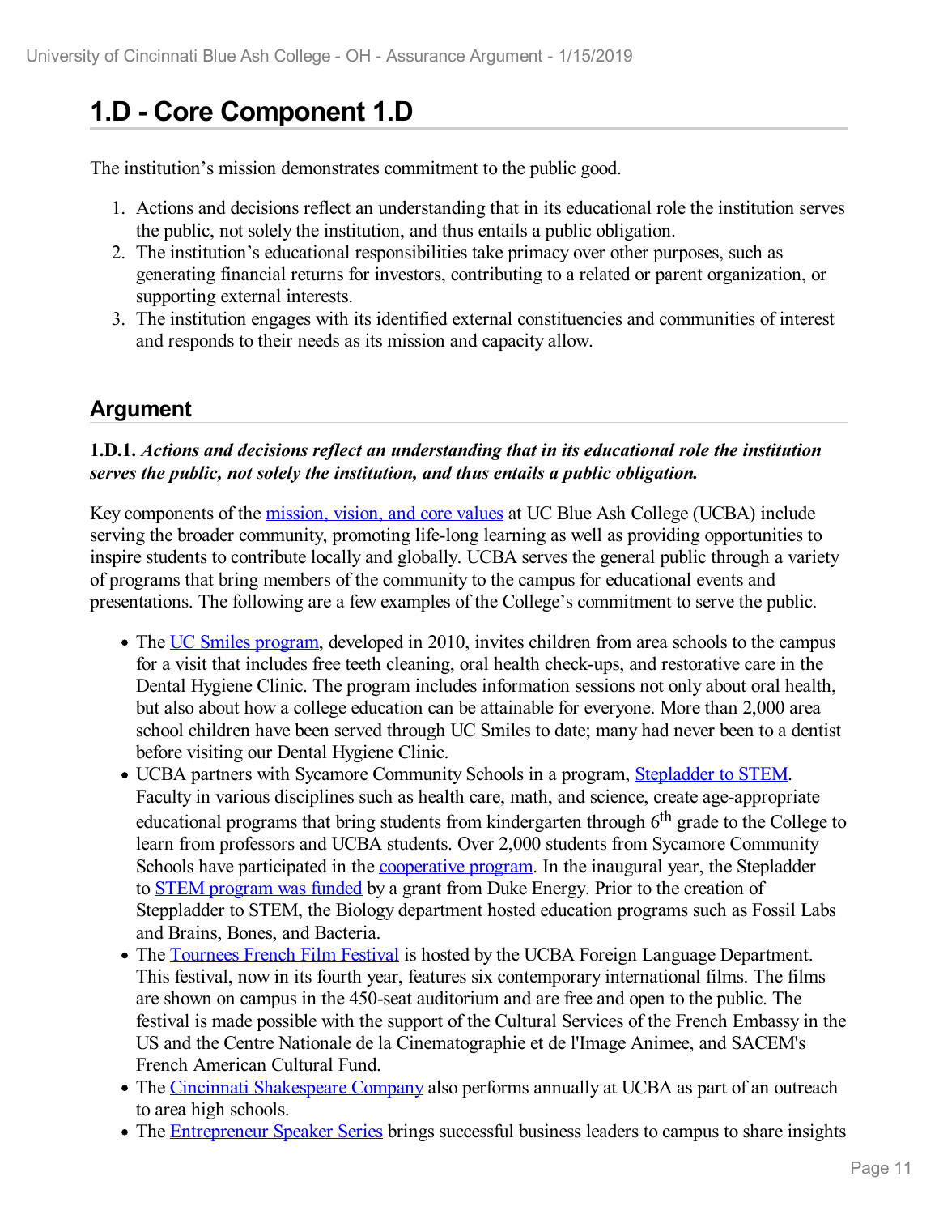# 1.D - Core Component 1.D

The institution's mission demonstrates commitment to the public good.

1. Actions and decisions reflect an understanding that in its educational role the institution serves the public, not solely the institution, and thus entails a public obligation.
2. The institution's educational responsibilities take primacy over other purposes, such as generating financial returns for investors, contributing to a related or parent organization, or supporting external interests.
3. The institution engages with its identified external constituencies and communities of interest and responds to their needs as its mission and capacity allow.

## Argument

**1.D.1.** ***Actions and decisions reflect an understanding that in its educational role the institution serves the public, not solely the institution, and thus entails a public obligation.***

Key components of the mission, vision, and core values at UC Blue Ash College (UCBA) include serving the broader community, promoting life-long learning as well as providing opportunities to inspire students to contribute locally and globally. UCBA serves the general public through a variety of programs that bring members of the community to the campus for educational events and presentations. The following are a few examples of the College's commitment to serve the public.

- The UC Smiles program, developed in 2010, invites children from area schools to the campus for a visit that includes free teeth cleaning, oral health check-ups, and restorative care in the Dental Hygiene Clinic. The program includes information sessions not only about oral health, but also about how a college education can be attainable for everyone. More than 2,000 area school children have been served through UC Smiles to date; many had never been to a dentist before visiting our Dental Hygiene Clinic.
- UCBA partners with Sycamore Community Schools in a program, Stepladder to STEM. Faculty in various disciplines such as health care, math, and science, create age-appropriate educational programs that bring students from kindergarten through 6th grade to the College to learn from professors and UCBA students. Over 2,000 students from Sycamore Community Schools have participated in the cooperative program. In the inaugural year, the Stepladder to STEM program was funded by a grant from Duke Energy. Prior to the creation of Steppladder to STEM, the Biology department hosted education programs such as Fossil Labs and Brains, Bones, and Bacteria.
- The Tournees French Film Festival is hosted by the UCBA Foreign Language Department. This festival, now in its fourth year, features six contemporary international films. The films are shown on campus in the 450-seat auditorium and are free and open to the public. The festival is made possible with the support of the Cultural Services of the French Embassy in the US and the Centre Nationale de la Cinematographie et de l'Image Animee, and SACEM's French American Cultural Fund.
- The Cincinnati Shakespeare Company also performs annually at UCBA as part of an outreach to area high schools.
- The Entrepreneur Speaker Series brings successful business leaders to campus to share insights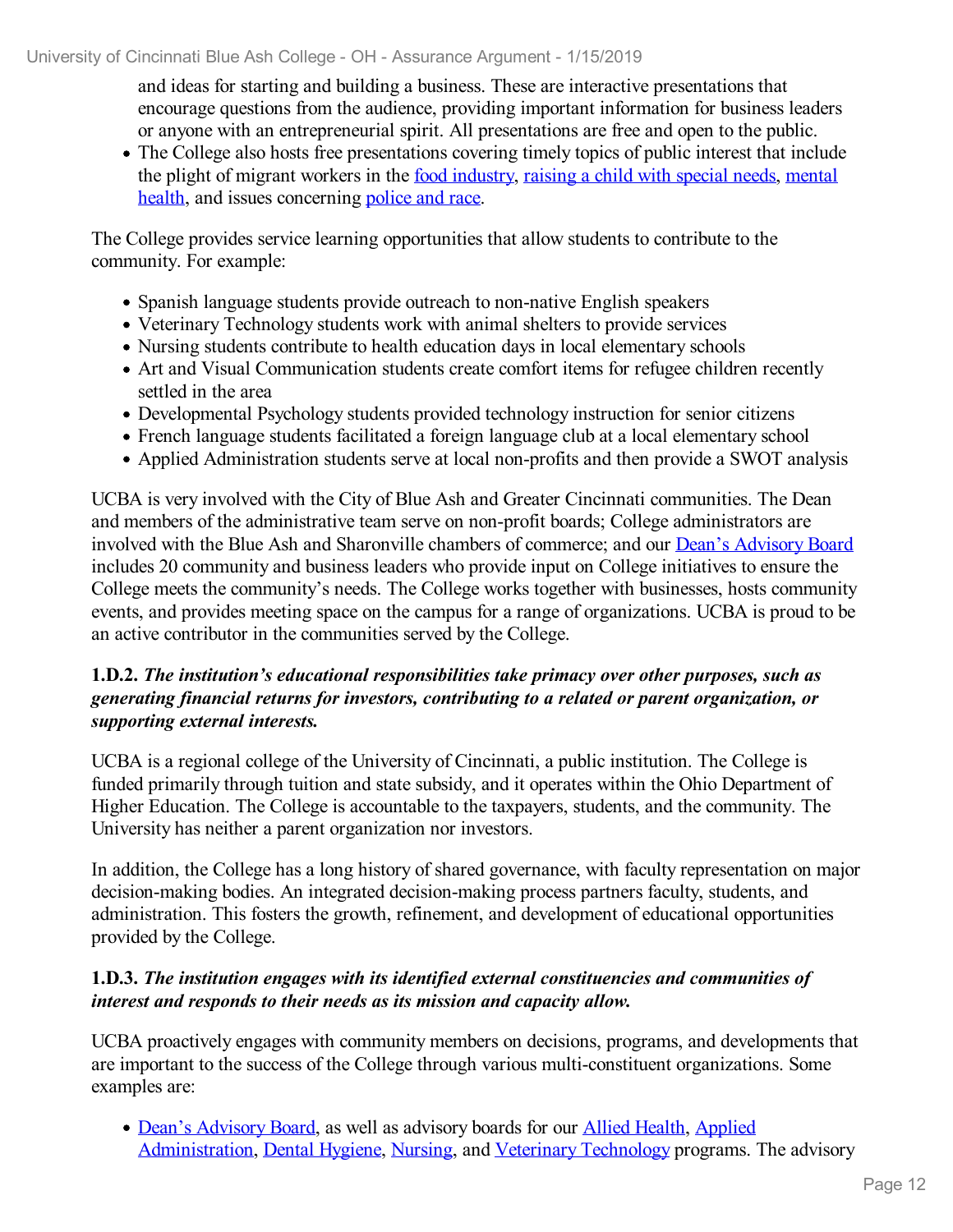and ideas for starting and building a business. These are interactive presentations that encourage questions from the audience, providing important information for business leaders or anyone with an entrepreneurial spirit. All presentations are free and open to the public.

- The College also hosts free presentations covering timely topics of public interest that include the plight of migrant workers in the food industry, raising a child with special needs, mental health, and issues concerning police and race.

The College provides service learning opportunities that allow students to contribute to the community. For example:

- Spanish language students provide outreach to non-native English speakers
- Veterinary Technology students work with animal shelters to provide services
- Nursing students contribute to health education days in local elementary schools
- Art and Visual Communication students create comfort items for refugee children recently settled in the area
- Developmental Psychology students provided technology instruction for senior citizens
- French language students facilitated a foreign language club at a local elementary school
- Applied Administration students serve at local non-profits and then provide a SWOT analysis

UCBA is very involved with the City of Blue Ash and Greater Cincinnati communities. The Dean and members of the administrative team serve on non-profit boards; College administrators are involved with the Blue Ash and Sharonville chambers of commerce; and our Dean's Advisory Board includes 20 community and business leaders who provide input on College initiatives to ensure the College meets the community's needs. The College works together with businesses, hosts community events, and provides meeting space on the campus for a range of organizations. UCBA is proud to be an active contributor in the communities served by the College.

**1.D.2.** ***The institution's educational responsibilities take primacy over other purposes, such as generating financial returns for investors, contributing to a related or parent organization, or supporting external interests.***

UCBA is a regional college of the University of Cincinnati, a public institution. The College is funded primarily through tuition and state subsidy, and it operates within the Ohio Department of Higher Education. The College is accountable to the taxpayers, students, and the community. The University has neither a parent organization nor investors.

In addition, the College has a long history of shared governance, with faculty representation on major decision-making bodies. An integrated decision-making process partners faculty, students, and administration. This fosters the growth, refinement, and development of educational opportunities provided by the College.

**1.D.3.** ***The institution engages with its identified external constituencies and communities of interest and responds to their needs as its mission and capacity allow.***

UCBA proactively engages with community members on decisions, programs, and developments that are important to the success of the College through various multi-constituent organizations. Some examples are:

- Dean's Advisory Board, as well as advisory boards for our Allied Health, Applied Administration, Dental Hygiene, Nursing, and Veterinary Technology programs. The advisory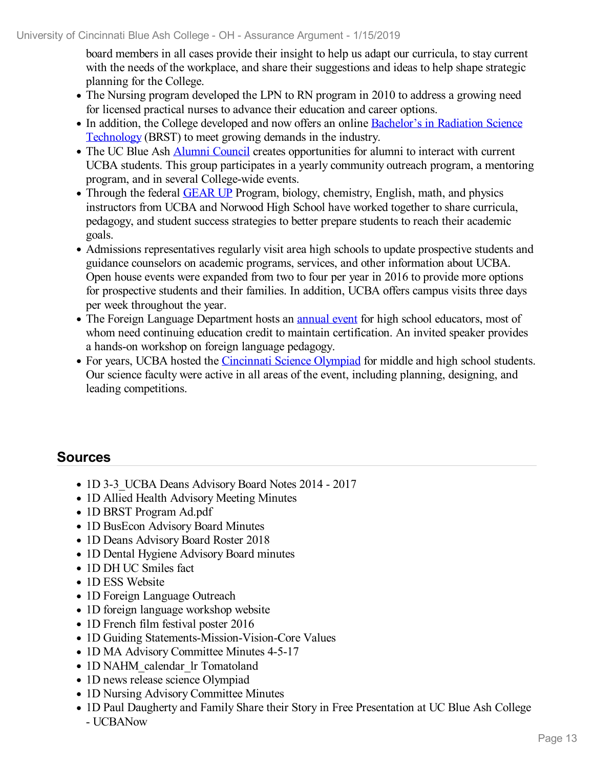board members in all cases provide their insight to help us adapt our curricula, to stay current with the needs of the workplace, and share their suggestions and ideas to help shape strategic planning for the College.

- The Nursing program developed the LPN to RN program in 2010 to address a growing need for licensed practical nurses to advance their education and career options.
- In addition, the College developed and now offers an online Bachelor's in Radiation Science Technology (BRST) to meet growing demands in the industry.
- The UC Blue Ash Alumni Council creates opportunities for alumni to interact with current UCBA students. This group participates in a yearly community outreach program, a mentoring program, and in several College-wide events.
- Through the federal GEAR UP Program, biology, chemistry, English, math, and physics instructors from UCBA and Norwood High School have worked together to share curricula, pedagogy, and student success strategies to better prepare students to reach their academic goals.
- Admissions representatives regularly visit area high schools to update prospective students and guidance counselors on academic programs, services, and other information about UCBA. Open house events were expanded from two to four per year in 2016 to provide more options for prospective students and their families. In addition, UCBA offers campus visits three days per week throughout the year.
- The Foreign Language Department hosts an annual event for high school educators, most of whom need continuing education credit to maintain certification. An invited speaker provides a hands-on workshop on foreign language pedagogy.
- For years, UCBA hosted the Cincinnati Science Olympiad for middle and high school students. Our science faculty were active in all areas of the event, including planning, designing, and leading competitions.

## Sources

- 1D 3-3_UCBA Deans Advisory Board Notes 2014 - 2017
- 1D Allied Health Advisory Meeting Minutes
- 1D BRST Program Ad.pdf
- 1D BusEcon Advisory Board Minutes
- 1D Deans Advisory Board Roster 2018
- 1D Dental Hygiene Advisory Board minutes
- 1D DH UC Smiles fact
- 1D ESS Website
- 1D Foreign Language Outreach
- 1D foreign language workshop website
- 1D French film festival poster 2016
- 1D Guiding Statements-Mission-Vision-Core Values
- 1D MA Advisory Committee Minutes 4-5-17
- 1D NAHM_calendar_lr Tomatoland
- 1D news release science Olympiad
- 1D Nursing Advisory Committee Minutes
- 1D Paul Daugherty and Family Share their Story in Free Presentation at UC Blue Ash College - UCBANow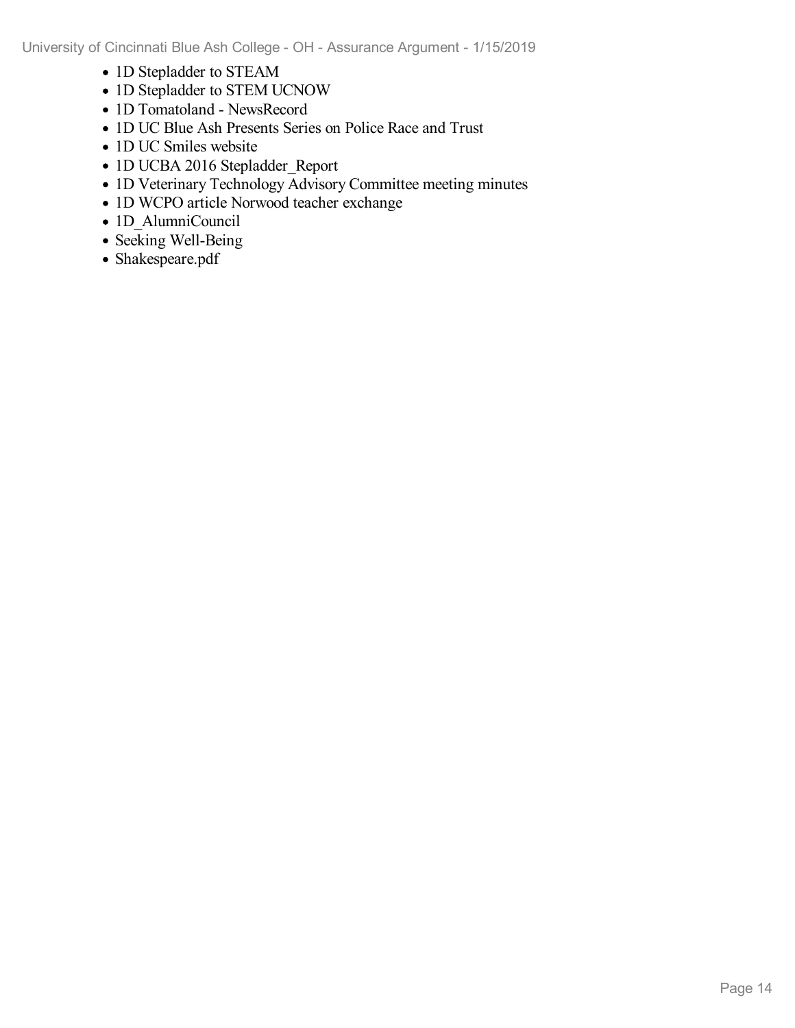- 1D Stepladder to STEAM
- 1D Stepladder to STEM UCNOW
- 1D Tomatoland - NewsRecord
- 1D UC Blue Ash Presents Series on Police Race and Trust
- 1D UC Smiles website
- 1D UCBA 2016 Stepladder_Report
- 1D Veterinary Technology Advisory Committee meeting minutes
- 1D WCPO article Norwood teacher exchange
- 1D_AlumniCouncil
- Seeking Well-Being
- Shakespeare.pdf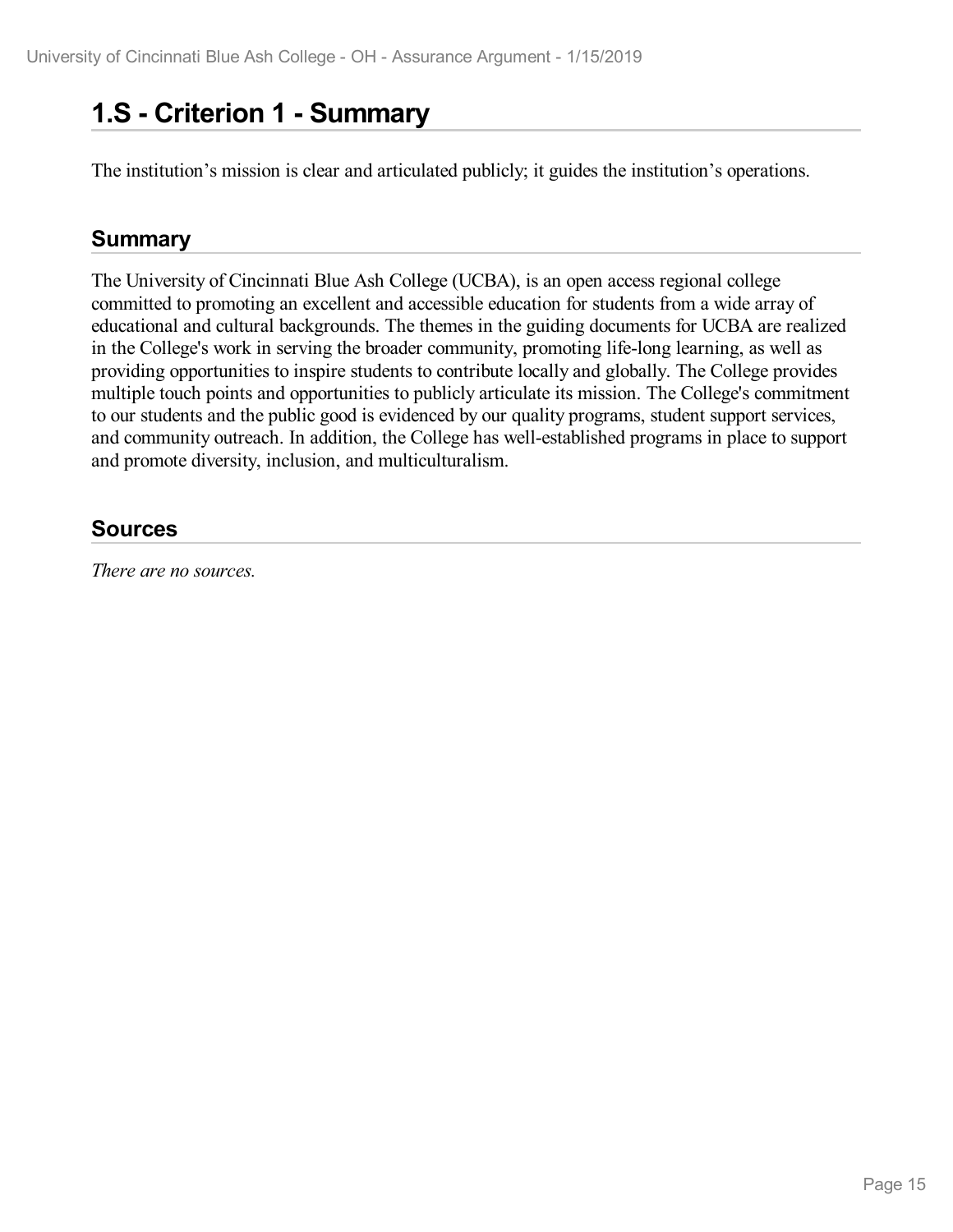# 1.S - Criterion 1 - Summary

The institution's mission is clear and articulated publicly; it guides the institution's operations.

## Summary

The University of Cincinnati Blue Ash College (UCBA), is an open access regional college committed to promoting an excellent and accessible education for students from a wide array of educational and cultural backgrounds. The themes in the guiding documents for UCBA are realized in the College's work in serving the broader community, promoting life-long learning, as well as providing opportunities to inspire students to contribute locally and globally. The College provides multiple touch points and opportunities to publicly articulate its mission. The College's commitment to our students and the public good is evidenced by our quality programs, student support services, and community outreach. In addition, the College has well-established programs in place to support and promote diversity, inclusion, and multiculturalism.

## Sources

*There are no sources.*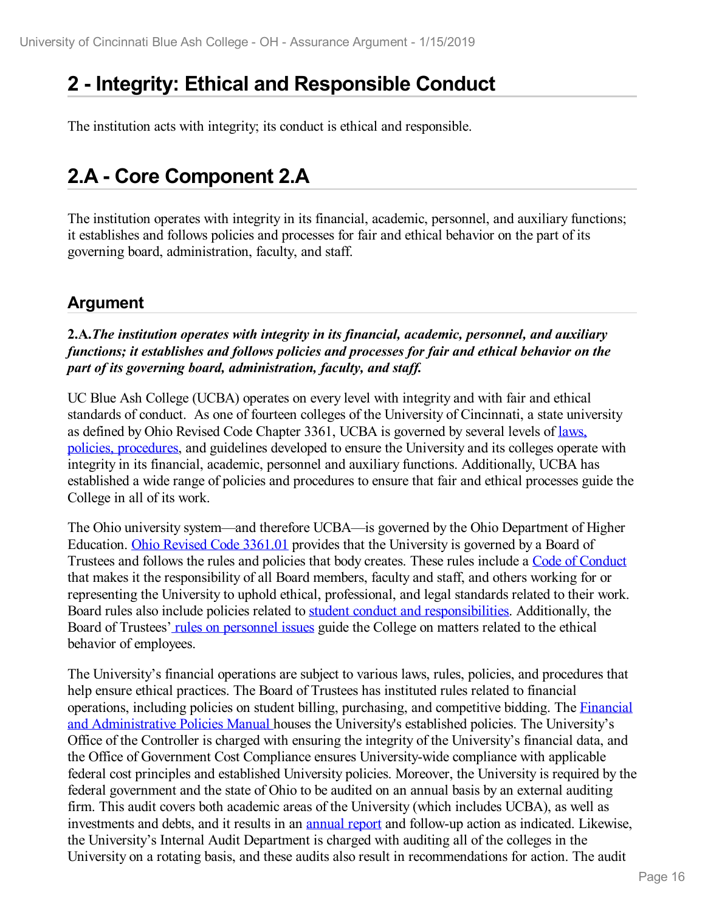# 2 - Integrity: Ethical and Responsible Conduct

The institution acts with integrity; its conduct is ethical and responsible.

# 2.A - Core Component 2.A

The institution operates with integrity in its financial, academic, personnel, and auxiliary functions; it establishes and follows policies and processes for fair and ethical behavior on the part of its governing board, administration, faculty, and staff.

## Argument

**2.A.*The institution operates with integrity in its financial, academic, personnel, and auxiliary functions; it establishes and follows policies and processes for fair and ethical behavior on the part of its governing board, administration, faculty, and staff.***

UC Blue Ash College (UCBA) operates on every level with integrity and with fair and ethical standards of conduct. As one of fourteen colleges of the University of Cincinnati, a state university as defined by Ohio Revised Code Chapter 3361, UCBA is governed by several levels of laws, policies, procedures, and guidelines developed to ensure the University and its colleges operate with integrity in its financial, academic, personnel and auxiliary functions. Additionally, UCBA has established a wide range of policies and procedures to ensure that fair and ethical processes guide the College in all of its work.

The Ohio university system—and therefore UCBA—is governed by the Ohio Department of Higher Education. Ohio Revised Code 3361.01 provides that the University is governed by a Board of Trustees and follows the rules and policies that body creates. These rules include a Code of Conduct that makes it the responsibility of all Board members, faculty and staff, and others working for or representing the University to uphold ethical, professional, and legal standards related to their work. Board rules also include policies related to student conduct and responsibilities. Additionally, the Board of Trustees' rules on personnel issues guide the College on matters related to the ethical behavior of employees.

The University's financial operations are subject to various laws, rules, policies, and procedures that help ensure ethical practices. The Board of Trustees has instituted rules related to financial operations, including policies on student billing, purchasing, and competitive bidding. The Financial and Administrative Policies Manual houses the University's established policies. The University's Office of the Controller is charged with ensuring the integrity of the University's financial data, and the Office of Government Cost Compliance ensures University-wide compliance with applicable federal cost principles and established University policies. Moreover, the University is required by the federal government and the state of Ohio to be audited on an annual basis by an external auditing firm. This audit covers both academic areas of the University (which includes UCBA), as well as investments and debts, and it results in an annual report and follow-up action as indicated. Likewise, the University's Internal Audit Department is charged with auditing all of the colleges in the University on a rotating basis, and these audits also result in recommendations for action. The audit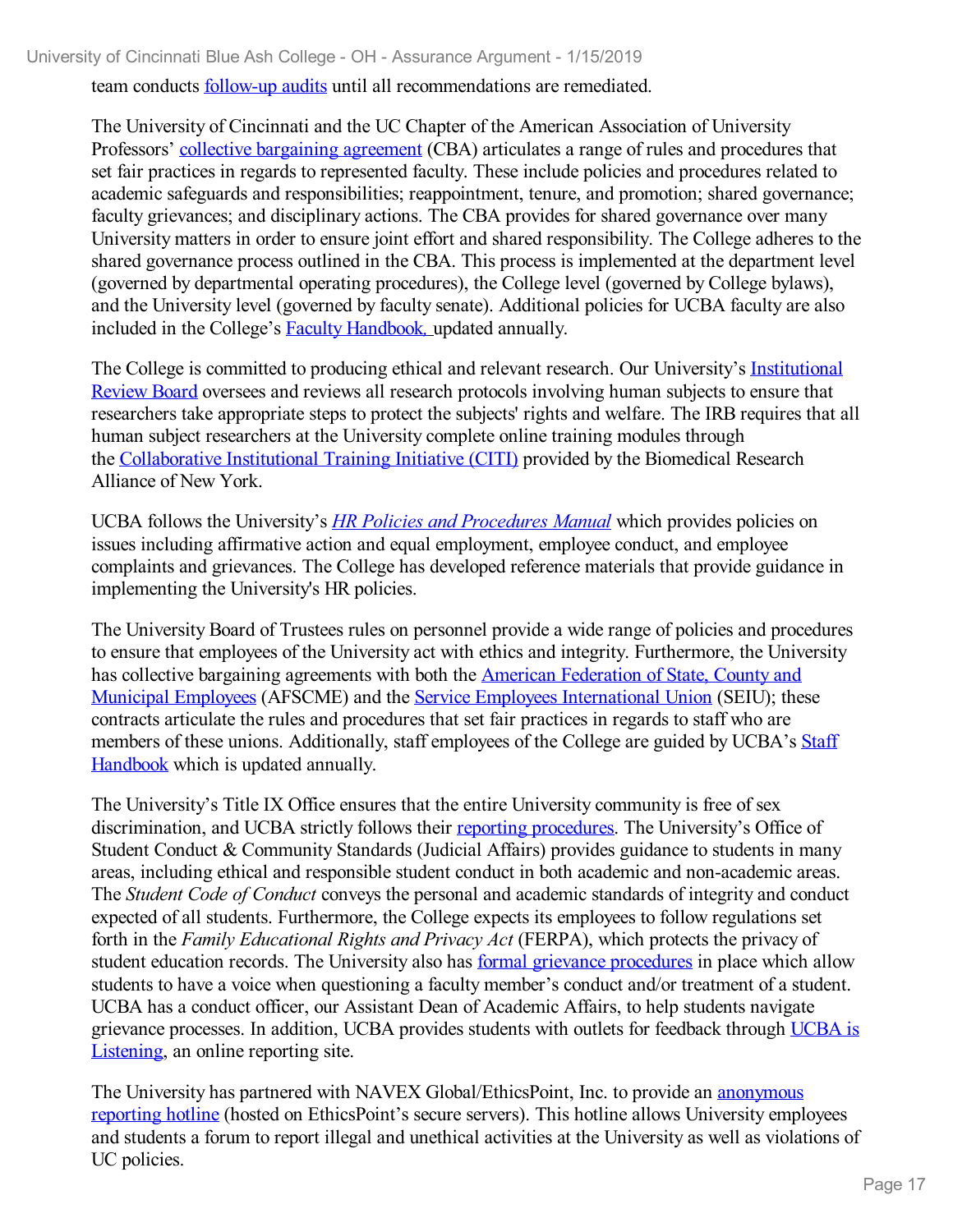team conducts follow-up audits until all recommendations are remediated.

The University of Cincinnati and the UC Chapter of the American Association of University Professors' collective bargaining agreement (CBA) articulates a range of rules and procedures that set fair practices in regards to represented faculty. These include policies and procedures related to academic safeguards and responsibilities; reappointment, tenure, and promotion; shared governance; faculty grievances; and disciplinary actions. The CBA provides for shared governance over many University matters in order to ensure joint effort and shared responsibility. The College adheres to the shared governance process outlined in the CBA. This process is implemented at the department level (governed by departmental operating procedures), the College level (governed by College bylaws), and the University level (governed by faculty senate). Additional policies for UCBA faculty are also included in the College's Faculty Handbook, updated annually.

The College is committed to producing ethical and relevant research. Our University's Institutional Review Board oversees and reviews all research protocols involving human subjects to ensure that researchers take appropriate steps to protect the subjects' rights and welfare. The IRB requires that all human subject researchers at the University complete online training modules through the Collaborative Institutional Training Initiative (CITI) provided by the Biomedical Research Alliance of New York.

UCBA follows the University's *HR Policies and Procedures Manual* which provides policies on issues including affirmative action and equal employment, employee conduct, and employee complaints and grievances. The College has developed reference materials that provide guidance in implementing the University's HR policies.

The University Board of Trustees rules on personnel provide a wide range of policies and procedures to ensure that employees of the University act with ethics and integrity. Furthermore, the University has collective bargaining agreements with both the American Federation of State, County and Municipal Employees (AFSCME) and the Service Employees International Union (SEIU); these contracts articulate the rules and procedures that set fair practices in regards to staff who are members of these unions. Additionally, staff employees of the College are guided by UCBA's Staff Handbook which is updated annually.

The University's Title IX Office ensures that the entire University community is free of sex discrimination, and UCBA strictly follows their reporting procedures. The University's Office of Student Conduct & Community Standards (Judicial Affairs) provides guidance to students in many areas, including ethical and responsible student conduct in both academic and non-academic areas. The *Student Code of Conduct* conveys the personal and academic standards of integrity and conduct expected of all students. Furthermore, the College expects its employees to follow regulations set forth in the *Family Educational Rights and Privacy Act* (FERPA), which protects the privacy of student education records. The University also has formal grievance procedures in place which allow students to have a voice when questioning a faculty member's conduct and/or treatment of a student. UCBA has a conduct officer, our Assistant Dean of Academic Affairs, to help students navigate grievance processes. In addition, UCBA provides students with outlets for feedback through UCBA is Listening, an online reporting site.

The University has partnered with NAVEX Global/EthicsPoint, Inc. to provide an anonymous reporting hotline (hosted on EthicsPoint's secure servers). This hotline allows University employees and students a forum to report illegal and unethical activities at the University as well as violations of UC policies.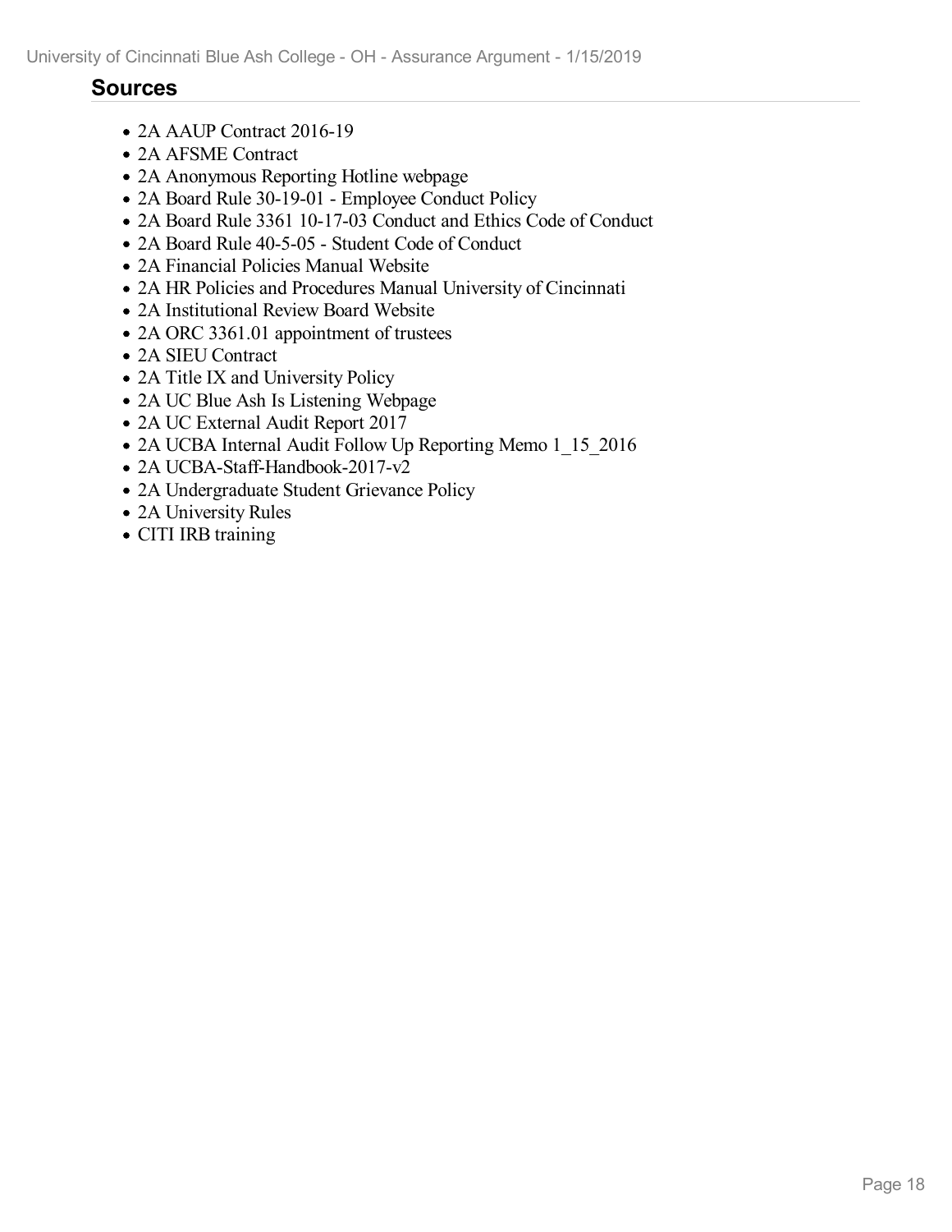## Sources

- 2A AAUP Contract 2016-19
- 2A AFSME Contract
- 2A Anonymous Reporting Hotline webpage
- 2A Board Rule 30-19-01 - Employee Conduct Policy
- 2A Board Rule 3361 10-17-03 Conduct and Ethics Code of Conduct
- 2A Board Rule 40-5-05 - Student Code of Conduct
- 2A Financial Policies Manual Website
- 2A HR Policies and Procedures Manual University of Cincinnati
- 2A Institutional Review Board Website
- 2A ORC 3361.01 appointment of trustees
- 2A SIEU Contract
- 2A Title IX and University Policy
- 2A UC Blue Ash Is Listening Webpage
- 2A UC External Audit Report 2017
- 2A UCBA Internal Audit Follow Up Reporting Memo 1_15_2016
- 2A UCBA-Staff-Handbook-2017-v2
- 2A Undergraduate Student Grievance Policy
- 2A University Rules
- CITI IRB training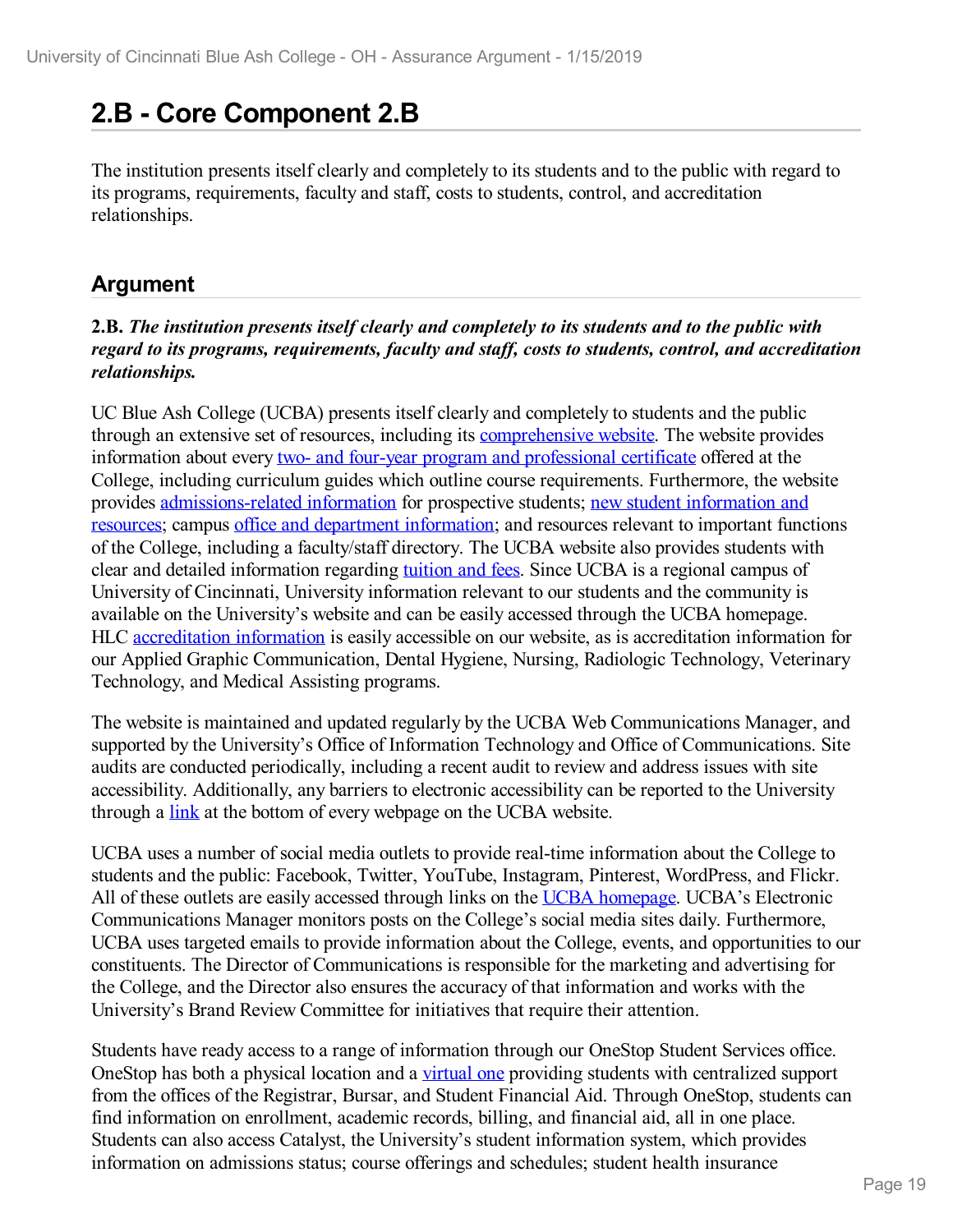# 2.B - Core Component 2.B

The institution presents itself clearly and completely to its students and to the public with regard to its programs, requirements, faculty and staff, costs to students, control, and accreditation relationships.

## Argument

**2.B.** ***The institution presents itself clearly and completely to its students and to the public with regard to its programs, requirements, faculty and staff, costs to students, control, and accreditation relationships.***

UC Blue Ash College (UCBA) presents itself clearly and completely to students and the public through an extensive set of resources, including its comprehensive website. The website provides information about every two- and four-year program and professional certificate offered at the College, including curriculum guides which outline course requirements. Furthermore, the website provides admissions-related information for prospective students; new student information and resources; campus office and department information; and resources relevant to important functions of the College, including a faculty/staff directory. The UCBA website also provides students with clear and detailed information regarding tuition and fees. Since UCBA is a regional campus of University of Cincinnati, University information relevant to our students and the community is available on the University's website and can be easily accessed through the UCBA homepage. HLC accreditation information is easily accessible on our website, as is accreditation information for our Applied Graphic Communication, Dental Hygiene, Nursing, Radiologic Technology, Veterinary Technology, and Medical Assisting programs.

The website is maintained and updated regularly by the UCBA Web Communications Manager, and supported by the University's Office of Information Technology and Office of Communications. Site audits are conducted periodically, including a recent audit to review and address issues with site accessibility. Additionally, any barriers to electronic accessibility can be reported to the University through a link at the bottom of every webpage on the UCBA website.

UCBA uses a number of social media outlets to provide real-time information about the College to students and the public: Facebook, Twitter, YouTube, Instagram, Pinterest, WordPress, and Flickr. All of these outlets are easily accessed through links on the UCBA homepage. UCBA's Electronic Communications Manager monitors posts on the College's social media sites daily. Furthermore, UCBA uses targeted emails to provide information about the College, events, and opportunities to our constituents. The Director of Communications is responsible for the marketing and advertising for the College, and the Director also ensures the accuracy of that information and works with the University's Brand Review Committee for initiatives that require their attention.

Students have ready access to a range of information through our OneStop Student Services office. OneStop has both a physical location and a virtual one providing students with centralized support from the offices of the Registrar, Bursar, and Student Financial Aid. Through OneStop, students can find information on enrollment, academic records, billing, and financial aid, all in one place. Students can also access Catalyst, the University's student information system, which provides information on admissions status; course offerings and schedules; student health insurance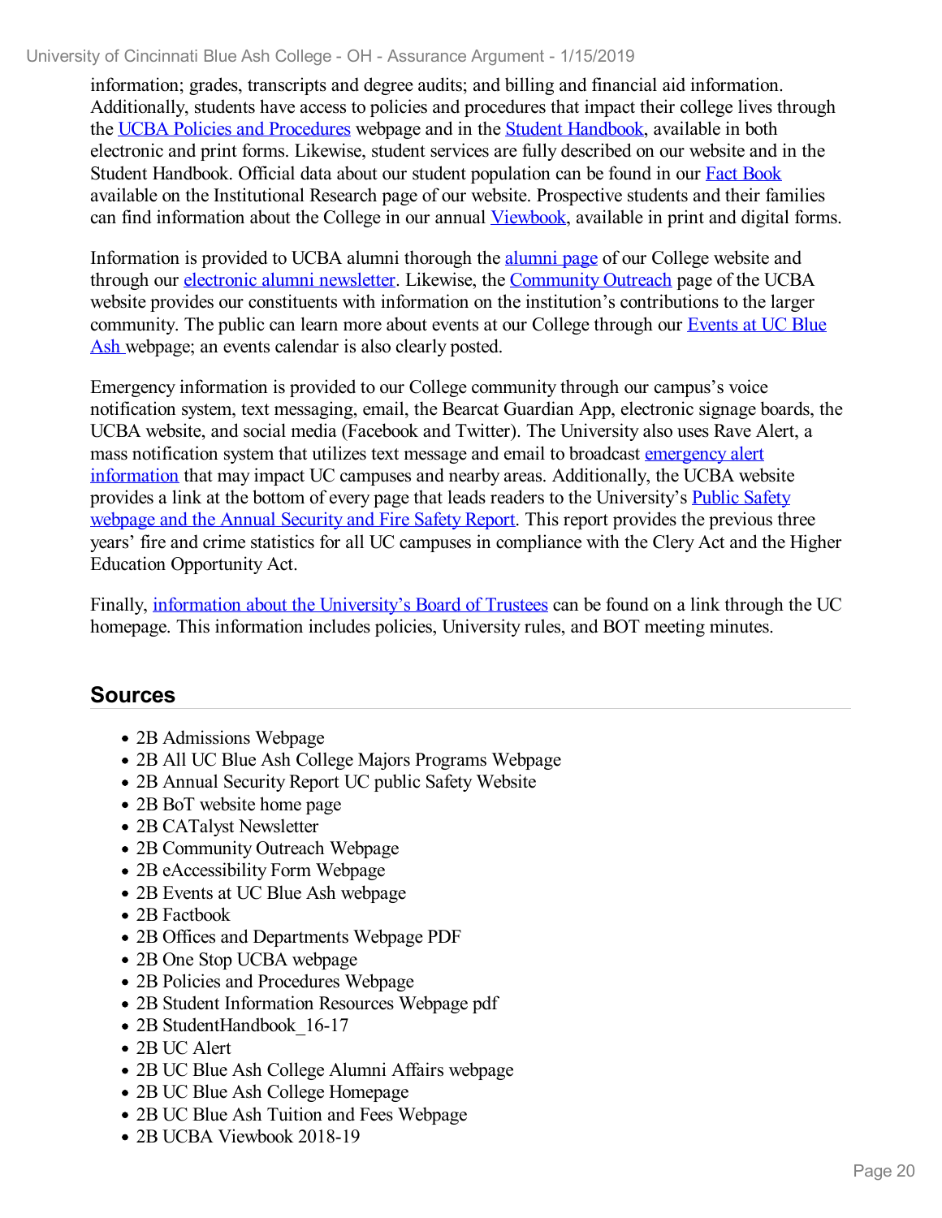information; grades, transcripts and degree audits; and billing and financial aid information. Additionally, students have access to policies and procedures that impact their college lives through the UCBA Policies and Procedures webpage and in the Student Handbook, available in both electronic and print forms. Likewise, student services are fully described on our website and in the Student Handbook. Official data about our student population can be found in our Fact Book available on the Institutional Research page of our website. Prospective students and their families can find information about the College in our annual Viewbook, available in print and digital forms.

Information is provided to UCBA alumni thorough the alumni page of our College website and through our electronic alumni newsletter. Likewise, the Community Outreach page of the UCBA website provides our constituents with information on the institution's contributions to the larger community. The public can learn more about events at our College through our Events at UC Blue Ash webpage; an events calendar is also clearly posted.

Emergency information is provided to our College community through our campus's voice notification system, text messaging, email, the Bearcat Guardian App, electronic signage boards, the UCBA website, and social media (Facebook and Twitter). The University also uses Rave Alert, a mass notification system that utilizes text message and email to broadcast emergency alert information that may impact UC campuses and nearby areas. Additionally, the UCBA website provides a link at the bottom of every page that leads readers to the University's Public Safety webpage and the Annual Security and Fire Safety Report. This report provides the previous three years' fire and crime statistics for all UC campuses in compliance with the Clery Act and the Higher Education Opportunity Act.

Finally, information about the University's Board of Trustees can be found on a link through the UC homepage. This information includes policies, University rules, and BOT meeting minutes.

## Sources

- 2B Admissions Webpage
- 2B All UC Blue Ash College Majors Programs Webpage
- 2B Annual Security Report UC public Safety Website
- 2B BoT website home page
- 2B CATalyst Newsletter
- 2B Community Outreach Webpage
- 2B eAccessibility Form Webpage
- 2B Events at UC Blue Ash webpage
- 2B Factbook
- 2B Offices and Departments Webpage PDF
- 2B One Stop UCBA webpage
- 2B Policies and Procedures Webpage
- 2B Student Information Resources Webpage pdf
- 2B StudentHandbook_16-17
- 2B UC Alert
- 2B UC Blue Ash College Alumni Affairs webpage
- 2B UC Blue Ash College Homepage
- 2B UC Blue Ash Tuition and Fees Webpage
- 2B UCBA Viewbook 2018-19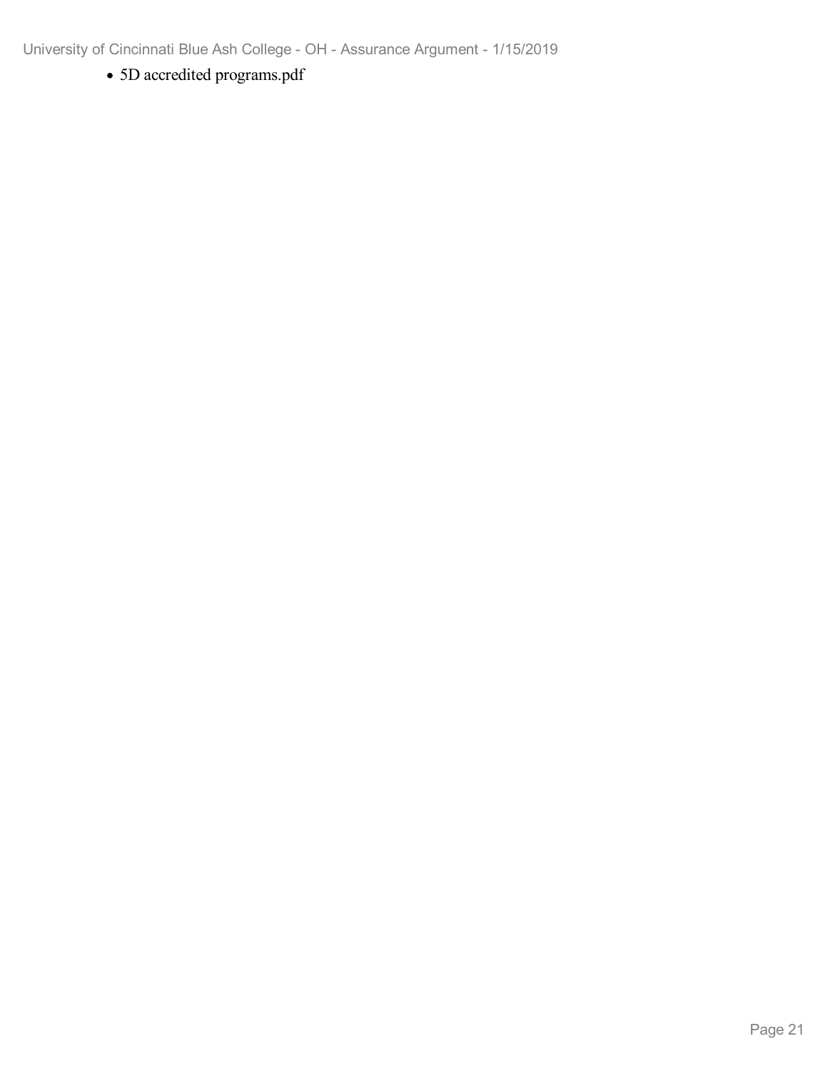- 5D accredited programs.pdf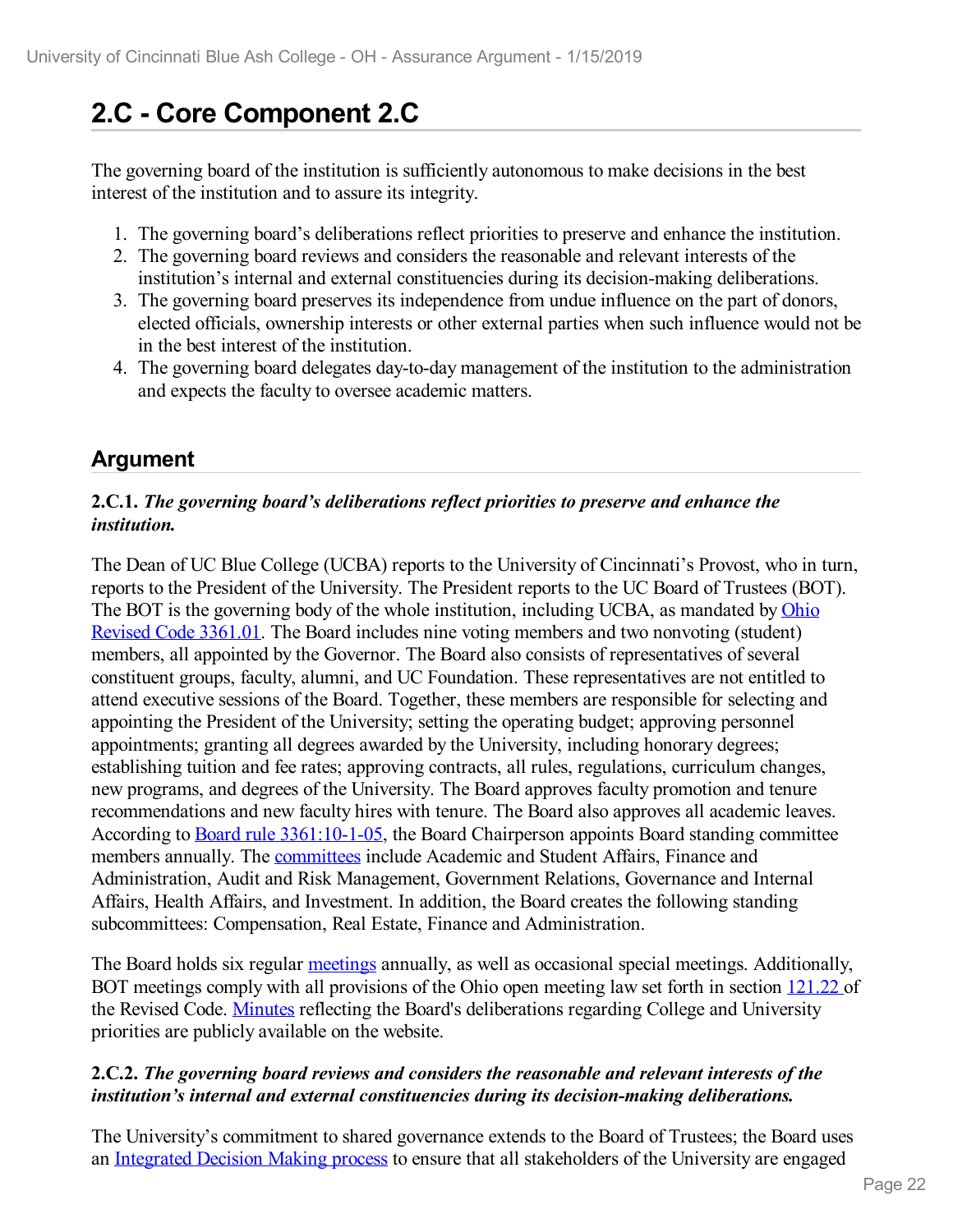## 2.C - Core Component 2.C

The governing board of the institution is sufficiently autonomous to make decisions in the best interest of the institution and to assure its integrity.

1. The governing board's deliberations reflect priorities to preserve and enhance the institution.
2. The governing board reviews and considers the reasonable and relevant interests of the institution's internal and external constituencies during its decision-making deliberations.
3. The governing board preserves its independence from undue influence on the part of donors, elected officials, ownership interests or other external parties when such influence would not be in the best interest of the institution.
4. The governing board delegates day-to-day management of the institution to the administration and expects the faculty to oversee academic matters.

## Argument

**2.C.1.** ***The governing board's deliberations reflect priorities to preserve and enhance the institution.***

The Dean of UC Blue College (UCBA) reports to the University of Cincinnati's Provost, who in turn, reports to the President of the University. The President reports to the UC Board of Trustees (BOT). The BOT is the governing body of the whole institution, including UCBA, as mandated by Ohio Revised Code 3361.01. The Board includes nine voting members and two nonvoting (student) members, all appointed by the Governor. The Board also consists of representatives of several constituent groups, faculty, alumni, and UC Foundation. These representatives are not entitled to attend executive sessions of the Board. Together, these members are responsible for selecting and appointing the President of the University; setting the operating budget; approving personnel appointments; granting all degrees awarded by the University, including honorary degrees; establishing tuition and fee rates; approving contracts, all rules, regulations, curriculum changes, new programs, and degrees of the University. The Board approves faculty promotion and tenure recommendations and new faculty hires with tenure. The Board also approves all academic leaves. According to Board rule 3361:10-1-05, the Board Chairperson appoints Board standing committee members annually. The committees include Academic and Student Affairs, Finance and Administration, Audit and Risk Management, Government Relations, Governance and Internal Affairs, Health Affairs, and Investment. In addition, the Board creates the following standing subcommittees: Compensation, Real Estate, Finance and Administration.

The Board holds six regular meetings annually, as well as occasional special meetings. Additionally, BOT meetings comply with all provisions of the Ohio open meeting law set forth in section 121.22 of the Revised Code. Minutes reflecting the Board's deliberations regarding College and University priorities are publicly available on the website.

**2.C.2.** ***The governing board reviews and considers the reasonable and relevant interests of the institution's internal and external constituencies during its decision-making deliberations.***

The University's commitment to shared governance extends to the Board of Trustees; the Board uses an Integrated Decision Making process to ensure that all stakeholders of the University are engaged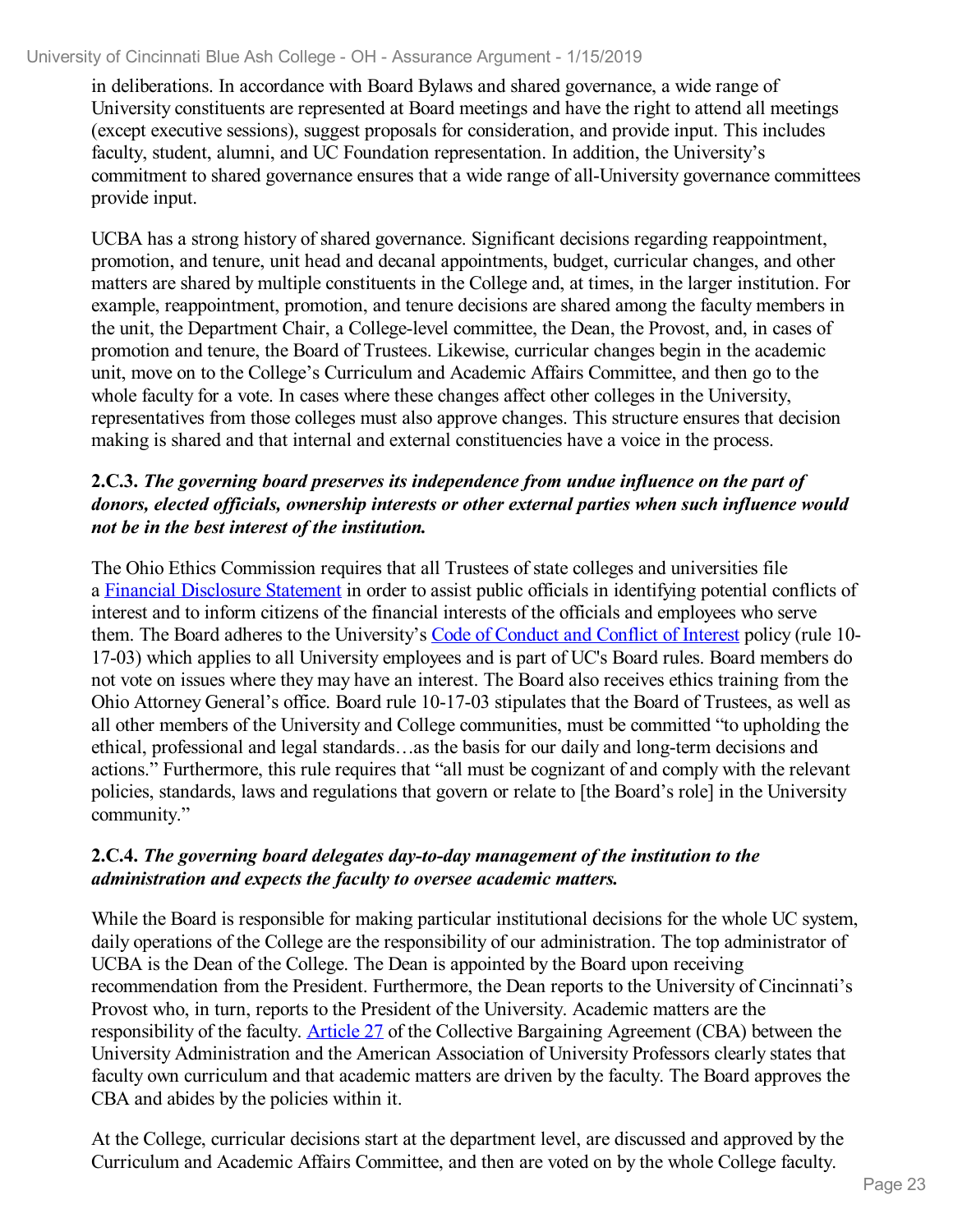in deliberations. In accordance with Board Bylaws and shared governance, a wide range of University constituents are represented at Board meetings and have the right to attend all meetings (except executive sessions), suggest proposals for consideration, and provide input. This includes faculty, student, alumni, and UC Foundation representation. In addition, the University's commitment to shared governance ensures that a wide range of all-University governance committees provide input.

UCBA has a strong history of shared governance. Significant decisions regarding reappointment, promotion, and tenure, unit head and decanal appointments, budget, curricular changes, and other matters are shared by multiple constituents in the College and, at times, in the larger institution. For example, reappointment, promotion, and tenure decisions are shared among the faculty members in the unit, the Department Chair, a College-level committee, the Dean, the Provost, and, in cases of promotion and tenure, the Board of Trustees. Likewise, curricular changes begin in the academic unit, move on to the College's Curriculum and Academic Affairs Committee, and then go to the whole faculty for a vote. In cases where these changes affect other colleges in the University, representatives from those colleges must also approve changes. This structure ensures that decision making is shared and that internal and external constituencies have a voice in the process.

**2.C.3.** ***The governing board preserves its independence from undue influence on the part of donors, elected officials, ownership interests or other external parties when such influence would not be in the best interest of the institution.***

The Ohio Ethics Commission requires that all Trustees of state colleges and universities file a Financial Disclosure Statement in order to assist public officials in identifying potential conflicts of interest and to inform citizens of the financial interests of the officials and employees who serve them. The Board adheres to the University's Code of Conduct and Conflict of Interest policy (rule 10-17-03) which applies to all University employees and is part of UC's Board rules. Board members do not vote on issues where they may have an interest. The Board also receives ethics training from the Ohio Attorney General's office. Board rule 10-17-03 stipulates that the Board of Trustees, as well as all other members of the University and College communities, must be committed "to upholding the ethical, professional and legal standards…as the basis for our daily and long-term decisions and actions." Furthermore, this rule requires that "all must be cognizant of and comply with the relevant policies, standards, laws and regulations that govern or relate to [the Board's role] in the University community."

**2.C.4.** ***The governing board delegates day-to-day management of the institution to the administration and expects the faculty to oversee academic matters.***

While the Board is responsible for making particular institutional decisions for the whole UC system, daily operations of the College are the responsibility of our administration. The top administrator of UCBA is the Dean of the College. The Dean is appointed by the Board upon receiving recommendation from the President. Furthermore, the Dean reports to the University of Cincinnati's Provost who, in turn, reports to the President of the University. Academic matters are the responsibility of the faculty. Article 27 of the Collective Bargaining Agreement (CBA) between the University Administration and the American Association of University Professors clearly states that faculty own curriculum and that academic matters are driven by the faculty. The Board approves the CBA and abides by the policies within it.

At the College, curricular decisions start at the department level, are discussed and approved by the Curriculum and Academic Affairs Committee, and then are voted on by the whole College faculty.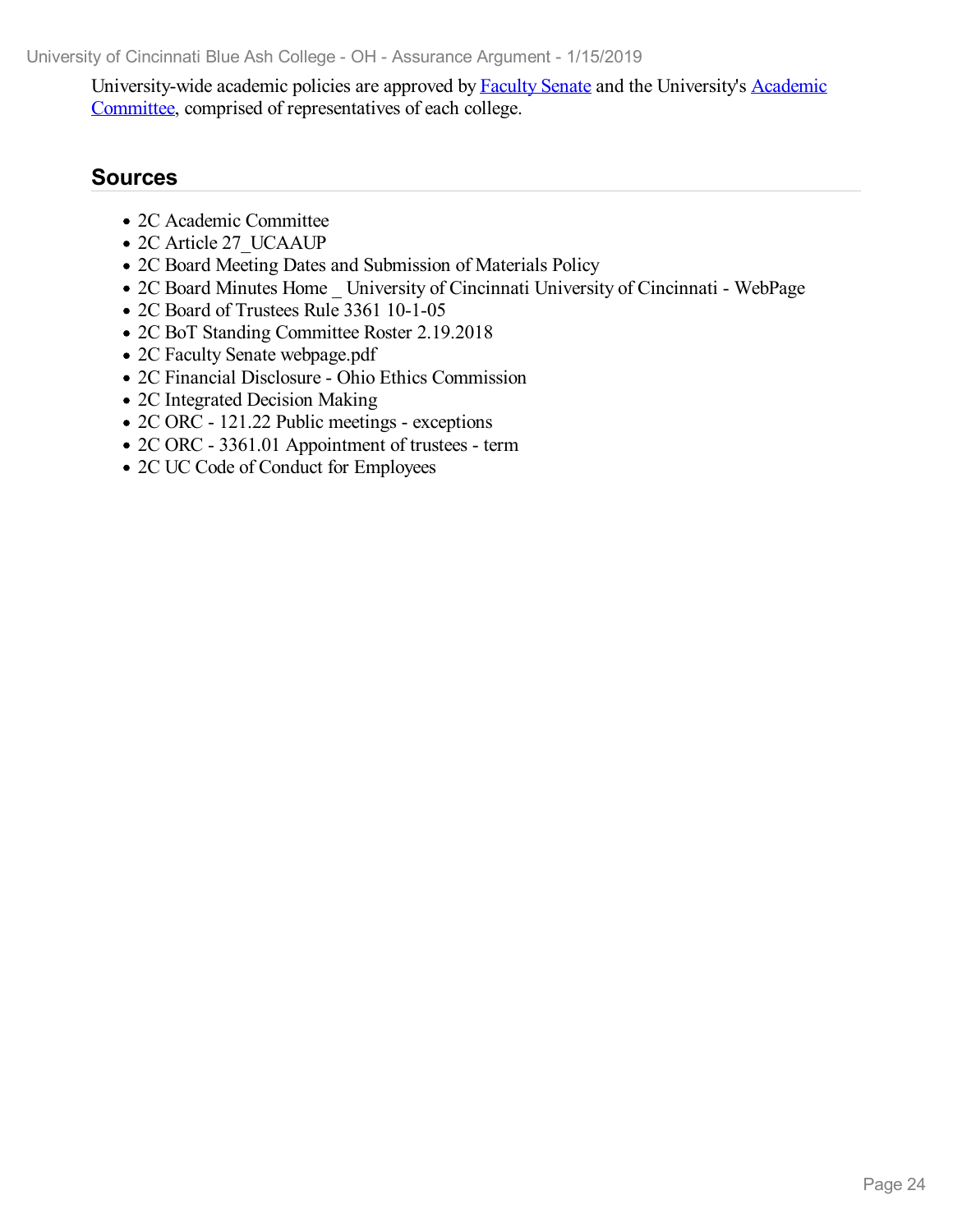University-wide academic policies are approved by Faculty Senate and the University's Academic Committee, comprised of representatives of each college.

## Sources

- 2C Academic Committee
- 2C Article 27_UCAAUP
- 2C Board Meeting Dates and Submission of Materials Policy
- 2C Board Minutes Home _ University of Cincinnati University of Cincinnati - WebPage
- 2C Board of Trustees Rule 3361 10-1-05
- 2C BoT Standing Committee Roster 2.19.2018
- 2C Faculty Senate webpage.pdf
- 2C Financial Disclosure - Ohio Ethics Commission
- 2C Integrated Decision Making
- 2C ORC - 121.22 Public meetings - exceptions
- 2C ORC - 3361.01 Appointment of trustees - term
- 2C UC Code of Conduct for Employees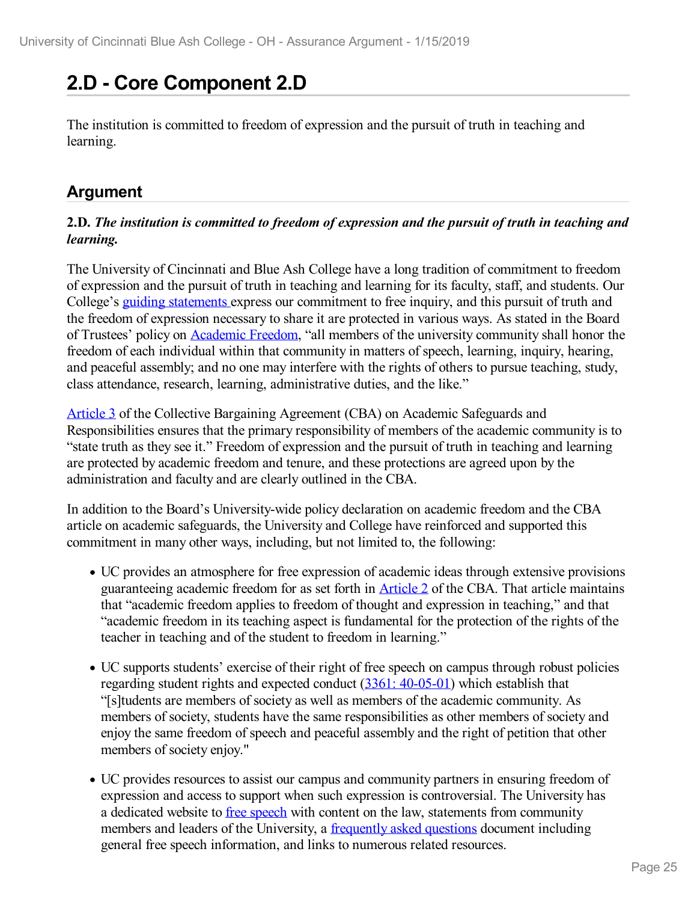# 2.D - Core Component 2.D

The institution is committed to freedom of expression and the pursuit of truth in teaching and learning.

## Argument

**2.D. *The institution is committed to freedom of expression and the pursuit of truth in teaching and learning.***

The University of Cincinnati and Blue Ash College have a long tradition of commitment to freedom of expression and the pursuit of truth in teaching and learning for its faculty, staff, and students. Our College's guiding statements express our commitment to free inquiry, and this pursuit of truth and the freedom of expression necessary to share it are protected in various ways. As stated in the Board of Trustees' policy on Academic Freedom, "all members of the university community shall honor the freedom of each individual within that community in matters of speech, learning, inquiry, hearing, and peaceful assembly; and no one may interfere with the rights of others to pursue teaching, study, class attendance, research, learning, administrative duties, and the like."

Article 3 of the Collective Bargaining Agreement (CBA) on Academic Safeguards and Responsibilities ensures that the primary responsibility of members of the academic community is to "state truth as they see it." Freedom of expression and the pursuit of truth in teaching and learning are protected by academic freedom and tenure, and these protections are agreed upon by the administration and faculty and are clearly outlined in the CBA.

In addition to the Board's University-wide policy declaration on academic freedom and the CBA article on academic safeguards, the University and College have reinforced and supported this commitment in many other ways, including, but not limited to, the following:

- UC provides an atmosphere for free expression of academic ideas through extensive provisions guaranteeing academic freedom for as set forth in Article 2 of the CBA. That article maintains that "academic freedom applies to freedom of thought and expression in teaching," and that "academic freedom in its teaching aspect is fundamental for the protection of the rights of the teacher in teaching and of the student to freedom in learning."
- UC supports students' exercise of their right of free speech on campus through robust policies regarding student rights and expected conduct (3361: 40-05-01) which establish that "[s]tudents are members of society as well as members of the academic community. As members of society, students have the same responsibilities as other members of society and enjoy the same freedom of speech and peaceful assembly and the right of petition that other members of society enjoy."
- UC provides resources to assist our campus and community partners in ensuring freedom of expression and access to support when such expression is controversial. The University has a dedicated website to free speech with content on the law, statements from community members and leaders of the University, a frequently asked questions document including general free speech information, and links to numerous related resources.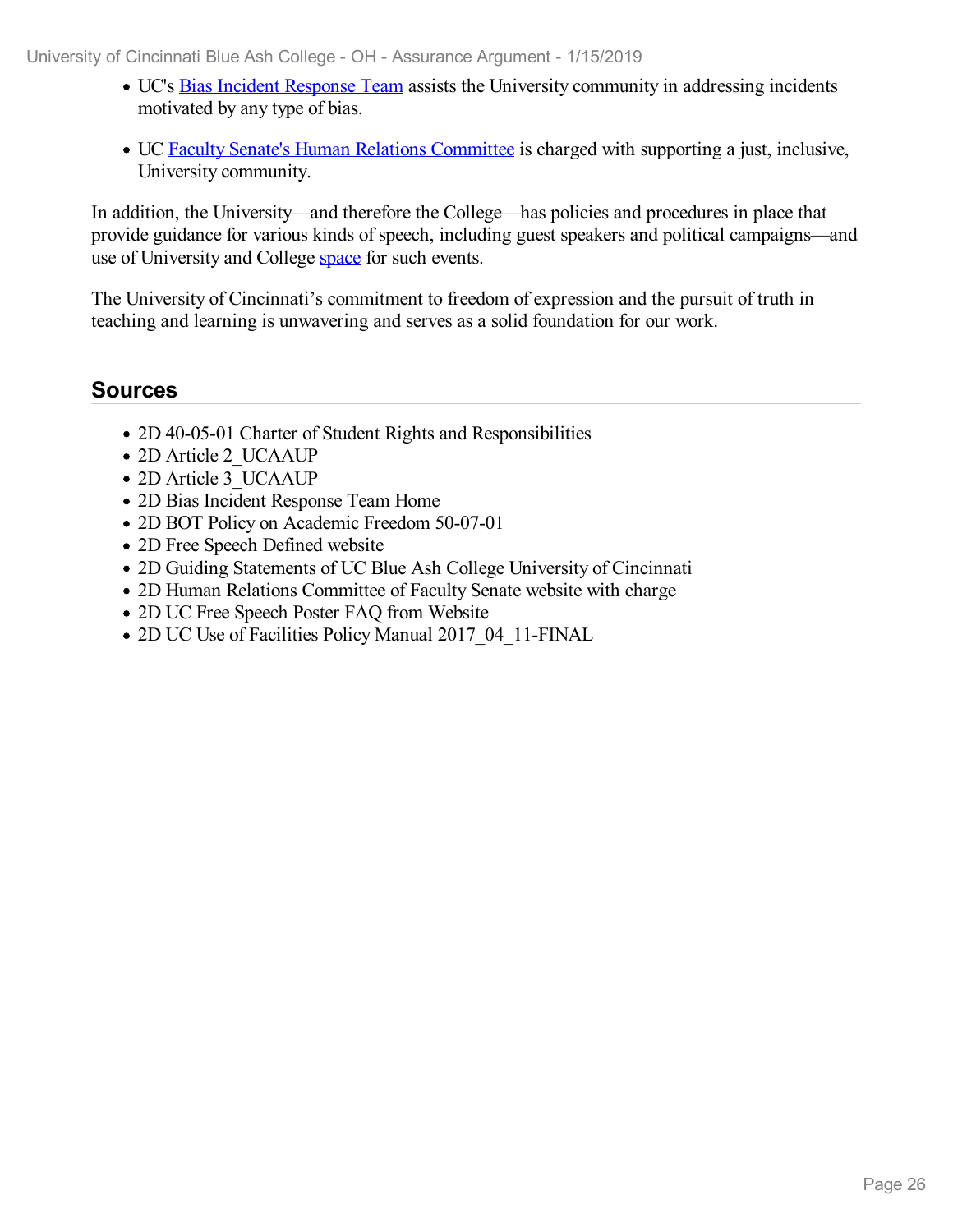- UC's Bias Incident Response Team assists the University community in addressing incidents motivated by any type of bias.

- UC Faculty Senate's Human Relations Committee is charged with supporting a just, inclusive, University community.

In addition, the University—and therefore the College—has policies and procedures in place that provide guidance for various kinds of speech, including guest speakers and political campaigns—and use of University and College space for such events.

The University of Cincinnati's commitment to freedom of expression and the pursuit of truth in teaching and learning is unwavering and serves as a solid foundation for our work.

## Sources

- 2D 40-05-01 Charter of Student Rights and Responsibilities
- 2D Article 2_UCAAUP
- 2D Article 3_UCAAUP
- 2D Bias Incident Response Team Home
- 2D BOT Policy on Academic Freedom 50-07-01
- 2D Free Speech Defined website
- 2D Guiding Statements of UC Blue Ash College University of Cincinnati
- 2D Human Relations Committee of Faculty Senate website with charge
- 2D UC Free Speech Poster FAQ from Website
- 2D UC Use of Facilities Policy Manual 2017_04_11-FINAL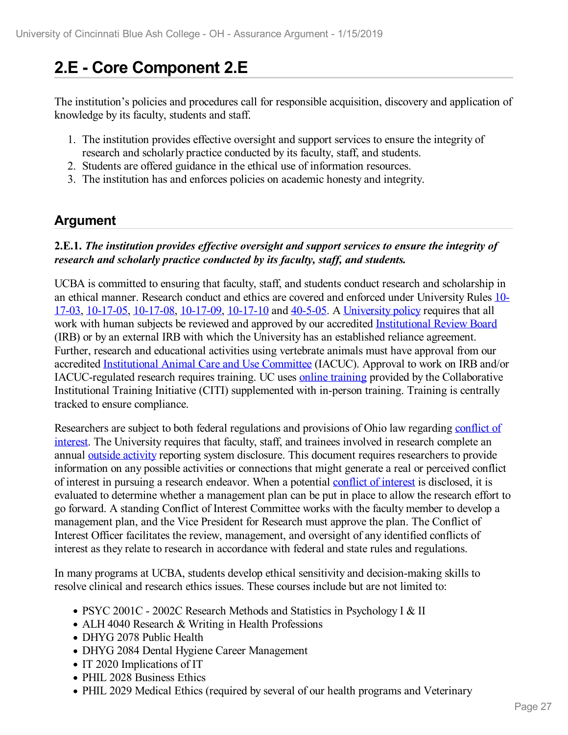## 2.E - Core Component 2.E

The institution's policies and procedures call for responsible acquisition, discovery and application of knowledge by its faculty, students and staff.

1. The institution provides effective oversight and support services to ensure the integrity of research and scholarly practice conducted by its faculty, staff, and students.
2. Students are offered guidance in the ethical use of information resources.
3. The institution has and enforces policies on academic honesty and integrity.

### Argument

**2.E.1.** ***The institution provides effective oversight and support services to ensure the integrity of research and scholarly practice conducted by its faculty, staff, and students.***

UCBA is committed to ensuring that faculty, staff, and students conduct research and scholarship in an ethical manner. Research conduct and ethics are covered and enforced under University Rules 10-17-03, 10-17-05, 10-17-08, 10-17-09, 10-17-10 and 40-5-05. A University policy requires that all work with human subjects be reviewed and approved by our accredited Institutional Review Board (IRB) or by an external IRB with which the University has an established reliance agreement. Further, research and educational activities using vertebrate animals must have approval from our accredited Institutional Animal Care and Use Committee (IACUC). Approval to work on IRB and/or IACUC-regulated research requires training. UC uses online training provided by the Collaborative Institutional Training Initiative (CITI) supplemented with in-person training. Training is centrally tracked to ensure compliance.

Researchers are subject to both federal regulations and provisions of Ohio law regarding conflict of interest. The University requires that faculty, staff, and trainees involved in research complete an annual outside activity reporting system disclosure. This document requires researchers to provide information on any possible activities or connections that might generate a real or perceived conflict of interest in pursuing a research endeavor. When a potential conflict of interest is disclosed, it is evaluated to determine whether a management plan can be put in place to allow the research effort to go forward. A standing Conflict of Interest Committee works with the faculty member to develop a management plan, and the Vice President for Research must approve the plan. The Conflict of Interest Officer facilitates the review, management, and oversight of any identified conflicts of interest as they relate to research in accordance with federal and state rules and regulations.

In many programs at UCBA, students develop ethical sensitivity and decision-making skills to resolve clinical and research ethics issues. These courses include but are not limited to:

- PSYC 2001C - 2002C Research Methods and Statistics in Psychology I & II
- ALH 4040 Research & Writing in Health Professions
- DHYG 2078 Public Health
- DHYG 2084 Dental Hygiene Career Management
- IT 2020 Implications of IT
- PHIL 2028 Business Ethics
- PHIL 2029 Medical Ethics (required by several of our health programs and Veterinary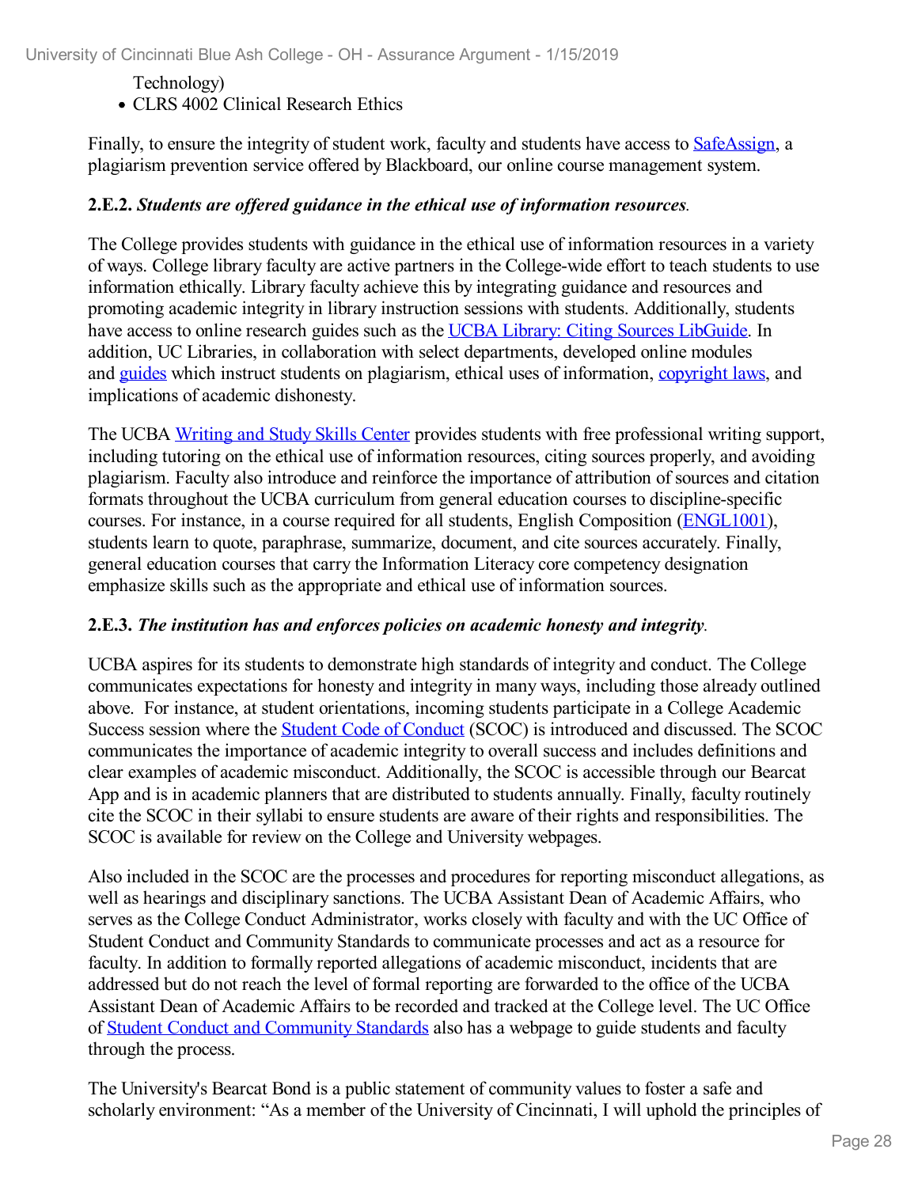Technology)

- CLRS 4002 Clinical Research Ethics

Finally, to ensure the integrity of student work, faculty and students have access to SafeAssign, a plagiarism prevention service offered by Blackboard, our online course management system.

**2.E.2.** ***Students are offered guidance in the ethical use of information resources.***

The College provides students with guidance in the ethical use of information resources in a variety of ways. College library faculty are active partners in the College-wide effort to teach students to use information ethically. Library faculty achieve this by integrating guidance and resources and promoting academic integrity in library instruction sessions with students. Additionally, students have access to online research guides such as the UCBA Library: Citing Sources LibGuide. In addition, UC Libraries, in collaboration with select departments, developed online modules and guides which instruct students on plagiarism, ethical uses of information, copyright laws, and implications of academic dishonesty.

The UCBA Writing and Study Skills Center provides students with free professional writing support, including tutoring on the ethical use of information resources, citing sources properly, and avoiding plagiarism. Faculty also introduce and reinforce the importance of attribution of sources and citation formats throughout the UCBA curriculum from general education courses to discipline-specific courses. For instance, in a course required for all students, English Composition (ENGL1001), students learn to quote, paraphrase, summarize, document, and cite sources accurately. Finally, general education courses that carry the Information Literacy core competency designation emphasize skills such as the appropriate and ethical use of information sources.

**2.E.3.** ***The institution has and enforces policies on academic honesty and integrity.***

UCBA aspires for its students to demonstrate high standards of integrity and conduct. The College communicates expectations for honesty and integrity in many ways, including those already outlined above. For instance, at student orientations, incoming students participate in a College Academic Success session where the Student Code of Conduct (SCOC) is introduced and discussed. The SCOC communicates the importance of academic integrity to overall success and includes definitions and clear examples of academic misconduct. Additionally, the SCOC is accessible through our Bearcat App and is in academic planners that are distributed to students annually. Finally, faculty routinely cite the SCOC in their syllabi to ensure students are aware of their rights and responsibilities. The SCOC is available for review on the College and University webpages.

Also included in the SCOC are the processes and procedures for reporting misconduct allegations, as well as hearings and disciplinary sanctions. The UCBA Assistant Dean of Academic Affairs, who serves as the College Conduct Administrator, works closely with faculty and with the UC Office of Student Conduct and Community Standards to communicate processes and act as a resource for faculty. In addition to formally reported allegations of academic misconduct, incidents that are addressed but do not reach the level of formal reporting are forwarded to the office of the UCBA Assistant Dean of Academic Affairs to be recorded and tracked at the College level. The UC Office of Student Conduct and Community Standards also has a webpage to guide students and faculty through the process.

The University's Bearcat Bond is a public statement of community values to foster a safe and scholarly environment: "As a member of the University of Cincinnati, I will uphold the principles of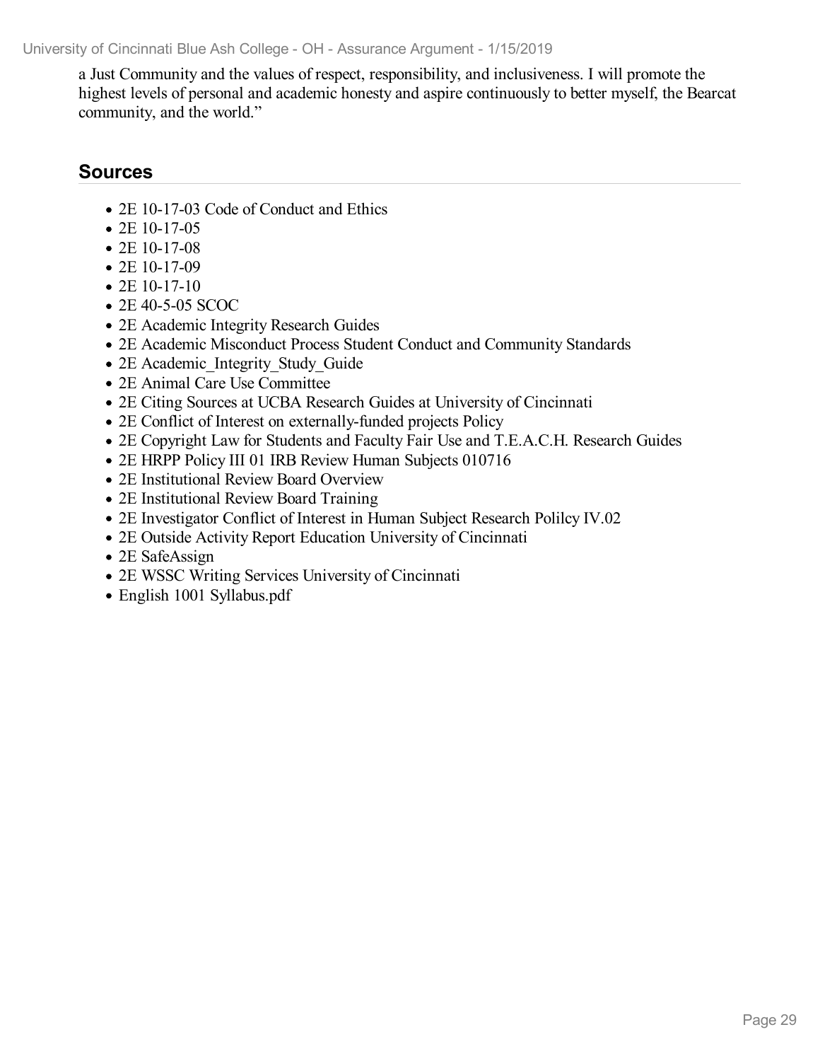a Just Community and the values of respect, responsibility, and inclusiveness. I will promote the highest levels of personal and academic honesty and aspire continuously to better myself, the Bearcat community, and the world."

## Sources

- 2E 10-17-03 Code of Conduct and Ethics
- 2E 10-17-05
- 2E 10-17-08
- 2E 10-17-09
- 2E 10-17-10
- 2E 40-5-05 SCOC
- 2E Academic Integrity Research Guides
- 2E Academic Misconduct Process Student Conduct and Community Standards
- 2E Academic_Integrity_Study_Guide
- 2E Animal Care Use Committee
- 2E Citing Sources at UCBA Research Guides at University of Cincinnati
- 2E Conflict of Interest on externally-funded projects Policy
- 2E Copyright Law for Students and Faculty Fair Use and T.E.A.C.H. Research Guides
- 2E HRPP Policy III 01 IRB Review Human Subjects 010716
- 2E Institutional Review Board Overview
- 2E Institutional Review Board Training
- 2E Investigator Conflict of Interest in Human Subject Research Polilcy IV.02
- 2E Outside Activity Report Education University of Cincinnati
- 2E SafeAssign
- 2E WSSC Writing Services University of Cincinnati
- English 1001 Syllabus.pdf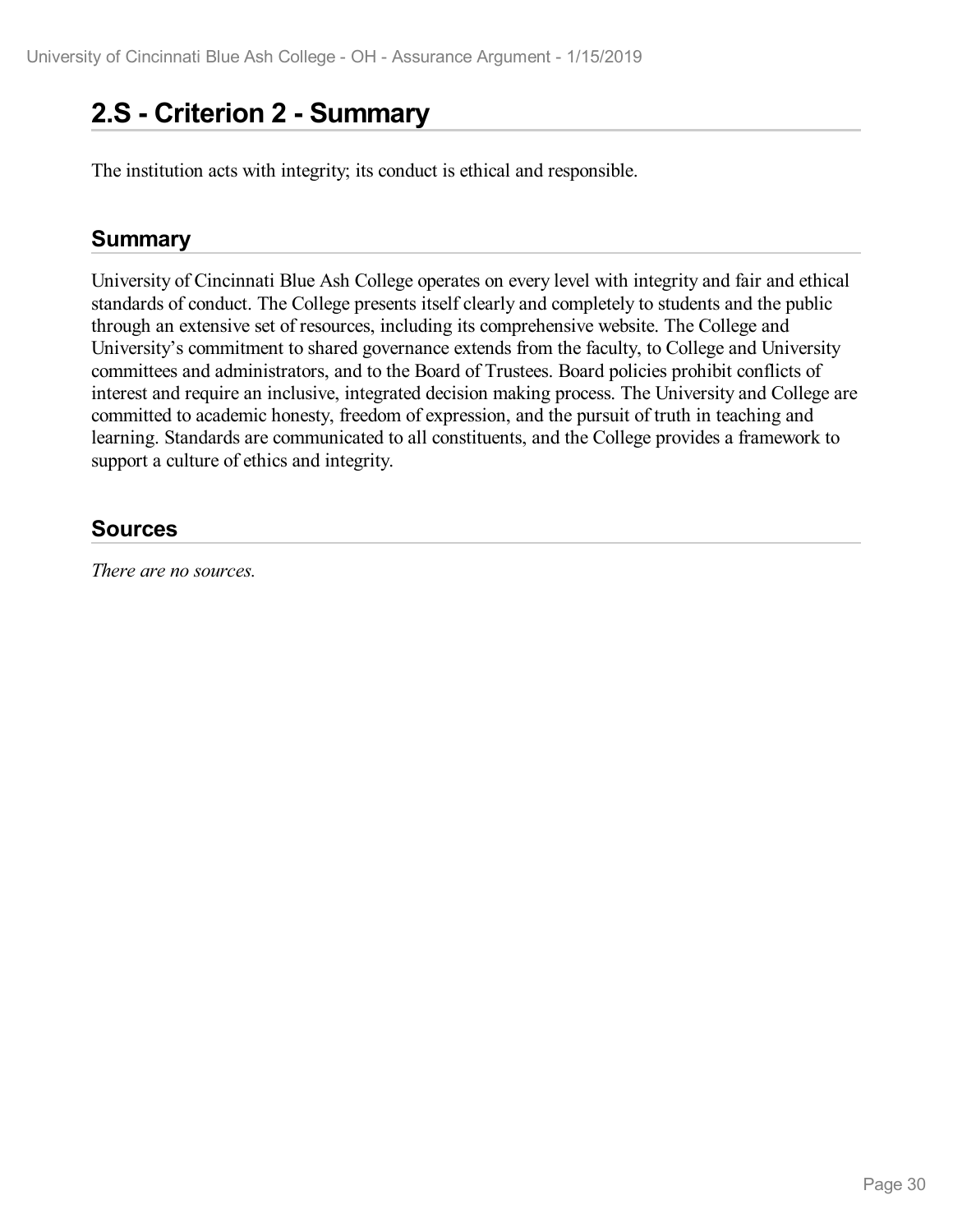# 2.S - Criterion 2 - Summary

The institution acts with integrity; its conduct is ethical and responsible.

## Summary

University of Cincinnati Blue Ash College operates on every level with integrity and fair and ethical standards of conduct. The College presents itself clearly and completely to students and the public through an extensive set of resources, including its comprehensive website. The College and University's commitment to shared governance extends from the faculty, to College and University committees and administrators, and to the Board of Trustees. Board policies prohibit conflicts of interest and require an inclusive, integrated decision making process. The University and College are committed to academic honesty, freedom of expression, and the pursuit of truth in teaching and learning. Standards are communicated to all constituents, and the College provides a framework to support a culture of ethics and integrity.

## Sources

*There are no sources.*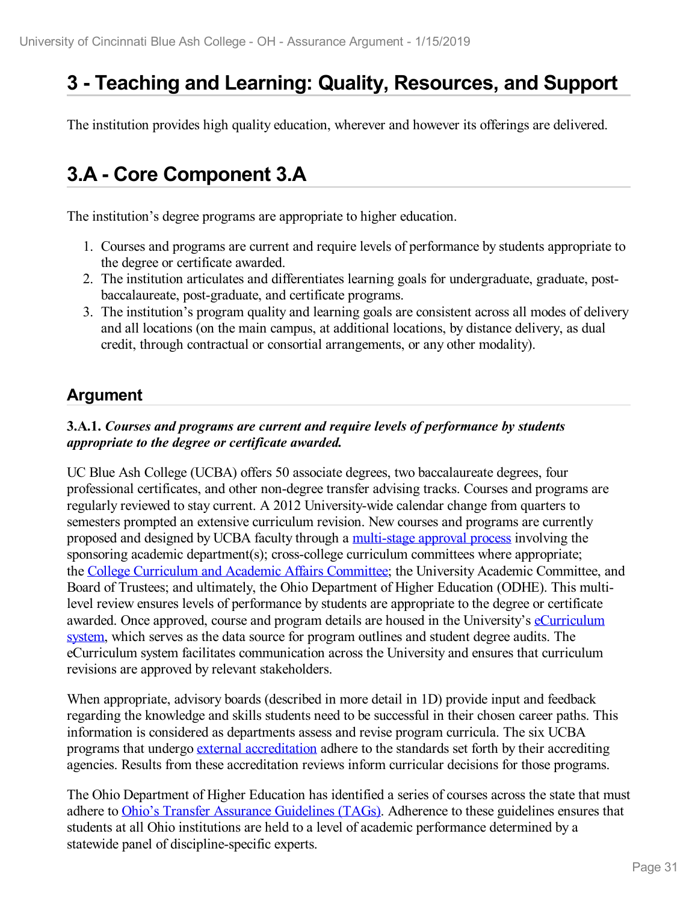# 3 - Teaching and Learning: Quality, Resources, and Support

The institution provides high quality education, wherever and however its offerings are delivered.

# 3.A - Core Component 3.A

The institution's degree programs are appropriate to higher education.

1. Courses and programs are current and require levels of performance by students appropriate to the degree or certificate awarded.
2. The institution articulates and differentiates learning goals for undergraduate, graduate, post-baccalaureate, post-graduate, and certificate programs.
3. The institution's program quality and learning goals are consistent across all modes of delivery and all locations (on the main campus, at additional locations, by distance delivery, as dual credit, through contractual or consortial arrangements, or any other modality).

## Argument

**3.A.1.** ***Courses and programs are current and require levels of performance by students appropriate to the degree or certificate awarded.***

UC Blue Ash College (UCBA) offers 50 associate degrees, two baccalaureate degrees, four professional certificates, and other non-degree transfer advising tracks. Courses and programs are regularly reviewed to stay current. A 2012 University-wide calendar change from quarters to semesters prompted an extensive curriculum revision. New courses and programs are currently proposed and designed by UCBA faculty through a multi-stage approval process involving the sponsoring academic department(s); cross-college curriculum committees where appropriate; the College Curriculum and Academic Affairs Committee; the University Academic Committee, and Board of Trustees; and ultimately, the Ohio Department of Higher Education (ODHE). This multi-level review ensures levels of performance by students are appropriate to the degree or certificate awarded. Once approved, course and program details are housed in the University's eCurriculum system, which serves as the data source for program outlines and student degree audits. The eCurriculum system facilitates communication across the University and ensures that curriculum revisions are approved by relevant stakeholders.

When appropriate, advisory boards (described in more detail in 1D) provide input and feedback regarding the knowledge and skills students need to be successful in their chosen career paths. This information is considered as departments assess and revise program curricula. The six UCBA programs that undergo external accreditation adhere to the standards set forth by their accrediting agencies. Results from these accreditation reviews inform curricular decisions for those programs.

The Ohio Department of Higher Education has identified a series of courses across the state that must adhere to Ohio's Transfer Assurance Guidelines (TAGs). Adherence to these guidelines ensures that students at all Ohio institutions are held to a level of academic performance determined by a statewide panel of discipline-specific experts.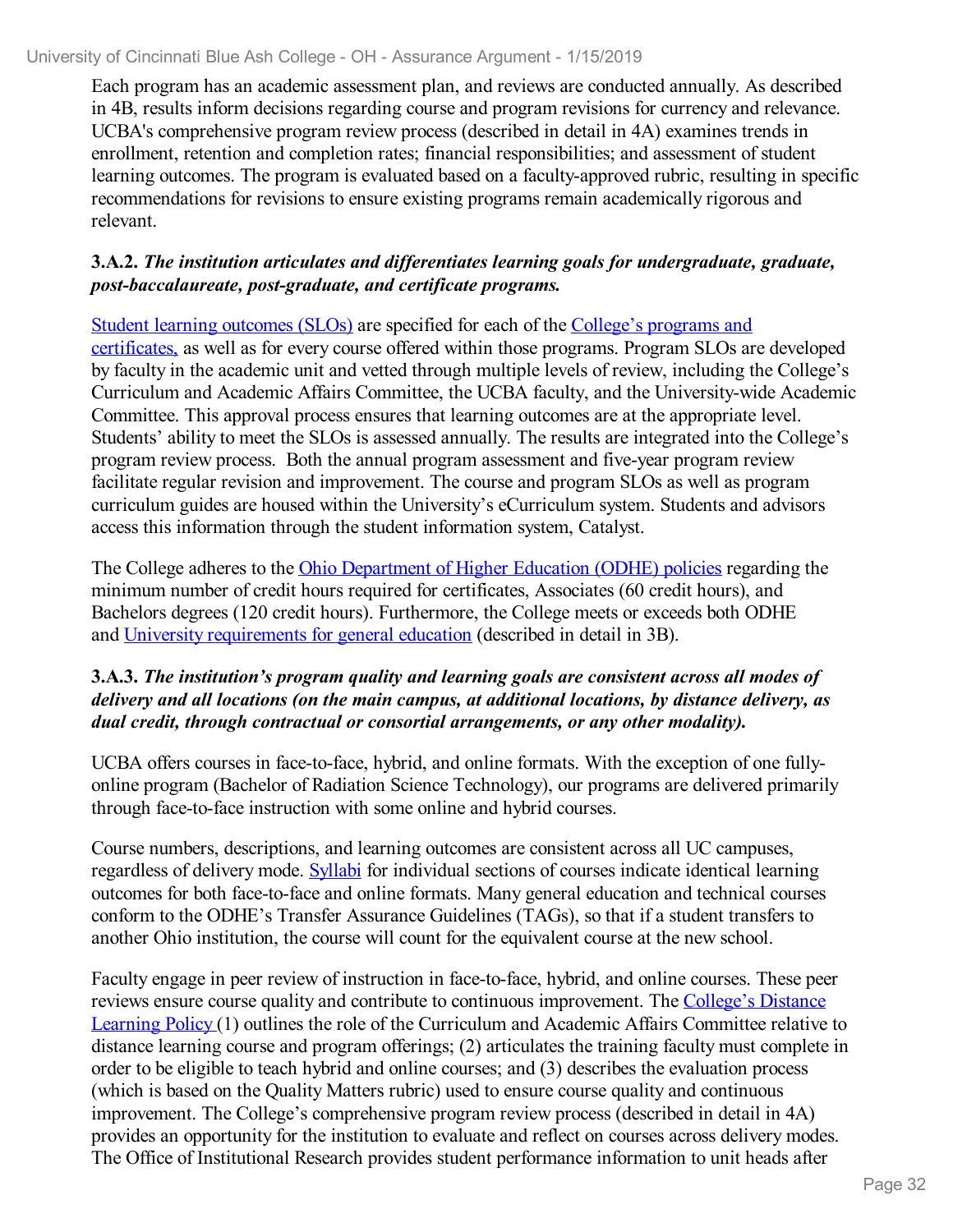Each program has an academic assessment plan, and reviews are conducted annually. As described in 4B, results inform decisions regarding course and program revisions for currency and relevance. UCBA's comprehensive program review process (described in detail in 4A) examines trends in enrollment, retention and completion rates; financial responsibilities; and assessment of student learning outcomes. The program is evaluated based on a faculty-approved rubric, resulting in specific recommendations for revisions to ensure existing programs remain academically rigorous and relevant.

**3.A.2.** ***The institution articulates and differentiates learning goals for undergraduate, graduate, post-baccalaureate, post-graduate, and certificate programs.***

Student learning outcomes (SLOs) are specified for each of the College's programs and certificates, as well as for every course offered within those programs. Program SLOs are developed by faculty in the academic unit and vetted through multiple levels of review, including the College's Curriculum and Academic Affairs Committee, the UCBA faculty, and the University-wide Academic Committee. This approval process ensures that learning outcomes are at the appropriate level. Students' ability to meet the SLOs is assessed annually. The results are integrated into the College's program review process. Both the annual program assessment and five-year program review facilitate regular revision and improvement. The course and program SLOs as well as program curriculum guides are housed within the University's eCurriculum system. Students and advisors access this information through the student information system, Catalyst.

The College adheres to the Ohio Department of Higher Education (ODHE) policies regarding the minimum number of credit hours required for certificates, Associates (60 credit hours), and Bachelors degrees (120 credit hours). Furthermore, the College meets or exceeds both ODHE and University requirements for general education (described in detail in 3B).

**3.A.3.** ***The institution's program quality and learning goals are consistent across all modes of delivery and all locations (on the main campus, at additional locations, by distance delivery, as dual credit, through contractual or consortial arrangements, or any other modality).***

UCBA offers courses in face-to-face, hybrid, and online formats. With the exception of one fully-online program (Bachelor of Radiation Science Technology), our programs are delivered primarily through face-to-face instruction with some online and hybrid courses.

Course numbers, descriptions, and learning outcomes are consistent across all UC campuses, regardless of delivery mode. Syllabi for individual sections of courses indicate identical learning outcomes for both face-to-face and online formats. Many general education and technical courses conform to the ODHE's Transfer Assurance Guidelines (TAGs), so that if a student transfers to another Ohio institution, the course will count for the equivalent course at the new school.

Faculty engage in peer review of instruction in face-to-face, hybrid, and online courses. These peer reviews ensure course quality and contribute to continuous improvement. The College's Distance Learning Policy (1) outlines the role of the Curriculum and Academic Affairs Committee relative to distance learning course and program offerings; (2) articulates the training faculty must complete in order to be eligible to teach hybrid and online courses; and (3) describes the evaluation process (which is based on the Quality Matters rubric) used to ensure course quality and continuous improvement. The College's comprehensive program review process (described in detail in 4A) provides an opportunity for the institution to evaluate and reflect on courses across delivery modes. The Office of Institutional Research provides student performance information to unit heads after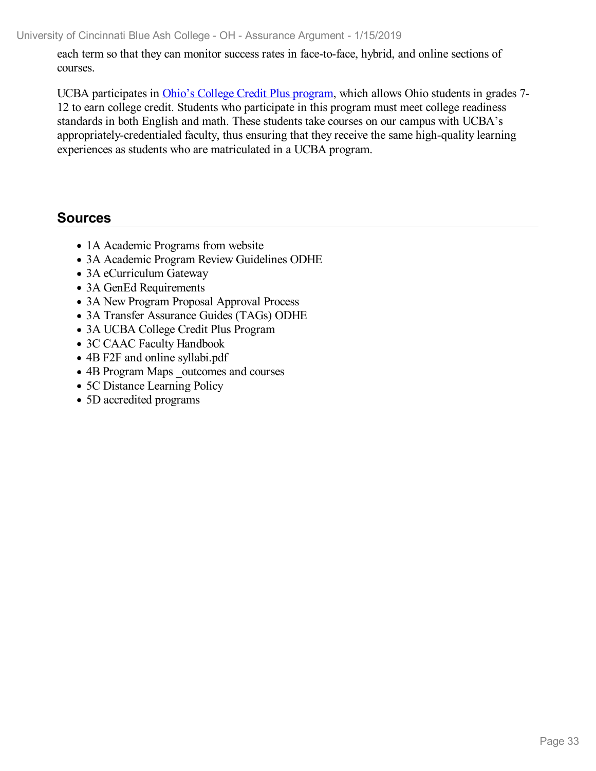each term so that they can monitor success rates in face-to-face, hybrid, and online sections of courses.

UCBA participates in Ohio's College Credit Plus program, which allows Ohio students in grades 7-12 to earn college credit. Students who participate in this program must meet college readiness standards in both English and math. These students take courses on our campus with UCBA's appropriately-credentialed faculty, thus ensuring that they receive the same high-quality learning experiences as students who are matriculated in a UCBA program.

## Sources

- 1A Academic Programs from website
- 3A Academic Program Review Guidelines ODHE
- 3A eCurriculum Gateway
- 3A GenEd Requirements
- 3A New Program Proposal Approval Process
- 3A Transfer Assurance Guides (TAGs) ODHE
- 3A UCBA College Credit Plus Program
- 3C CAAC Faculty Handbook
- 4B F2F and online syllabi.pdf
- 4B Program Maps _outcomes and courses
- 5C Distance Learning Policy
- 5D accredited programs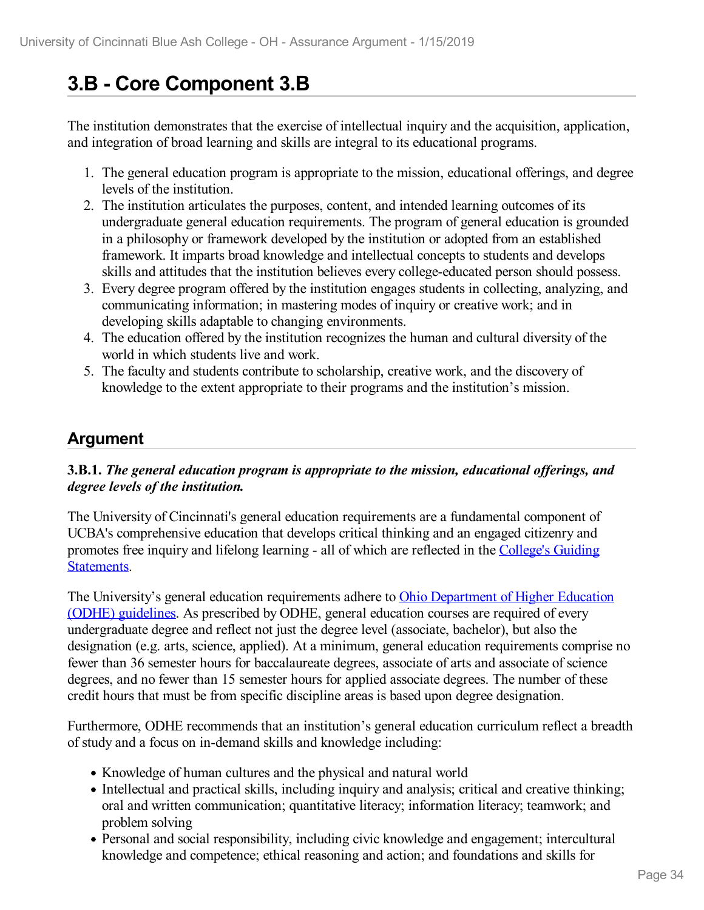## 3.B - Core Component 3.B

The institution demonstrates that the exercise of intellectual inquiry and the acquisition, application, and integration of broad learning and skills are integral to its educational programs.

1. The general education program is appropriate to the mission, educational offerings, and degree levels of the institution.
2. The institution articulates the purposes, content, and intended learning outcomes of its undergraduate general education requirements. The program of general education is grounded in a philosophy or framework developed by the institution or adopted from an established framework. It imparts broad knowledge and intellectual concepts to students and develops skills and attitudes that the institution believes every college-educated person should possess.
3. Every degree program offered by the institution engages students in collecting, analyzing, and communicating information; in mastering modes of inquiry or creative work; and in developing skills adaptable to changing environments.
4. The education offered by the institution recognizes the human and cultural diversity of the world in which students live and work.
5. The faculty and students contribute to scholarship, creative work, and the discovery of knowledge to the extent appropriate to their programs and the institution's mission.

### Argument

**3.B.1.** ***The general education program is appropriate to the mission, educational offerings, and degree levels of the institution.***

The University of Cincinnati's general education requirements are a fundamental component of UCBA's comprehensive education that develops critical thinking and an engaged citizenry and promotes free inquiry and lifelong learning - all of which are reflected in the College's Guiding Statements.

The University's general education requirements adhere to Ohio Department of Higher Education (ODHE) guidelines. As prescribed by ODHE, general education courses are required of every undergraduate degree and reflect not just the degree level (associate, bachelor), but also the designation (e.g. arts, science, applied). At a minimum, general education requirements comprise no fewer than 36 semester hours for baccalaureate degrees, associate of arts and associate of science degrees, and no fewer than 15 semester hours for applied associate degrees. The number of these credit hours that must be from specific discipline areas is based upon degree designation.

Furthermore, ODHE recommends that an institution's general education curriculum reflect a breadth of study and a focus on in-demand skills and knowledge including:

- Knowledge of human cultures and the physical and natural world
- Intellectual and practical skills, including inquiry and analysis; critical and creative thinking; oral and written communication; quantitative literacy; information literacy; teamwork; and problem solving
- Personal and social responsibility, including civic knowledge and engagement; intercultural knowledge and competence; ethical reasoning and action; and foundations and skills for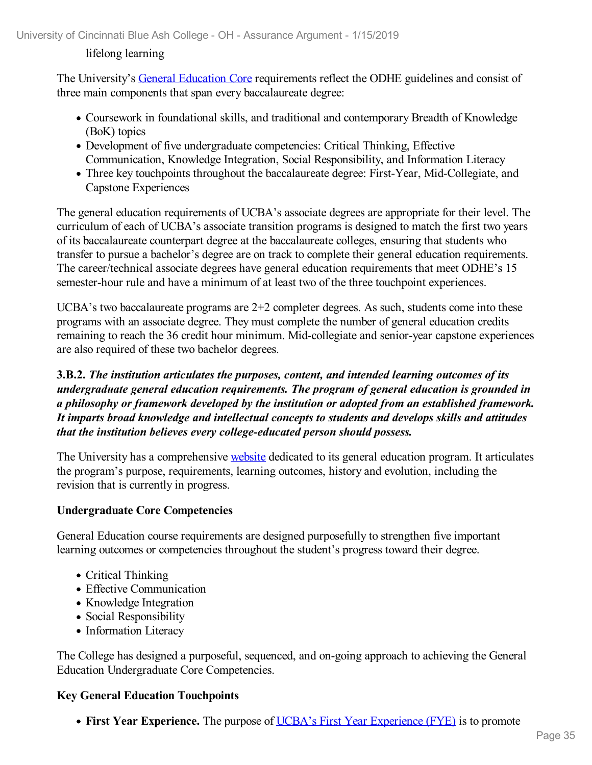lifelong learning

The University's General Education Core requirements reflect the ODHE guidelines and consist of three main components that span every baccalaureate degree:

- Coursework in foundational skills, and traditional and contemporary Breadth of Knowledge (BoK) topics
- Development of five undergraduate competencies: Critical Thinking, Effective Communication, Knowledge Integration, Social Responsibility, and Information Literacy
- Three key touchpoints throughout the baccalaureate degree: First-Year, Mid-Collegiate, and Capstone Experiences

The general education requirements of UCBA's associate degrees are appropriate for their level. The curriculum of each of UCBA's associate transition programs is designed to match the first two years of its baccalaureate counterpart degree at the baccalaureate colleges, ensuring that students who transfer to pursue a bachelor's degree are on track to complete their general education requirements. The career/technical associate degrees have general education requirements that meet ODHE's 15 semester-hour rule and have a minimum of at least two of the three touchpoint experiences.

UCBA's two baccalaureate programs are 2+2 completer degrees. As such, students come into these programs with an associate degree. They must complete the number of general education credits remaining to reach the 36 credit hour minimum. Mid-collegiate and senior-year capstone experiences are also required of these two bachelor degrees.

**3.B.2.** ***The institution articulates the purposes, content, and intended learning outcomes of its undergraduate general education requirements. The program of general education is grounded in a philosophy or framework developed by the institution or adopted from an established framework. It imparts broad knowledge and intellectual concepts to students and develops skills and attitudes that the institution believes every college-educated person should possess.***

The University has a comprehensive website dedicated to its general education program. It articulates the program's purpose, requirements, learning outcomes, history and evolution, including the revision that is currently in progress.

**Undergraduate Core Competencies**

General Education course requirements are designed purposefully to strengthen five important learning outcomes or competencies throughout the student's progress toward their degree.

- Critical Thinking
- Effective Communication
- Knowledge Integration
- Social Responsibility
- Information Literacy

The College has designed a purposeful, sequenced, and on-going approach to achieving the General Education Undergraduate Core Competencies.

**Key General Education Touchpoints**

- **First Year Experience.** The purpose of UCBA's First Year Experience (FYE) is to promote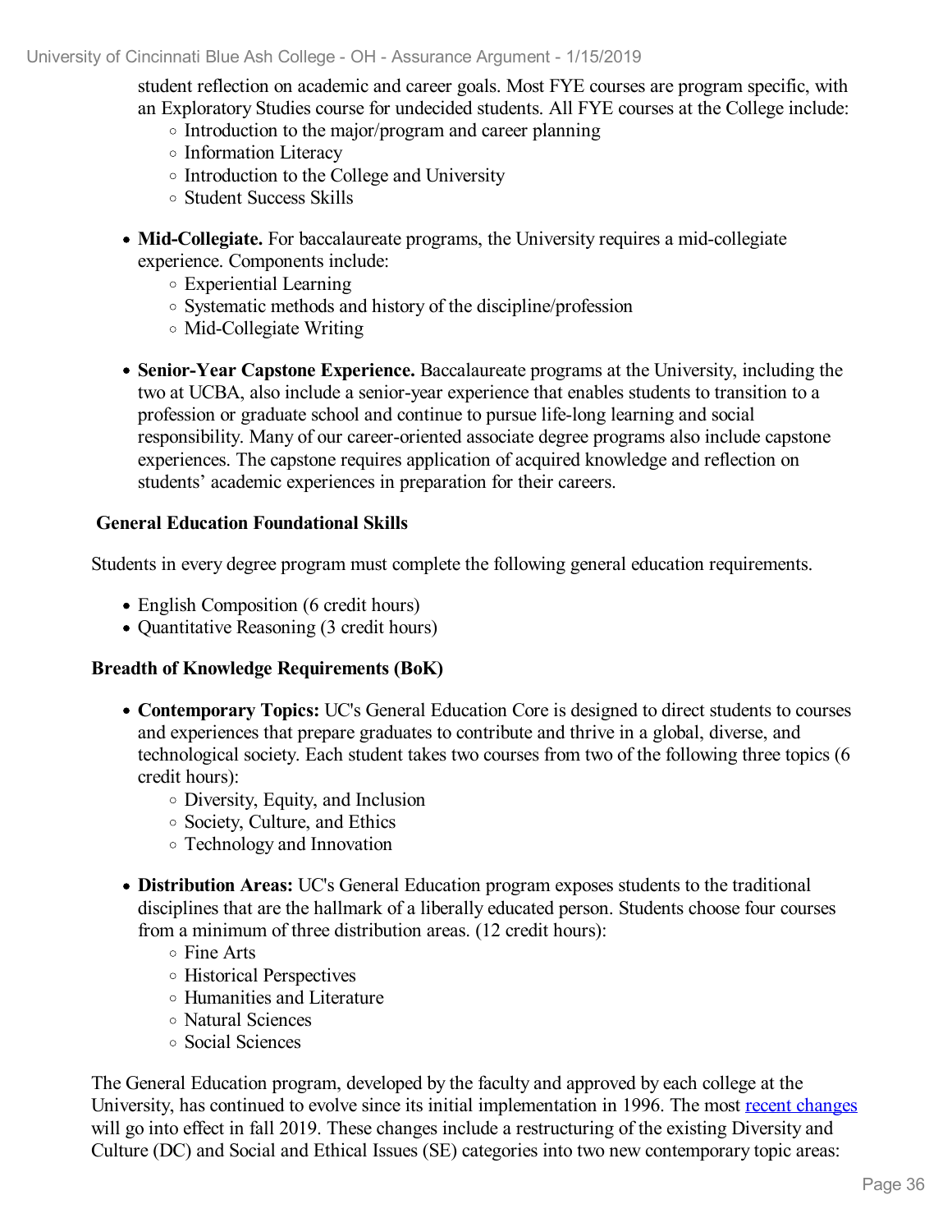student reflection on academic and career goals. Most FYE courses are program specific, with an Exploratory Studies course for undecided students. All FYE courses at the College include:
  - Introduction to the major/program and career planning
  - Information Literacy
  - Introduction to the College and University
  - Student Success Skills

- **Mid-Collegiate.** For baccalaureate programs, the University requires a mid-collegiate experience. Components include:
  - Experiential Learning
  - Systematic methods and history of the discipline/profession
  - Mid-Collegiate Writing

- **Senior-Year Capstone Experience.** Baccalaureate programs at the University, including the two at UCBA, also include a senior-year experience that enables students to transition to a profession or graduate school and continue to pursue life-long learning and social responsibility. Many of our career-oriented associate degree programs also include capstone experiences. The capstone requires application of acquired knowledge and reflection on students' academic experiences in preparation for their careers.

**General Education Foundational Skills**

Students in every degree program must complete the following general education requirements.

- English Composition (6 credit hours)
- Quantitative Reasoning (3 credit hours)

**Breadth of Knowledge Requirements (BoK)**

- **Contemporary Topics:** UC's General Education Core is designed to direct students to courses and experiences that prepare graduates to contribute and thrive in a global, diverse, and technological society. Each student takes two courses from two of the following three topics (6 credit hours):
  - Diversity, Equity, and Inclusion
  - Society, Culture, and Ethics
  - Technology and Innovation

- **Distribution Areas:** UC's General Education program exposes students to the traditional disciplines that are the hallmark of a liberally educated person. Students choose four courses from a minimum of three distribution areas. (12 credit hours):
  - Fine Arts
  - Historical Perspectives
  - Humanities and Literature
  - Natural Sciences
  - Social Sciences

The General Education program, developed by the faculty and approved by each college at the University, has continued to evolve since its initial implementation in 1996. The most recent changes will go into effect in fall 2019. These changes include a restructuring of the existing Diversity and Culture (DC) and Social and Ethical Issues (SE) categories into two new contemporary topic areas: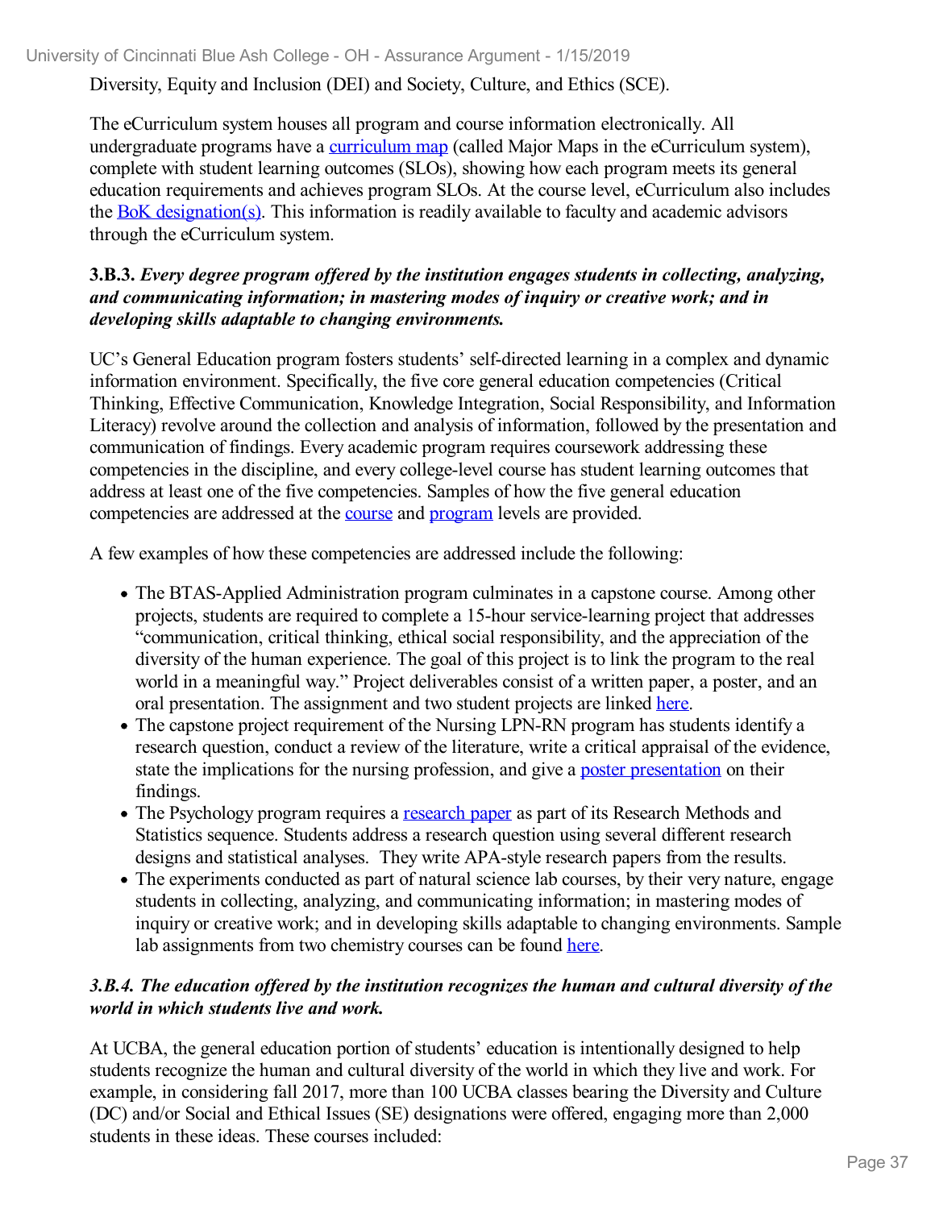Diversity, Equity and Inclusion (DEI) and Society, Culture, and Ethics (SCE).

The eCurriculum system houses all program and course information electronically. All undergraduate programs have a curriculum map (called Major Maps in the eCurriculum system), complete with student learning outcomes (SLOs), showing how each program meets its general education requirements and achieves program SLOs. At the course level, eCurriculum also includes the BoK designation(s). This information is readily available to faculty and academic advisors through the eCurriculum system.

**3.B.3.** ***Every degree program offered by the institution engages students in collecting, analyzing, and communicating information; in mastering modes of inquiry or creative work; and in developing skills adaptable to changing environments.***

UC's General Education program fosters students' self-directed learning in a complex and dynamic information environment. Specifically, the five core general education competencies (Critical Thinking, Effective Communication, Knowledge Integration, Social Responsibility, and Information Literacy) revolve around the collection and analysis of information, followed by the presentation and communication of findings. Every academic program requires coursework addressing these competencies in the discipline, and every college-level course has student learning outcomes that address at least one of the five competencies. Samples of how the five general education competencies are addressed at the course and program levels are provided.

A few examples of how these competencies are addressed include the following:

- The BTAS-Applied Administration program culminates in a capstone course. Among other projects, students are required to complete a 15-hour service-learning project that addresses "communication, critical thinking, ethical social responsibility, and the appreciation of the diversity of the human experience. The goal of this project is to link the program to the real world in a meaningful way." Project deliverables consist of a written paper, a poster, and an oral presentation. The assignment and two student projects are linked here.
- The capstone project requirement of the Nursing LPN-RN program has students identify a research question, conduct a review of the literature, write a critical appraisal of the evidence, state the implications for the nursing profession, and give a poster presentation on their findings.
- The Psychology program requires a research paper as part of its Research Methods and Statistics sequence. Students address a research question using several different research designs and statistical analyses. They write APA-style research papers from the results.
- The experiments conducted as part of natural science lab courses, by their very nature, engage students in collecting, analyzing, and communicating information; in mastering modes of inquiry or creative work; and in developing skills adaptable to changing environments. Sample lab assignments from two chemistry courses can be found here.

***3.B.4. The education offered by the institution recognizes the human and cultural diversity of the world in which students live and work.***

At UCBA, the general education portion of students' education is intentionally designed to help students recognize the human and cultural diversity of the world in which they live and work. For example, in considering fall 2017, more than 100 UCBA classes bearing the Diversity and Culture (DC) and/or Social and Ethical Issues (SE) designations were offered, engaging more than 2,000 students in these ideas. These courses included: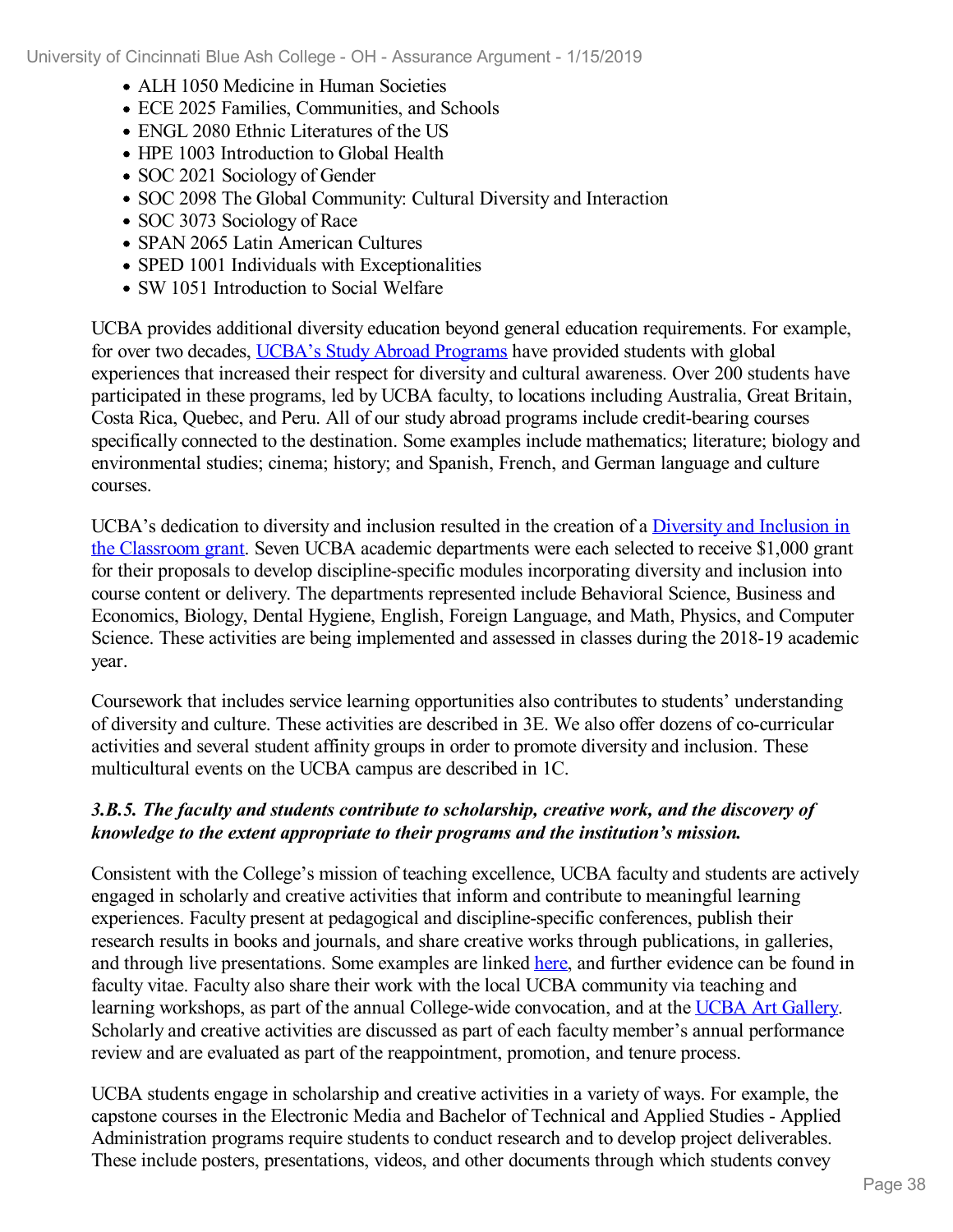- ALH 1050 Medicine in Human Societies
- ECE 2025 Families, Communities, and Schools
- ENGL 2080 Ethnic Literatures of the US
- HPE 1003 Introduction to Global Health
- SOC 2021 Sociology of Gender
- SOC 2098 The Global Community: Cultural Diversity and Interaction
- SOC 3073 Sociology of Race
- SPAN 2065 Latin American Cultures
- SPED 1001 Individuals with Exceptionalities
- SW 1051 Introduction to Social Welfare

UCBA provides additional diversity education beyond general education requirements. For example, for over two decades, UCBA's Study Abroad Programs have provided students with global experiences that increased their respect for diversity and cultural awareness. Over 200 students have participated in these programs, led by UCBA faculty, to locations including Australia, Great Britain, Costa Rica, Quebec, and Peru. All of our study abroad programs include credit-bearing courses specifically connected to the destination. Some examples include mathematics; literature; biology and environmental studies; cinema; history; and Spanish, French, and German language and culture courses.

UCBA's dedication to diversity and inclusion resulted in the creation of a Diversity and Inclusion in the Classroom grant. Seven UCBA academic departments were each selected to receive $1,000 grant for their proposals to develop discipline-specific modules incorporating diversity and inclusion into course content or delivery. The departments represented include Behavioral Science, Business and Economics, Biology, Dental Hygiene, English, Foreign Language, and Math, Physics, and Computer Science. These activities are being implemented and assessed in classes during the 2018-19 academic year.

Coursework that includes service learning opportunities also contributes to students' understanding of diversity and culture. These activities are described in 3E. We also offer dozens of co-curricular activities and several student affinity groups in order to promote diversity and inclusion. These multicultural events on the UCBA campus are described in 1C.

***3.B.5. The faculty and students contribute to scholarship, creative work, and the discovery of knowledge to the extent appropriate to their programs and the institution's mission.***

Consistent with the College's mission of teaching excellence, UCBA faculty and students are actively engaged in scholarly and creative activities that inform and contribute to meaningful learning experiences. Faculty present at pedagogical and discipline-specific conferences, publish their research results in books and journals, and share creative works through publications, in galleries, and through live presentations. Some examples are linked here, and further evidence can be found in faculty vitae. Faculty also share their work with the local UCBA community via teaching and learning workshops, as part of the annual College-wide convocation, and at the UCBA Art Gallery. Scholarly and creative activities are discussed as part of each faculty member's annual performance review and are evaluated as part of the reappointment, promotion, and tenure process.

UCBA students engage in scholarship and creative activities in a variety of ways. For example, the capstone courses in the Electronic Media and Bachelor of Technical and Applied Studies - Applied Administration programs require students to conduct research and to develop project deliverables. These include posters, presentations, videos, and other documents through which students convey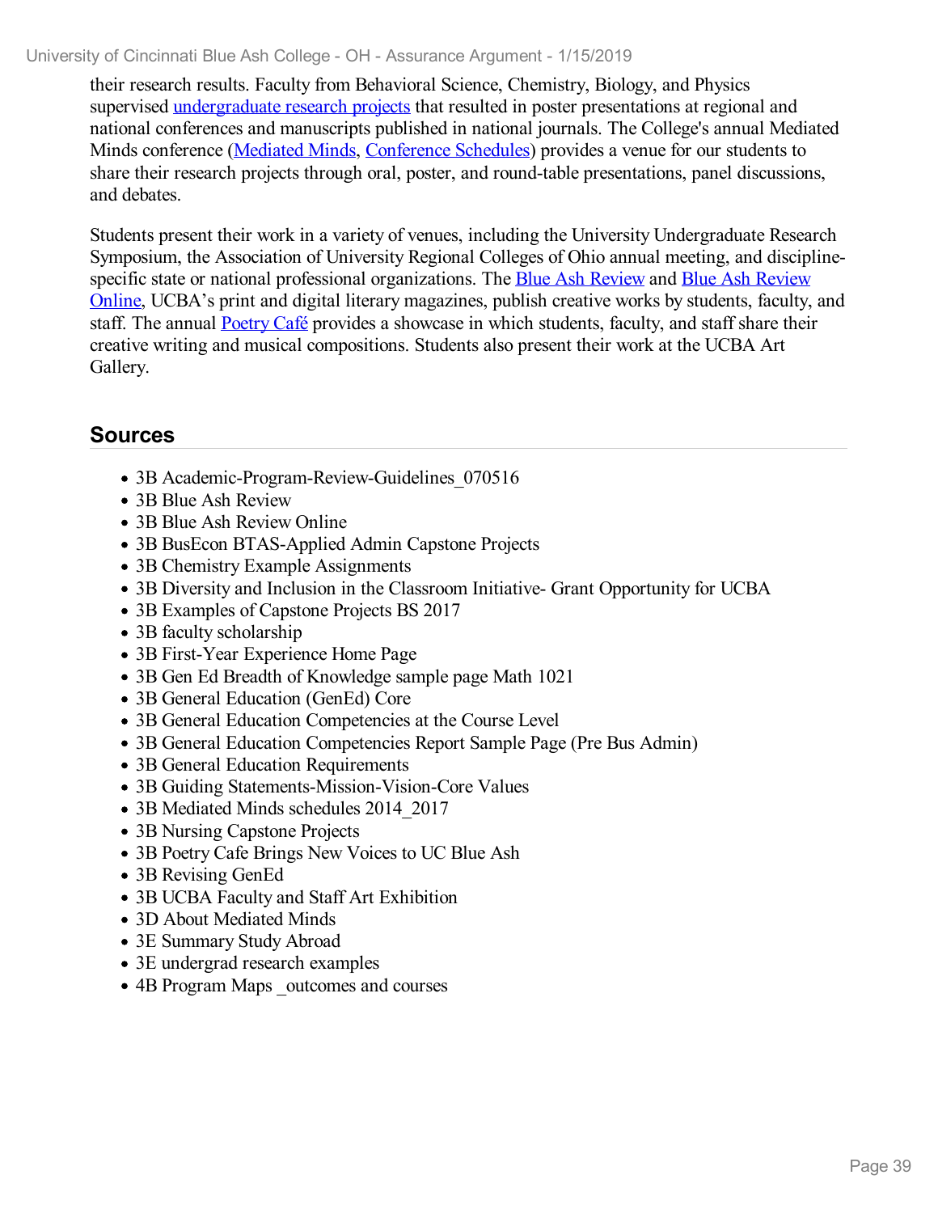their research results. Faculty from Behavioral Science, Chemistry, Biology, and Physics supervised undergraduate research projects that resulted in poster presentations at regional and national conferences and manuscripts published in national journals. The College's annual Mediated Minds conference (Mediated Minds, Conference Schedules) provides a venue for our students to share their research projects through oral, poster, and round-table presentations, panel discussions, and debates.

Students present their work in a variety of venues, including the University Undergraduate Research Symposium, the Association of University Regional Colleges of Ohio annual meeting, and discipline-specific state or national professional organizations. The Blue Ash Review and Blue Ash Review Online, UCBA's print and digital literary magazines, publish creative works by students, faculty, and staff. The annual Poetry Café provides a showcase in which students, faculty, and staff share their creative writing and musical compositions. Students also present their work at the UCBA Art Gallery.

## Sources

- 3B Academic-Program-Review-Guidelines_070516
- 3B Blue Ash Review
- 3B Blue Ash Review Online
- 3B BusEcon BTAS-Applied Admin Capstone Projects
- 3B Chemistry Example Assignments
- 3B Diversity and Inclusion in the Classroom Initiative- Grant Opportunity for UCBA
- 3B Examples of Capstone Projects BS 2017
- 3B faculty scholarship
- 3B First-Year Experience Home Page
- 3B Gen Ed Breadth of Knowledge sample page Math 1021
- 3B General Education (GenEd) Core
- 3B General Education Competencies at the Course Level
- 3B General Education Competencies Report Sample Page (Pre Bus Admin)
- 3B General Education Requirements
- 3B Guiding Statements-Mission-Vision-Core Values
- 3B Mediated Minds schedules 2014_2017
- 3B Nursing Capstone Projects
- 3B Poetry Cafe Brings New Voices to UC Blue Ash
- 3B Revising GenEd
- 3B UCBA Faculty and Staff Art Exhibition
- 3D About Mediated Minds
- 3E Summary Study Abroad
- 3E undergrad research examples
- 4B Program Maps _outcomes and courses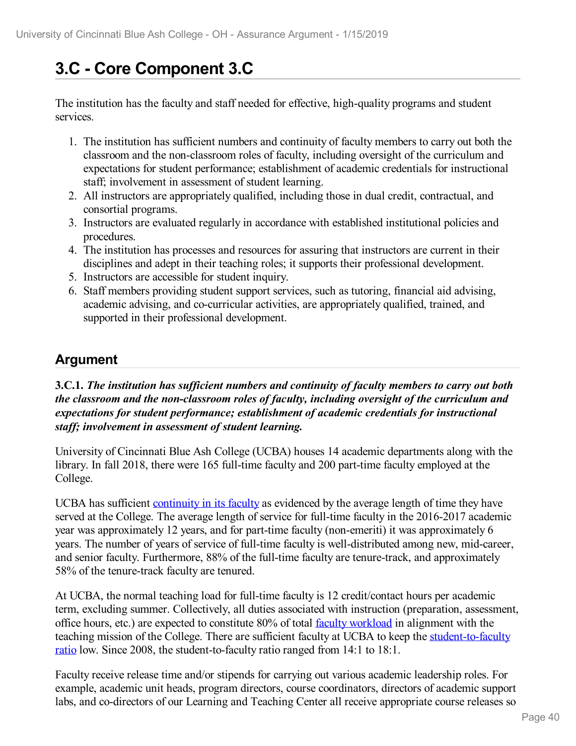# 3.C - Core Component 3.C

The institution has the faculty and staff needed for effective, high-quality programs and student services.

1. The institution has sufficient numbers and continuity of faculty members to carry out both the classroom and the non-classroom roles of faculty, including oversight of the curriculum and expectations for student performance; establishment of academic credentials for instructional staff; involvement in assessment of student learning.
2. All instructors are appropriately qualified, including those in dual credit, contractual, and consortial programs.
3. Instructors are evaluated regularly in accordance with established institutional policies and procedures.
4. The institution has processes and resources for assuring that instructors are current in their disciplines and adept in their teaching roles; it supports their professional development.
5. Instructors are accessible for student inquiry.
6. Staff members providing student support services, such as tutoring, financial aid advising, academic advising, and co-curricular activities, are appropriately qualified, trained, and supported in their professional development.

## Argument

**3.C.1.** ***The institution has sufficient numbers and continuity of faculty members to carry out both the classroom and the non-classroom roles of faculty, including oversight of the curriculum and expectations for student performance; establishment of academic credentials for instructional staff; involvement in assessment of student learning.***

University of Cincinnati Blue Ash College (UCBA) houses 14 academic departments along with the library. In fall 2018, there were 165 full-time faculty and 200 part-time faculty employed at the College.

UCBA has sufficient continuity in its faculty as evidenced by the average length of time they have served at the College. The average length of service for full-time faculty in the 2016-2017 academic year was approximately 12 years, and for part-time faculty (non-emeriti) it was approximately 6 years. The number of years of service of full-time faculty is well-distributed among new, mid-career, and senior faculty. Furthermore, 88% of the full-time faculty are tenure-track, and approximately 58% of the tenure-track faculty are tenured.

At UCBA, the normal teaching load for full-time faculty is 12 credit/contact hours per academic term, excluding summer. Collectively, all duties associated with instruction (preparation, assessment, office hours, etc.) are expected to constitute 80% of total faculty workload in alignment with the teaching mission of the College. There are sufficient faculty at UCBA to keep the student-to-faculty ratio low. Since 2008, the student-to-faculty ratio ranged from 14:1 to 18:1.

Faculty receive release time and/or stipends for carrying out various academic leadership roles. For example, academic unit heads, program directors, course coordinators, directors of academic support labs, and co-directors of our Learning and Teaching Center all receive appropriate course releases so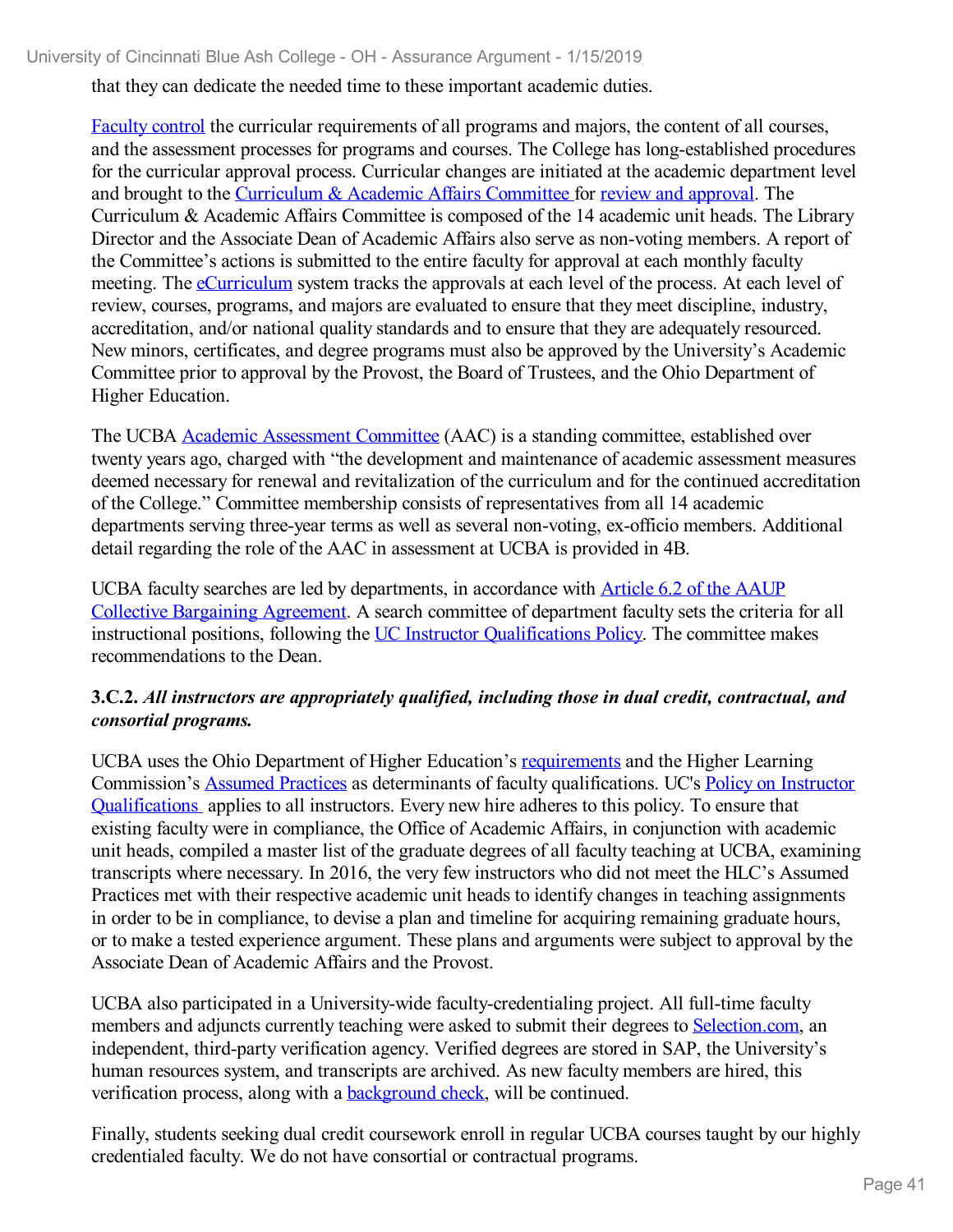that they can dedicate the needed time to these important academic duties.

Faculty control the curricular requirements of all programs and majors, the content of all courses, and the assessment processes for programs and courses. The College has long-established procedures for the curricular approval process. Curricular changes are initiated at the academic department level and brought to the Curriculum & Academic Affairs Committee for review and approval. The Curriculum & Academic Affairs Committee is composed of the 14 academic unit heads. The Library Director and the Associate Dean of Academic Affairs also serve as non-voting members. A report of the Committee's actions is submitted to the entire faculty for approval at each monthly faculty meeting. The eCurriculum system tracks the approvals at each level of the process. At each level of review, courses, programs, and majors are evaluated to ensure that they meet discipline, industry, accreditation, and/or national quality standards and to ensure that they are adequately resourced. New minors, certificates, and degree programs must also be approved by the University's Academic Committee prior to approval by the Provost, the Board of Trustees, and the Ohio Department of Higher Education.

The UCBA Academic Assessment Committee (AAC) is a standing committee, established over twenty years ago, charged with "the development and maintenance of academic assessment measures deemed necessary for renewal and revitalization of the curriculum and for the continued accreditation of the College." Committee membership consists of representatives from all 14 academic departments serving three-year terms as well as several non-voting, ex-officio members. Additional detail regarding the role of the AAC in assessment at UCBA is provided in 4B.

UCBA faculty searches are led by departments, in accordance with Article 6.2 of the AAUP Collective Bargaining Agreement. A search committee of department faculty sets the criteria for all instructional positions, following the UC Instructor Qualifications Policy. The committee makes recommendations to the Dean.

**3.C.2.** ***All instructors are appropriately qualified, including those in dual credit, contractual, and consortial programs.***

UCBA uses the Ohio Department of Higher Education's requirements and the Higher Learning Commission's Assumed Practices as determinants of faculty qualifications. UC's Policy on Instructor Qualifications applies to all instructors. Every new hire adheres to this policy. To ensure that existing faculty were in compliance, the Office of Academic Affairs, in conjunction with academic unit heads, compiled a master list of the graduate degrees of all faculty teaching at UCBA, examining transcripts where necessary. In 2016, the very few instructors who did not meet the HLC's Assumed Practices met with their respective academic unit heads to identify changes in teaching assignments in order to be in compliance, to devise a plan and timeline for acquiring remaining graduate hours, or to make a tested experience argument. These plans and arguments were subject to approval by the Associate Dean of Academic Affairs and the Provost.

UCBA also participated in a University-wide faculty-credentialing project. All full-time faculty members and adjuncts currently teaching were asked to submit their degrees to Selection.com, an independent, third-party verification agency. Verified degrees are stored in SAP, the University's human resources system, and transcripts are archived. As new faculty members are hired, this verification process, along with a background check, will be continued.

Finally, students seeking dual credit coursework enroll in regular UCBA courses taught by our highly credentialed faculty. We do not have consortial or contractual programs.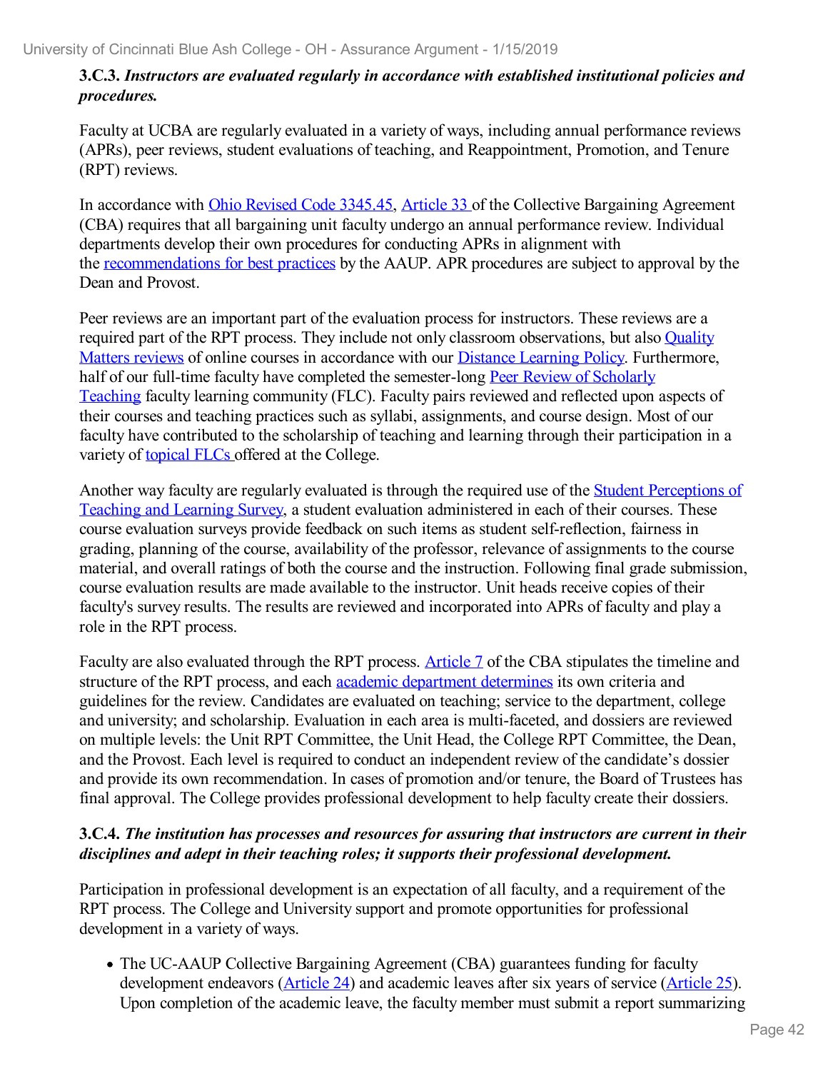**3.C.3.** ***Instructors are evaluated regularly in accordance with established institutional policies and procedures.***

Faculty at UCBA are regularly evaluated in a variety of ways, including annual performance reviews (APRs), peer reviews, student evaluations of teaching, and Reappointment, Promotion, and Tenure (RPT) reviews.

In accordance with Ohio Revised Code 3345.45, Article 33 of the Collective Bargaining Agreement (CBA) requires that all bargaining unit faculty undergo an annual performance review. Individual departments develop their own procedures for conducting APRs in alignment with the recommendations for best practices by the AAUP. APR procedures are subject to approval by the Dean and Provost.

Peer reviews are an important part of the evaluation process for instructors. These reviews are a required part of the RPT process. They include not only classroom observations, but also Quality Matters reviews of online courses in accordance with our Distance Learning Policy. Furthermore, half of our full-time faculty have completed the semester-long Peer Review of Scholarly Teaching faculty learning community (FLC). Faculty pairs reviewed and reflected upon aspects of their courses and teaching practices such as syllabi, assignments, and course design. Most of our faculty have contributed to the scholarship of teaching and learning through their participation in a variety of topical FLCs offered at the College.

Another way faculty are regularly evaluated is through the required use of the Student Perceptions of Teaching and Learning Survey, a student evaluation administered in each of their courses. These course evaluation surveys provide feedback on such items as student self-reflection, fairness in grading, planning of the course, availability of the professor, relevance of assignments to the course material, and overall ratings of both the course and the instruction. Following final grade submission, course evaluation results are made available to the instructor. Unit heads receive copies of their faculty's survey results. The results are reviewed and incorporated into APRs of faculty and play a role in the RPT process.

Faculty are also evaluated through the RPT process. Article 7 of the CBA stipulates the timeline and structure of the RPT process, and each academic department determines its own criteria and guidelines for the review. Candidates are evaluated on teaching; service to the department, college and university; and scholarship. Evaluation in each area is multi-faceted, and dossiers are reviewed on multiple levels: the Unit RPT Committee, the Unit Head, the College RPT Committee, the Dean, and the Provost. Each level is required to conduct an independent review of the candidate's dossier and provide its own recommendation. In cases of promotion and/or tenure, the Board of Trustees has final approval. The College provides professional development to help faculty create their dossiers.

**3.C.4.** ***The institution has processes and resources for assuring that instructors are current in their disciplines and adept in their teaching roles; it supports their professional development.***

Participation in professional development is an expectation of all faculty, and a requirement of the RPT process. The College and University support and promote opportunities for professional development in a variety of ways.

- The UC-AAUP Collective Bargaining Agreement (CBA) guarantees funding for faculty development endeavors (Article 24) and academic leaves after six years of service (Article 25). Upon completion of the academic leave, the faculty member must submit a report summarizing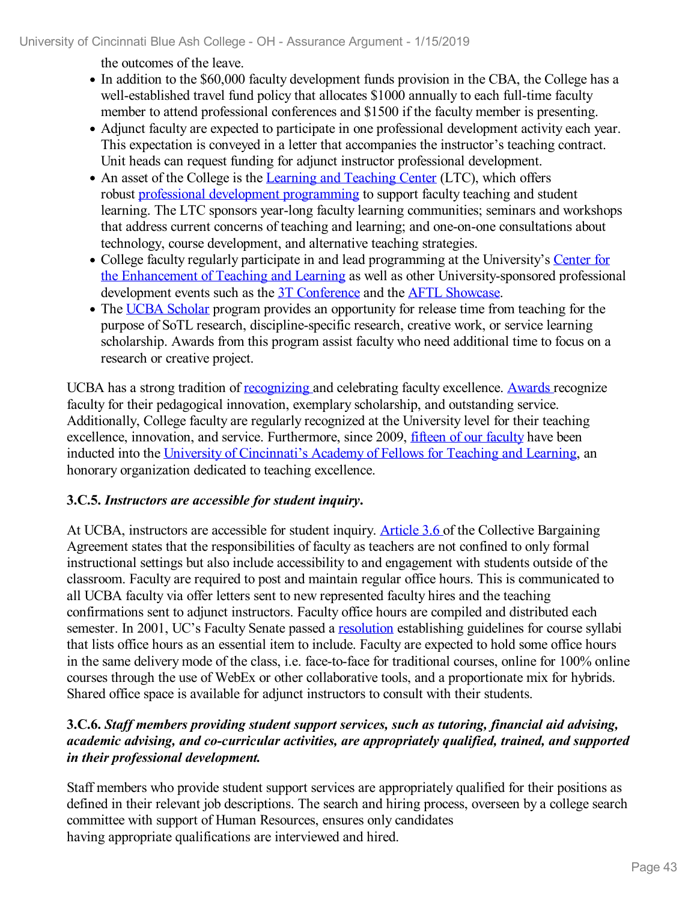the outcomes of the leave.

- In addition to the $60,000 faculty development funds provision in the CBA, the College has a well-established travel fund policy that allocates $1000 annually to each full-time faculty member to attend professional conferences and $1500 if the faculty member is presenting.
- Adjunct faculty are expected to participate in one professional development activity each year. This expectation is conveyed in a letter that accompanies the instructor's teaching contract. Unit heads can request funding for adjunct instructor professional development.
- An asset of the College is the Learning and Teaching Center (LTC), which offers robust professional development programming to support faculty teaching and student learning. The LTC sponsors year-long faculty learning communities; seminars and workshops that address current concerns of teaching and learning; and one-on-one consultations about technology, course development, and alternative teaching strategies.
- College faculty regularly participate in and lead programming at the University's Center for the Enhancement of Teaching and Learning as well as other University-sponsored professional development events such as the 3T Conference and the AFTL Showcase.
- The UCBA Scholar program provides an opportunity for release time from teaching for the purpose of SoTL research, discipline-specific research, creative work, or service learning scholarship. Awards from this program assist faculty who need additional time to focus on a research or creative project.

UCBA has a strong tradition of recognizing and celebrating faculty excellence. Awards recognize faculty for their pedagogical innovation, exemplary scholarship, and outstanding service. Additionally, College faculty are regularly recognized at the University level for their teaching excellence, innovation, and service. Furthermore, since 2009, fifteen of our faculty have been inducted into the University of Cincinnati's Academy of Fellows for Teaching and Learning, an honorary organization dedicated to teaching excellence.

**3.C.5.** ***Instructors are accessible for student inquiry.***

At UCBA, instructors are accessible for student inquiry. Article 3.6 of the Collective Bargaining Agreement states that the responsibilities of faculty as teachers are not confined to only formal instructional settings but also include accessibility to and engagement with students outside of the classroom. Faculty are required to post and maintain regular office hours. This is communicated to all UCBA faculty via offer letters sent to new represented faculty hires and the teaching confirmations sent to adjunct instructors. Faculty office hours are compiled and distributed each semester. In 2001, UC's Faculty Senate passed a resolution establishing guidelines for course syllabi that lists office hours as an essential item to include. Faculty are expected to hold some office hours in the same delivery mode of the class, i.e. face-to-face for traditional courses, online for 100% online courses through the use of WebEx or other collaborative tools, and a proportionate mix for hybrids. Shared office space is available for adjunct instructors to consult with their students.

**3.C.6.** ***Staff members providing student support services, such as tutoring, financial aid advising, academic advising, and co-curricular activities, are appropriately qualified, trained, and supported in their professional development.***

Staff members who provide student support services are appropriately qualified for their positions as defined in their relevant job descriptions. The search and hiring process, overseen by a college search committee with support of Human Resources, ensures only candidates having appropriate qualifications are interviewed and hired.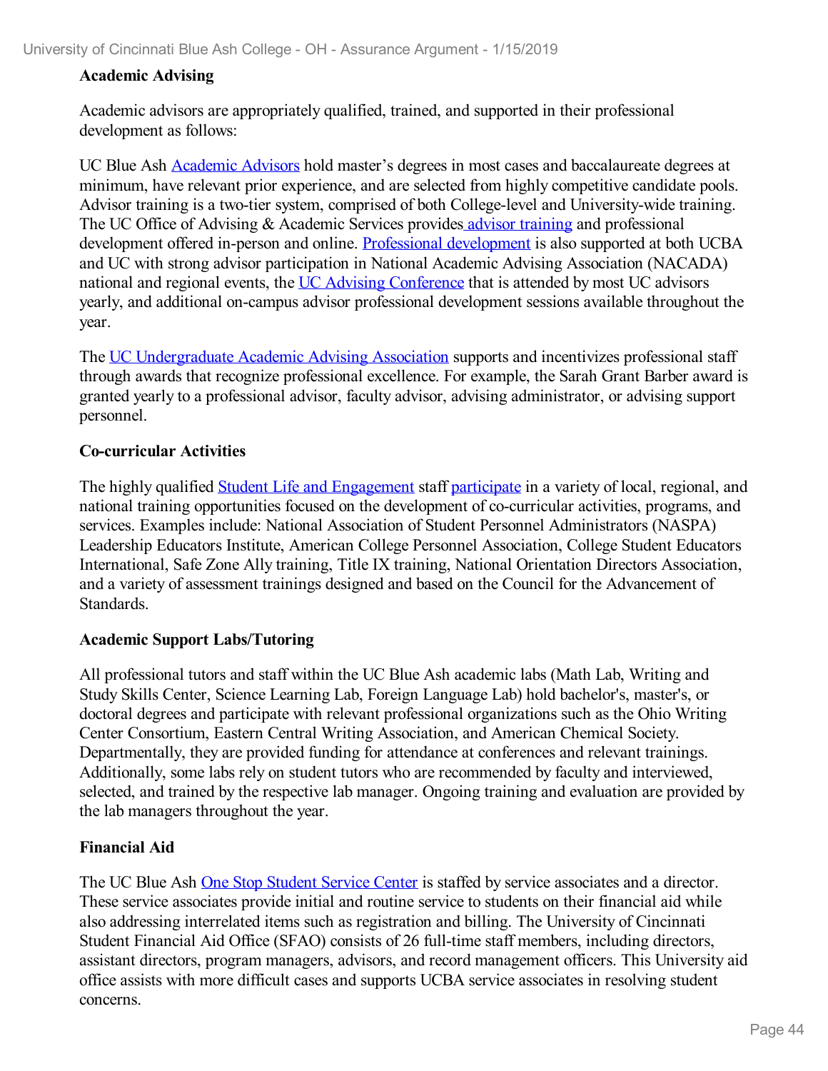**Academic Advising**

Academic advisors are appropriately qualified, trained, and supported in their professional development as follows:

UC Blue Ash Academic Advisors hold master's degrees in most cases and baccalaureate degrees at minimum, have relevant prior experience, and are selected from highly competitive candidate pools. Advisor training is a two-tier system, comprised of both College-level and University-wide training. The UC Office of Advising & Academic Services provides advisor training and professional development offered in-person and online. Professional development is also supported at both UCBA and UC with strong advisor participation in National Academic Advising Association (NACADA) national and regional events, the UC Advising Conference that is attended by most UC advisors yearly, and additional on-campus advisor professional development sessions available throughout the year.

The UC Undergraduate Academic Advising Association supports and incentivizes professional staff through awards that recognize professional excellence. For example, the Sarah Grant Barber award is granted yearly to a professional advisor, faculty advisor, advising administrator, or advising support personnel.

**Co-curricular Activities**

The highly qualified Student Life and Engagement staff participate in a variety of local, regional, and national training opportunities focused on the development of co-curricular activities, programs, and services. Examples include: National Association of Student Personnel Administrators (NASPA) Leadership Educators Institute, American College Personnel Association, College Student Educators International, Safe Zone Ally training, Title IX training, National Orientation Directors Association, and a variety of assessment trainings designed and based on the Council for the Advancement of Standards.

**Academic Support Labs/Tutoring**

All professional tutors and staff within the UC Blue Ash academic labs (Math Lab, Writing and Study Skills Center, Science Learning Lab, Foreign Language Lab) hold bachelor's, master's, or doctoral degrees and participate with relevant professional organizations such as the Ohio Writing Center Consortium, Eastern Central Writing Association, and American Chemical Society. Departmentally, they are provided funding for attendance at conferences and relevant trainings. Additionally, some labs rely on student tutors who are recommended by faculty and interviewed, selected, and trained by the respective lab manager. Ongoing training and evaluation are provided by the lab managers throughout the year.

**Financial Aid**

The UC Blue Ash One Stop Student Service Center is staffed by service associates and a director. These service associates provide initial and routine service to students on their financial aid while also addressing interrelated items such as registration and billing. The University of Cincinnati Student Financial Aid Office (SFAO) consists of 26 full-time staff members, including directors, assistant directors, program managers, advisors, and record management officers. This University aid office assists with more difficult cases and supports UCBA service associates in resolving student concerns.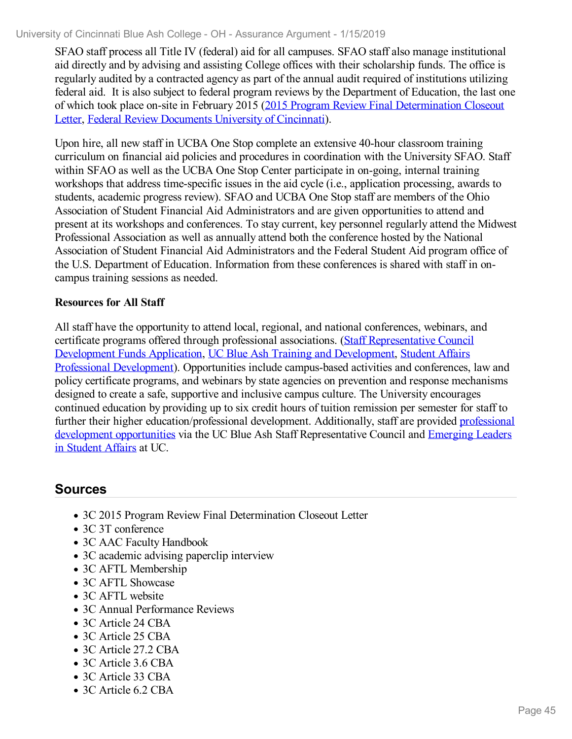SFAO staff process all Title IV (federal) aid for all campuses. SFAO staff also manage institutional aid directly and by advising and assisting College offices with their scholarship funds. The office is regularly audited by a contracted agency as part of the annual audit required of institutions utilizing federal aid. It is also subject to federal program reviews by the Department of Education, the last one of which took place on-site in February 2015 (2015 Program Review Final Determination Closeout Letter, Federal Review Documents University of Cincinnati).

Upon hire, all new staff in UCBA One Stop complete an extensive 40-hour classroom training curriculum on financial aid policies and procedures in coordination with the University SFAO. Staff within SFAO as well as the UCBA One Stop Center participate in on-going, internal training workshops that address time-specific issues in the aid cycle (i.e., application processing, awards to students, academic progress review). SFAO and UCBA One Stop staff are members of the Ohio Association of Student Financial Aid Administrators and are given opportunities to attend and present at its workshops and conferences. To stay current, key personnel regularly attend the Midwest Professional Association as well as annually attend both the conference hosted by the National Association of Student Financial Aid Administrators and the Federal Student Aid program office of the U.S. Department of Education. Information from these conferences is shared with staff in on-campus training sessions as needed.

**Resources for All Staff**

All staff have the opportunity to attend local, regional, and national conferences, webinars, and certificate programs offered through professional associations. (Staff Representative Council Development Funds Application, UC Blue Ash Training and Development, Student Affairs Professional Development). Opportunities include campus-based activities and conferences, law and policy certificate programs, and webinars by state agencies on prevention and response mechanisms designed to create a safe, supportive and inclusive campus culture. The University encourages continued education by providing up to six credit hours of tuition remission per semester for staff to further their higher education/professional development. Additionally, staff are provided professional development opportunities via the UC Blue Ash Staff Representative Council and Emerging Leaders in Student Affairs at UC.

## Sources

- 3C 2015 Program Review Final Determination Closeout Letter
- 3C 3T conference
- 3C AAC Faculty Handbook
- 3C academic advising paperclip interview
- 3C AFTL Membership
- 3C AFTL Showcase
- 3C AFTL website
- 3C Annual Performance Reviews
- 3C Article 24 CBA
- 3C Article 25 CBA
- 3C Article 27.2 CBA
- 3C Article 3.6 CBA
- 3C Article 33 CBA
- 3C Article 6.2 CBA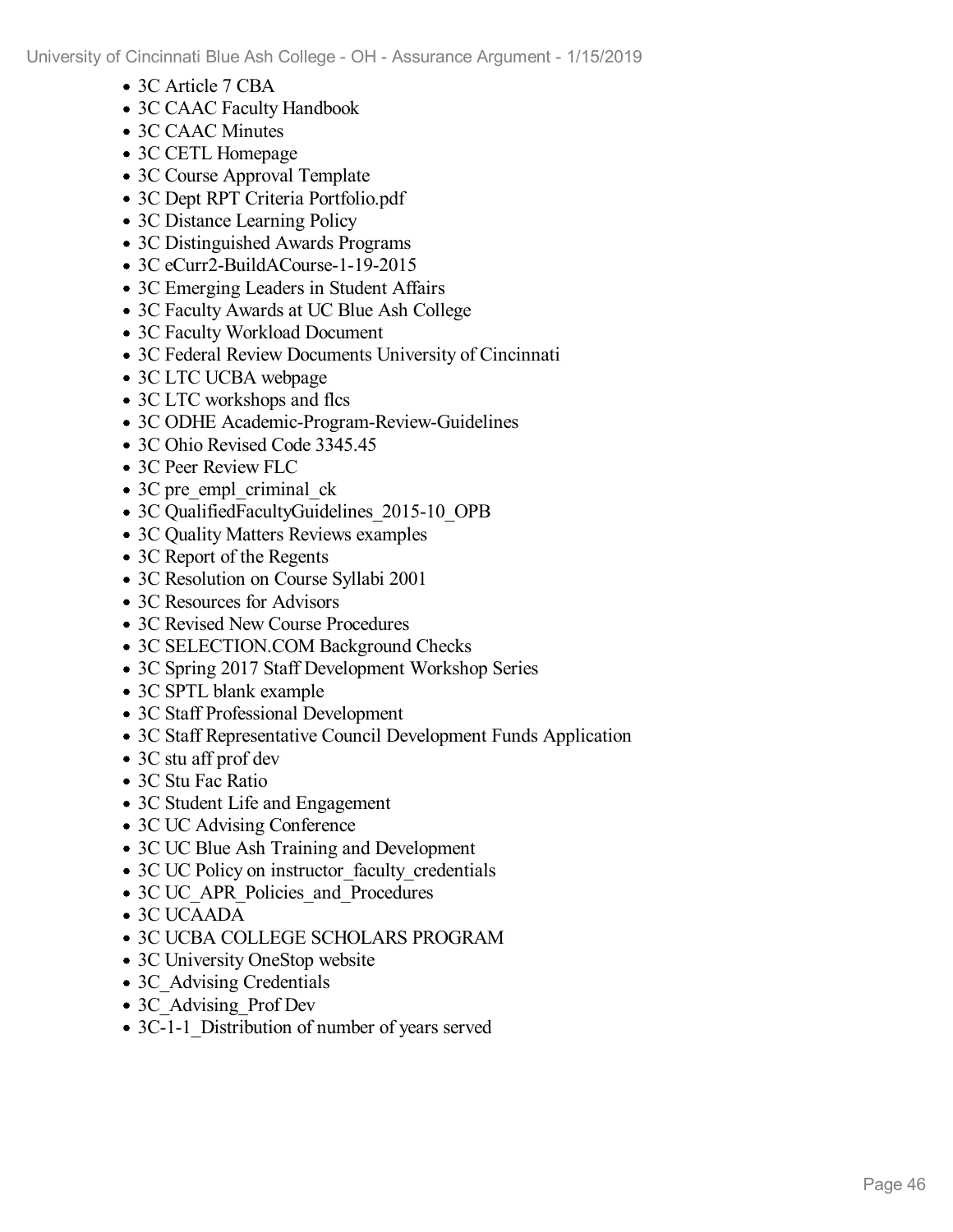- 3C Article 7 CBA
- 3C CAAC Faculty Handbook
- 3C CAAC Minutes
- 3C CETL Homepage
- 3C Course Approval Template
- 3C Dept RPT Criteria Portfolio.pdf
- 3C Distance Learning Policy
- 3C Distinguished Awards Programs
- 3C eCurr2-BuildACourse-1-19-2015
- 3C Emerging Leaders in Student Affairs
- 3C Faculty Awards at UC Blue Ash College
- 3C Faculty Workload Document
- 3C Federal Review Documents University of Cincinnati
- 3C LTC UCBA webpage
- 3C LTC workshops and flcs
- 3C ODHE Academic-Program-Review-Guidelines
- 3C Ohio Revised Code 3345.45
- 3C Peer Review FLC
- 3C pre_empl_criminal_ck
- 3C QualifiedFacultyGuidelines_2015-10_OPB
- 3C Quality Matters Reviews examples
- 3C Report of the Regents
- 3C Resolution on Course Syllabi 2001
- 3C Resources for Advisors
- 3C Revised New Course Procedures
- 3C SELECTION.COM Background Checks
- 3C Spring 2017 Staff Development Workshop Series
- 3C SPTL blank example
- 3C Staff Professional Development
- 3C Staff Representative Council Development Funds Application
- 3C stu aff prof dev
- 3C Stu Fac Ratio
- 3C Student Life and Engagement
- 3C UC Advising Conference
- 3C UC Blue Ash Training and Development
- 3C UC Policy on instructor_faculty_credentials
- 3C UC_APR_Policies_and_Procedures
- 3C UCAADA
- 3C UCBA COLLEGE SCHOLARS PROGRAM
- 3C University OneStop website
- 3C_Advising Credentials
- 3C_Advising_Prof Dev
- 3C-1-1_Distribution of number of years served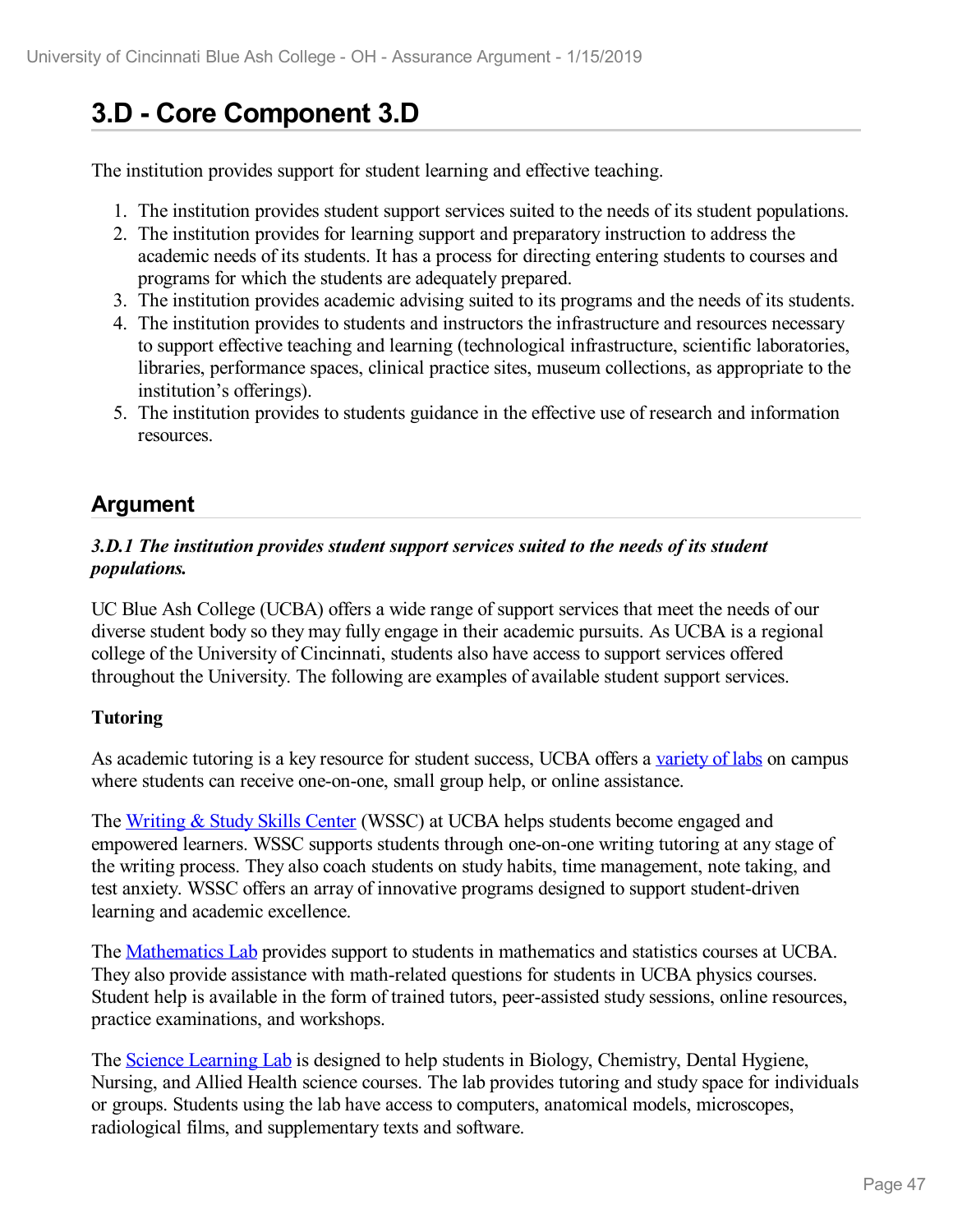# 3.D - Core Component 3.D

The institution provides support for student learning and effective teaching.

1. The institution provides student support services suited to the needs of its student populations.
2. The institution provides for learning support and preparatory instruction to address the academic needs of its students. It has a process for directing entering students to courses and programs for which the students are adequately prepared.
3. The institution provides academic advising suited to its programs and the needs of its students.
4. The institution provides to students and instructors the infrastructure and resources necessary to support effective teaching and learning (technological infrastructure, scientific laboratories, libraries, performance spaces, clinical practice sites, museum collections, as appropriate to the institution's offerings).
5. The institution provides to students guidance in the effective use of research and information resources.

## Argument

***3.D.1 The institution provides student support services suited to the needs of its student populations.***

UC Blue Ash College (UCBA) offers a wide range of support services that meet the needs of our diverse student body so they may fully engage in their academic pursuits. As UCBA is a regional college of the University of Cincinnati, students also have access to support services offered throughout the University. The following are examples of available student support services.

**Tutoring**

As academic tutoring is a key resource for student success, UCBA offers a variety of labs on campus where students can receive one-on-one, small group help, or online assistance.

The Writing & Study Skills Center (WSSC) at UCBA helps students become engaged and empowered learners. WSSC supports students through one-on-one writing tutoring at any stage of the writing process. They also coach students on study habits, time management, note taking, and test anxiety. WSSC offers an array of innovative programs designed to support student-driven learning and academic excellence.

The Mathematics Lab provides support to students in mathematics and statistics courses at UCBA. They also provide assistance with math-related questions for students in UCBA physics courses. Student help is available in the form of trained tutors, peer-assisted study sessions, online resources, practice examinations, and workshops.

The Science Learning Lab is designed to help students in Biology, Chemistry, Dental Hygiene, Nursing, and Allied Health science courses. The lab provides tutoring and study space for individuals or groups. Students using the lab have access to computers, anatomical models, microscopes, radiological films, and supplementary texts and software.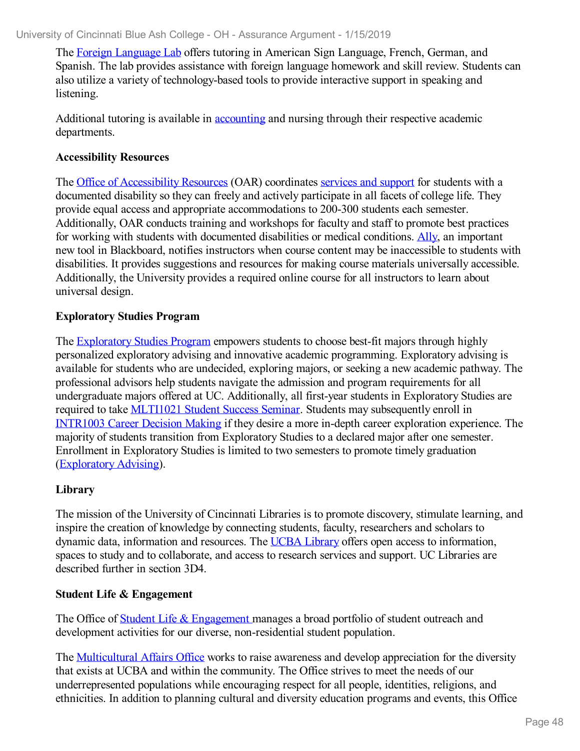The Foreign Language Lab offers tutoring in American Sign Language, French, German, and Spanish. The lab provides assistance with foreign language homework and skill review. Students can also utilize a variety of technology-based tools to provide interactive support in speaking and listening.

Additional tutoring is available in accounting and nursing through their respective academic departments.

**Accessibility Resources**

The Office of Accessibility Resources (OAR) coordinates services and support for students with a documented disability so they can freely and actively participate in all facets of college life. They provide equal access and appropriate accommodations to 200-300 students each semester. Additionally, OAR conducts training and workshops for faculty and staff to promote best practices for working with students with documented disabilities or medical conditions. Ally, an important new tool in Blackboard, notifies instructors when course content may be inaccessible to students with disabilities. It provides suggestions and resources for making course materials universally accessible. Additionally, the University provides a required online course for all instructors to learn about universal design.

**Exploratory Studies Program**

The Exploratory Studies Program empowers students to choose best-fit majors through highly personalized exploratory advising and innovative academic programming. Exploratory advising is available for students who are undecided, exploring majors, or seeking a new academic pathway. The professional advisors help students navigate the admission and program requirements for all undergraduate majors offered at UC. Additionally, all first-year students in Exploratory Studies are required to take MLTI1021 Student Success Seminar. Students may subsequently enroll in INTR1003 Career Decision Making if they desire a more in-depth career exploration experience. The majority of students transition from Exploratory Studies to a declared major after one semester. Enrollment in Exploratory Studies is limited to two semesters to promote timely graduation (Exploratory Advising).

**Library**

The mission of the University of Cincinnati Libraries is to promote discovery, stimulate learning, and inspire the creation of knowledge by connecting students, faculty, researchers and scholars to dynamic data, information and resources. The UCBA Library offers open access to information, spaces to study and to collaborate, and access to research services and support. UC Libraries are described further in section 3D4.

**Student Life & Engagement**

The Office of Student Life & Engagement manages a broad portfolio of student outreach and development activities for our diverse, non-residential student population.

The Multicultural Affairs Office works to raise awareness and develop appreciation for the diversity that exists at UCBA and within the community. The Office strives to meet the needs of our underrepresented populations while encouraging respect for all people, identities, religions, and ethnicities. In addition to planning cultural and diversity education programs and events, this Office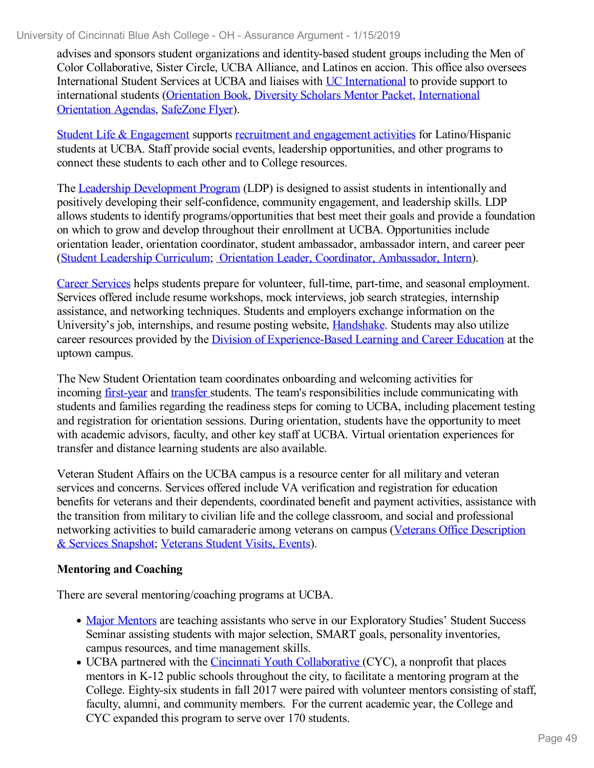advises and sponsors student organizations and identity-based student groups including the Men of Color Collaborative, Sister Circle, UCBA Alliance, and Latinos en accion. This office also oversees International Student Services at UCBA and liaises with UC International to provide support to international students (Orientation Book, Diversity Scholars Mentor Packet, International Orientation Agendas, SafeZone Flyer).

Student Life & Engagement supports recruitment and engagement activities for Latino/Hispanic students at UCBA. Staff provide social events, leadership opportunities, and other programs to connect these students to each other and to College resources.

The Leadership Development Program (LDP) is designed to assist students in intentionally and positively developing their self-confidence, community engagement, and leadership skills. LDP allows students to identify programs/opportunities that best meet their goals and provide a foundation on which to grow and develop throughout their enrollment at UCBA. Opportunities include orientation leader, orientation coordinator, student ambassador, ambassador intern, and career peer (Student Leadership Curriculum; Orientation Leader, Coordinator, Ambassador, Intern).

Career Services helps students prepare for volunteer, full-time, part-time, and seasonal employment. Services offered include resume workshops, mock interviews, job search strategies, internship assistance, and networking techniques. Students and employers exchange information on the University's job, internships, and resume posting website, Handshake. Students may also utilize career resources provided by the Division of Experience-Based Learning and Career Education at the uptown campus.

The New Student Orientation team coordinates onboarding and welcoming activities for incoming first-year and transfer students. The team's responsibilities include communicating with students and families regarding the readiness steps for coming to UCBA, including placement testing and registration for orientation sessions. During orientation, students have the opportunity to meet with academic advisors, faculty, and other key staff at UCBA. Virtual orientation experiences for transfer and distance learning students are also available.

Veteran Student Affairs on the UCBA campus is a resource center for all military and veteran services and concerns. Services offered include VA verification and registration for education benefits for veterans and their dependents, coordinated benefit and payment activities, assistance with the transition from military to civilian life and the college classroom, and social and professional networking activities to build camaraderie among veterans on campus (Veterans Office Description & Services Snapshot; Veterans Student Visits, Events).

**Mentoring and Coaching**

There are several mentoring/coaching programs at UCBA.

- Major Mentors are teaching assistants who serve in our Exploratory Studies' Student Success Seminar assisting students with major selection, SMART goals, personality inventories, campus resources, and time management skills.
- UCBA partnered with the Cincinnati Youth Collaborative (CYC), a nonprofit that places mentors in K-12 public schools throughout the city, to facilitate a mentoring program at the College. Eighty-six students in fall 2017 were paired with volunteer mentors consisting of staff, faculty, alumni, and community members. For the current academic year, the College and CYC expanded this program to serve over 170 students.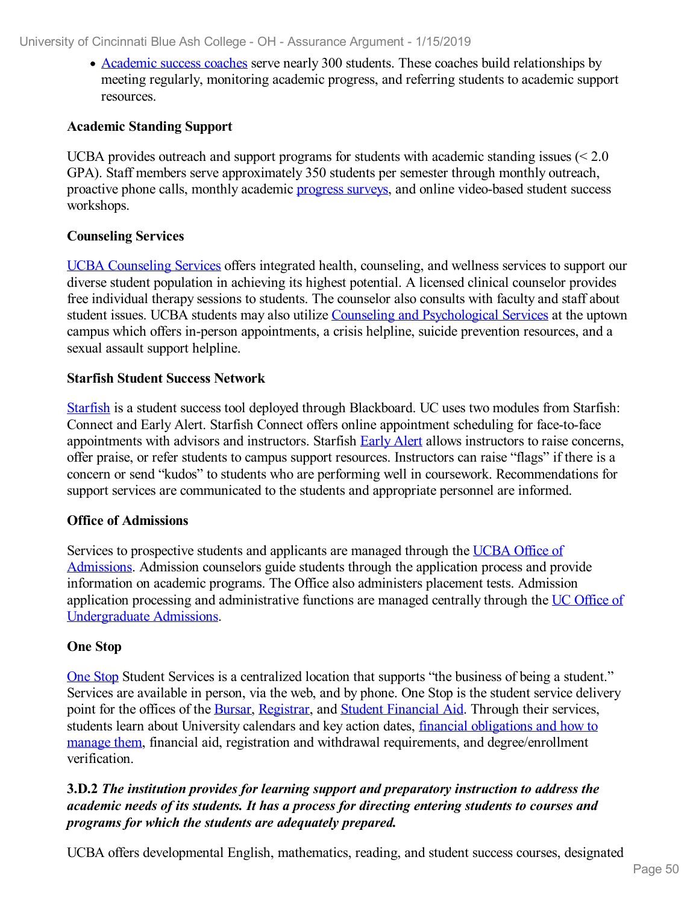- Academic success coaches serve nearly 300 students. These coaches build relationships by meeting regularly, monitoring academic progress, and referring students to academic support resources.

**Academic Standing Support**

UCBA provides outreach and support programs for students with academic standing issues (< 2.0 GPA). Staff members serve approximately 350 students per semester through monthly outreach, proactive phone calls, monthly academic progress surveys, and online video-based student success workshops.

**Counseling Services**

UCBA Counseling Services offers integrated health, counseling, and wellness services to support our diverse student population in achieving its highest potential. A licensed clinical counselor provides free individual therapy sessions to students. The counselor also consults with faculty and staff about student issues. UCBA students may also utilize Counseling and Psychological Services at the uptown campus which offers in-person appointments, a crisis helpline, suicide prevention resources, and a sexual assault support helpline.

**Starfish Student Success Network**

Starfish is a student success tool deployed through Blackboard. UC uses two modules from Starfish: Connect and Early Alert. Starfish Connect offers online appointment scheduling for face-to-face appointments with advisors and instructors. Starfish Early Alert allows instructors to raise concerns, offer praise, or refer students to campus support resources. Instructors can raise "flags" if there is a concern or send "kudos" to students who are performing well in coursework. Recommendations for support services are communicated to the students and appropriate personnel are informed.

**Office of Admissions**

Services to prospective students and applicants are managed through the UCBA Office of Admissions. Admission counselors guide students through the application process and provide information on academic programs. The Office also administers placement tests. Admission application processing and administrative functions are managed centrally through the UC Office of Undergraduate Admissions.

**One Stop**

One Stop Student Services is a centralized location that supports "the business of being a student." Services are available in person, via the web, and by phone. One Stop is the student service delivery point for the offices of the Bursar, Registrar, and Student Financial Aid. Through their services, students learn about University calendars and key action dates, financial obligations and how to manage them, financial aid, registration and withdrawal requirements, and degree/enrollment verification.

**3.D.2** ***The institution provides for learning support and preparatory instruction to address the academic needs of its students. It has a process for directing entering students to courses and programs for which the students are adequately prepared.***

UCBA offers developmental English, mathematics, reading, and student success courses, designated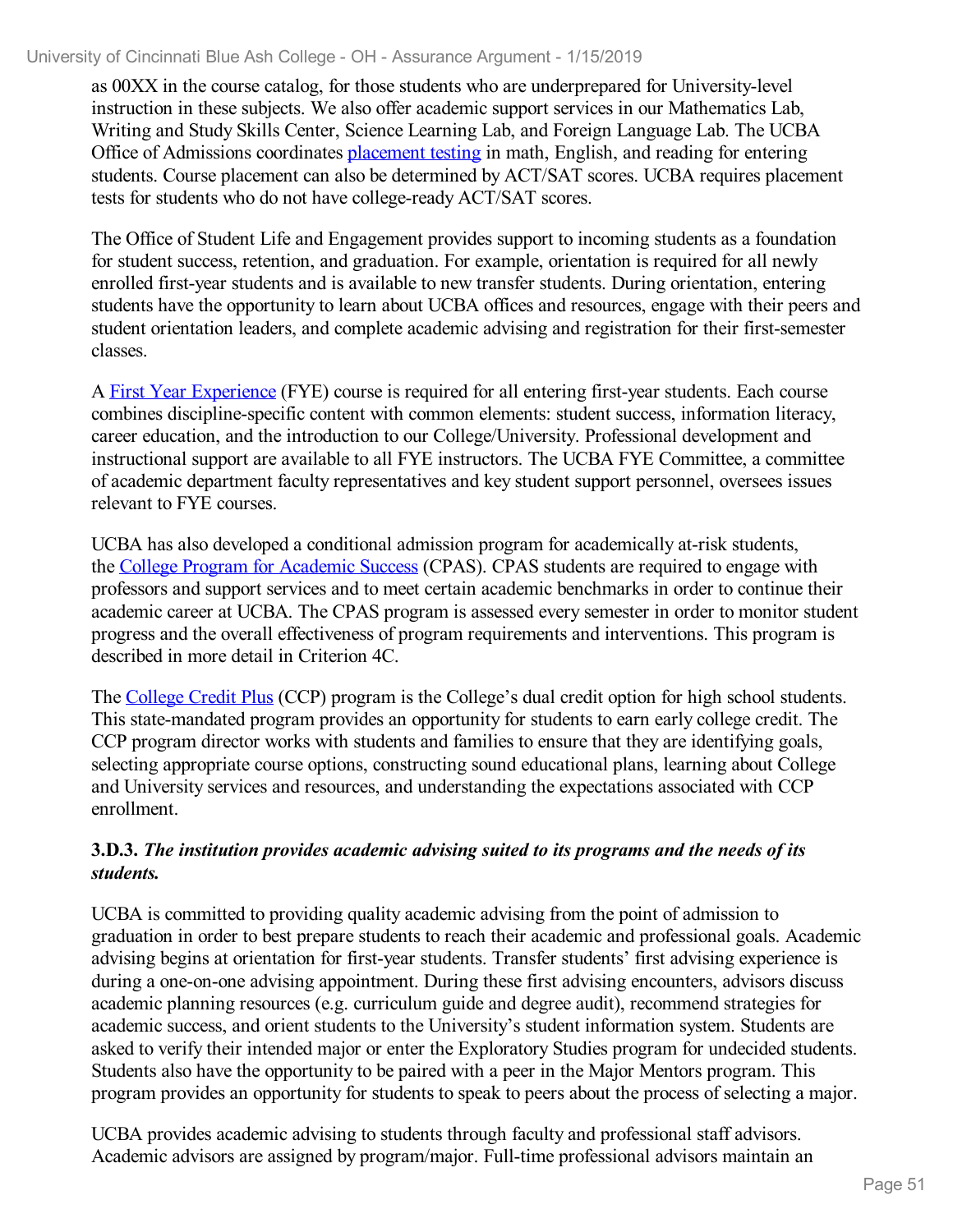as 00XX in the course catalog, for those students who are underprepared for University-level instruction in these subjects. We also offer academic support services in our Mathematics Lab, Writing and Study Skills Center, Science Learning Lab, and Foreign Language Lab. The UCBA Office of Admissions coordinates placement testing in math, English, and reading for entering students. Course placement can also be determined by ACT/SAT scores. UCBA requires placement tests for students who do not have college-ready ACT/SAT scores.

The Office of Student Life and Engagement provides support to incoming students as a foundation for student success, retention, and graduation. For example, orientation is required for all newly enrolled first-year students and is available to new transfer students. During orientation, entering students have the opportunity to learn about UCBA offices and resources, engage with their peers and student orientation leaders, and complete academic advising and registration for their first-semester classes.

A First Year Experience (FYE) course is required for all entering first-year students. Each course combines discipline-specific content with common elements: student success, information literacy, career education, and the introduction to our College/University. Professional development and instructional support are available to all FYE instructors. The UCBA FYE Committee, a committee of academic department faculty representatives and key student support personnel, oversees issues relevant to FYE courses.

UCBA has also developed a conditional admission program for academically at-risk students, the College Program for Academic Success (CPAS). CPAS students are required to engage with professors and support services and to meet certain academic benchmarks in order to continue their academic career at UCBA. The CPAS program is assessed every semester in order to monitor student progress and the overall effectiveness of program requirements and interventions. This program is described in more detail in Criterion 4C.

The College Credit Plus (CCP) program is the College's dual credit option for high school students. This state-mandated program provides an opportunity for students to earn early college credit. The CCP program director works with students and families to ensure that they are identifying goals, selecting appropriate course options, constructing sound educational plans, learning about College and University services and resources, and understanding the expectations associated with CCP enrollment.

**3.D.3. *The institution provides academic advising suited to its programs and the needs of its students.***

UCBA is committed to providing quality academic advising from the point of admission to graduation in order to best prepare students to reach their academic and professional goals. Academic advising begins at orientation for first-year students. Transfer students' first advising experience is during a one-on-one advising appointment. During these first advising encounters, advisors discuss academic planning resources (e.g. curriculum guide and degree audit), recommend strategies for academic success, and orient students to the University's student information system. Students are asked to verify their intended major or enter the Exploratory Studies program for undecided students. Students also have the opportunity to be paired with a peer in the Major Mentors program. This program provides an opportunity for students to speak to peers about the process of selecting a major.

UCBA provides academic advising to students through faculty and professional staff advisors. Academic advisors are assigned by program/major. Full-time professional advisors maintain an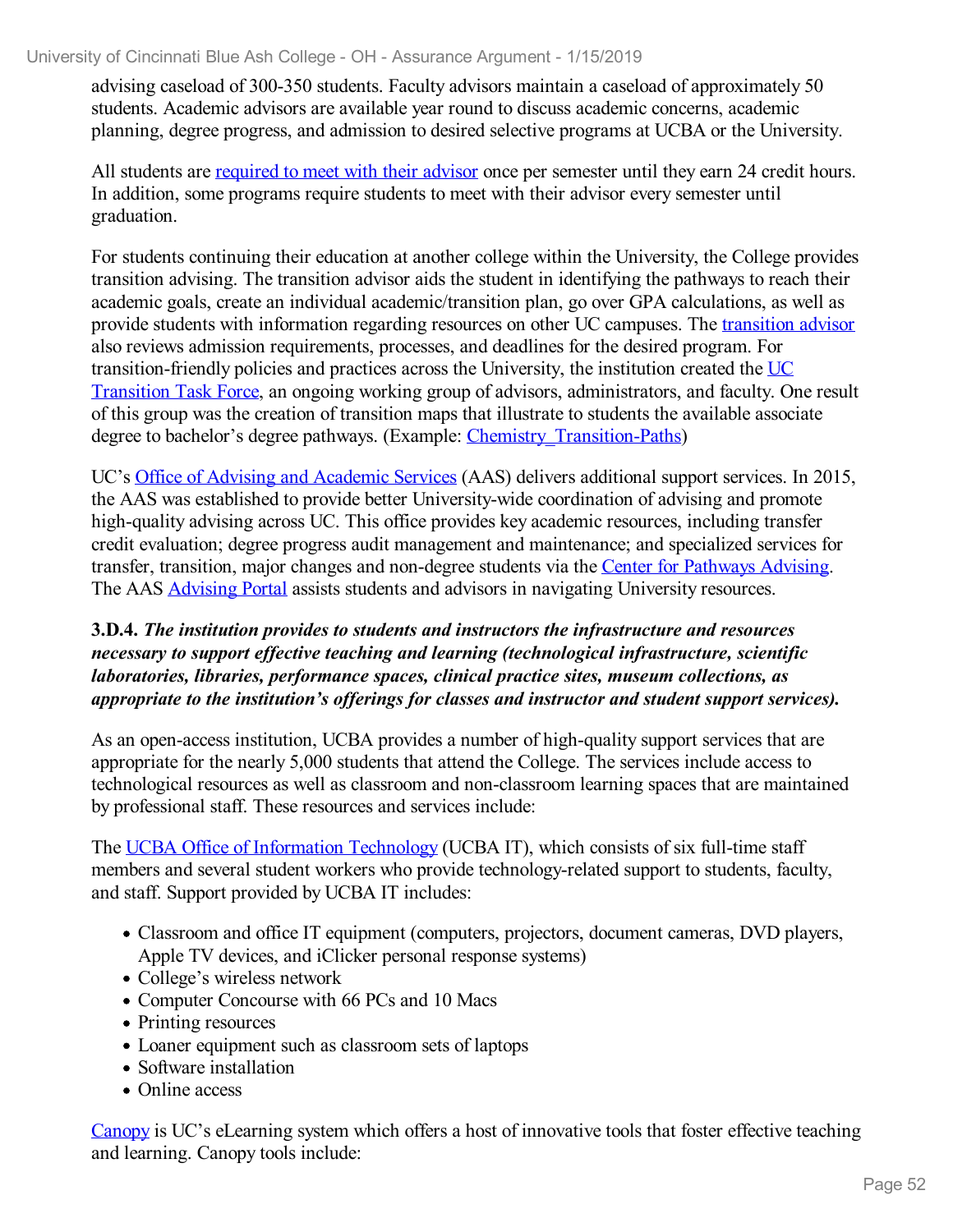advising caseload of 300-350 students. Faculty advisors maintain a caseload of approximately 50 students. Academic advisors are available year round to discuss academic concerns, academic planning, degree progress, and admission to desired selective programs at UCBA or the University.

All students are required to meet with their advisor once per semester until they earn 24 credit hours. In addition, some programs require students to meet with their advisor every semester until graduation.

For students continuing their education at another college within the University, the College provides transition advising. The transition advisor aids the student in identifying the pathways to reach their academic goals, create an individual academic/transition plan, go over GPA calculations, as well as provide students with information regarding resources on other UC campuses. The transition advisor also reviews admission requirements, processes, and deadlines for the desired program. For transition-friendly policies and practices across the University, the institution created the UC Transition Task Force, an ongoing working group of advisors, administrators, and faculty. One result of this group was the creation of transition maps that illustrate to students the available associate degree to bachelor's degree pathways. (Example: Chemistry_Transition-Paths)

UC's Office of Advising and Academic Services (AAS) delivers additional support services. In 2015, the AAS was established to provide better University-wide coordination of advising and promote high-quality advising across UC. This office provides key academic resources, including transfer credit evaluation; degree progress audit management and maintenance; and specialized services for transfer, transition, major changes and non-degree students via the Center for Pathways Advising. The AAS Advising Portal assists students and advisors in navigating University resources.

**3.D.4.** ***The institution provides to students and instructors the infrastructure and resources necessary to support effective teaching and learning (technological infrastructure, scientific laboratories, libraries, performance spaces, clinical practice sites, museum collections, as appropriate to the institution's offerings for classes and instructor and student support services).***

As an open-access institution, UCBA provides a number of high-quality support services that are appropriate for the nearly 5,000 students that attend the College. The services include access to technological resources as well as classroom and non-classroom learning spaces that are maintained by professional staff. These resources and services include:

The UCBA Office of Information Technology (UCBA IT), which consists of six full-time staff members and several student workers who provide technology-related support to students, faculty, and staff. Support provided by UCBA IT includes:

- Classroom and office IT equipment (computers, projectors, document cameras, DVD players, Apple TV devices, and iClicker personal response systems)
- College's wireless network
- Computer Concourse with 66 PCs and 10 Macs
- Printing resources
- Loaner equipment such as classroom sets of laptops
- Software installation
- Online access

Canopy is UC's eLearning system which offers a host of innovative tools that foster effective teaching and learning. Canopy tools include: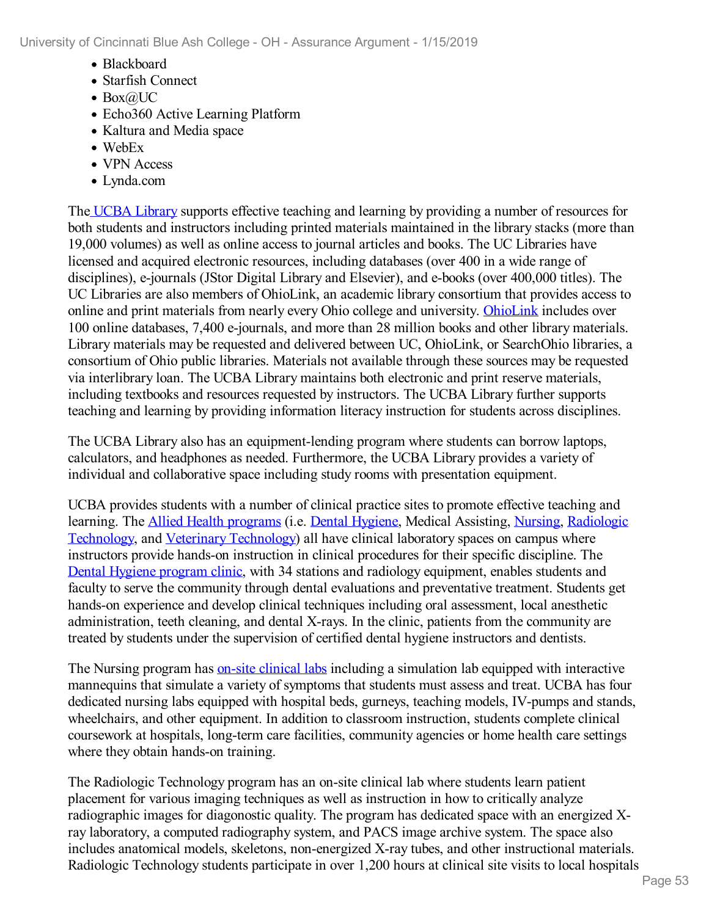- Blackboard
- Starfish Connect
- Box@UC
- Echo360 Active Learning Platform
- Kaltura and Media space
- WebEx
- VPN Access
- Lynda.com

The UCBA Library supports effective teaching and learning by providing a number of resources for both students and instructors including printed materials maintained in the library stacks (more than 19,000 volumes) as well as online access to journal articles and books. The UC Libraries have licensed and acquired electronic resources, including databases (over 400 in a wide range of disciplines), e-journals (JStor Digital Library and Elsevier), and e-books (over 400,000 titles). The UC Libraries are also members of OhioLink, an academic library consortium that provides access to online and print materials from nearly every Ohio college and university. OhioLink includes over 100 online databases, 7,400 e-journals, and more than 28 million books and other library materials. Library materials may be requested and delivered between UC, OhioLink, or SearchOhio libraries, a consortium of Ohio public libraries. Materials not available through these sources may be requested via interlibrary loan. The UCBA Library maintains both electronic and print reserve materials, including textbooks and resources requested by instructors. The UCBA Library further supports teaching and learning by providing information literacy instruction for students across disciplines.

The UCBA Library also has an equipment-lending program where students can borrow laptops, calculators, and headphones as needed. Furthermore, the UCBA Library provides a variety of individual and collaborative space including study rooms with presentation equipment.

UCBA provides students with a number of clinical practice sites to promote effective teaching and learning. The Allied Health programs (i.e. Dental Hygiene, Medical Assisting, Nursing, Radiologic Technology, and Veterinary Technology) all have clinical laboratory spaces on campus where instructors provide hands-on instruction in clinical procedures for their specific discipline. The Dental Hygiene program clinic, with 34 stations and radiology equipment, enables students and faculty to serve the community through dental evaluations and preventative treatment. Students get hands-on experience and develop clinical techniques including oral assessment, local anesthetic administration, teeth cleaning, and dental X-rays. In the clinic, patients from the community are treated by students under the supervision of certified dental hygiene instructors and dentists.

The Nursing program has on-site clinical labs including a simulation lab equipped with interactive mannequins that simulate a variety of symptoms that students must assess and treat. UCBA has four dedicated nursing labs equipped with hospital beds, gurneys, teaching models, IV-pumps and stands, wheelchairs, and other equipment. In addition to classroom instruction, students complete clinical coursework at hospitals, long-term care facilities, community agencies or home health care settings where they obtain hands-on training.

The Radiologic Technology program has an on-site clinical lab where students learn patient placement for various imaging techniques as well as instruction in how to critically analyze radiographic images for diagonostic quality. The program has dedicated space with an energized X-ray laboratory, a computed radiography system, and PACS image archive system. The space also includes anatomical models, skeletons, non-energized X-ray tubes, and other instructional materials. Radiologic Technology students participate in over 1,200 hours at clinical site visits to local hospitals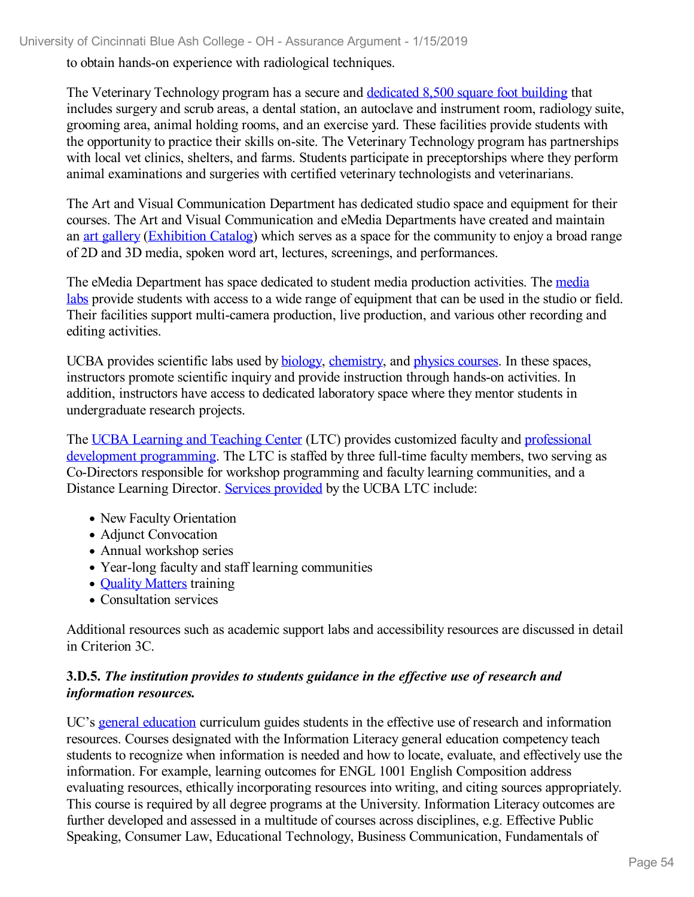to obtain hands-on experience with radiological techniques.

The Veterinary Technology program has a secure and dedicated 8,500 square foot building that includes surgery and scrub areas, a dental station, an autoclave and instrument room, radiology suite, grooming area, animal holding rooms, and an exercise yard. These facilities provide students with the opportunity to practice their skills on-site. The Veterinary Technology program has partnerships with local vet clinics, shelters, and farms. Students participate in preceptorships where they perform animal examinations and surgeries with certified veterinary technologists and veterinarians.

The Art and Visual Communication Department has dedicated studio space and equipment for their courses. The Art and Visual Communication and eMedia Departments have created and maintain an art gallery (Exhibition Catalog) which serves as a space for the community to enjoy a broad range of 2D and 3D media, spoken word art, lectures, screenings, and performances.

The eMedia Department has space dedicated to student media production activities. The media labs provide students with access to a wide range of equipment that can be used in the studio or field. Their facilities support multi-camera production, live production, and various other recording and editing activities.

UCBA provides scientific labs used by biology, chemistry, and physics courses. In these spaces, instructors promote scientific inquiry and provide instruction through hands-on activities. In addition, instructors have access to dedicated laboratory space where they mentor students in undergraduate research projects.

The UCBA Learning and Teaching Center (LTC) provides customized faculty and professional development programming. The LTC is staffed by three full-time faculty members, two serving as Co-Directors responsible for workshop programming and faculty learning communities, and a Distance Learning Director. Services provided by the UCBA LTC include:

- New Faculty Orientation
- Adjunct Convocation
- Annual workshop series
- Year-long faculty and staff learning communities
- Quality Matters training
- Consultation services

Additional resources such as academic support labs and accessibility resources are discussed in detail in Criterion 3C.

**3.D.5.** ***The institution provides to students guidance in the effective use of research and information resources.***

UC's general education curriculum guides students in the effective use of research and information resources. Courses designated with the Information Literacy general education competency teach students to recognize when information is needed and how to locate, evaluate, and effectively use the information. For example, learning outcomes for ENGL 1001 English Composition address evaluating resources, ethically incorporating resources into writing, and citing sources appropriately. This course is required by all degree programs at the University. Information Literacy outcomes are further developed and assessed in a multitude of courses across disciplines, e.g. Effective Public Speaking, Consumer Law, Educational Technology, Business Communication, Fundamentals of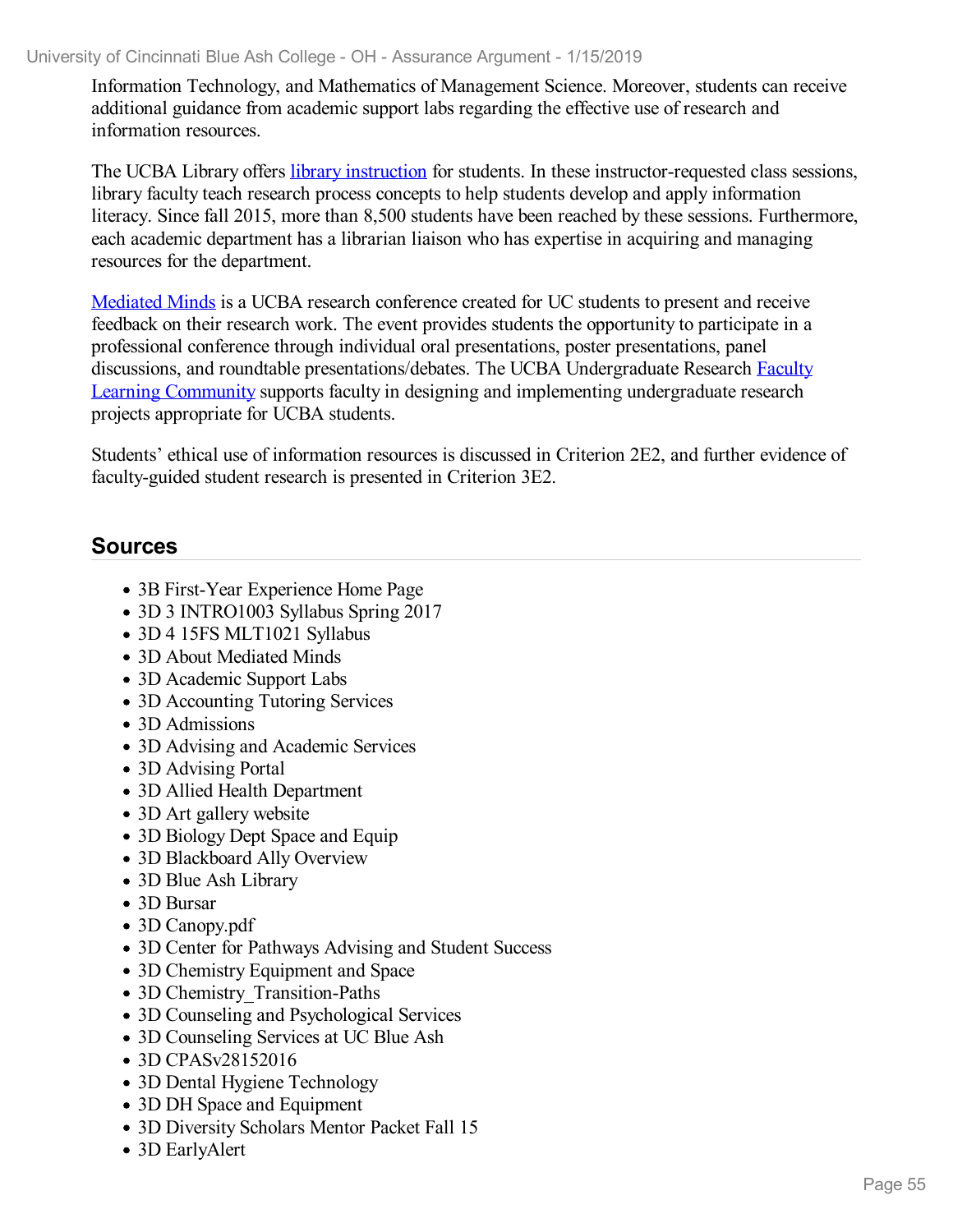Information Technology, and Mathematics of Management Science. Moreover, students can receive additional guidance from academic support labs regarding the effective use of research and information resources.

The UCBA Library offers library instruction for students. In these instructor-requested class sessions, library faculty teach research process concepts to help students develop and apply information literacy. Since fall 2015, more than 8,500 students have been reached by these sessions. Furthermore, each academic department has a librarian liaison who has expertise in acquiring and managing resources for the department.

Mediated Minds is a UCBA research conference created for UC students to present and receive feedback on their research work. The event provides students the opportunity to participate in a professional conference through individual oral presentations, poster presentations, panel discussions, and roundtable presentations/debates. The UCBA Undergraduate Research Faculty Learning Community supports faculty in designing and implementing undergraduate research projects appropriate for UCBA students.

Students' ethical use of information resources is discussed in Criterion 2E2, and further evidence of faculty-guided student research is presented in Criterion 3E2.

## Sources

- 3B First-Year Experience Home Page
- 3D 3 INTRO1003 Syllabus Spring 2017
- 3D 4 15FS MLT1021 Syllabus
- 3D About Mediated Minds
- 3D Academic Support Labs
- 3D Accounting Tutoring Services
- 3D Admissions
- 3D Advising and Academic Services
- 3D Advising Portal
- 3D Allied Health Department
- 3D Art gallery website
- 3D Biology Dept Space and Equip
- 3D Blackboard Ally Overview
- 3D Blue Ash Library
- 3D Bursar
- 3D Canopy.pdf
- 3D Center for Pathways Advising and Student Success
- 3D Chemistry Equipment and Space
- 3D Chemistry_Transition-Paths
- 3D Counseling and Psychological Services
- 3D Counseling Services at UC Blue Ash
- 3D CPASv28152016
- 3D Dental Hygiene Technology
- 3D DH Space and Equipment
- 3D Diversity Scholars Mentor Packet Fall 15
- 3D EarlyAlert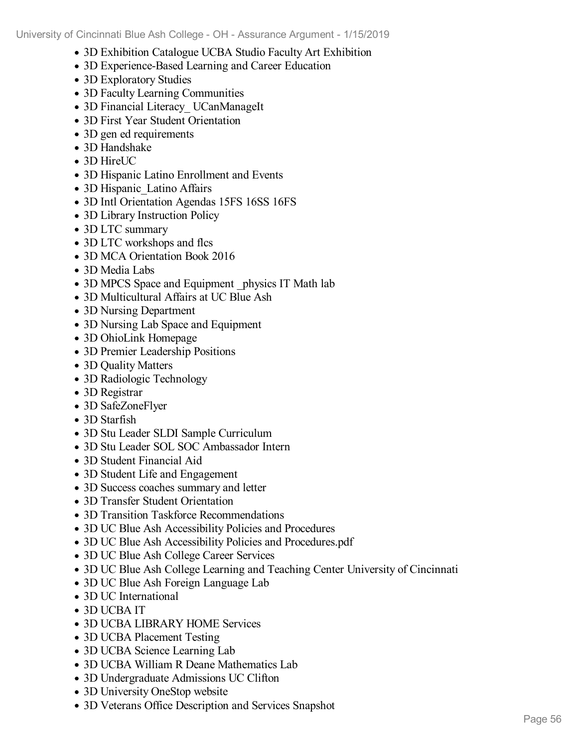- 3D Exhibition Catalogue UCBA Studio Faculty Art Exhibition
- 3D Experience-Based Learning and Career Education
- 3D Exploratory Studies
- 3D Faculty Learning Communities
- 3D Financial Literacy_ UCanManageIt
- 3D First Year Student Orientation
- 3D gen ed requirements
- 3D Handshake
- 3D HireUC
- 3D Hispanic Latino Enrollment and Events
- 3D Hispanic_Latino Affairs
- 3D Intl Orientation Agendas 15FS 16SS 16FS
- 3D Library Instruction Policy
- 3D LTC summary
- 3D LTC workshops and flcs
- 3D MCA Orientation Book 2016
- 3D Media Labs
- 3D MPCS Space and Equipment _physics IT Math lab
- 3D Multicultural Affairs at UC Blue Ash
- 3D Nursing Department
- 3D Nursing Lab Space and Equipment
- 3D OhioLink Homepage
- 3D Premier Leadership Positions
- 3D Quality Matters
- 3D Radiologic Technology
- 3D Registrar
- 3D SafeZoneFlyer
- 3D Starfish
- 3D Stu Leader SLDI Sample Curriculum
- 3D Stu Leader SOL SOC Ambassador Intern
- 3D Student Financial Aid
- 3D Student Life and Engagement
- 3D Success coaches summary and letter
- 3D Transfer Student Orientation
- 3D Transition Taskforce Recommendations
- 3D UC Blue Ash Accessibility Policies and Procedures
- 3D UC Blue Ash Accessibility Policies and Procedures.pdf
- 3D UC Blue Ash College Career Services
- 3D UC Blue Ash College Learning and Teaching Center University of Cincinnati
- 3D UC Blue Ash Foreign Language Lab
- 3D UC International
- 3D UCBA IT
- 3D UCBA LIBRARY HOME Services
- 3D UCBA Placement Testing
- 3D UCBA Science Learning Lab
- 3D UCBA William R Deane Mathematics Lab
- 3D Undergraduate Admissions UC Clifton
- 3D University OneStop website
- 3D Veterans Office Description and Services Snapshot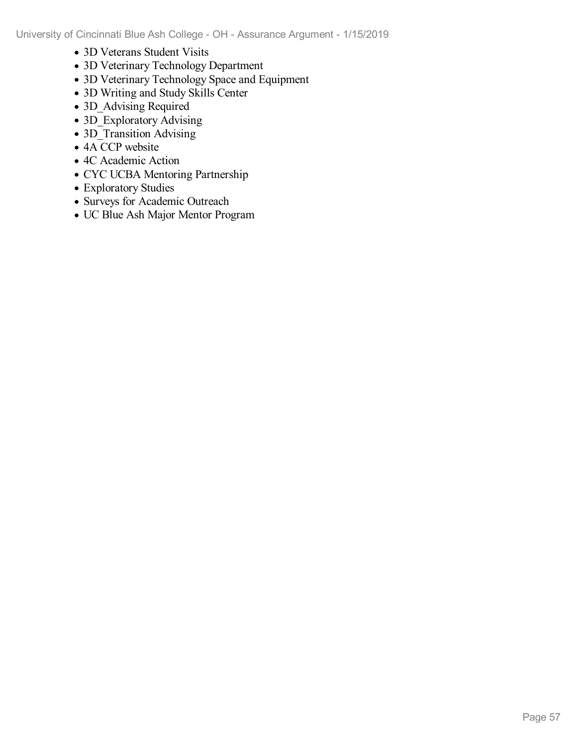- 3D Veterans Student Visits
- 3D Veterinary Technology Department
- 3D Veterinary Technology Space and Equipment
- 3D Writing and Study Skills Center
- 3D_Advising Required
- 3D_Exploratory Advising
- 3D_Transition Advising
- 4A CCP website
- 4C Academic Action
- CYC UCBA Mentoring Partnership
- Exploratory Studies
- Surveys for Academic Outreach
- UC Blue Ash Major Mentor Program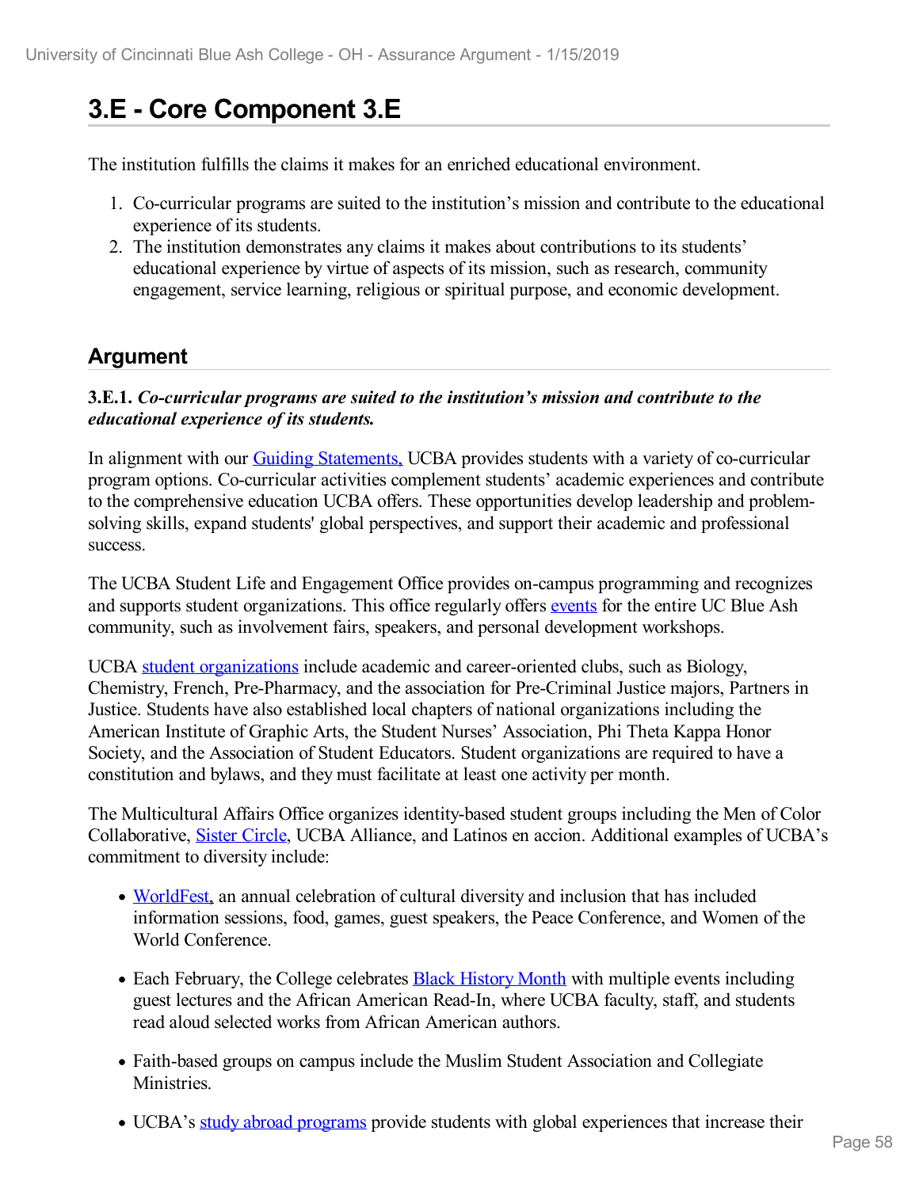# 3.E - Core Component 3.E

The institution fulfills the claims it makes for an enriched educational environment.

1. Co-curricular programs are suited to the institution's mission and contribute to the educational experience of its students.
2. The institution demonstrates any claims it makes about contributions to its students' educational experience by virtue of aspects of its mission, such as research, community engagement, service learning, religious or spiritual purpose, and economic development.

## Argument

**3.E.1.** ***Co-curricular programs are suited to the institution's mission and contribute to the educational experience of its students.***

In alignment with our Guiding Statements, UCBA provides students with a variety of co-curricular program options. Co-curricular activities complement students' academic experiences and contribute to the comprehensive education UCBA offers. These opportunities develop leadership and problem-solving skills, expand students' global perspectives, and support their academic and professional success.

The UCBA Student Life and Engagement Office provides on-campus programming and recognizes and supports student organizations. This office regularly offers events for the entire UC Blue Ash community, such as involvement fairs, speakers, and personal development workshops.

UCBA student organizations include academic and career-oriented clubs, such as Biology, Chemistry, French, Pre-Pharmacy, and the association for Pre-Criminal Justice majors, Partners in Justice. Students have also established local chapters of national organizations including the American Institute of Graphic Arts, the Student Nurses' Association, Phi Theta Kappa Honor Society, and the Association of Student Educators. Student organizations are required to have a constitution and bylaws, and they must facilitate at least one activity per month.

The Multicultural Affairs Office organizes identity-based student groups including the Men of Color Collaborative, Sister Circle, UCBA Alliance, and Latinos en accion. Additional examples of UCBA's commitment to diversity include:

- WorldFest, an annual celebration of cultural diversity and inclusion that has included information sessions, food, games, guest speakers, the Peace Conference, and Women of the World Conference.
- Each February, the College celebrates Black History Month with multiple events including guest lectures and the African American Read-In, where UCBA faculty, staff, and students read aloud selected works from African American authors.
- Faith-based groups on campus include the Muslim Student Association and Collegiate Ministries.
- UCBA's study abroad programs provide students with global experiences that increase their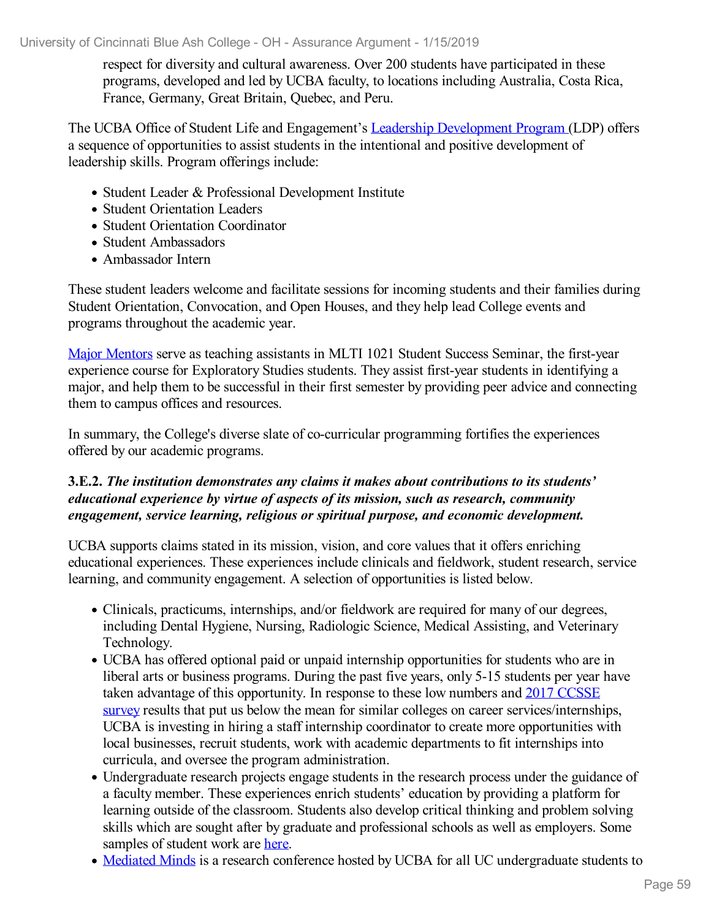respect for diversity and cultural awareness. Over 200 students have participated in these programs, developed and led by UCBA faculty, to locations including Australia, Costa Rica, France, Germany, Great Britain, Quebec, and Peru.

The UCBA Office of Student Life and Engagement's Leadership Development Program (LDP) offers a sequence of opportunities to assist students in the intentional and positive development of leadership skills. Program offerings include:

- Student Leader & Professional Development Institute
- Student Orientation Leaders
- Student Orientation Coordinator
- Student Ambassadors
- Ambassador Intern

These student leaders welcome and facilitate sessions for incoming students and their families during Student Orientation, Convocation, and Open Houses, and they help lead College events and programs throughout the academic year.

Major Mentors serve as teaching assistants in MLTI 1021 Student Success Seminar, the first-year experience course for Exploratory Studies students. They assist first-year students in identifying a major, and help them to be successful in their first semester by providing peer advice and connecting them to campus offices and resources.

In summary, the College's diverse slate of co-curricular programming fortifies the experiences offered by our academic programs.

**3.E.2.** ***The institution demonstrates any claims it makes about contributions to its students' educational experience by virtue of aspects of its mission, such as research, community engagement, service learning, religious or spiritual purpose, and economic development.***

UCBA supports claims stated in its mission, vision, and core values that it offers enriching educational experiences. These experiences include clinicals and fieldwork, student research, service learning, and community engagement. A selection of opportunities is listed below.

- Clinicals, practicums, internships, and/or fieldwork are required for many of our degrees, including Dental Hygiene, Nursing, Radiologic Science, Medical Assisting, and Veterinary Technology.
- UCBA has offered optional paid or unpaid internship opportunities for students who are in liberal arts or business programs. During the past five years, only 5-15 students per year have taken advantage of this opportunity. In response to these low numbers and 2017 CCSSE survey results that put us below the mean for similar colleges on career services/internships, UCBA is investing in hiring a staff internship coordinator to create more opportunities with local businesses, recruit students, work with academic departments to fit internships into curricula, and oversee the program administration.
- Undergraduate research projects engage students in the research process under the guidance of a faculty member. These experiences enrich students' education by providing a platform for learning outside of the classroom. Students also develop critical thinking and problem solving skills which are sought after by graduate and professional schools as well as employers. Some samples of student work are here.
- Mediated Minds is a research conference hosted by UCBA for all UC undergraduate students to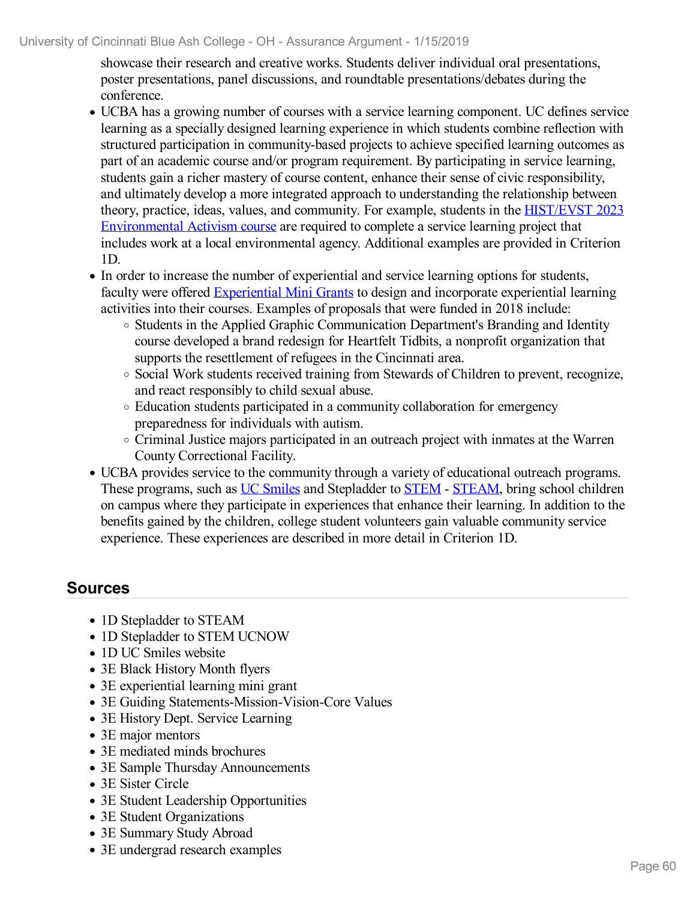showcase their research and creative works. Students deliver individual oral presentations, poster presentations, panel discussions, and roundtable presentations/debates during the conference.

- UCBA has a growing number of courses with a service learning component. UC defines service learning as a specially designed learning experience in which students combine reflection with structured participation in community-based projects to achieve specified learning outcomes as part of an academic course and/or program requirement. By participating in service learning, students gain a richer mastery of course content, enhance their sense of civic responsibility, and ultimately develop a more integrated approach to understanding the relationship between theory, practice, ideas, values, and community. For example, students in the HIST/EVST 2023 Environmental Activism course are required to complete a service learning project that includes work at a local environmental agency. Additional examples are provided in Criterion 1D.
- In order to increase the number of experiential and service learning options for students, faculty were offered Experiential Mini Grants to design and incorporate experiential learning activities into their courses. Examples of proposals that were funded in 2018 include:
  - Students in the Applied Graphic Communication Department's Branding and Identity course developed a brand redesign for Heartfelt Tidbits, a nonprofit organization that supports the resettlement of refugees in the Cincinnati area.
  - Social Work students received training from Stewards of Children to prevent, recognize, and react responsibly to child sexual abuse.
  - Education students participated in a community collaboration for emergency preparedness for individuals with autism.
  - Criminal Justice majors participated in an outreach project with inmates at the Warren County Correctional Facility.
- UCBA provides service to the community through a variety of educational outreach programs. These programs, such as UC Smiles and Stepladder to STEM - STEAM, bring school children on campus where they participate in experiences that enhance their learning. In addition to the benefits gained by the children, college student volunteers gain valuable community service experience. These experiences are described in more detail in Criterion 1D.

## Sources

- 1D Stepladder to STEAM
- 1D Stepladder to STEM UCNOW
- 1D UC Smiles website
- 3E Black History Month flyers
- 3E experiential learning mini grant
- 3E Guiding Statements-Mission-Vision-Core Values
- 3E History Dept. Service Learning
- 3E major mentors
- 3E mediated minds brochures
- 3E Sample Thursday Announcements
- 3E Sister Circle
- 3E Student Leadership Opportunities
- 3E Student Organizations
- 3E Summary Study Abroad
- 3E undergrad research examples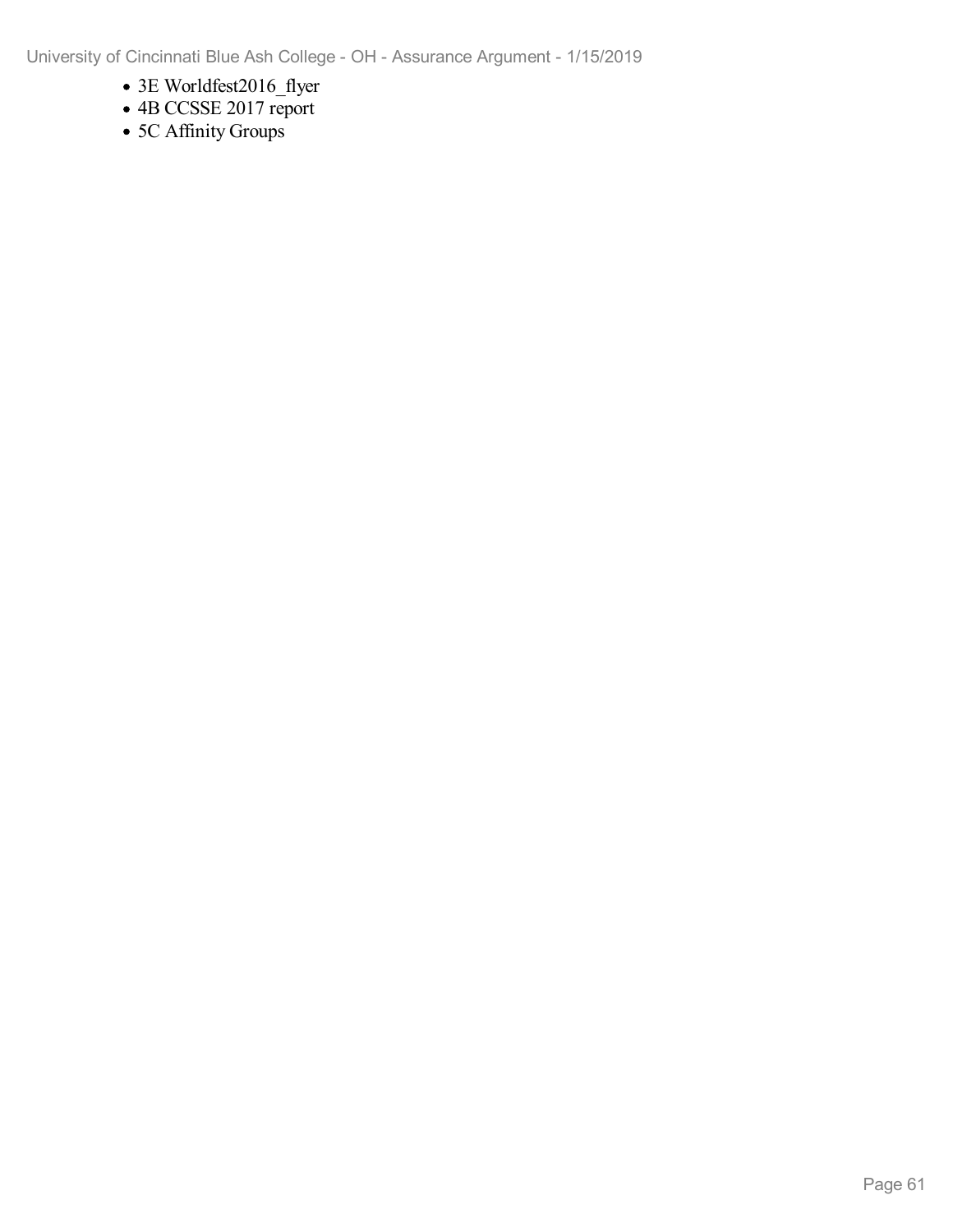- 3E Worldfest2016_flyer
- 4B CCSSE 2017 report
- 5C Affinity Groups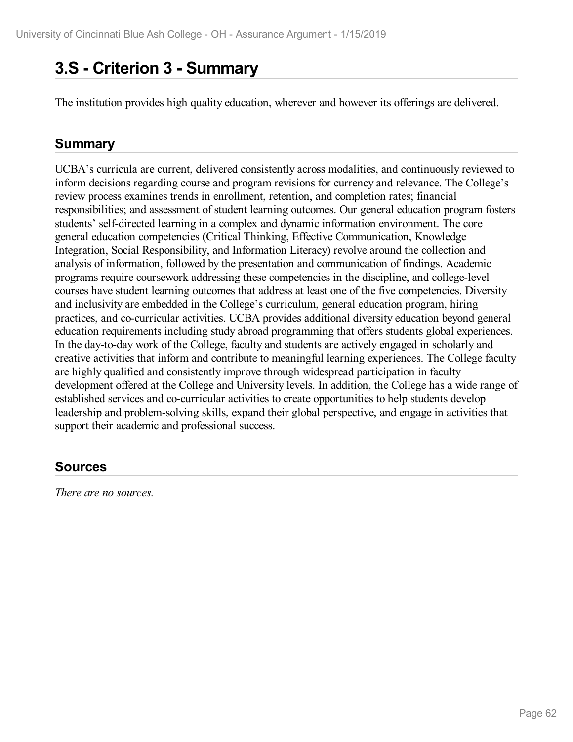# 3.S - Criterion 3 - Summary

The institution provides high quality education, wherever and however its offerings are delivered.

## Summary

UCBA's curricula are current, delivered consistently across modalities, and continuously reviewed to inform decisions regarding course and program revisions for currency and relevance. The College's review process examines trends in enrollment, retention, and completion rates; financial responsibilities; and assessment of student learning outcomes. Our general education program fosters students' self-directed learning in a complex and dynamic information environment. The core general education competencies (Critical Thinking, Effective Communication, Knowledge Integration, Social Responsibility, and Information Literacy) revolve around the collection and analysis of information, followed by the presentation and communication of findings. Academic programs require coursework addressing these competencies in the discipline, and college-level courses have student learning outcomes that address at least one of the five competencies. Diversity and inclusivity are embedded in the College's curriculum, general education program, hiring practices, and co-curricular activities. UCBA provides additional diversity education beyond general education requirements including study abroad programming that offers students global experiences. In the day-to-day work of the College, faculty and students are actively engaged in scholarly and creative activities that inform and contribute to meaningful learning experiences. The College faculty are highly qualified and consistently improve through widespread participation in faculty development offered at the College and University levels. In addition, the College has a wide range of established services and co-curricular activities to create opportunities to help students develop leadership and problem-solving skills, expand their global perspective, and engage in activities that support their academic and professional success.

## Sources

*There are no sources.*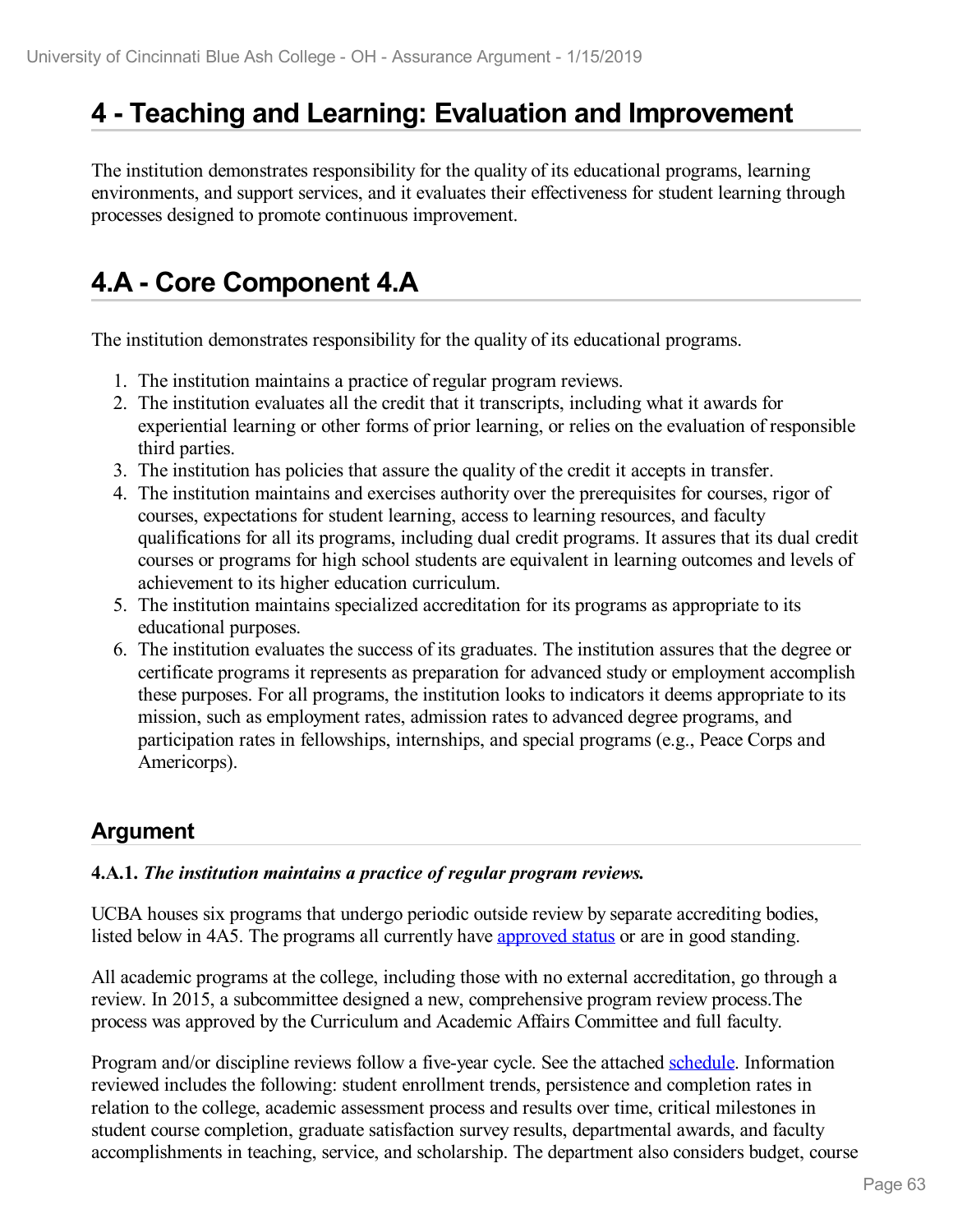# 4 - Teaching and Learning: Evaluation and Improvement

The institution demonstrates responsibility for the quality of its educational programs, learning environments, and support services, and it evaluates their effectiveness for student learning through processes designed to promote continuous improvement.

# 4.A - Core Component 4.A

The institution demonstrates responsibility for the quality of its educational programs.

1. The institution maintains a practice of regular program reviews.
2. The institution evaluates all the credit that it transcripts, including what it awards for experiential learning or other forms of prior learning, or relies on the evaluation of responsible third parties.
3. The institution has policies that assure the quality of the credit it accepts in transfer.
4. The institution maintains and exercises authority over the prerequisites for courses, rigor of courses, expectations for student learning, access to learning resources, and faculty qualifications for all its programs, including dual credit programs. It assures that its dual credit courses or programs for high school students are equivalent in learning outcomes and levels of achievement to its higher education curriculum.
5. The institution maintains specialized accreditation for its programs as appropriate to its educational purposes.
6. The institution evaluates the success of its graduates. The institution assures that the degree or certificate programs it represents as preparation for advanced study or employment accomplish these purposes. For all programs, the institution looks to indicators it deems appropriate to its mission, such as employment rates, admission rates to advanced degree programs, and participation rates in fellowships, internships, and special programs (e.g., Peace Corps and Americorps).

## Argument

**4.A.1.** ***The institution maintains a practice of regular program reviews.***

UCBA houses six programs that undergo periodic outside review by separate accrediting bodies, listed below in 4A5. The programs all currently have approved status or are in good standing.

All academic programs at the college, including those with no external accreditation, go through a review. In 2015, a subcommittee designed a new, comprehensive program review process.The process was approved by the Curriculum and Academic Affairs Committee and full faculty.

Program and/or discipline reviews follow a five-year cycle. See the attached schedule. Information reviewed includes the following: student enrollment trends, persistence and completion rates in relation to the college, academic assessment process and results over time, critical milestones in student course completion, graduate satisfaction survey results, departmental awards, and faculty accomplishments in teaching, service, and scholarship. The department also considers budget, course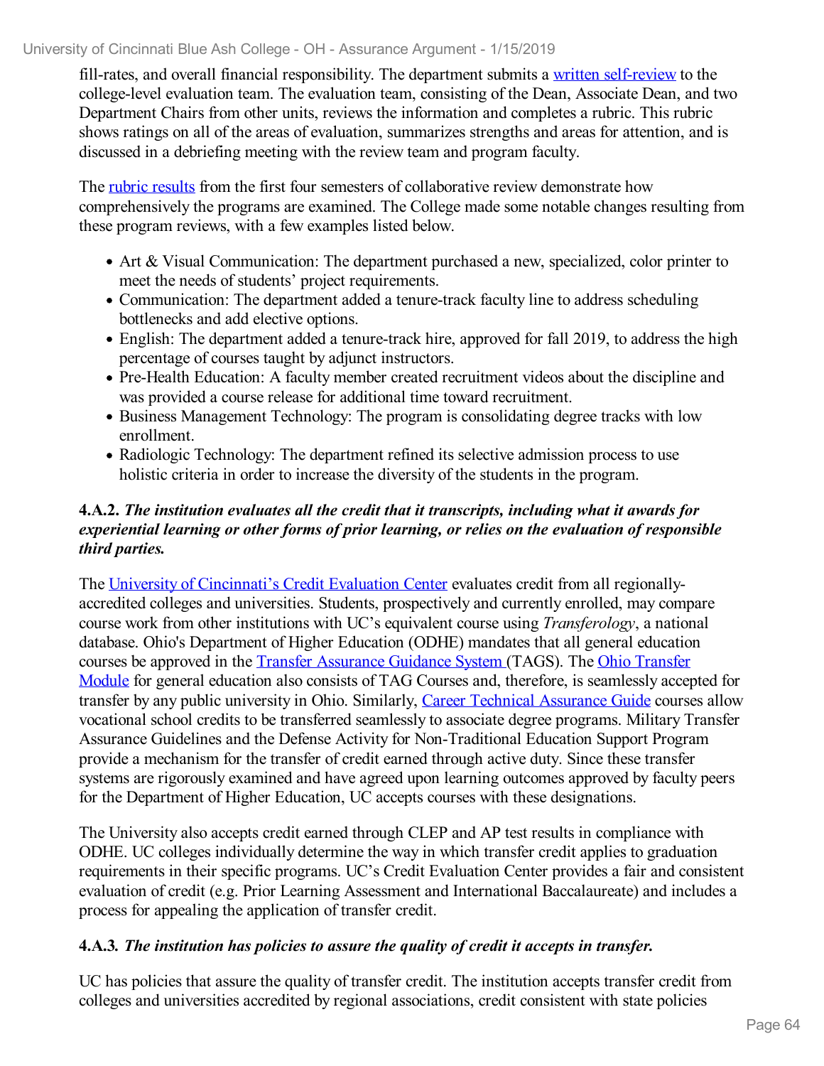fill-rates, and overall financial responsibility. The department submits a written self-review to the college-level evaluation team. The evaluation team, consisting of the Dean, Associate Dean, and two Department Chairs from other units, reviews the information and completes a rubric. This rubric shows ratings on all of the areas of evaluation, summarizes strengths and areas for attention, and is discussed in a debriefing meeting with the review team and program faculty.

The rubric results from the first four semesters of collaborative review demonstrate how comprehensively the programs are examined. The College made some notable changes resulting from these program reviews, with a few examples listed below.

- Art & Visual Communication: The department purchased a new, specialized, color printer to meet the needs of students' project requirements.
- Communication: The department added a tenure-track faculty line to address scheduling bottlenecks and add elective options.
- English: The department added a tenure-track hire, approved for fall 2019, to address the high percentage of courses taught by adjunct instructors.
- Pre-Health Education: A faculty member created recruitment videos about the discipline and was provided a course release for additional time toward recruitment.
- Business Management Technology: The program is consolidating degree tracks with low enrollment.
- Radiologic Technology: The department refined its selective admission process to use holistic criteria in order to increase the diversity of the students in the program.

**4.A.2.** ***The institution evaluates all the credit that it transcripts, including what it awards for experiential learning or other forms of prior learning, or relies on the evaluation of responsible third parties.***

The University of Cincinnati's Credit Evaluation Center evaluates credit from all regionally-accredited colleges and universities. Students, prospectively and currently enrolled, may compare course work from other institutions with UC's equivalent course using *Transferology*, a national database. Ohio's Department of Higher Education (ODHE) mandates that all general education courses be approved in the Transfer Assurance Guidance System (TAGS). The Ohio Transfer Module for general education also consists of TAG Courses and, therefore, is seamlessly accepted for transfer by any public university in Ohio. Similarly, Career Technical Assurance Guide courses allow vocational school credits to be transferred seamlessly to associate degree programs. Military Transfer Assurance Guidelines and the Defense Activity for Non-Traditional Education Support Program provide a mechanism for the transfer of credit earned through active duty. Since these transfer systems are rigorously examined and have agreed upon learning outcomes approved by faculty peers for the Department of Higher Education, UC accepts courses with these designations.

The University also accepts credit earned through CLEP and AP test results in compliance with ODHE. UC colleges individually determine the way in which transfer credit applies to graduation requirements in their specific programs. UC's Credit Evaluation Center provides a fair and consistent evaluation of credit (e.g. Prior Learning Assessment and International Baccalaureate) and includes a process for appealing the application of transfer credit.

**4.A.3.** ***The institution has policies to assure the quality of credit it accepts in transfer.***

UC has policies that assure the quality of transfer credit. The institution accepts transfer credit from colleges and universities accredited by regional associations, credit consistent with state policies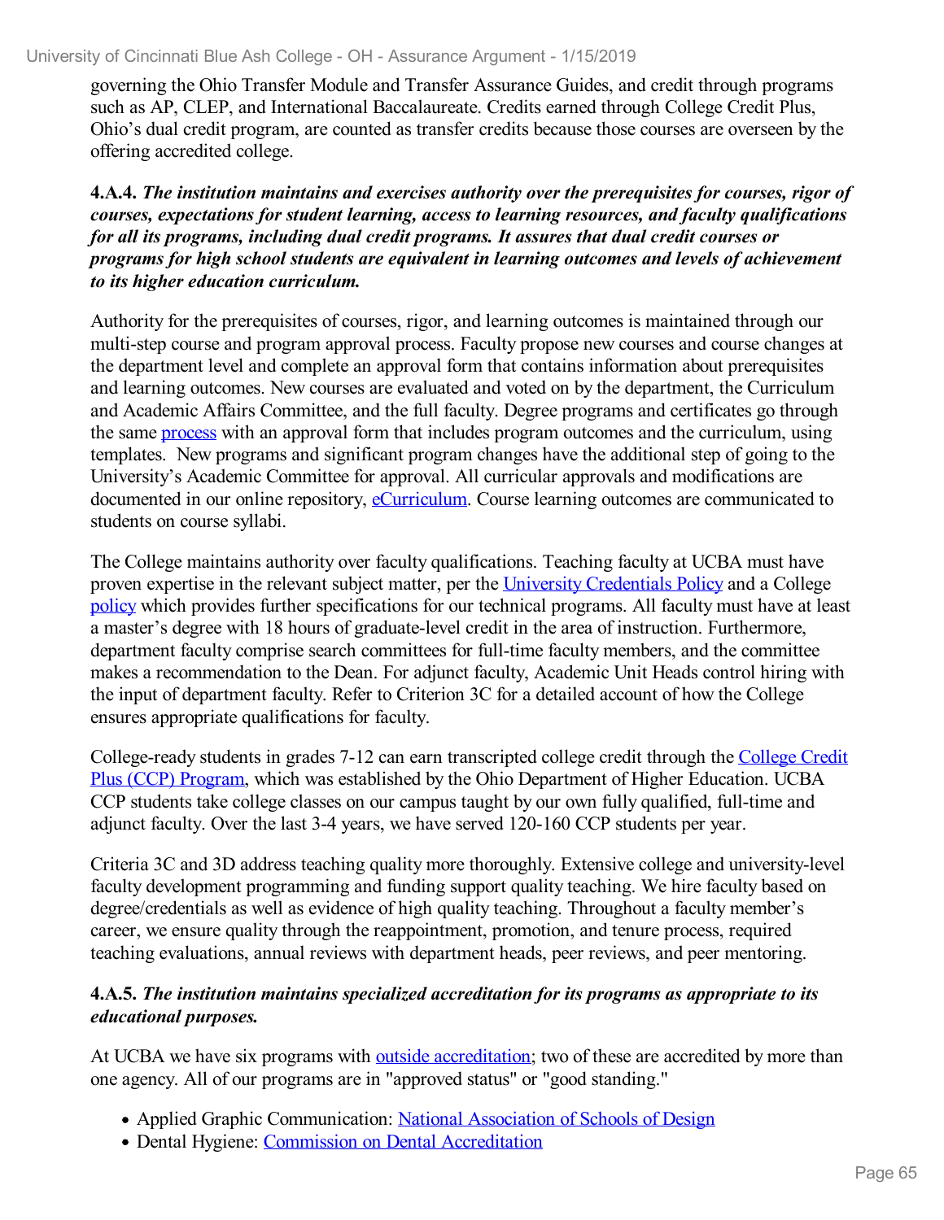governing the Ohio Transfer Module and Transfer Assurance Guides, and credit through programs such as AP, CLEP, and International Baccalaureate. Credits earned through College Credit Plus, Ohio's dual credit program, are counted as transfer credits because those courses are overseen by the offering accredited college.

**4.A.4.** ***The institution maintains and exercises authority over the prerequisites for courses, rigor of courses, expectations for student learning, access to learning resources, and faculty qualifications for all its programs, including dual credit programs. It assures that dual credit courses or programs for high school students are equivalent in learning outcomes and levels of achievement to its higher education curriculum.***

Authority for the prerequisites of courses, rigor, and learning outcomes is maintained through our multi-step course and program approval process. Faculty propose new courses and course changes at the department level and complete an approval form that contains information about prerequisites and learning outcomes. New courses are evaluated and voted on by the department, the Curriculum and Academic Affairs Committee, and the full faculty. Degree programs and certificates go through the same process with an approval form that includes program outcomes and the curriculum, using templates. New programs and significant program changes have the additional step of going to the University's Academic Committee for approval. All curricular approvals and modifications are documented in our online repository, eCurriculum. Course learning outcomes are communicated to students on course syllabi.

The College maintains authority over faculty qualifications. Teaching faculty at UCBA must have proven expertise in the relevant subject matter, per the University Credentials Policy and a College policy which provides further specifications for our technical programs. All faculty must have at least a master's degree with 18 hours of graduate-level credit in the area of instruction. Furthermore, department faculty comprise search committees for full-time faculty members, and the committee makes a recommendation to the Dean. For adjunct faculty, Academic Unit Heads control hiring with the input of department faculty. Refer to Criterion 3C for a detailed account of how the College ensures appropriate qualifications for faculty.

College-ready students in grades 7-12 can earn transcripted college credit through the College Credit Plus (CCP) Program, which was established by the Ohio Department of Higher Education. UCBA CCP students take college classes on our campus taught by our own fully qualified, full-time and adjunct faculty. Over the last 3-4 years, we have served 120-160 CCP students per year.

Criteria 3C and 3D address teaching quality more thoroughly. Extensive college and university-level faculty development programming and funding support quality teaching. We hire faculty based on degree/credentials as well as evidence of high quality teaching. Throughout a faculty member's career, we ensure quality through the reappointment, promotion, and tenure process, required teaching evaluations, annual reviews with department heads, peer reviews, and peer mentoring.

**4.A.5.** ***The institution maintains specialized accreditation for its programs as appropriate to its educational purposes.***

At UCBA we have six programs with outside accreditation; two of these are accredited by more than one agency. All of our programs are in "approved status" or "good standing."

- Applied Graphic Communication: National Association of Schools of Design
- Dental Hygiene: Commission on Dental Accreditation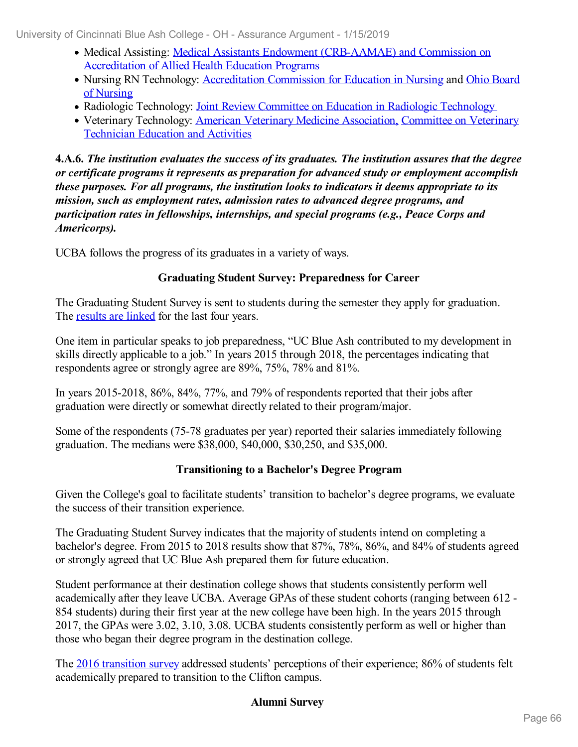- Medical Assisting: Medical Assistants Endowment (CRB-AAMAE) and Commission on Accreditation of Allied Health Education Programs
- Nursing RN Technology: Accreditation Commission for Education in Nursing and Ohio Board of Nursing
- Radiologic Technology: Joint Review Committee on Education in Radiologic Technology
- Veterinary Technology: American Veterinary Medicine Association, Committee on Veterinary Technician Education and Activities

**4.A.6.** ***The institution evaluates the success of its graduates. The institution assures that the degree or certificate programs it represents as preparation for advanced study or employment accomplish these purposes. For all programs, the institution looks to indicators it deems appropriate to its mission, such as employment rates, admission rates to advanced degree programs, and participation rates in fellowships, internships, and special programs (e.g., Peace Corps and Americorps).***

UCBA follows the progress of its graduates in a variety of ways.

**Graduating Student Survey: Preparedness for Career**

The Graduating Student Survey is sent to students during the semester they apply for graduation. The results are linked for the last four years.

One item in particular speaks to job preparedness, "UC Blue Ash contributed to my development in skills directly applicable to a job." In years 2015 through 2018, the percentages indicating that respondents agree or strongly agree are 89%, 75%, 78% and 81%.

In years 2015-2018, 86%, 84%, 77%, and 79% of respondents reported that their jobs after graduation were directly or somewhat directly related to their program/major.

Some of the respondents (75-78 graduates per year) reported their salaries immediately following graduation. The medians were $38,000, $40,000, $30,250, and $35,000.

**Transitioning to a Bachelor's Degree Program**

Given the College's goal to facilitate students' transition to bachelor's degree programs, we evaluate the success of their transition experience.

The Graduating Student Survey indicates that the majority of students intend on completing a bachelor's degree. From 2015 to 2018 results show that 87%, 78%, 86%, and 84% of students agreed or strongly agreed that UC Blue Ash prepared them for future education.

Student performance at their destination college shows that students consistently perform well academically after they leave UCBA. Average GPAs of these student cohorts (ranging between 612 - 854 students) during their first year at the new college have been high. In the years 2015 through 2017, the GPAs were 3.02, 3.10, 3.08. UCBA students consistently perform as well or higher than those who began their degree program in the destination college.

The 2016 transition survey addressed students' perceptions of their experience; 86% of students felt academically prepared to transition to the Clifton campus.

**Alumni Survey**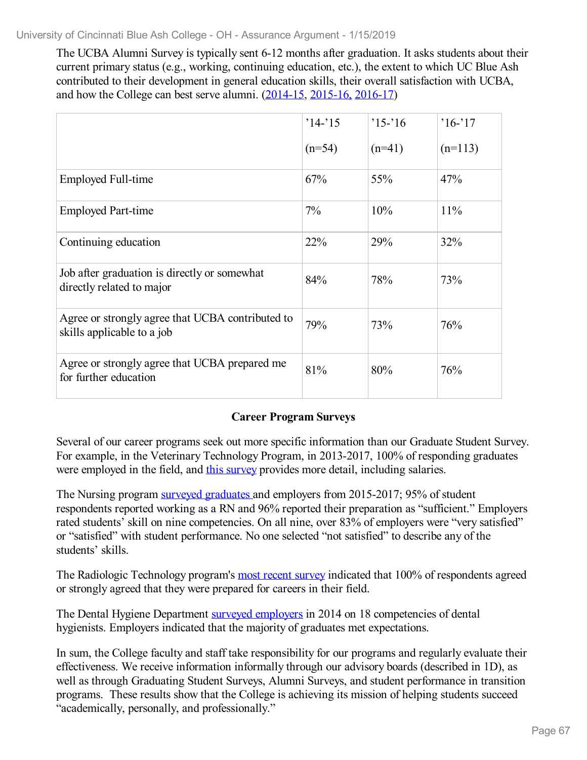The UCBA Alumni Survey is typically sent 6-12 months after graduation. It asks students about their current primary status (e.g., working, continuing education, etc.), the extent to which UC Blue Ash contributed to their development in general education skills, their overall satisfaction with UCBA, and how the College can best serve alumni. (2014-15, 2015-16, 2016-17)

| | '14-'15 (n=54) | '15-'16 (n=41) | '16-'17 (n=113) |
|---|---|---|---|
| Employed Full-time | 67% | 55% | 47% |
| Employed Part-time | 7% | 10% | 11% |
| Continuing education | 22% | 29% | 32% |
| Job after graduation is directly or somewhat directly related to major | 84% | 78% | 73% |
| Agree or strongly agree that UCBA contributed to skills applicable to a job | 79% | 73% | 76% |
| Agree or strongly agree that UCBA prepared me for further education | 81% | 80% | 76% |

**Career Program Surveys**

Several of our career programs seek out more specific information than our Graduate Student Survey. For example, in the Veterinary Technology Program, in 2013-2017, 100% of responding graduates were employed in the field, and this survey provides more detail, including salaries.

The Nursing program surveyed graduates and employers from 2015-2017; 95% of student respondents reported working as a RN and 96% reported their preparation as "sufficient." Employers rated students' skill on nine competencies. On all nine, over 83% of employers were "very satisfied" or "satisfied" with student performance. No one selected "not satisfied" to describe any of the students' skills.

The Radiologic Technology program's most recent survey indicated that 100% of respondents agreed or strongly agreed that they were prepared for careers in their field.

The Dental Hygiene Department surveyed employers in 2014 on 18 competencies of dental hygienists. Employers indicated that the majority of graduates met expectations.

In sum, the College faculty and staff take responsibility for our programs and regularly evaluate their effectiveness. We receive information informally through our advisory boards (described in 1D), as well as through Graduating Student Surveys, Alumni Surveys, and student performance in transition programs. These results show that the College is achieving its mission of helping students succeed "academically, personally, and professionally."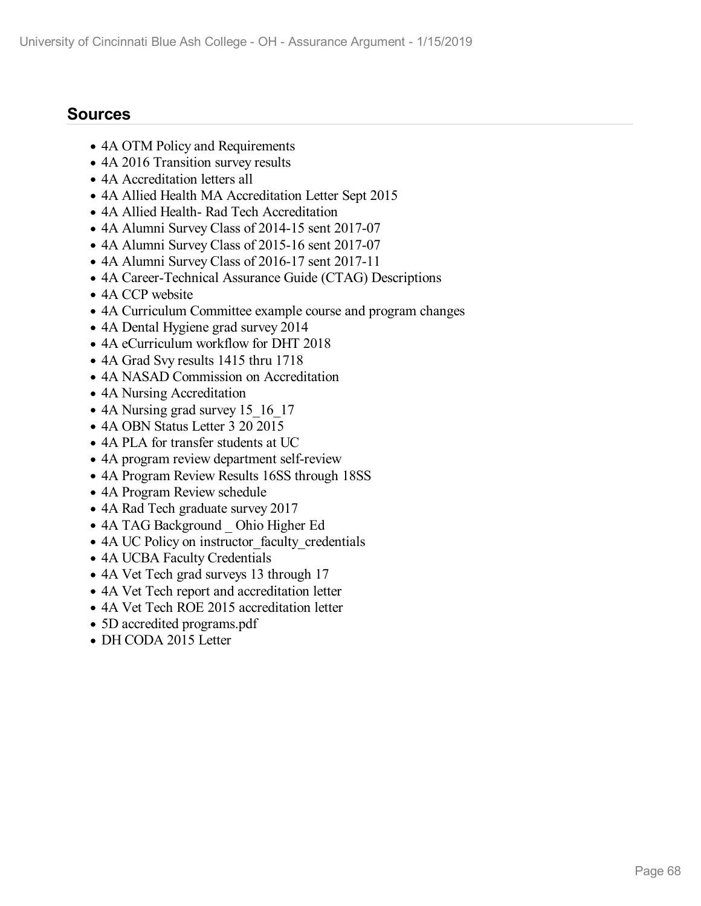## Sources

- 4A OTM Policy and Requirements
- 4A 2016 Transition survey results
- 4A Accreditation letters all
- 4A Allied Health MA Accreditation Letter Sept 2015
- 4A Allied Health- Rad Tech Accreditation
- 4A Alumni Survey Class of 2014-15 sent 2017-07
- 4A Alumni Survey Class of 2015-16 sent 2017-07
- 4A Alumni Survey Class of 2016-17 sent 2017-11
- 4A Career-Technical Assurance Guide (CTAG) Descriptions
- 4A CCP website
- 4A Curriculum Committee example course and program changes
- 4A Dental Hygiene grad survey 2014
- 4A eCurriculum workflow for DHT 2018
- 4A Grad Svy results 1415 thru 1718
- 4A NASAD Commission on Accreditation
- 4A Nursing Accreditation
- 4A Nursing grad survey 15_16_17
- 4A OBN Status Letter 3 20 2015
- 4A PLA for transfer students at UC
- 4A program review department self-review
- 4A Program Review Results 16SS through 18SS
- 4A Program Review schedule
- 4A Rad Tech graduate survey 2017
- 4A TAG Background _ Ohio Higher Ed
- 4A UC Policy on instructor_faculty_credentials
- 4A UCBA Faculty Credentials
- 4A Vet Tech grad surveys 13 through 17
- 4A Vet Tech report and accreditation letter
- 4A Vet Tech ROE 2015 accreditation letter
- 5D accredited programs.pdf
- DH CODA 2015 Letter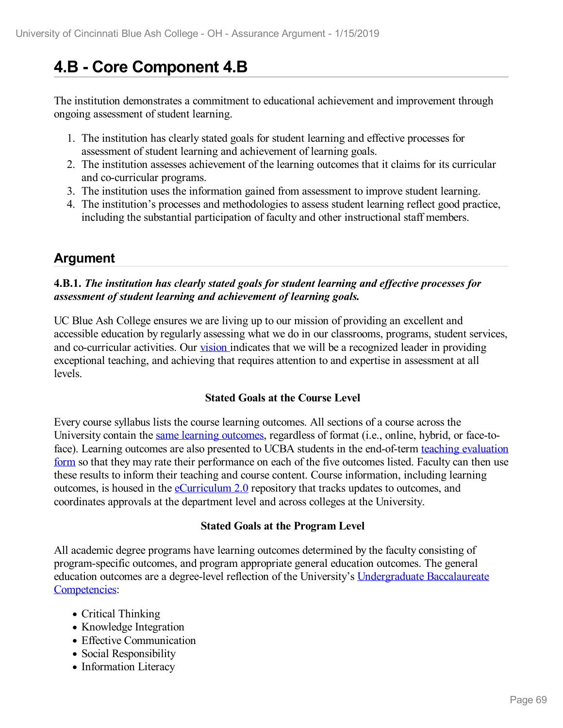# 4.B - Core Component 4.B

The institution demonstrates a commitment to educational achievement and improvement through ongoing assessment of student learning.

1. The institution has clearly stated goals for student learning and effective processes for assessment of student learning and achievement of learning goals.
2. The institution assesses achievement of the learning outcomes that it claims for its curricular and co-curricular programs.
3. The institution uses the information gained from assessment to improve student learning.
4. The institution's processes and methodologies to assess student learning reflect good practice, including the substantial participation of faculty and other instructional staff members.

## Argument

**4.B.1.** ***The institution has clearly stated goals for student learning and effective processes for assessment of student learning and achievement of learning goals.***

UC Blue Ash College ensures we are living up to our mission of providing an excellent and accessible education by regularly assessing what we do in our classrooms, programs, student services, and co-curricular activities. Our vision indicates that we will be a recognized leader in providing exceptional teaching, and achieving that requires attention to and expertise in assessment at all levels.

**Stated Goals at the Course Level**

Every course syllabus lists the course learning outcomes. All sections of a course across the University contain the same learning outcomes, regardless of format (i.e., online, hybrid, or face-to-face). Learning outcomes are also presented to UCBA students in the end-of-term teaching evaluation form so that they may rate their performance on each of the five outcomes listed. Faculty can then use these results to inform their teaching and course content. Course information, including learning outcomes, is housed in the eCurriculum 2.0 repository that tracks updates to outcomes, and coordinates approvals at the department level and across colleges at the University.

**Stated Goals at the Program Level**

All academic degree programs have learning outcomes determined by the faculty consisting of program-specific outcomes, and program appropriate general education outcomes. The general education outcomes are a degree-level reflection of the University's Undergraduate Baccalaureate Competencies:

- Critical Thinking
- Knowledge Integration
- Effective Communication
- Social Responsibility
- Information Literacy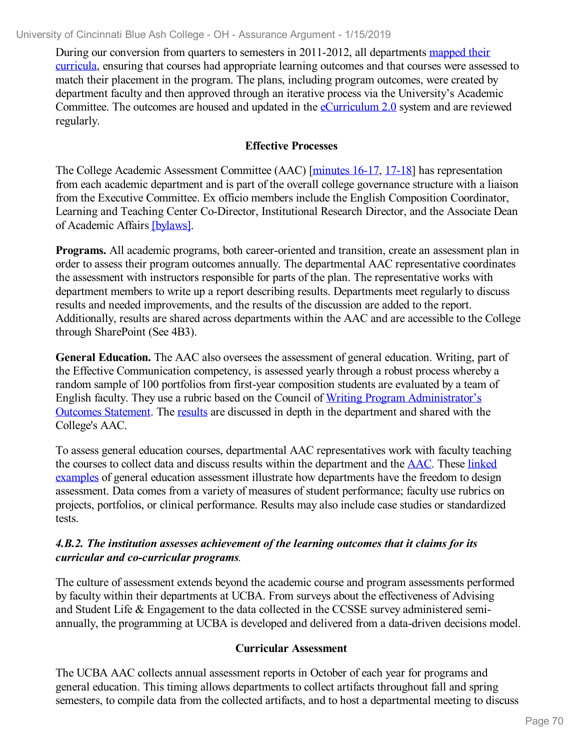During our conversion from quarters to semesters in 2011-2012, all departments mapped their curricula, ensuring that courses had appropriate learning outcomes and that courses were assessed to match their placement in the program. The plans, including program outcomes, were created by department faculty and then approved through an iterative process via the University's Academic Committee. The outcomes are housed and updated in the eCurriculum 2.0 system and are reviewed regularly.

### Effective Processes

The College Academic Assessment Committee (AAC) [minutes 16-17, 17-18] has representation from each academic department and is part of the overall college governance structure with a liaison from the Executive Committee. Ex officio members include the English Composition Coordinator, Learning and Teaching Center Co-Director, Institutional Research Director, and the Associate Dean of Academic Affairs [bylaws].

**Programs.** All academic programs, both career-oriented and transition, create an assessment plan in order to assess their program outcomes annually. The departmental AAC representative coordinates the assessment with instructors responsible for parts of the plan. The representative works with department members to write up a report describing results. Departments meet regularly to discuss results and needed improvements, and the results of the discussion are added to the report. Additionally, results are shared across departments within the AAC and are accessible to the College through SharePoint (See 4B3).

**General Education.** The AAC also oversees the assessment of general education. Writing, part of the Effective Communication competency, is assessed yearly through a robust process whereby a random sample of 100 portfolios from first-year composition students are evaluated by a team of English faculty. They use a rubric based on the Council of Writing Program Administrator's Outcomes Statement. The results are discussed in depth in the department and shared with the College's AAC.

To assess general education courses, departmental AAC representatives work with faculty teaching the courses to collect data and discuss results within the department and the AAC. These linked examples of general education assessment illustrate how departments have the freedom to design assessment. Data comes from a variety of measures of student performance; faculty use rubrics on projects, portfolios, or clinical performance. Results may also include case studies or standardized tests.

***4.B.2. The institution assesses achievement of the learning outcomes that it claims for its curricular and co-curricular programs.***

The culture of assessment extends beyond the academic course and program assessments performed by faculty within their departments at UCBA. From surveys about the effectiveness of Advising and Student Life & Engagement to the data collected in the CCSSE survey administered semi-annually, the programming at UCBA is developed and delivered from a data-driven decisions model.

### Curricular Assessment

The UCBA AAC collects annual assessment reports in October of each year for programs and general education. This timing allows departments to collect artifacts throughout fall and spring semesters, to compile data from the collected artifacts, and to host a departmental meeting to discuss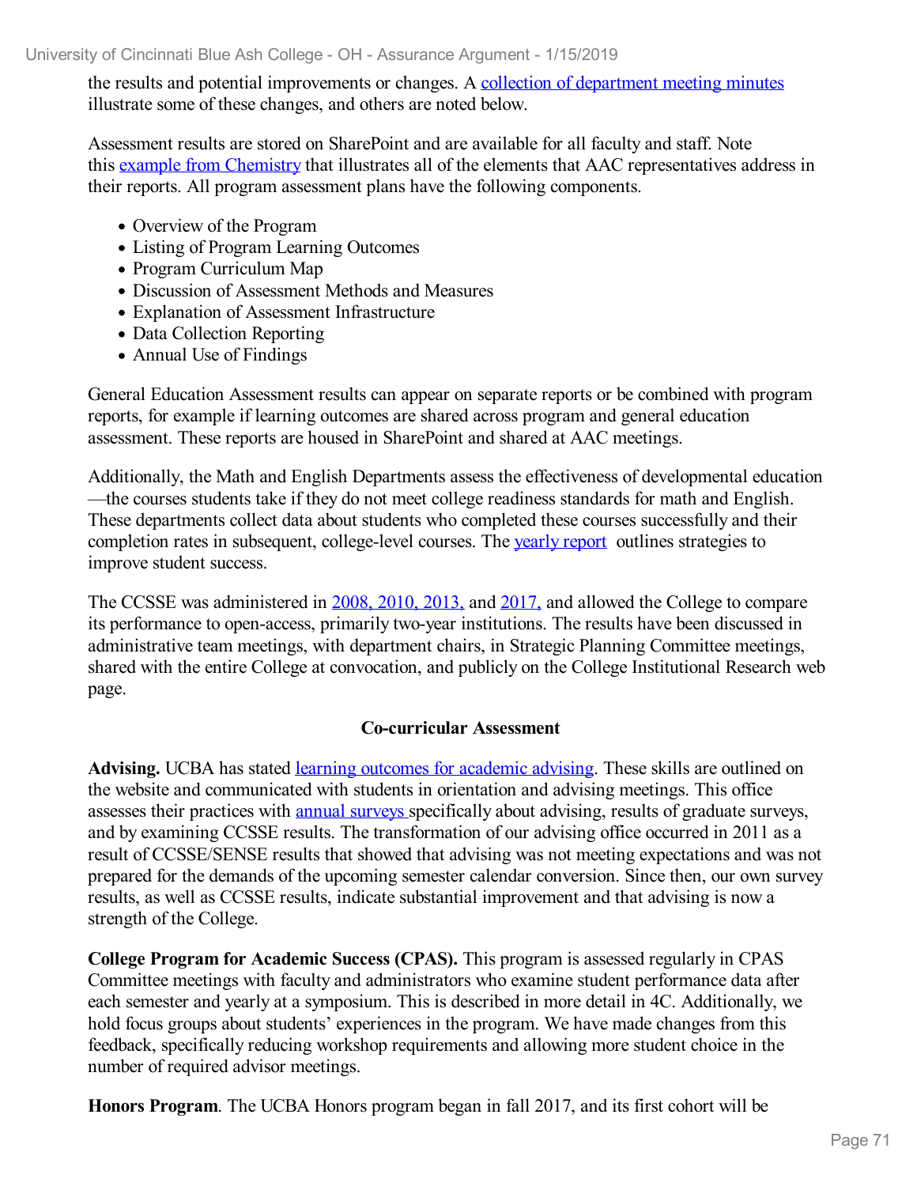the results and potential improvements or changes. A collection of department meeting minutes illustrate some of these changes, and others are noted below.

Assessment results are stored on SharePoint and are available for all faculty and staff. Note this example from Chemistry that illustrates all of the elements that AAC representatives address in their reports. All program assessment plans have the following components.

- Overview of the Program
- Listing of Program Learning Outcomes
- Program Curriculum Map
- Discussion of Assessment Methods and Measures
- Explanation of Assessment Infrastructure
- Data Collection Reporting
- Annual Use of Findings

General Education Assessment results can appear on separate reports or be combined with program reports, for example if learning outcomes are shared across program and general education assessment. These reports are housed in SharePoint and shared at AAC meetings.

Additionally, the Math and English Departments assess the effectiveness of developmental education—the courses students take if they do not meet college readiness standards for math and English. These departments collect data about students who completed these courses successfully and their completion rates in subsequent, college-level courses. The yearly report outlines strategies to improve student success.

The CCSSE was administered in 2008, 2010, 2013, and 2017, and allowed the College to compare its performance to open-access, primarily two-year institutions. The results have been discussed in administrative team meetings, with department chairs, in Strategic Planning Committee meetings, shared with the entire College at convocation, and publicly on the College Institutional Research web page.

### Co-curricular Assessment

**Advising.** UCBA has stated learning outcomes for academic advising. These skills are outlined on the website and communicated with students in orientation and advising meetings. This office assesses their practices with annual surveys specifically about advising, results of graduate surveys, and by examining CCSSE results. The transformation of our advising office occurred in 2011 as a result of CCSSE/SENSE results that showed that advising was not meeting expectations and was not prepared for the demands of the upcoming semester calendar conversion. Since then, our own survey results, as well as CCSSE results, indicate substantial improvement and that advising is now a strength of the College.

**College Program for Academic Success (CPAS).** This program is assessed regularly in CPAS Committee meetings with faculty and administrators who examine student performance data after each semester and yearly at a symposium. This is described in more detail in 4C. Additionally, we hold focus groups about students' experiences in the program. We have made changes from this feedback, specifically reducing workshop requirements and allowing more student choice in the number of required advisor meetings.

**Honors Program**. The UCBA Honors program began in fall 2017, and its first cohort will be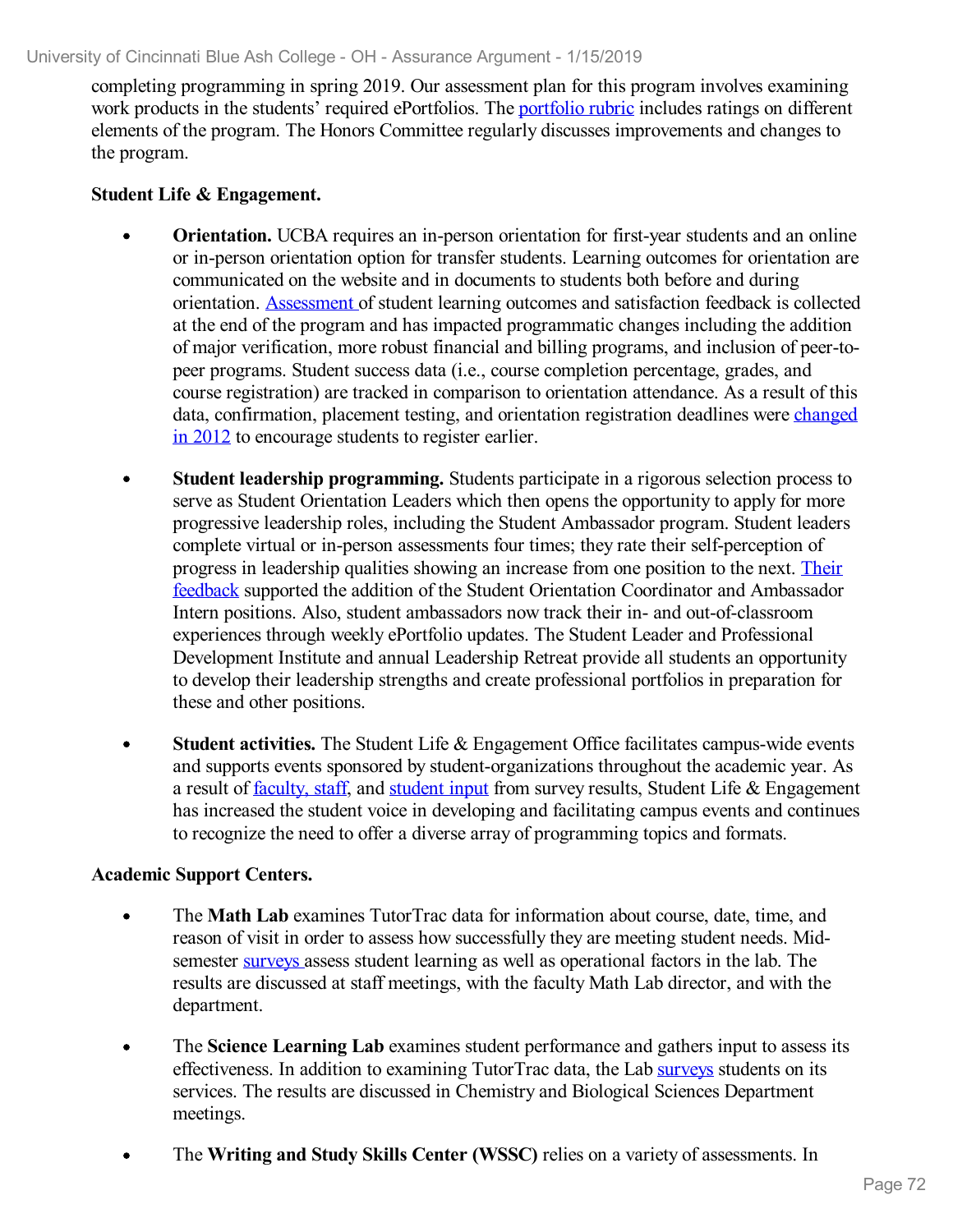completing programming in spring 2019. Our assessment plan for this program involves examining work products in the students' required ePortfolios. The portfolio rubric includes ratings on different elements of the program. The Honors Committee regularly discusses improvements and changes to the program.

**Student Life & Engagement.**

- **Orientation.** UCBA requires an in-person orientation for first-year students and an online or in-person orientation option for transfer students. Learning outcomes for orientation are communicated on the website and in documents to students both before and during orientation. Assessment of student learning outcomes and satisfaction feedback is collected at the end of the program and has impacted programmatic changes including the addition of major verification, more robust financial and billing programs, and inclusion of peer-to-peer programs. Student success data (i.e., course completion percentage, grades, and course registration) are tracked in comparison to orientation attendance. As a result of this data, confirmation, placement testing, and orientation registration deadlines were changed in 2012 to encourage students to register earlier.

- **Student leadership programming.** Students participate in a rigorous selection process to serve as Student Orientation Leaders which then opens the opportunity to apply for more progressive leadership roles, including the Student Ambassador program. Student leaders complete virtual or in-person assessments four times; they rate their self-perception of progress in leadership qualities showing an increase from one position to the next. Their feedback supported the addition of the Student Orientation Coordinator and Ambassador Intern positions. Also, student ambassadors now track their in- and out-of-classroom experiences through weekly ePortfolio updates. The Student Leader and Professional Development Institute and annual Leadership Retreat provide all students an opportunity to develop their leadership strengths and create professional portfolios in preparation for these and other positions.

- **Student activities.** The Student Life & Engagement Office facilitates campus-wide events and supports events sponsored by student-organizations throughout the academic year. As a result of faculty, staff, and student input from survey results, Student Life & Engagement has increased the student voice in developing and facilitating campus events and continues to recognize the need to offer a diverse array of programming topics and formats.

**Academic Support Centers.**

- The **Math Lab** examines TutorTrac data for information about course, date, time, and reason of visit in order to assess how successfully they are meeting student needs. Mid-semester surveys assess student learning as well as operational factors in the lab. The results are discussed at staff meetings, with the faculty Math Lab director, and with the department.

- The **Science Learning Lab** examines student performance and gathers input to assess its effectiveness. In addition to examining TutorTrac data, the Lab surveys students on its services. The results are discussed in Chemistry and Biological Sciences Department meetings.

- The **Writing and Study Skills Center (WSSC)** relies on a variety of assessments. In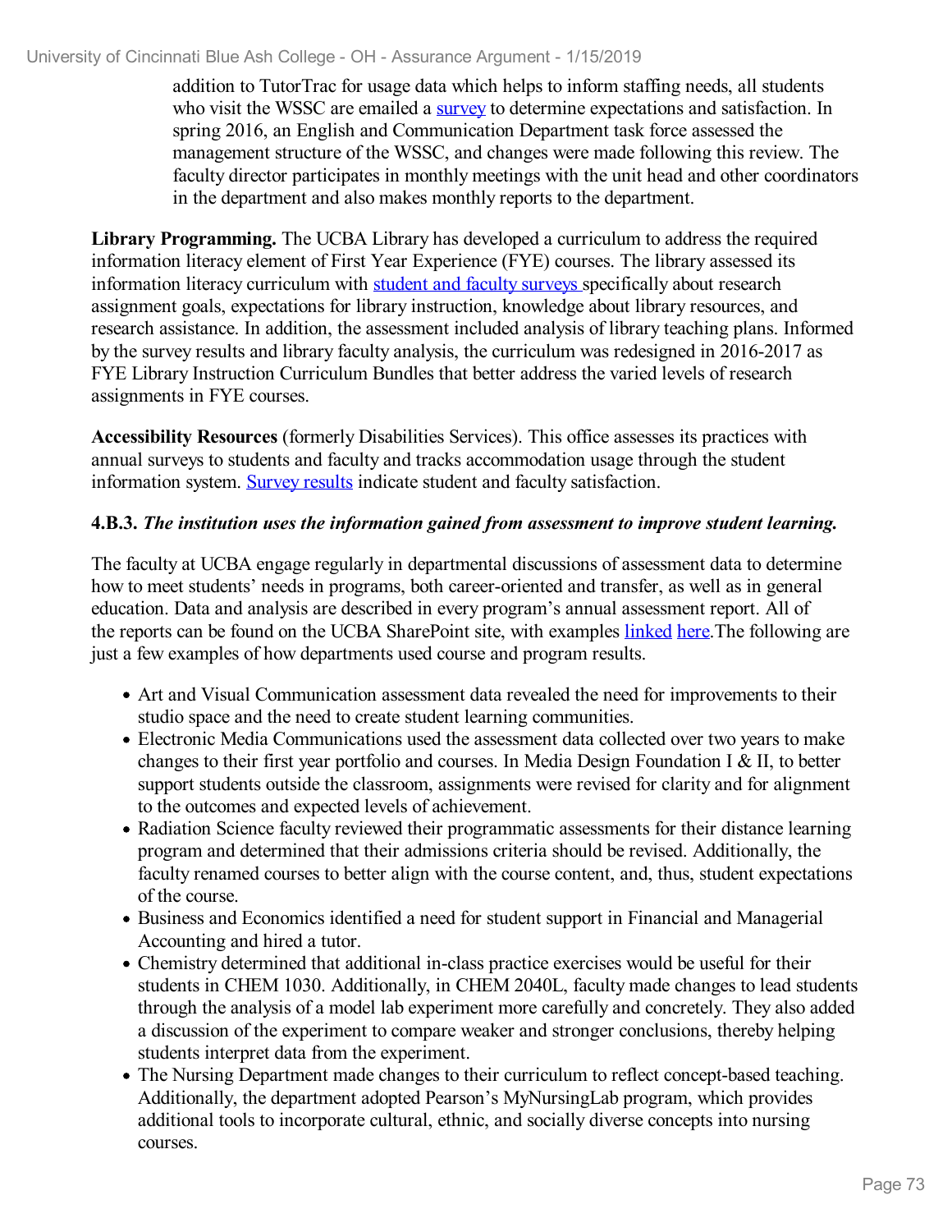addition to TutorTrac for usage data which helps to inform staffing needs, all students who visit the WSSC are emailed a survey to determine expectations and satisfaction. In spring 2016, an English and Communication Department task force assessed the management structure of the WSSC, and changes were made following this review. The faculty director participates in monthly meetings with the unit head and other coordinators in the department and also makes monthly reports to the department.

**Library Programming.** The UCBA Library has developed a curriculum to address the required information literacy element of First Year Experience (FYE) courses. The library assessed its information literacy curriculum with student and faculty surveys specifically about research assignment goals, expectations for library instruction, knowledge about library resources, and research assistance. In addition, the assessment included analysis of library teaching plans. Informed by the survey results and library faculty analysis, the curriculum was redesigned in 2016-2017 as FYE Library Instruction Curriculum Bundles that better address the varied levels of research assignments in FYE courses.

**Accessibility Resources** (formerly Disabilities Services). This office assesses its practices with annual surveys to students and faculty and tracks accommodation usage through the student information system. Survey results indicate student and faculty satisfaction.

**4.B.3.** ***The institution uses the information gained from assessment to improve student learning.***

The faculty at UCBA engage regularly in departmental discussions of assessment data to determine how to meet students' needs in programs, both career-oriented and transfer, as well as in general education. Data and analysis are described in every program's annual assessment report. All of the reports can be found on the UCBA SharePoint site, with examples linked here.The following are just a few examples of how departments used course and program results.

- Art and Visual Communication assessment data revealed the need for improvements to their studio space and the need to create student learning communities.
- Electronic Media Communications used the assessment data collected over two years to make changes to their first year portfolio and courses. In Media Design Foundation I & II, to better support students outside the classroom, assignments were revised for clarity and for alignment to the outcomes and expected levels of achievement.
- Radiation Science faculty reviewed their programmatic assessments for their distance learning program and determined that their admissions criteria should be revised. Additionally, the faculty renamed courses to better align with the course content, and, thus, student expectations of the course.
- Business and Economics identified a need for student support in Financial and Managerial Accounting and hired a tutor.
- Chemistry determined that additional in-class practice exercises would be useful for their students in CHEM 1030. Additionally, in CHEM 2040L, faculty made changes to lead students through the analysis of a model lab experiment more carefully and concretely. They also added a discussion of the experiment to compare weaker and stronger conclusions, thereby helping students interpret data from the experiment.
- The Nursing Department made changes to their curriculum to reflect concept-based teaching. Additionally, the department adopted Pearson's MyNursingLab program, which provides additional tools to incorporate cultural, ethnic, and socially diverse concepts into nursing courses.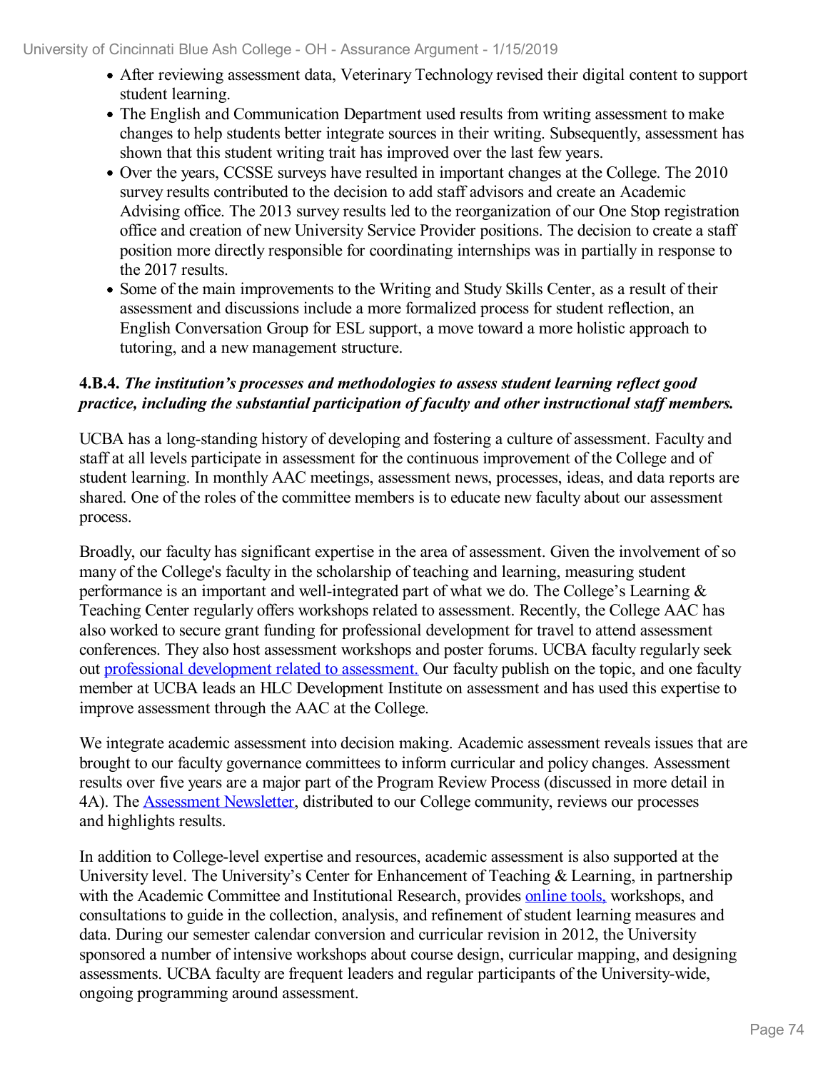- After reviewing assessment data, Veterinary Technology revised their digital content to support student learning.
- The English and Communication Department used results from writing assessment to make changes to help students better integrate sources in their writing. Subsequently, assessment has shown that this student writing trait has improved over the last few years.
- Over the years, CCSSE surveys have resulted in important changes at the College. The 2010 survey results contributed to the decision to add staff advisors and create an Academic Advising office. The 2013 survey results led to the reorganization of our One Stop registration office and creation of new University Service Provider positions. The decision to create a staff position more directly responsible for coordinating internships was in partially in response to the 2017 results.
- Some of the main improvements to the Writing and Study Skills Center, as a result of their assessment and discussions include a more formalized process for student reflection, an English Conversation Group for ESL support, a move toward a more holistic approach to tutoring, and a new management structure.

**4.B.4.** ***The institution's processes and methodologies to assess student learning reflect good practice, including the substantial participation of faculty and other instructional staff members.***

UCBA has a long-standing history of developing and fostering a culture of assessment. Faculty and staff at all levels participate in assessment for the continuous improvement of the College and of student learning. In monthly AAC meetings, assessment news, processes, ideas, and data reports are shared. One of the roles of the committee members is to educate new faculty about our assessment process.

Broadly, our faculty has significant expertise in the area of assessment. Given the involvement of so many of the College's faculty in the scholarship of teaching and learning, measuring student performance is an important and well-integrated part of what we do. The College's Learning & Teaching Center regularly offers workshops related to assessment. Recently, the College AAC has also worked to secure grant funding for professional development for travel to attend assessment conferences. They also host assessment workshops and poster forums. UCBA faculty regularly seek out professional development related to assessment. Our faculty publish on the topic, and one faculty member at UCBA leads an HLC Development Institute on assessment and has used this expertise to improve assessment through the AAC at the College.

We integrate academic assessment into decision making. Academic assessment reveals issues that are brought to our faculty governance committees to inform curricular and policy changes. Assessment results over five years are a major part of the Program Review Process (discussed in more detail in 4A). The Assessment Newsletter, distributed to our College community, reviews our processes and highlights results.

In addition to College-level expertise and resources, academic assessment is also supported at the University level. The University's Center for Enhancement of Teaching & Learning, in partnership with the Academic Committee and Institutional Research, provides online tools, workshops, and consultations to guide in the collection, analysis, and refinement of student learning measures and data. During our semester calendar conversion and curricular revision in 2012, the University sponsored a number of intensive workshops about course design, curricular mapping, and designing assessments. UCBA faculty are frequent leaders and regular participants of the University-wide, ongoing programming around assessment.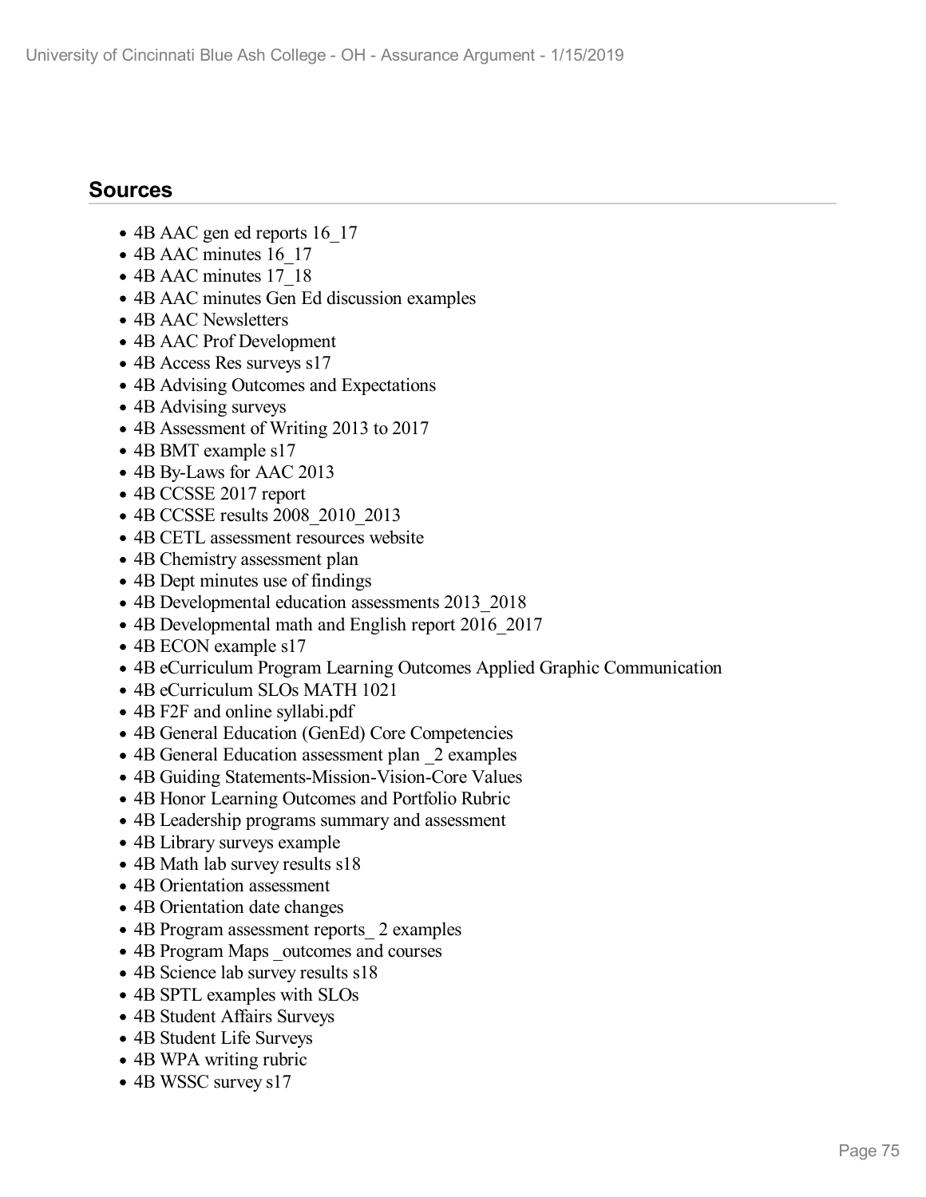## Sources

- 4B AAC gen ed reports 16_17
- 4B AAC minutes 16_17
- 4B AAC minutes 17_18
- 4B AAC minutes Gen Ed discussion examples
- 4B AAC Newsletters
- 4B AAC Prof Development
- 4B Access Res surveys s17
- 4B Advising Outcomes and Expectations
- 4B Advising surveys
- 4B Assessment of Writing 2013 to 2017
- 4B BMT example s17
- 4B By-Laws for AAC 2013
- 4B CCSSE 2017 report
- 4B CCSSE results 2008_2010_2013
- 4B CETL assessment resources website
- 4B Chemistry assessment plan
- 4B Dept minutes use of findings
- 4B Developmental education assessments 2013_2018
- 4B Developmental math and English report 2016_2017
- 4B ECON example s17
- 4B eCurriculum Program Learning Outcomes Applied Graphic Communication
- 4B eCurriculum SLOs MATH 1021
- 4B F2F and online syllabi.pdf
- 4B General Education (GenEd) Core Competencies
- 4B General Education assessment plan _2 examples
- 4B Guiding Statements-Mission-Vision-Core Values
- 4B Honor Learning Outcomes and Portfolio Rubric
- 4B Leadership programs summary and assessment
- 4B Library surveys example
- 4B Math lab survey results s18
- 4B Orientation assessment
- 4B Orientation date changes
- 4B Program assessment reports_ 2 examples
- 4B Program Maps _outcomes and courses
- 4B Science lab survey results s18
- 4B SPTL examples with SLOs
- 4B Student Affairs Surveys
- 4B Student Life Surveys
- 4B WPA writing rubric
- 4B WSSC survey s17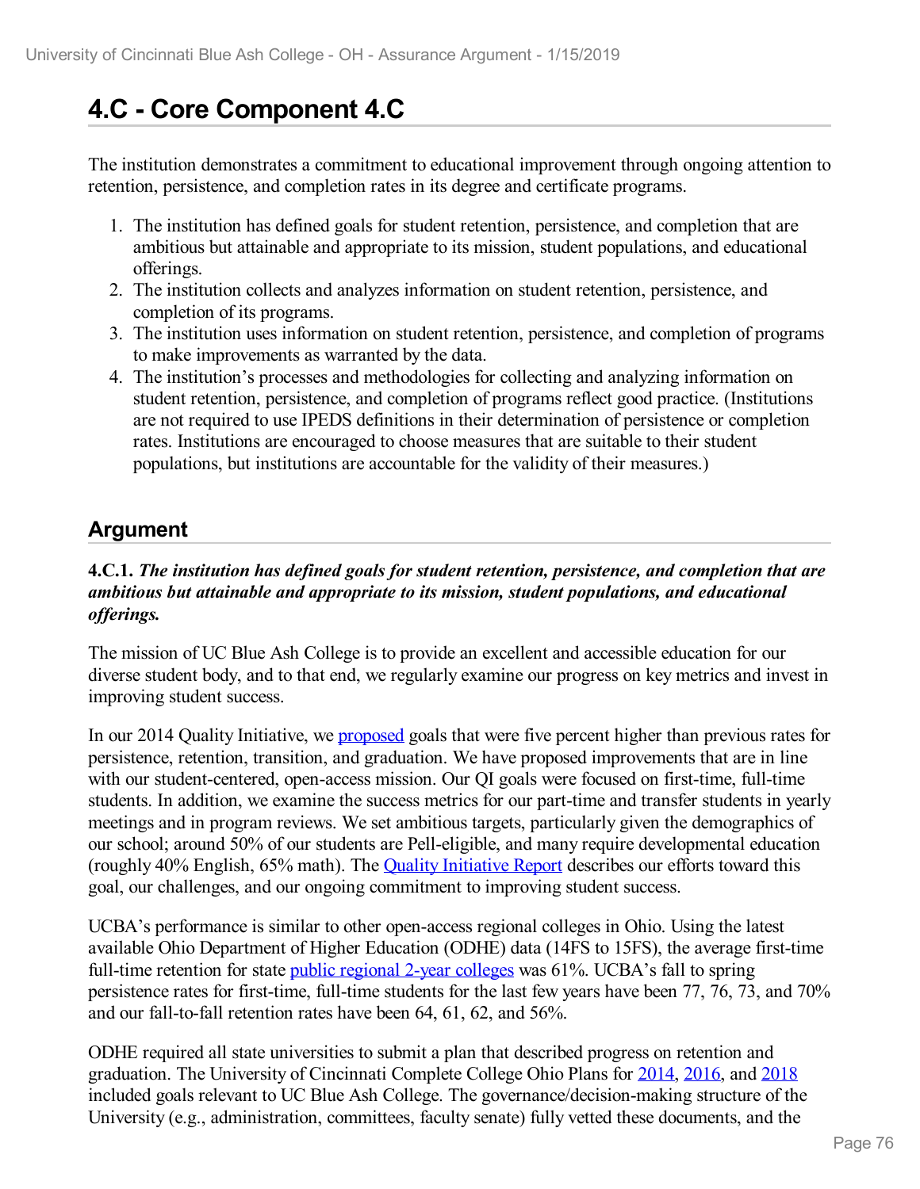# 4.C - Core Component 4.C

The institution demonstrates a commitment to educational improvement through ongoing attention to retention, persistence, and completion rates in its degree and certificate programs.

1. The institution has defined goals for student retention, persistence, and completion that are ambitious but attainable and appropriate to its mission, student populations, and educational offerings.
2. The institution collects and analyzes information on student retention, persistence, and completion of its programs.
3. The institution uses information on student retention, persistence, and completion of programs to make improvements as warranted by the data.
4. The institution's processes and methodologies for collecting and analyzing information on student retention, persistence, and completion of programs reflect good practice. (Institutions are not required to use IPEDS definitions in their determination of persistence or completion rates. Institutions are encouraged to choose measures that are suitable to their student populations, but institutions are accountable for the validity of their measures.)

## Argument

**4.C.1.** ***The institution has defined goals for student retention, persistence, and completion that are ambitious but attainable and appropriate to its mission, student populations, and educational offerings.***

The mission of UC Blue Ash College is to provide an excellent and accessible education for our diverse student body, and to that end, we regularly examine our progress on key metrics and invest in improving student success.

In our 2014 Quality Initiative, we proposed goals that were five percent higher than previous rates for persistence, retention, transition, and graduation. We have proposed improvements that are in line with our student-centered, open-access mission. Our QI goals were focused on first-time, full-time students. In addition, we examine the success metrics for our part-time and transfer students in yearly meetings and in program reviews. We set ambitious targets, particularly given the demographics of our school; around 50% of our students are Pell-eligible, and many require developmental education (roughly 40% English, 65% math). The Quality Initiative Report describes our efforts toward this goal, our challenges, and our ongoing commitment to improving student success.

UCBA's performance is similar to other open-access regional colleges in Ohio. Using the latest available Ohio Department of Higher Education (ODHE) data (14FS to 15FS), the average first-time full-time retention for state public regional 2-year colleges was 61%. UCBA's fall to spring persistence rates for first-time, full-time students for the last few years have been 77, 76, 73, and 70% and our fall-to-fall retention rates have been 64, 61, 62, and 56%.

ODHE required all state universities to submit a plan that described progress on retention and graduation. The University of Cincinnati Complete College Ohio Plans for 2014, 2016, and 2018 included goals relevant to UC Blue Ash College. The governance/decision-making structure of the University (e.g., administration, committees, faculty senate) fully vetted these documents, and the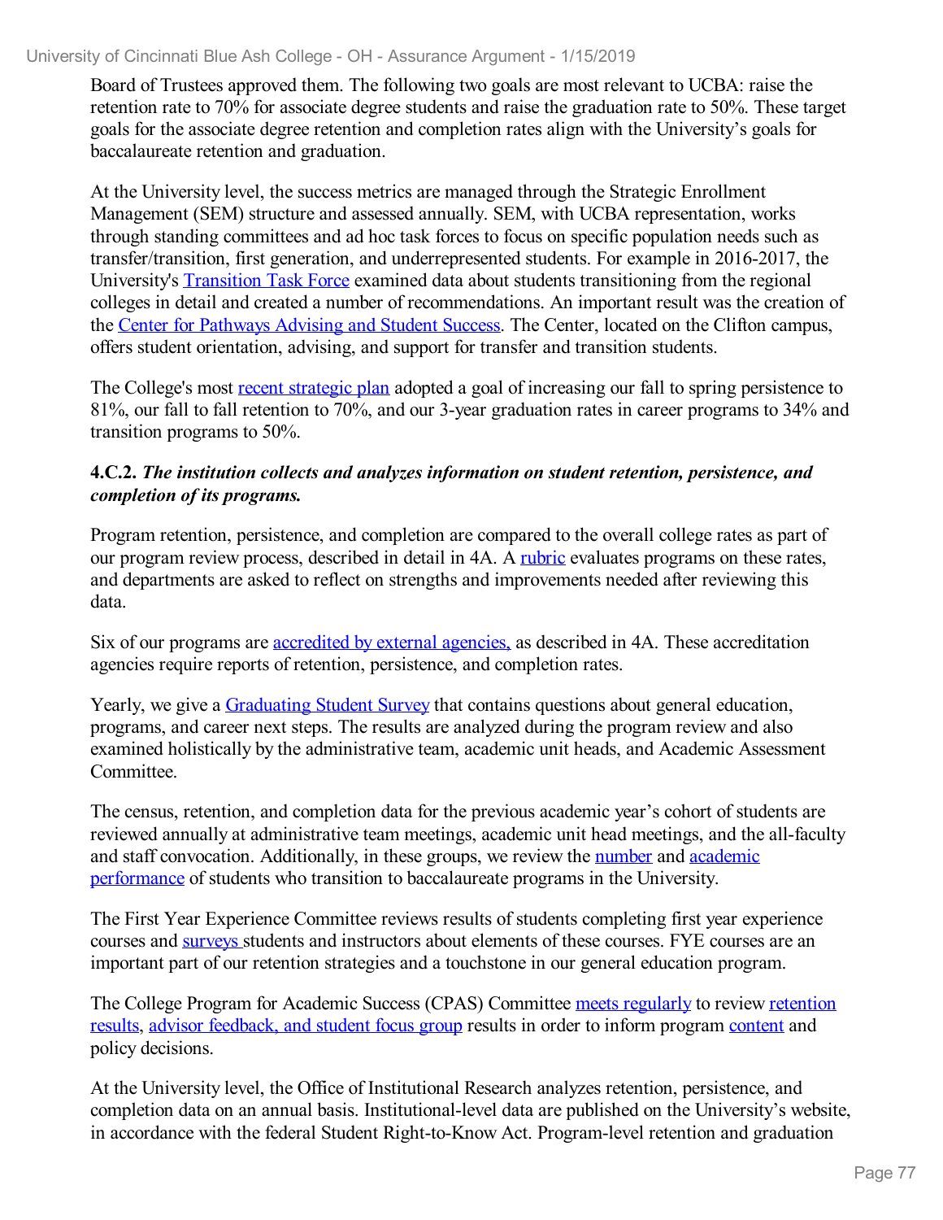Board of Trustees approved them. The following two goals are most relevant to UCBA: raise the retention rate to 70% for associate degree students and raise the graduation rate to 50%. These target goals for the associate degree retention and completion rates align with the University's goals for baccalaureate retention and graduation.

At the University level, the success metrics are managed through the Strategic Enrollment Management (SEM) structure and assessed annually. SEM, with UCBA representation, works through standing committees and ad hoc task forces to focus on specific population needs such as transfer/transition, first generation, and underrepresented students. For example in 2016-2017, the University's Transition Task Force examined data about students transitioning from the regional colleges in detail and created a number of recommendations. An important result was the creation of the Center for Pathways Advising and Student Success. The Center, located on the Clifton campus, offers student orientation, advising, and support for transfer and transition students.

The College's most recent strategic plan adopted a goal of increasing our fall to spring persistence to 81%, our fall to fall retention to 70%, and our 3-year graduation rates in career programs to 34% and transition programs to 50%.

**4.C.2.** ***The institution collects and analyzes information on student retention, persistence, and completion of its programs.***

Program retention, persistence, and completion are compared to the overall college rates as part of our program review process, described in detail in 4A. A rubric evaluates programs on these rates, and departments are asked to reflect on strengths and improvements needed after reviewing this data.

Six of our programs are accredited by external agencies, as described in 4A. These accreditation agencies require reports of retention, persistence, and completion rates.

Yearly, we give a Graduating Student Survey that contains questions about general education, programs, and career next steps. The results are analyzed during the program review and also examined holistically by the administrative team, academic unit heads, and Academic Assessment Committee.

The census, retention, and completion data for the previous academic year's cohort of students are reviewed annually at administrative team meetings, academic unit head meetings, and the all-faculty and staff convocation. Additionally, in these groups, we review the number and academic performance of students who transition to baccalaureate programs in the University.

The First Year Experience Committee reviews results of students completing first year experience courses and surveys students and instructors about elements of these courses. FYE courses are an important part of our retention strategies and a touchstone in our general education program.

The College Program for Academic Success (CPAS) Committee meets regularly to review retention results, advisor feedback, and student focus group results in order to inform program content and policy decisions.

At the University level, the Office of Institutional Research analyzes retention, persistence, and completion data on an annual basis. Institutional-level data are published on the University's website, in accordance with the federal Student Right-to-Know Act. Program-level retention and graduation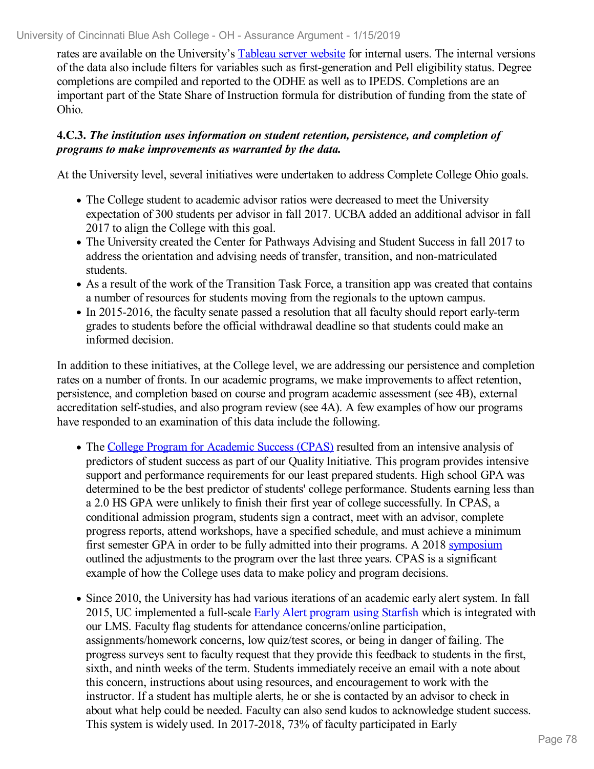rates are available on the University's [Tableau server website]() for internal users. The internal versions of the data also include filters for variables such as first-generation and Pell eligibility status. Degree completions are compiled and reported to the ODHE as well as to IPEDS. Completions are an important part of the State Share of Instruction formula for distribution of funding from the state of Ohio.

**4.C.3.** ***The institution uses information on student retention, persistence, and completion of programs to make improvements as warranted by the data.***

At the University level, several initiatives were undertaken to address Complete College Ohio goals.

- The College student to academic advisor ratios were decreased to meet the University expectation of 300 students per advisor in fall 2017. UCBA added an additional advisor in fall 2017 to align the College with this goal.
- The University created the Center for Pathways Advising and Student Success in fall 2017 to address the orientation and advising needs of transfer, transition, and non-matriculated students.
- As a result of the work of the Transition Task Force, a transition app was created that contains a number of resources for students moving from the regionals to the uptown campus.
- In 2015-2016, the faculty senate passed a resolution that all faculty should report early-term grades to students before the official withdrawal deadline so that students could make an informed decision.

In addition to these initiatives, at the College level, we are addressing our persistence and completion rates on a number of fronts. In our academic programs, we make improvements to affect retention, persistence, and completion based on course and program academic assessment (see 4B), external accreditation self-studies, and also program review (see 4A). A few examples of how our programs have responded to an examination of this data include the following.

- The [College Program for Academic Success (CPAS)]() resulted from an intensive analysis of predictors of student success as part of our Quality Initiative. This program provides intensive support and performance requirements for our least prepared students. High school GPA was determined to be the best predictor of students' college performance. Students earning less than a 2.0 HS GPA were unlikely to finish their first year of college successfully. In CPAS, a conditional admission program, students sign a contract, meet with an advisor, complete progress reports, attend workshops, have a specified schedule, and must achieve a minimum first semester GPA in order to be fully admitted into their programs. A 2018 [symposium]() outlined the adjustments to the program over the last three years. CPAS is a significant example of how the College uses data to make policy and program decisions.

- Since 2010, the University has had various iterations of an academic early alert system. In fall 2015, UC implemented a full-scale [Early Alert program using Starfish]() which is integrated with our LMS. Faculty flag students for attendance concerns/online participation, assignments/homework concerns, low quiz/test scores, or being in danger of failing. The progress surveys sent to faculty request that they provide this feedback to students in the first, sixth, and ninth weeks of the term. Students immediately receive an email with a note about this concern, instructions about using resources, and encouragement to work with the instructor. If a student has multiple alerts, he or she is contacted by an advisor to check in about what help could be needed. Faculty can also send kudos to acknowledge student success. This system is widely used. In 2017-2018, 73% of faculty participated in Early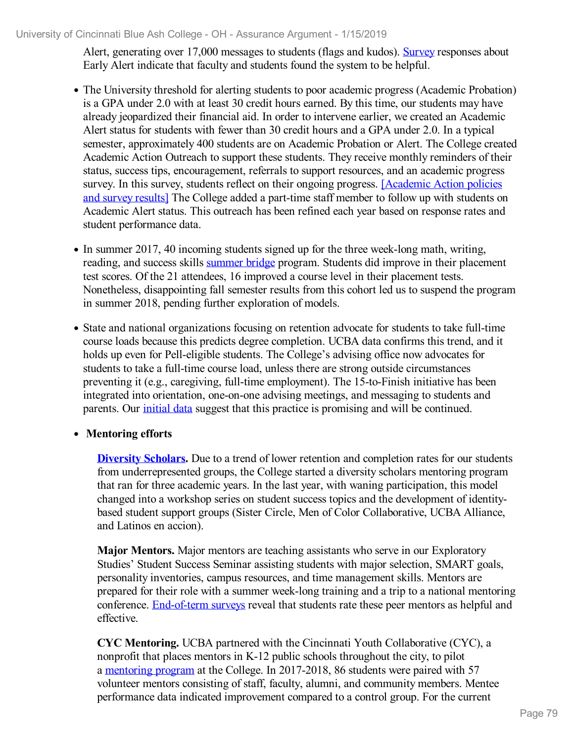Alert, generating over 17,000 messages to students (flags and kudos). Survey responses about Early Alert indicate that faculty and students found the system to be helpful.

- The University threshold for alerting students to poor academic progress (Academic Probation) is a GPA under 2.0 with at least 30 credit hours earned. By this time, our students may have already jeopardized their financial aid. In order to intervene earlier, we created an Academic Alert status for students with fewer than 30 credit hours and a GPA under 2.0. In a typical semester, approximately 400 students are on Academic Probation or Alert. The College created Academic Action Outreach to support these students. They receive monthly reminders of their status, success tips, encouragement, referrals to support resources, and an academic progress survey. In this survey, students reflect on their ongoing progress. [Academic Action policies and survey results] The College added a part-time staff member to follow up with students on Academic Alert status. This outreach has been refined each year based on response rates and student performance data.

- In summer 2017, 40 incoming students signed up for the three week-long math, writing, reading, and success skills summer bridge program. Students did improve in their placement test scores. Of the 21 attendees, 16 improved a course level in their placement tests. Nonetheless, disappointing fall semester results from this cohort led us to suspend the program in summer 2018, pending further exploration of models.

- State and national organizations focusing on retention advocate for students to take full-time course loads because this predicts degree completion. UCBA data confirms this trend, and it holds up even for Pell-eligible students. The College's advising office now advocates for students to take a full-time course load, unless there are strong outside circumstances preventing it (e.g., caregiving, full-time employment). The 15-to-Finish initiative has been integrated into orientation, one-on-one advising meetings, and messaging to students and parents. Our initial data suggest that this practice is promising and will be continued.

- **Mentoring efforts**

  **Diversity Scholars.** Due to a trend of lower retention and completion rates for our students from underrepresented groups, the College started a diversity scholars mentoring program that ran for three academic years. In the last year, with waning participation, this model changed into a workshop series on student success topics and the development of identity-based student support groups (Sister Circle, Men of Color Collaborative, UCBA Alliance, and Latinos en accion).

  **Major Mentors.** Major mentors are teaching assistants who serve in our Exploratory Studies' Student Success Seminar assisting students with major selection, SMART goals, personality inventories, campus resources, and time management skills. Mentors are prepared for their role with a summer week-long training and a trip to a national mentoring conference. End-of-term surveys reveal that students rate these peer mentors as helpful and effective.

  **CYC Mentoring.** UCBA partnered with the Cincinnati Youth Collaborative (CYC), a nonprofit that places mentors in K-12 public schools throughout the city, to pilot a mentoring program at the College. In 2017-2018, 86 students were paired with 57 volunteer mentors consisting of staff, faculty, alumni, and community members. Mentee performance data indicated improvement compared to a control group. For the current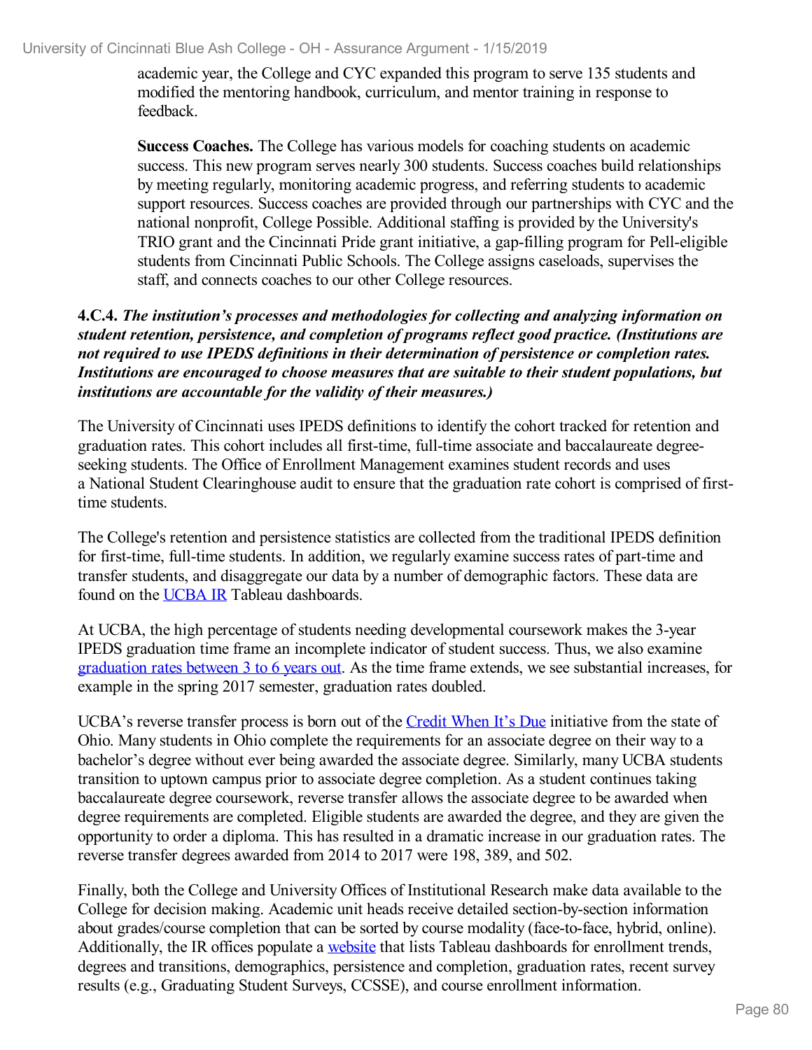academic year, the College and CYC expanded this program to serve 135 students and modified the mentoring handbook, curriculum, and mentor training in response to feedback.

**Success Coaches.** The College has various models for coaching students on academic success. This new program serves nearly 300 students. Success coaches build relationships by meeting regularly, monitoring academic progress, and referring students to academic support resources. Success coaches are provided through our partnerships with CYC and the national nonprofit, College Possible. Additional staffing is provided by the University's TRIO grant and the Cincinnati Pride grant initiative, a gap-filling program for Pell-eligible students from Cincinnati Public Schools. The College assigns caseloads, supervises the staff, and connects coaches to our other College resources.

**4.C.4.** ***The institution's processes and methodologies for collecting and analyzing information on student retention, persistence, and completion of programs reflect good practice. (Institutions are not required to use IPEDS definitions in their determination of persistence or completion rates. Institutions are encouraged to choose measures that are suitable to their student populations, but institutions are accountable for the validity of their measures.)***

The University of Cincinnati uses IPEDS definitions to identify the cohort tracked for retention and graduation rates. This cohort includes all first-time, full-time associate and baccalaureate degree-seeking students. The Office of Enrollment Management examines student records and uses a National Student Clearinghouse audit to ensure that the graduation rate cohort is comprised of first-time students.

The College's retention and persistence statistics are collected from the traditional IPEDS definition for first-time, full-time students. In addition, we regularly examine success rates of part-time and transfer students, and disaggregate our data by a number of demographic factors. These data are found on the UCBA IR Tableau dashboards.

At UCBA, the high percentage of students needing developmental coursework makes the 3-year IPEDS graduation time frame an incomplete indicator of student success. Thus, we also examine graduation rates between 3 to 6 years out. As the time frame extends, we see substantial increases, for example in the spring 2017 semester, graduation rates doubled.

UCBA's reverse transfer process is born out of the Credit When It's Due initiative from the state of Ohio. Many students in Ohio complete the requirements for an associate degree on their way to a bachelor's degree without ever being awarded the associate degree. Similarly, many UCBA students transition to uptown campus prior to associate degree completion. As a student continues taking baccalaureate degree coursework, reverse transfer allows the associate degree to be awarded when degree requirements are completed. Eligible students are awarded the degree, and they are given the opportunity to order a diploma. This has resulted in a dramatic increase in our graduation rates. The reverse transfer degrees awarded from 2014 to 2017 were 198, 389, and 502.

Finally, both the College and University Offices of Institutional Research make data available to the College for decision making. Academic unit heads receive detailed section-by-section information about grades/course completion that can be sorted by course modality (face-to-face, hybrid, online). Additionally, the IR offices populate a website that lists Tableau dashboards for enrollment trends, degrees and transitions, demographics, persistence and completion, graduation rates, recent survey results (e.g., Graduating Student Surveys, CCSSE), and course enrollment information.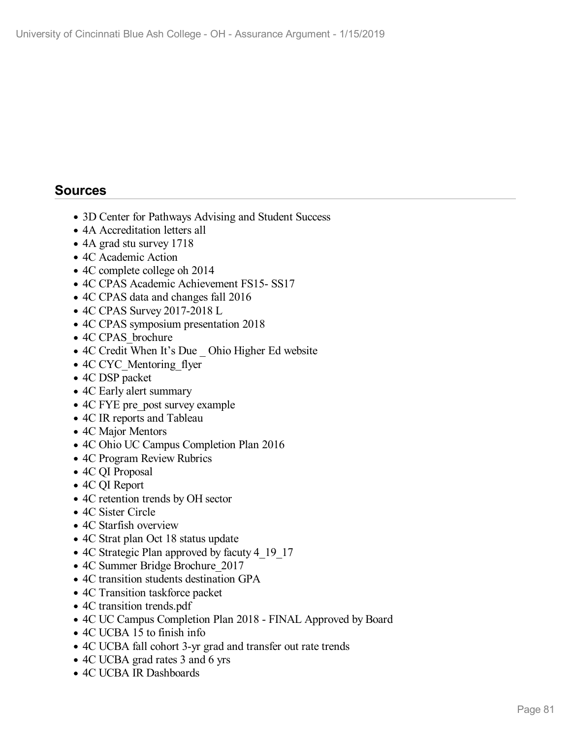## Sources

- 3D Center for Pathways Advising and Student Success
- 4A Accreditation letters all
- 4A grad stu survey 1718
- 4C Academic Action
- 4C complete college oh 2014
- 4C CPAS Academic Achievement FS15- SS17
- 4C CPAS data and changes fall 2016
- 4C CPAS Survey 2017-2018 L
- 4C CPAS symposium presentation 2018
- 4C CPAS_brochure
- 4C Credit When It's Due _ Ohio Higher Ed website
- 4C CYC_Mentoring_flyer
- 4C DSP packet
- 4C Early alert summary
- 4C FYE pre_post survey example
- 4C IR reports and Tableau
- 4C Major Mentors
- 4C Ohio UC Campus Completion Plan 2016
- 4C Program Review Rubrics
- 4C QI Proposal
- 4C QI Report
- 4C retention trends by OH sector
- 4C Sister Circle
- 4C Starfish overview
- 4C Strat plan Oct 18 status update
- 4C Strategic Plan approved by facuty 4_19_17
- 4C Summer Bridge Brochure_2017
- 4C transition students destination GPA
- 4C Transition taskforce packet
- 4C transition trends.pdf
- 4C UC Campus Completion Plan 2018 - FINAL Approved by Board
- 4C UCBA 15 to finish info
- 4C UCBA fall cohort 3-yr grad and transfer out rate trends
- 4C UCBA grad rates 3 and 6 yrs
- 4C UCBA IR Dashboards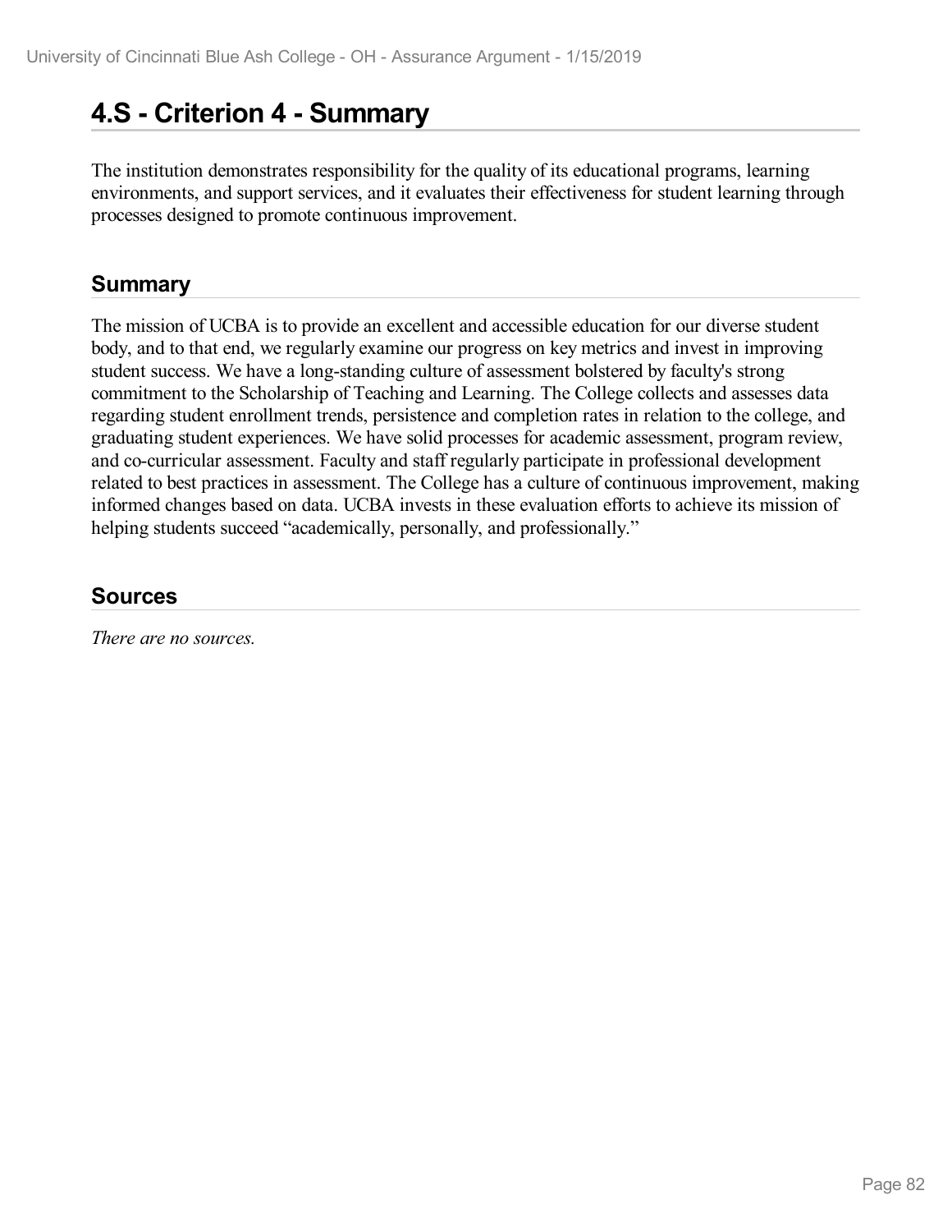# 4.S - Criterion 4 - Summary

The institution demonstrates responsibility for the quality of its educational programs, learning environments, and support services, and it evaluates their effectiveness for student learning through processes designed to promote continuous improvement.

## Summary

The mission of UCBA is to provide an excellent and accessible education for our diverse student body, and to that end, we regularly examine our progress on key metrics and invest in improving student success. We have a long-standing culture of assessment bolstered by faculty's strong commitment to the Scholarship of Teaching and Learning. The College collects and assesses data regarding student enrollment trends, persistence and completion rates in relation to the college, and graduating student experiences. We have solid processes for academic assessment, program review, and co-curricular assessment. Faculty and staff regularly participate in professional development related to best practices in assessment. The College has a culture of continuous improvement, making informed changes based on data. UCBA invests in these evaluation efforts to achieve its mission of helping students succeed "academically, personally, and professionally."

## Sources

*There are no sources.*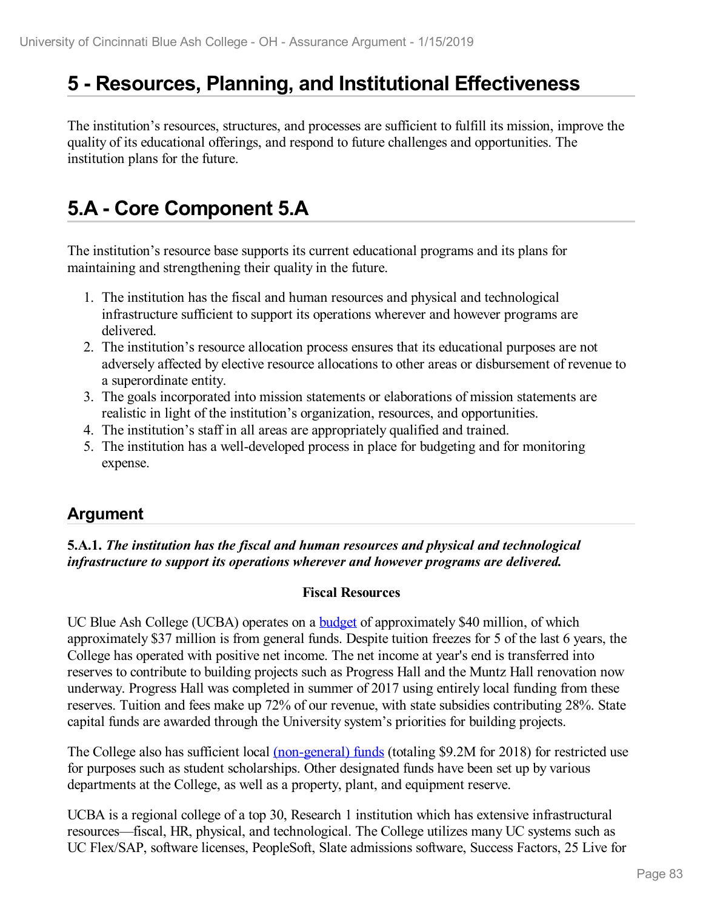# 5 - Resources, Planning, and Institutional Effectiveness

The institution's resources, structures, and processes are sufficient to fulfill its mission, improve the quality of its educational offerings, and respond to future challenges and opportunities. The institution plans for the future.

# 5.A - Core Component 5.A

The institution's resource base supports its current educational programs and its plans for maintaining and strengthening their quality in the future.

1. The institution has the fiscal and human resources and physical and technological infrastructure sufficient to support its operations wherever and however programs are delivered.
2. The institution's resource allocation process ensures that its educational purposes are not adversely affected by elective resource allocations to other areas or disbursement of revenue to a superordinate entity.
3. The goals incorporated into mission statements or elaborations of mission statements are realistic in light of the institution's organization, resources, and opportunities.
4. The institution's staff in all areas are appropriately qualified and trained.
5. The institution has a well-developed process in place for budgeting and for monitoring expense.

## Argument

**5.A.1.** ***The institution has the fiscal and human resources and physical and technological infrastructure to support its operations wherever and however programs are delivered.***

**Fiscal Resources**

UC Blue Ash College (UCBA) operates on a budget of approximately $40 million, of which approximately $37 million is from general funds. Despite tuition freezes for 5 of the last 6 years, the College has operated with positive net income. The net income at year's end is transferred into reserves to contribute to building projects such as Progress Hall and the Muntz Hall renovation now underway. Progress Hall was completed in summer of 2017 using entirely local funding from these reserves. Tuition and fees make up 72% of our revenue, with state subsidies contributing 28%. State capital funds are awarded through the University system's priorities for building projects.

The College also has sufficient local (non-general) funds (totaling $9.2M for 2018) for restricted use for purposes such as student scholarships. Other designated funds have been set up by various departments at the College, as well as a property, plant, and equipment reserve.

UCBA is a regional college of a top 30, Research 1 institution which has extensive infrastructural resources—fiscal, HR, physical, and technological. The College utilizes many UC systems such as UC Flex/SAP, software licenses, PeopleSoft, Slate admissions software, Success Factors, 25 Live for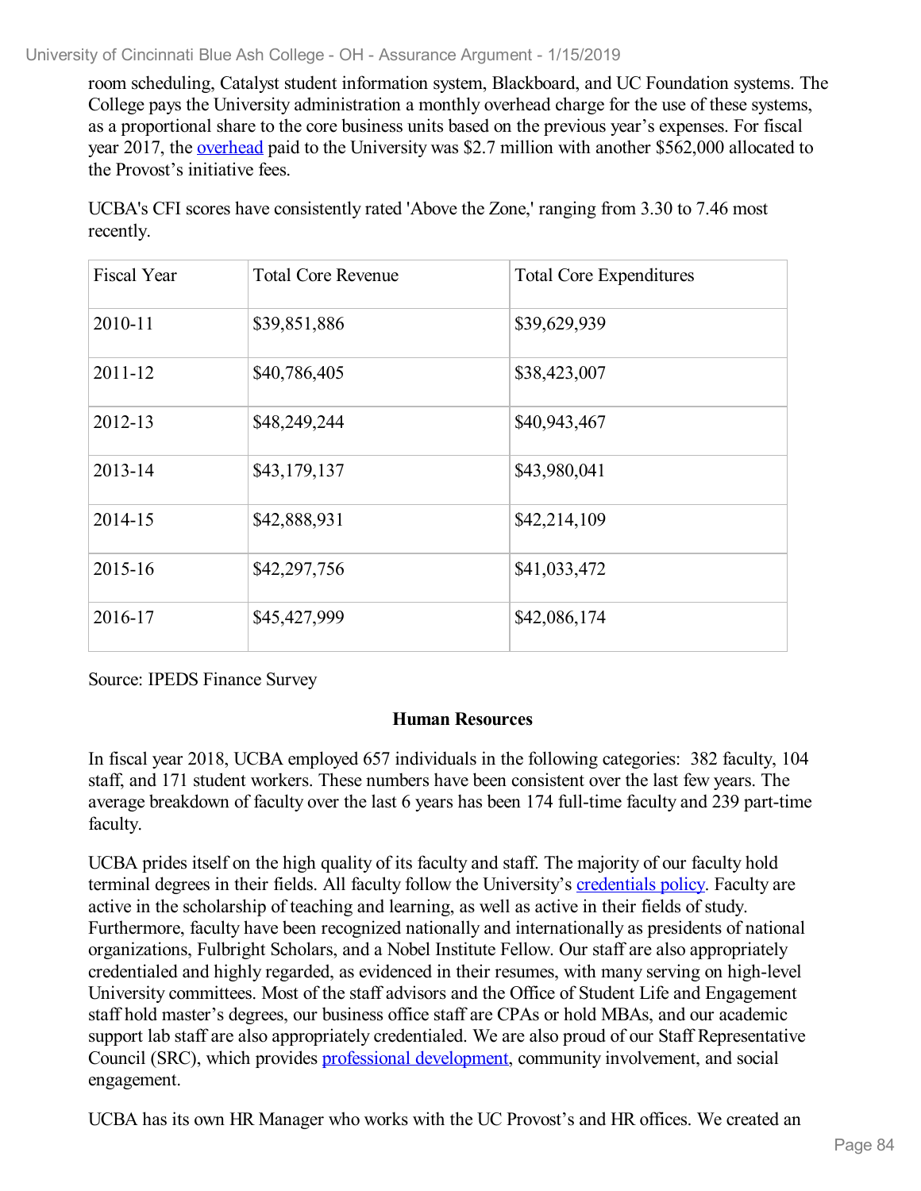room scheduling, Catalyst student information system, Blackboard, and UC Foundation systems. The College pays the University administration a monthly overhead charge for the use of these systems, as a proportional share to the core business units based on the previous year's expenses. For fiscal year 2017, the overhead paid to the University was $2.7 million with another $562,000 allocated to the Provost's initiative fees.

UCBA's CFI scores have consistently rated 'Above the Zone,' ranging from 3.30 to 7.46 most recently.

| Fiscal Year | Total Core Revenue | Total Core Expenditures |
|---|---|---|
| 2010-11 | $39,851,886 | $39,629,939 |
| 2011-12 | $40,786,405 | $38,423,007 |
| 2012-13 | $48,249,244 | $40,943,467 |
| 2013-14 | $43,179,137 | $43,980,041 |
| 2014-15 | $42,888,931 | $42,214,109 |
| 2015-16 | $42,297,756 | $41,033,472 |
| 2016-17 | $45,427,999 | $42,086,174 |

Source: IPEDS Finance Survey

**Human Resources**

In fiscal year 2018, UCBA employed 657 individuals in the following categories: 382 faculty, 104 staff, and 171 student workers. These numbers have been consistent over the last few years. The average breakdown of faculty over the last 6 years has been 174 full-time faculty and 239 part-time faculty.

UCBA prides itself on the high quality of its faculty and staff. The majority of our faculty hold terminal degrees in their fields. All faculty follow the University's credentials policy. Faculty are active in the scholarship of teaching and learning, as well as active in their fields of study. Furthermore, faculty have been recognized nationally and internationally as presidents of national organizations, Fulbright Scholars, and a Nobel Institute Fellow. Our staff are also appropriately credentialed and highly regarded, as evidenced in their resumes, with many serving on high-level University committees. Most of the staff advisors and the Office of Student Life and Engagement staff hold master's degrees, our business office staff are CPAs or hold MBAs, and our academic support lab staff are also appropriately credentialed. We are also proud of our Staff Representative Council (SRC), which provides professional development, community involvement, and social engagement.

UCBA has its own HR Manager who works with the UC Provost's and HR offices. We created an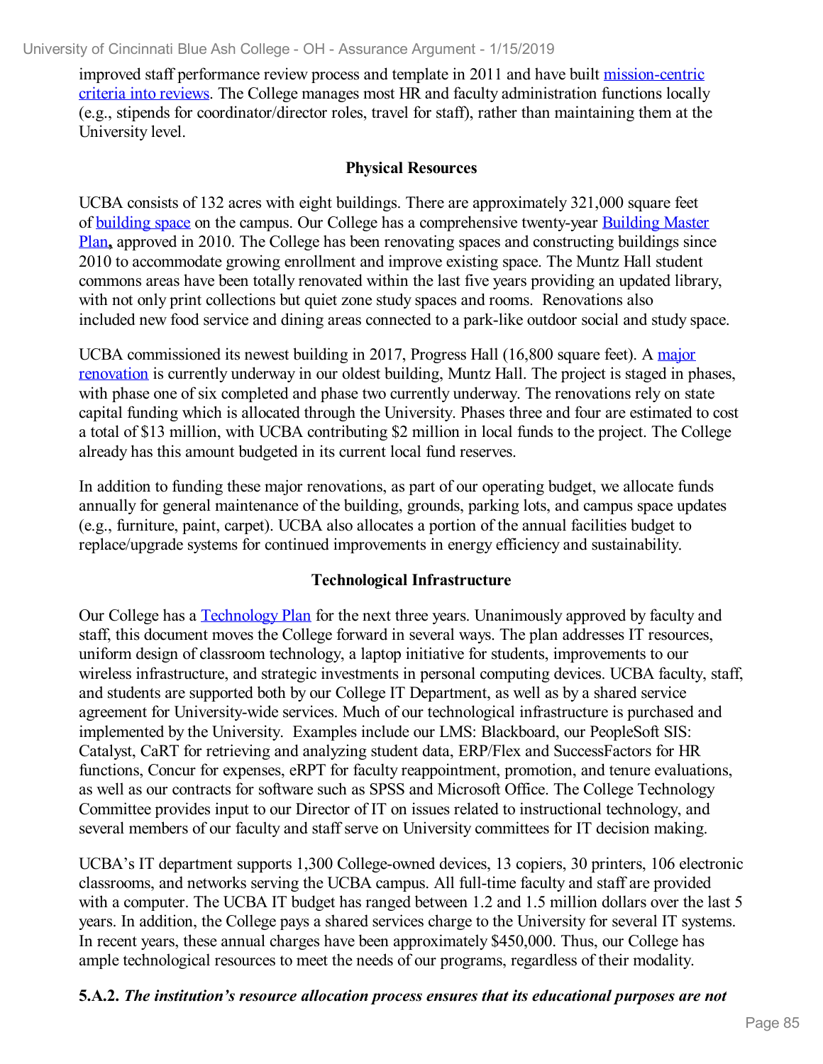improved staff performance review process and template in 2011 and have built mission-centric criteria into reviews. The College manages most HR and faculty administration functions locally (e.g., stipends for coordinator/director roles, travel for staff), rather than maintaining them at the University level.

**Physical Resources**

UCBA consists of 132 acres with eight buildings. There are approximately 321,000 square feet of building space on the campus. Our College has a comprehensive twenty-year Building Master Plan**,** approved in 2010. The College has been renovating spaces and constructing buildings since 2010 to accommodate growing enrollment and improve existing space. The Muntz Hall student commons areas have been totally renovated within the last five years providing an updated library, with not only print collections but quiet zone study spaces and rooms. Renovations also included new food service and dining areas connected to a park-like outdoor social and study space.

UCBA commissioned its newest building in 2017, Progress Hall (16,800 square feet). A major renovation is currently underway in our oldest building, Muntz Hall. The project is staged in phases, with phase one of six completed and phase two currently underway. The renovations rely on state capital funding which is allocated through the University. Phases three and four are estimated to cost a total of $13 million, with UCBA contributing $2 million in local funds to the project. The College already has this amount budgeted in its current local fund reserves.

In addition to funding these major renovations, as part of our operating budget, we allocate funds annually for general maintenance of the building, grounds, parking lots, and campus space updates (e.g., furniture, paint, carpet). UCBA also allocates a portion of the annual facilities budget to replace/upgrade systems for continued improvements in energy efficiency and sustainability.

**Technological Infrastructure**

Our College has a Technology Plan for the next three years. Unanimously approved by faculty and staff, this document moves the College forward in several ways. The plan addresses IT resources, uniform design of classroom technology, a laptop initiative for students, improvements to our wireless infrastructure, and strategic investments in personal computing devices. UCBA faculty, staff, and students are supported both by our College IT Department, as well as by a shared service agreement for University-wide services. Much of our technological infrastructure is purchased and implemented by the University. Examples include our LMS: Blackboard, our PeopleSoft SIS: Catalyst, CaRT for retrieving and analyzing student data, ERP/Flex and SuccessFactors for HR functions, Concur for expenses, eRPT for faculty reappointment, promotion, and tenure evaluations, as well as our contracts for software such as SPSS and Microsoft Office. The College Technology Committee provides input to our Director of IT on issues related to instructional technology, and several members of our faculty and staff serve on University committees for IT decision making.

UCBA's IT department supports 1,300 College-owned devices, 13 copiers, 30 printers, 106 electronic classrooms, and networks serving the UCBA campus. All full-time faculty and staff are provided with a computer. The UCBA IT budget has ranged between 1.2 and 1.5 million dollars over the last 5 years. In addition, the College pays a shared services charge to the University for several IT systems. In recent years, these annual charges have been approximately $450,000. Thus, our College has ample technological resources to meet the needs of our programs, regardless of their modality.

**5.A.2.** ***The institution's resource allocation process ensures that its educational purposes are not***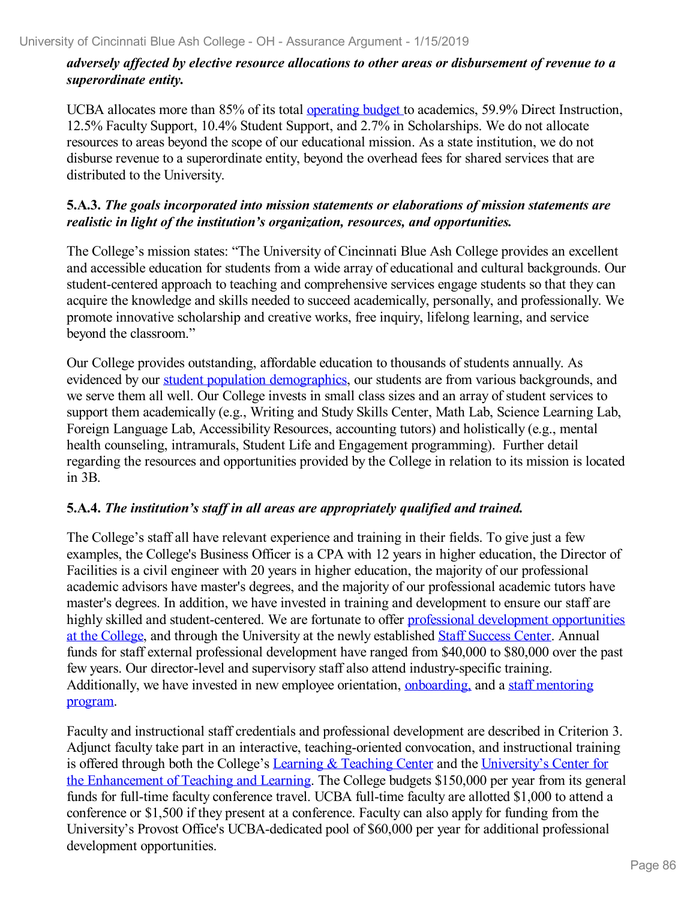***adversely affected by elective resource allocations to other areas or disbursement of revenue to a superordinate entity.***

UCBA allocates more than 85% of its total operating budget to academics, 59.9% Direct Instruction, 12.5% Faculty Support, 10.4% Student Support, and 2.7% in Scholarships. We do not allocate resources to areas beyond the scope of our educational mission. As a state institution, we do not disburse revenue to a superordinate entity, beyond the overhead fees for shared services that are distributed to the University.

**5.A.3.** ***The goals incorporated into mission statements or elaborations of mission statements are realistic in light of the institution's organization, resources, and opportunities.***

The College's mission states: "The University of Cincinnati Blue Ash College provides an excellent and accessible education for students from a wide array of educational and cultural backgrounds. Our student-centered approach to teaching and comprehensive services engage students so that they can acquire the knowledge and skills needed to succeed academically, personally, and professionally. We promote innovative scholarship and creative works, free inquiry, lifelong learning, and service beyond the classroom."

Our College provides outstanding, affordable education to thousands of students annually. As evidenced by our student population demographics, our students are from various backgrounds, and we serve them all well. Our College invests in small class sizes and an array of student services to support them academically (e.g., Writing and Study Skills Center, Math Lab, Science Learning Lab, Foreign Language Lab, Accessibility Resources, accounting tutors) and holistically (e.g., mental health counseling, intramurals, Student Life and Engagement programming). Further detail regarding the resources and opportunities provided by the College in relation to its mission is located in 3B.

**5.A.4.** ***The institution's staff in all areas are appropriately qualified and trained.***

The College's staff all have relevant experience and training in their fields. To give just a few examples, the College's Business Officer is a CPA with 12 years in higher education, the Director of Facilities is a civil engineer with 20 years in higher education, the majority of our professional academic advisors have master's degrees, and the majority of our professional academic tutors have master's degrees. In addition, we have invested in training and development to ensure our staff are highly skilled and student-centered. We are fortunate to offer professional development opportunities at the College, and through the University at the newly established Staff Success Center. Annual funds for staff external professional development have ranged from $40,000 to $80,000 over the past few years. Our director-level and supervisory staff also attend industry-specific training. Additionally, we have invested in new employee orientation, onboarding, and a staff mentoring program.

Faculty and instructional staff credentials and professional development are described in Criterion 3. Adjunct faculty take part in an interactive, teaching-oriented convocation, and instructional training is offered through both the College's Learning & Teaching Center and the University's Center for the Enhancement of Teaching and Learning. The College budgets $150,000 per year from its general funds for full-time faculty conference travel. UCBA full-time faculty are allotted $1,000 to attend a conference or $1,500 if they present at a conference. Faculty can also apply for funding from the University's Provost Office's UCBA-dedicated pool of $60,000 per year for additional professional development opportunities.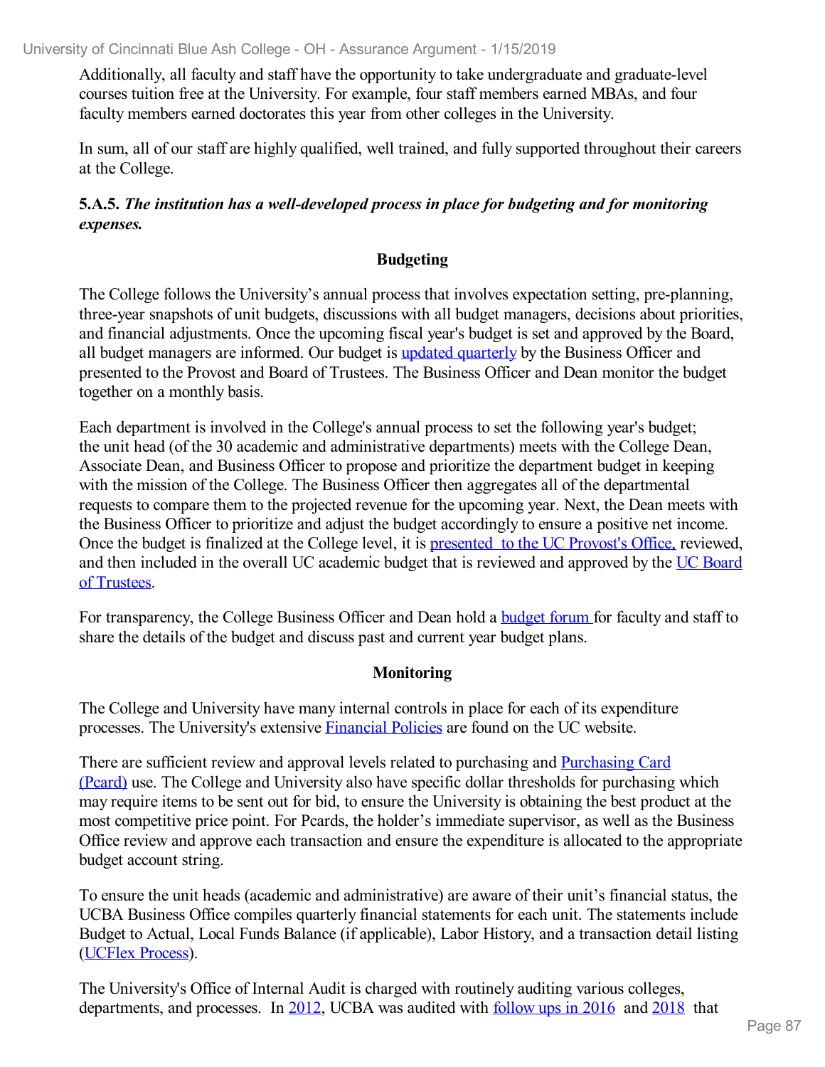Additionally, all faculty and staff have the opportunity to take undergraduate and graduate-level courses tuition free at the University. For example, four staff members earned MBAs, and four faculty members earned doctorates this year from other colleges in the University.

In sum, all of our staff are highly qualified, well trained, and fully supported throughout their careers at the College.

**5.A.5.** ***The institution has a well-developed process in place for budgeting and for monitoring expenses.***

**Budgeting**

The College follows the University's annual process that involves expectation setting, pre-planning, three-year snapshots of unit budgets, discussions with all budget managers, decisions about priorities, and financial adjustments. Once the upcoming fiscal year's budget is set and approved by the Board, all budget managers are informed. Our budget is updated quarterly by the Business Officer and presented to the Provost and Board of Trustees. The Business Officer and Dean monitor the budget together on a monthly basis.

Each department is involved in the College's annual process to set the following year's budget; the unit head (of the 30 academic and administrative departments) meets with the College Dean, Associate Dean, and Business Officer to propose and prioritize the department budget in keeping with the mission of the College. The Business Officer then aggregates all of the departmental requests to compare them to the projected revenue for the upcoming year. Next, the Dean meets with the Business Officer to prioritize and adjust the budget accordingly to ensure a positive net income. Once the budget is finalized at the College level, it is presented to the UC Provost's Office, reviewed, and then included in the overall UC academic budget that is reviewed and approved by the UC Board of Trustees.

For transparency, the College Business Officer and Dean hold a budget forum for faculty and staff to share the details of the budget and discuss past and current year budget plans.

**Monitoring**

The College and University have many internal controls in place for each of its expenditure processes. The University's extensive Financial Policies are found on the UC website.

There are sufficient review and approval levels related to purchasing and Purchasing Card (Pcard) use. The College and University also have specific dollar thresholds for purchasing which may require items to be sent out for bid, to ensure the University is obtaining the best product at the most competitive price point. For Pcards, the holder's immediate supervisor, as well as the Business Office review and approve each transaction and ensure the expenditure is allocated to the appropriate budget account string.

To ensure the unit heads (academic and administrative) are aware of their unit's financial status, the UCBA Business Office compiles quarterly financial statements for each unit. The statements include Budget to Actual, Local Funds Balance (if applicable), Labor History, and a transaction detail listing (UCFlex Process).

The University's Office of Internal Audit is charged with routinely auditing various colleges, departments, and processes. In 2012, UCBA was audited with follow ups in 2016 and 2018 that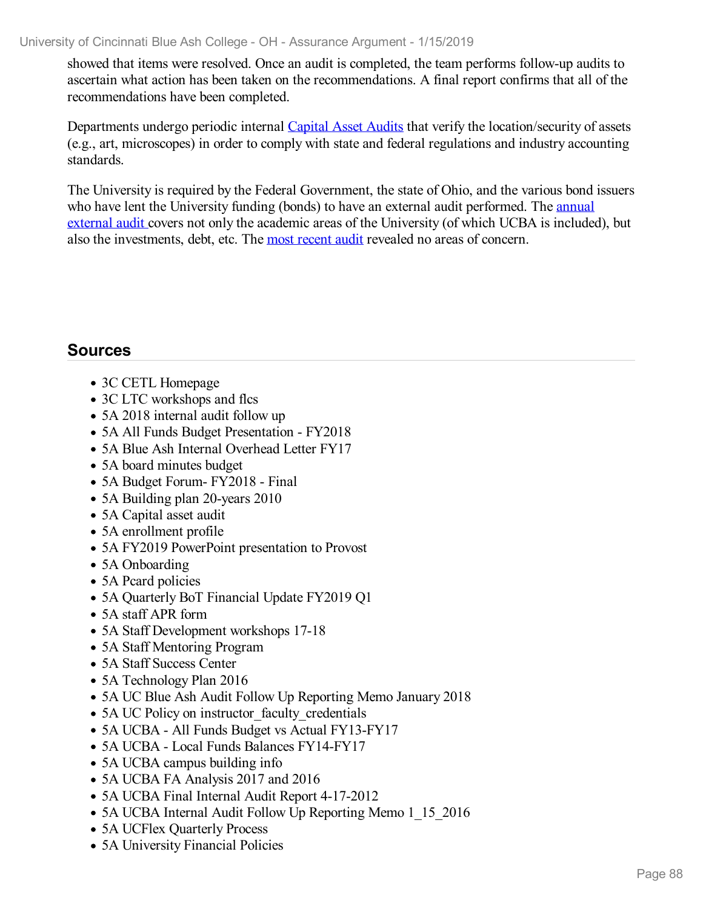showed that items were resolved. Once an audit is completed, the team performs follow-up audits to ascertain what action has been taken on the recommendations. A final report confirms that all of the recommendations have been completed.

Departments undergo periodic internal Capital Asset Audits that verify the location/security of assets (e.g., art, microscopes) in order to comply with state and federal regulations and industry accounting standards.

The University is required by the Federal Government, the state of Ohio, and the various bond issuers who have lent the University funding (bonds) to have an external audit performed. The annual external audit covers not only the academic areas of the University (of which UCBA is included), but also the investments, debt, etc. The most recent audit revealed no areas of concern.

## Sources

- 3C CETL Homepage
- 3C LTC workshops and flcs
- 5A 2018 internal audit follow up
- 5A All Funds Budget Presentation - FY2018
- 5A Blue Ash Internal Overhead Letter FY17
- 5A board minutes budget
- 5A Budget Forum- FY2018 - Final
- 5A Building plan 20-years 2010
- 5A Capital asset audit
- 5A enrollment profile
- 5A FY2019 PowerPoint presentation to Provost
- 5A Onboarding
- 5A Pcard policies
- 5A Quarterly BoT Financial Update FY2019 Q1
- 5A staff APR form
- 5A Staff Development workshops 17-18
- 5A Staff Mentoring Program
- 5A Staff Success Center
- 5A Technology Plan 2016
- 5A UC Blue Ash Audit Follow Up Reporting Memo January 2018
- 5A UC Policy on instructor_faculty_credentials
- 5A UCBA - All Funds Budget vs Actual FY13-FY17
- 5A UCBA - Local Funds Balances FY14-FY17
- 5A UCBA campus building info
- 5A UCBA FA Analysis 2017 and 2016
- 5A UCBA Final Internal Audit Report 4-17-2012
- 5A UCBA Internal Audit Follow Up Reporting Memo 1_15_2016
- 5A UCFlex Quarterly Process
- 5A University Financial Policies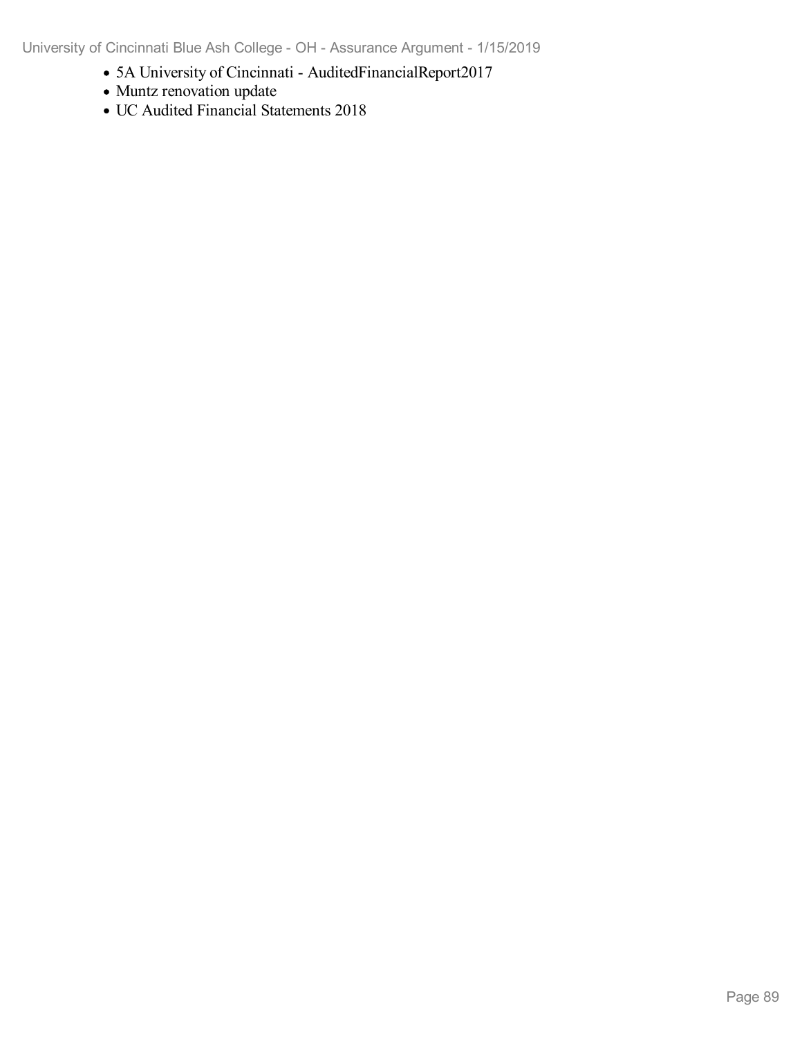- 5A University of Cincinnati - AuditedFinancialReport2017
- Muntz renovation update
- UC Audited Financial Statements 2018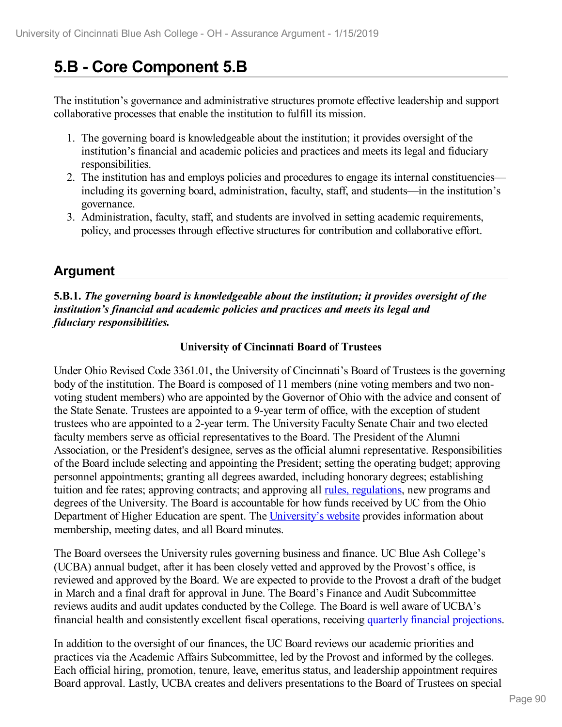# 5.B - Core Component 5.B

The institution's governance and administrative structures promote effective leadership and support collaborative processes that enable the institution to fulfill its mission.

1. The governing board is knowledgeable about the institution; it provides oversight of the institution's financial and academic policies and practices and meets its legal and fiduciary responsibilities.
2. The institution has and employs policies and procedures to engage its internal constituencies—including its governing board, administration, faculty, staff, and students—in the institution's governance.
3. Administration, faculty, staff, and students are involved in setting academic requirements, policy, and processes through effective structures for contribution and collaborative effort.

## Argument

**5.B.1.** ***The governing board is knowledgeable about the institution; it provides oversight of the institution's financial and academic policies and practices and meets its legal and fiduciary responsibilities.***

**University of Cincinnati Board of Trustees**

Under Ohio Revised Code 3361.01, the University of Cincinnati's Board of Trustees is the governing body of the institution. The Board is composed of 11 members (nine voting members and two non-voting student members) who are appointed by the Governor of Ohio with the advice and consent of the State Senate. Trustees are appointed to a 9-year term of office, with the exception of student trustees who are appointed to a 2-year term. The University Faculty Senate Chair and two elected faculty members serve as official representatives to the Board. The President of the Alumni Association, or the President's designee, serves as the official alumni representative. Responsibilities of the Board include selecting and appointing the President; setting the operating budget; approving personnel appointments; granting all degrees awarded, including honorary degrees; establishing tuition and fee rates; approving contracts; and approving all rules, regulations, new programs and degrees of the University. The Board is accountable for how funds received by UC from the Ohio Department of Higher Education are spent. The University's website provides information about membership, meeting dates, and all Board minutes.

The Board oversees the University rules governing business and finance. UC Blue Ash College's (UCBA) annual budget, after it has been closely vetted and approved by the Provost's office, is reviewed and approved by the Board. We are expected to provide to the Provost a draft of the budget in March and a final draft for approval in June. The Board's Finance and Audit Subcommittee reviews audits and audit updates conducted by the College. The Board is well aware of UCBA's financial health and consistently excellent fiscal operations, receiving quarterly financial projections.

In addition to the oversight of our finances, the UC Board reviews our academic priorities and practices via the Academic Affairs Subcommittee, led by the Provost and informed by the colleges. Each official hiring, promotion, tenure, leave, emeritus status, and leadership appointment requires Board approval. Lastly, UCBA creates and delivers presentations to the Board of Trustees on special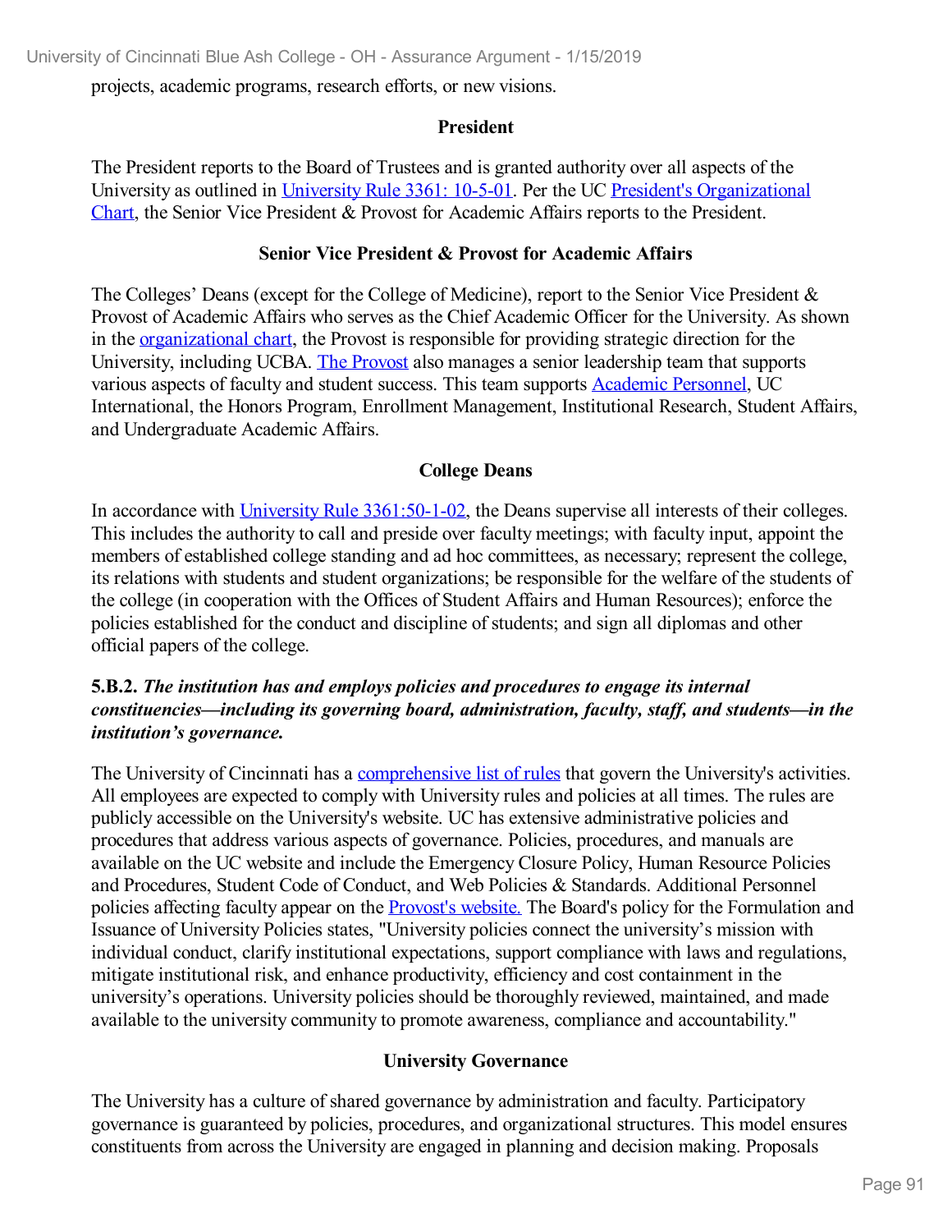projects, academic programs, research efforts, or new visions.

**President**

The President reports to the Board of Trustees and is granted authority over all aspects of the University as outlined in University Rule 3361: 10-5-01. Per the UC President's Organizational Chart, the Senior Vice President & Provost for Academic Affairs reports to the President.

**Senior Vice President & Provost for Academic Affairs**

The Colleges' Deans (except for the College of Medicine), report to the Senior Vice President & Provost of Academic Affairs who serves as the Chief Academic Officer for the University. As shown in the organizational chart, the Provost is responsible for providing strategic direction for the University, including UCBA. The Provost also manages a senior leadership team that supports various aspects of faculty and student success. This team supports Academic Personnel, UC International, the Honors Program, Enrollment Management, Institutional Research, Student Affairs, and Undergraduate Academic Affairs.

**College Deans**

In accordance with University Rule 3361:50-1-02, the Deans supervise all interests of their colleges. This includes the authority to call and preside over faculty meetings; with faculty input, appoint the members of established college standing and ad hoc committees, as necessary; represent the college, its relations with students and student organizations; be responsible for the welfare of the students of the college (in cooperation with the Offices of Student Affairs and Human Resources); enforce the policies established for the conduct and discipline of students; and sign all diplomas and other official papers of the college.

**5.B.2.** ***The institution has and employs policies and procedures to engage its internal constituencies—including its governing board, administration, faculty, staff, and students—in the institution's governance.***

The University of Cincinnati has a comprehensive list of rules that govern the University's activities. All employees are expected to comply with University rules and policies at all times. The rules are publicly accessible on the University's website. UC has extensive administrative policies and procedures that address various aspects of governance. Policies, procedures, and manuals are available on the UC website and include the Emergency Closure Policy, Human Resource Policies and Procedures, Student Code of Conduct, and Web Policies & Standards. Additional Personnel policies affecting faculty appear on the Provost's website. The Board's policy for the Formulation and Issuance of University Policies states, "University policies connect the university's mission with individual conduct, clarify institutional expectations, support compliance with laws and regulations, mitigate institutional risk, and enhance productivity, efficiency and cost containment in the university's operations. University policies should be thoroughly reviewed, maintained, and made available to the university community to promote awareness, compliance and accountability."

**University Governance**

The University has a culture of shared governance by administration and faculty. Participatory governance is guaranteed by policies, procedures, and organizational structures. This model ensures constituents from across the University are engaged in planning and decision making. Proposals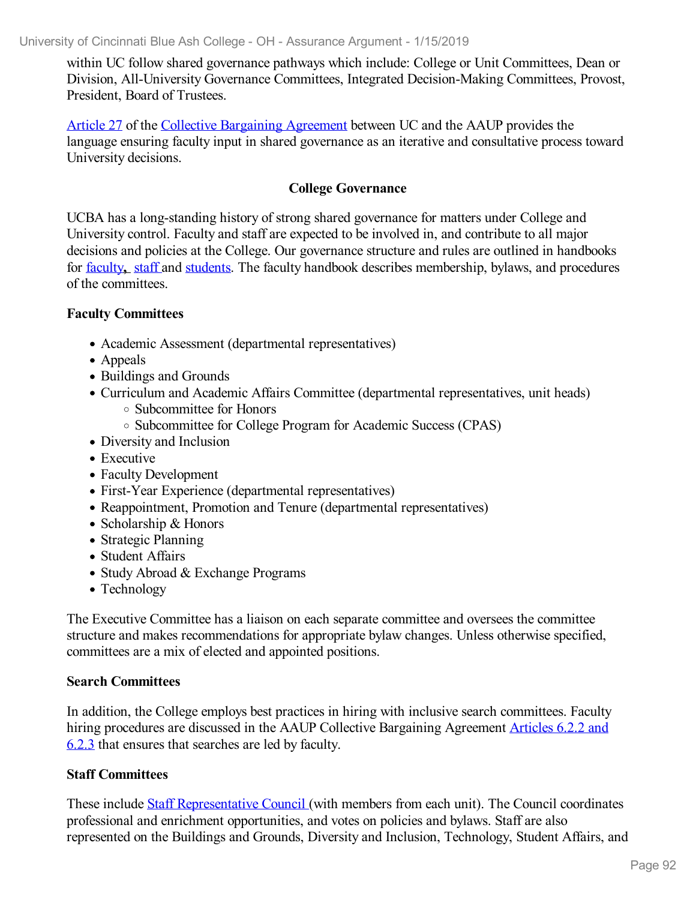within UC follow shared governance pathways which include: College or Unit Committees, Dean or Division, All-University Governance Committees, Integrated Decision-Making Committees, Provost, President, Board of Trustees.

Article 27 of the Collective Bargaining Agreement between UC and the AAUP provides the language ensuring faculty input in shared governance as an iterative and consultative process toward University decisions.

**College Governance**

UCBA has a long-standing history of strong shared governance for matters under College and University control. Faculty and staff are expected to be involved in, and contribute to all major decisions and policies at the College. Our governance structure and rules are outlined in handbooks for faculty, staff and students. The faculty handbook describes membership, bylaws, and procedures of the committees.

**Faculty Committees**

- Academic Assessment (departmental representatives)
- Appeals
- Buildings and Grounds
- Curriculum and Academic Affairs Committee (departmental representatives, unit heads)
  - Subcommittee for Honors
  - Subcommittee for College Program for Academic Success (CPAS)
- Diversity and Inclusion
- Executive
- Faculty Development
- First-Year Experience (departmental representatives)
- Reappointment, Promotion and Tenure (departmental representatives)
- Scholarship & Honors
- Strategic Planning
- Student Affairs
- Study Abroad & Exchange Programs
- Technology

The Executive Committee has a liaison on each separate committee and oversees the committee structure and makes recommendations for appropriate bylaw changes. Unless otherwise specified, committees are a mix of elected and appointed positions.

**Search Committees**

In addition, the College employs best practices in hiring with inclusive search committees. Faculty hiring procedures are discussed in the AAUP Collective Bargaining Agreement Articles 6.2.2 and 6.2.3 that ensures that searches are led by faculty.

**Staff Committees**

These include Staff Representative Council (with members from each unit). The Council coordinates professional and enrichment opportunities, and votes on policies and bylaws. Staff are also represented on the Buildings and Grounds, Diversity and Inclusion, Technology, Student Affairs, and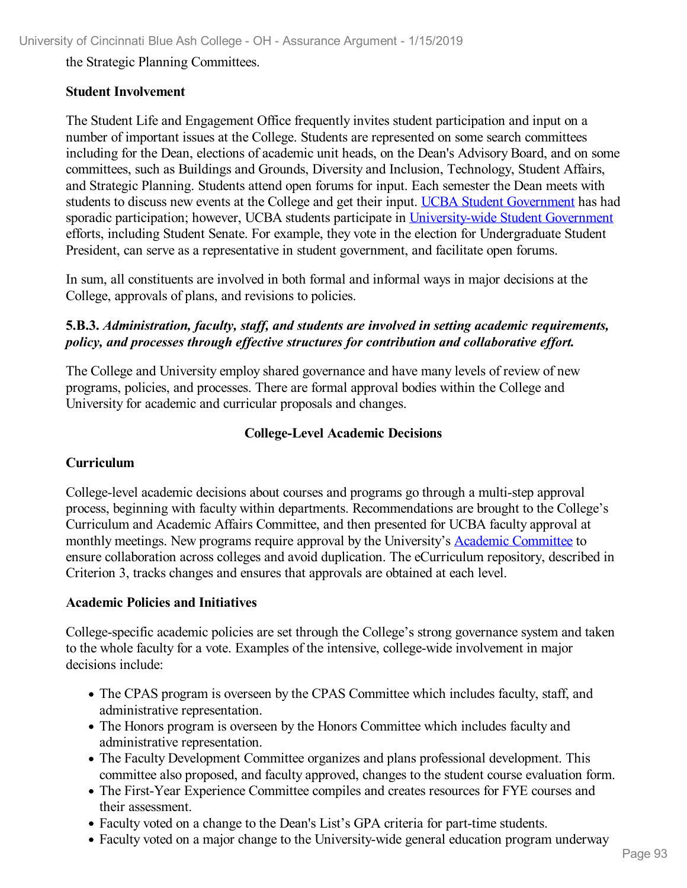the Strategic Planning Committees.

**Student Involvement**

The Student Life and Engagement Office frequently invites student participation and input on a number of important issues at the College. Students are represented on some search committees including for the Dean, elections of academic unit heads, on the Dean's Advisory Board, and on some committees, such as Buildings and Grounds, Diversity and Inclusion, Technology, Student Affairs, and Strategic Planning. Students attend open forums for input. Each semester the Dean meets with students to discuss new events at the College and get their input. UCBA Student Government has had sporadic participation; however, UCBA students participate in University-wide Student Government efforts, including Student Senate. For example, they vote in the election for Undergraduate Student President, can serve as a representative in student government, and facilitate open forums.

In sum, all constituents are involved in both formal and informal ways in major decisions at the College, approvals of plans, and revisions to policies.

**5.B.3.** ***Administration, faculty, staff, and students are involved in setting academic requirements, policy, and processes through effective structures for contribution and collaborative effort.***

The College and University employ shared governance and have many levels of review of new programs, policies, and processes. There are formal approval bodies within the College and University for academic and curricular proposals and changes.

**College-Level Academic Decisions**

**Curriculum**

College-level academic decisions about courses and programs go through a multi-step approval process, beginning with faculty within departments. Recommendations are brought to the College's Curriculum and Academic Affairs Committee, and then presented for UCBA faculty approval at monthly meetings. New programs require approval by the University's Academic Committee to ensure collaboration across colleges and avoid duplication. The eCurriculum repository, described in Criterion 3, tracks changes and ensures that approvals are obtained at each level.

**Academic Policies and Initiatives**

College-specific academic policies are set through the College's strong governance system and taken to the whole faculty for a vote. Examples of the intensive, college-wide involvement in major decisions include:

- The CPAS program is overseen by the CPAS Committee which includes faculty, staff, and administrative representation.
- The Honors program is overseen by the Honors Committee which includes faculty and administrative representation.
- The Faculty Development Committee organizes and plans professional development. This committee also proposed, and faculty approved, changes to the student course evaluation form.
- The First-Year Experience Committee compiles and creates resources for FYE courses and their assessment.
- Faculty voted on a change to the Dean's List's GPA criteria for part-time students.
- Faculty voted on a major change to the University-wide general education program underway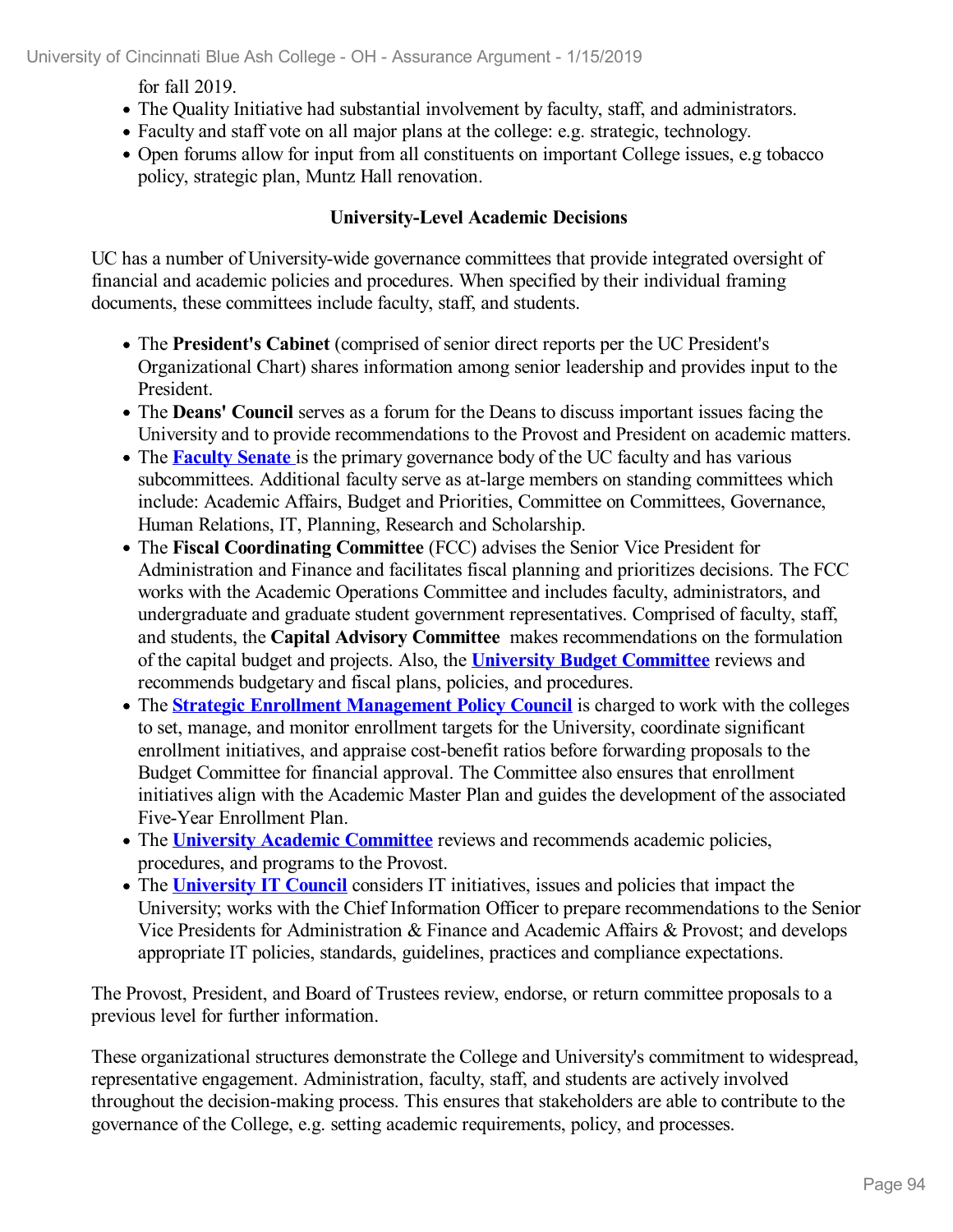for fall 2019.

- The Quality Initiative had substantial involvement by faculty, staff, and administrators.
- Faculty and staff vote on all major plans at the college: e.g. strategic, technology.
- Open forums allow for input from all constituents on important College issues, e.g tobacco policy, strategic plan, Muntz Hall renovation.

**University-Level Academic Decisions**

UC has a number of University-wide governance committees that provide integrated oversight of financial and academic policies and procedures. When specified by their individual framing documents, these committees include faculty, staff, and students.

- The **President's Cabinet** (comprised of senior direct reports per the UC President's Organizational Chart) shares information among senior leadership and provides input to the President.
- The **Deans' Council** serves as a forum for the Deans to discuss important issues facing the University and to provide recommendations to the Provost and President on academic matters.
- The **Faculty Senate** is the primary governance body of the UC faculty and has various subcommittees. Additional faculty serve as at-large members on standing committees which include: Academic Affairs, Budget and Priorities, Committee on Committees, Governance, Human Relations, IT, Planning, Research and Scholarship.
- The **Fiscal Coordinating Committee** (FCC) advises the Senior Vice President for Administration and Finance and facilitates fiscal planning and prioritizes decisions. The FCC works with the Academic Operations Committee and includes faculty, administrators, and undergraduate and graduate student government representatives. Comprised of faculty, staff, and students, the **Capital Advisory Committee** makes recommendations on the formulation of the capital budget and projects. Also, the **University Budget Committee** reviews and recommends budgetary and fiscal plans, policies, and procedures.
- The **Strategic Enrollment Management Policy Council** is charged to work with the colleges to set, manage, and monitor enrollment targets for the University, coordinate significant enrollment initiatives, and appraise cost-benefit ratios before forwarding proposals to the Budget Committee for financial approval. The Committee also ensures that enrollment initiatives align with the Academic Master Plan and guides the development of the associated Five-Year Enrollment Plan.
- The **University Academic Committee** reviews and recommends academic policies, procedures, and programs to the Provost.
- The **University IT Council** considers IT initiatives, issues and policies that impact the University; works with the Chief Information Officer to prepare recommendations to the Senior Vice Presidents for Administration & Finance and Academic Affairs & Provost; and develops appropriate IT policies, standards, guidelines, practices and compliance expectations.

The Provost, President, and Board of Trustees review, endorse, or return committee proposals to a previous level for further information.

These organizational structures demonstrate the College and University's commitment to widespread, representative engagement. Administration, faculty, staff, and students are actively involved throughout the decision-making process. This ensures that stakeholders are able to contribute to the governance of the College, e.g. setting academic requirements, policy, and processes.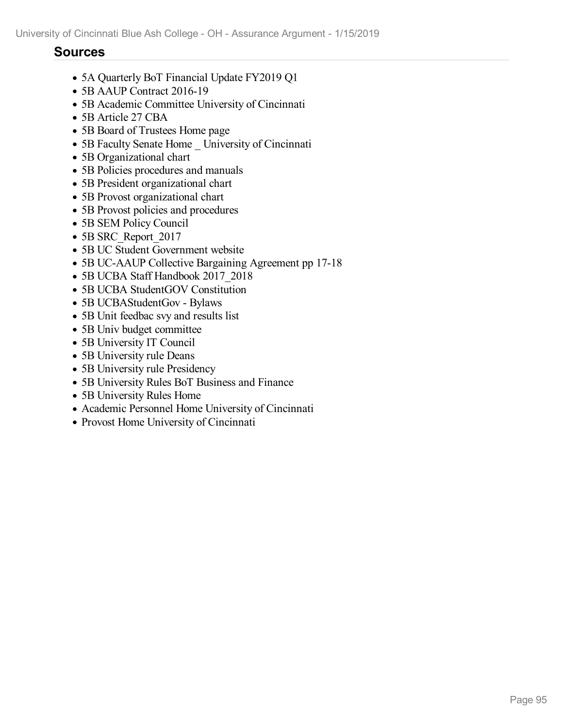## Sources

- 5A Quarterly BoT Financial Update FY2019 Q1
- 5B AAUP Contract 2016-19
- 5B Academic Committee University of Cincinnati
- 5B Article 27 CBA
- 5B Board of Trustees Home page
- 5B Faculty Senate Home _ University of Cincinnati
- 5B Organizational chart
- 5B Policies procedures and manuals
- 5B President organizational chart
- 5B Provost organizational chart
- 5B Provost policies and procedures
- 5B SEM Policy Council
- 5B SRC_Report_2017
- 5B UC Student Government website
- 5B UC-AAUP Collective Bargaining Agreement pp 17-18
- 5B UCBA Staff Handbook 2017_2018
- 5B UCBA StudentGOV Constitution
- 5B UCBAStudentGov - Bylaws
- 5B Unit feedbac svy and results list
- 5B Univ budget committee
- 5B University IT Council
- 5B University rule Deans
- 5B University rule Presidency
- 5B University Rules BoT Business and Finance
- 5B University Rules Home
- Academic Personnel Home University of Cincinnati
- Provost Home University of Cincinnati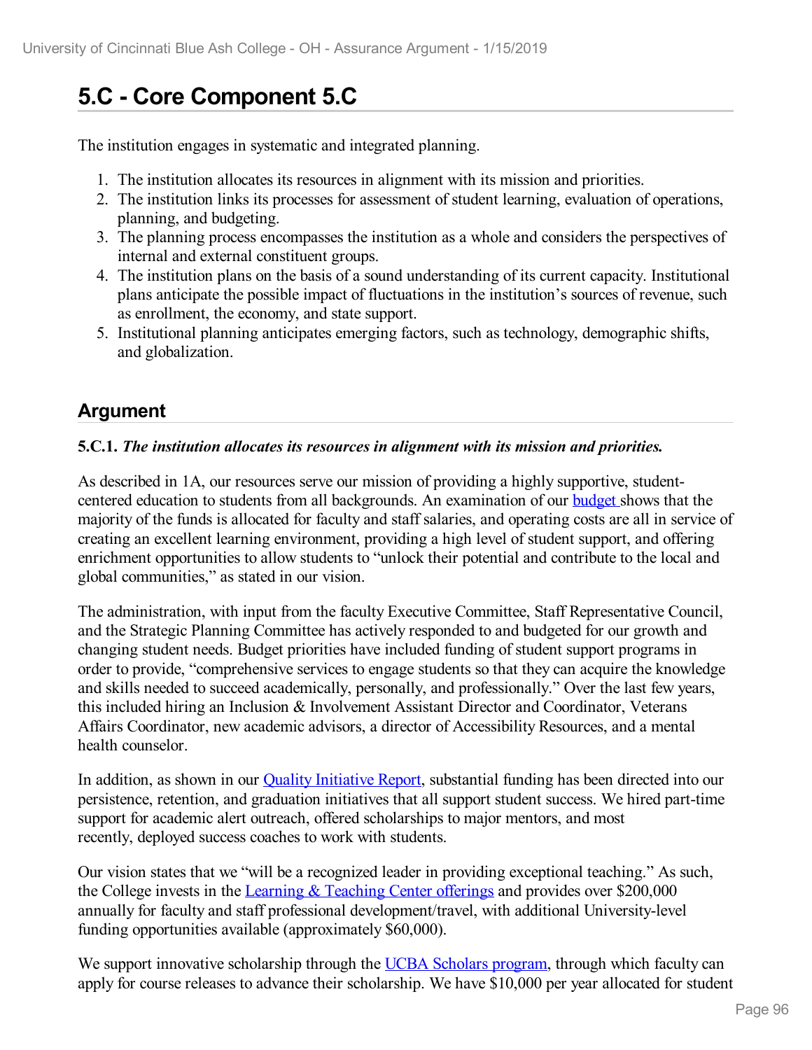# 5.C - Core Component 5.C

The institution engages in systematic and integrated planning.

1. The institution allocates its resources in alignment with its mission and priorities.
2. The institution links its processes for assessment of student learning, evaluation of operations, planning, and budgeting.
3. The planning process encompasses the institution as a whole and considers the perspectives of internal and external constituent groups.
4. The institution plans on the basis of a sound understanding of its current capacity. Institutional plans anticipate the possible impact of fluctuations in the institution's sources of revenue, such as enrollment, the economy, and state support.
5. Institutional planning anticipates emerging factors, such as technology, demographic shifts, and globalization.

## Argument

**5.C.1.** ***The institution allocates its resources in alignment with its mission and priorities.***

As described in 1A, our resources serve our mission of providing a highly supportive, student-centered education to students from all backgrounds. An examination of our budget shows that the majority of the funds is allocated for faculty and staff salaries, and operating costs are all in service of creating an excellent learning environment, providing a high level of student support, and offering enrichment opportunities to allow students to "unlock their potential and contribute to the local and global communities," as stated in our vision.

The administration, with input from the faculty Executive Committee, Staff Representative Council, and the Strategic Planning Committee has actively responded to and budgeted for our growth and changing student needs. Budget priorities have included funding of student support programs in order to provide, "comprehensive services to engage students so that they can acquire the knowledge and skills needed to succeed academically, personally, and professionally." Over the last few years, this included hiring an Inclusion & Involvement Assistant Director and Coordinator, Veterans Affairs Coordinator, new academic advisors, a director of Accessibility Resources, and a mental health counselor.

In addition, as shown in our Quality Initiative Report, substantial funding has been directed into our persistence, retention, and graduation initiatives that all support student success. We hired part-time support for academic alert outreach, offered scholarships to major mentors, and most recently, deployed success coaches to work with students.

Our vision states that we "will be a recognized leader in providing exceptional teaching." As such, the College invests in the Learning & Teaching Center offerings and provides over $200,000 annually for faculty and staff professional development/travel, with additional University-level funding opportunities available (approximately $60,000).

We support innovative scholarship through the UCBA Scholars program, through which faculty can apply for course releases to advance their scholarship. We have $10,000 per year allocated for student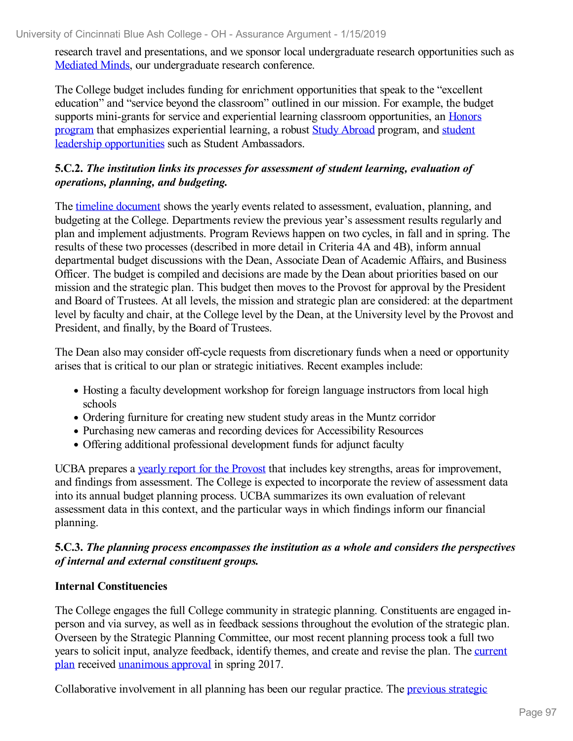research travel and presentations, and we sponsor local undergraduate research opportunities such as Mediated Minds, our undergraduate research conference.

The College budget includes funding for enrichment opportunities that speak to the "excellent education" and "service beyond the classroom" outlined in our mission. For example, the budget supports mini-grants for service and experiential learning classroom opportunities, an Honors program that emphasizes experiential learning, a robust Study Abroad program, and student leadership opportunities such as Student Ambassadors.

**5.C.2.** ***The institution links its processes for assessment of student learning, evaluation of operations, planning, and budgeting.***

The timeline document shows the yearly events related to assessment, evaluation, planning, and budgeting at the College. Departments review the previous year's assessment results regularly and plan and implement adjustments. Program Reviews happen on two cycles, in fall and in spring. The results of these two processes (described in more detail in Criteria 4A and 4B), inform annual departmental budget discussions with the Dean, Associate Dean of Academic Affairs, and Business Officer. The budget is compiled and decisions are made by the Dean about priorities based on our mission and the strategic plan. This budget then moves to the Provost for approval by the President and Board of Trustees. At all levels, the mission and strategic plan are considered: at the department level by faculty and chair, at the College level by the Dean, at the University level by the Provost and President, and finally, by the Board of Trustees.

The Dean also may consider off-cycle requests from discretionary funds when a need or opportunity arises that is critical to our plan or strategic initiatives. Recent examples include:

- Hosting a faculty development workshop for foreign language instructors from local high schools
- Ordering furniture for creating new student study areas in the Muntz corridor
- Purchasing new cameras and recording devices for Accessibility Resources
- Offering additional professional development funds for adjunct faculty

UCBA prepares a yearly report for the Provost that includes key strengths, areas for improvement, and findings from assessment. The College is expected to incorporate the review of assessment data into its annual budget planning process. UCBA summarizes its own evaluation of relevant assessment data in this context, and the particular ways in which findings inform our financial planning.

**5.C.3.** ***The planning process encompasses the institution as a whole and considers the perspectives of internal and external constituent groups.***

**Internal Constituencies**

The College engages the full College community in strategic planning. Constituents are engaged in-person and via survey, as well as in feedback sessions throughout the evolution of the strategic plan. Overseen by the Strategic Planning Committee, our most recent planning process took a full two years to solicit input, analyze feedback, identify themes, and create and revise the plan. The current plan received unanimous approval in spring 2017.

Collaborative involvement in all planning has been our regular practice. The previous strategic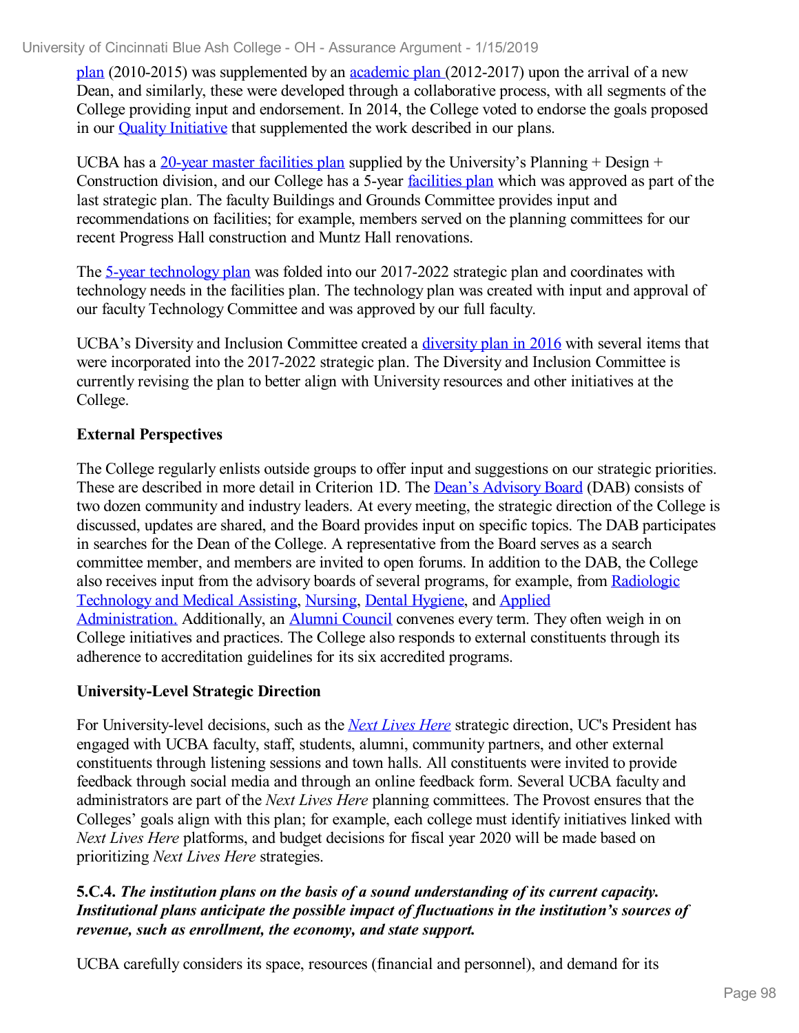plan (2010-2015) was supplemented by an academic plan (2012-2017) upon the arrival of a new Dean, and similarly, these were developed through a collaborative process, with all segments of the College providing input and endorsement. In 2014, the College voted to endorse the goals proposed in our Quality Initiative that supplemented the work described in our plans.

UCBA has a 20-year master facilities plan supplied by the University's Planning + Design + Construction division, and our College has a 5-year facilities plan which was approved as part of the last strategic plan. The faculty Buildings and Grounds Committee provides input and recommendations on facilities; for example, members served on the planning committees for our recent Progress Hall construction and Muntz Hall renovations.

The 5-year technology plan was folded into our 2017-2022 strategic plan and coordinates with technology needs in the facilities plan. The technology plan was created with input and approval of our faculty Technology Committee and was approved by our full faculty.

UCBA's Diversity and Inclusion Committee created a diversity plan in 2016 with several items that were incorporated into the 2017-2022 strategic plan. The Diversity and Inclusion Committee is currently revising the plan to better align with University resources and other initiatives at the College.

**External Perspectives**

The College regularly enlists outside groups to offer input and suggestions on our strategic priorities. These are described in more detail in Criterion 1D. The Dean's Advisory Board (DAB) consists of two dozen community and industry leaders. At every meeting, the strategic direction of the College is discussed, updates are shared, and the Board provides input on specific topics. The DAB participates in searches for the Dean of the College. A representative from the Board serves as a search committee member, and members are invited to open forums. In addition to the DAB, the College also receives input from the advisory boards of several programs, for example, from Radiologic Technology and Medical Assisting, Nursing, Dental Hygiene, and Applied Administration. Additionally, an Alumni Council convenes every term. They often weigh in on College initiatives and practices. The College also responds to external constituents through its adherence to accreditation guidelines for its six accredited programs.

**University-Level Strategic Direction**

For University-level decisions, such as the *Next Lives Here* strategic direction, UC's President has engaged with UCBA faculty, staff, students, alumni, community partners, and other external constituents through listening sessions and town halls. All constituents were invited to provide feedback through social media and through an online feedback form. Several UCBA faculty and administrators are part of the *Next Lives Here* planning committees. The Provost ensures that the Colleges' goals align with this plan; for example, each college must identify initiatives linked with *Next Lives Here* platforms, and budget decisions for fiscal year 2020 will be made based on prioritizing *Next Lives Here* strategies.

**5.C.4.** ***The institution plans on the basis of a sound understanding of its current capacity. Institutional plans anticipate the possible impact of fluctuations in the institution's sources of revenue, such as enrollment, the economy, and state support.***

UCBA carefully considers its space, resources (financial and personnel), and demand for its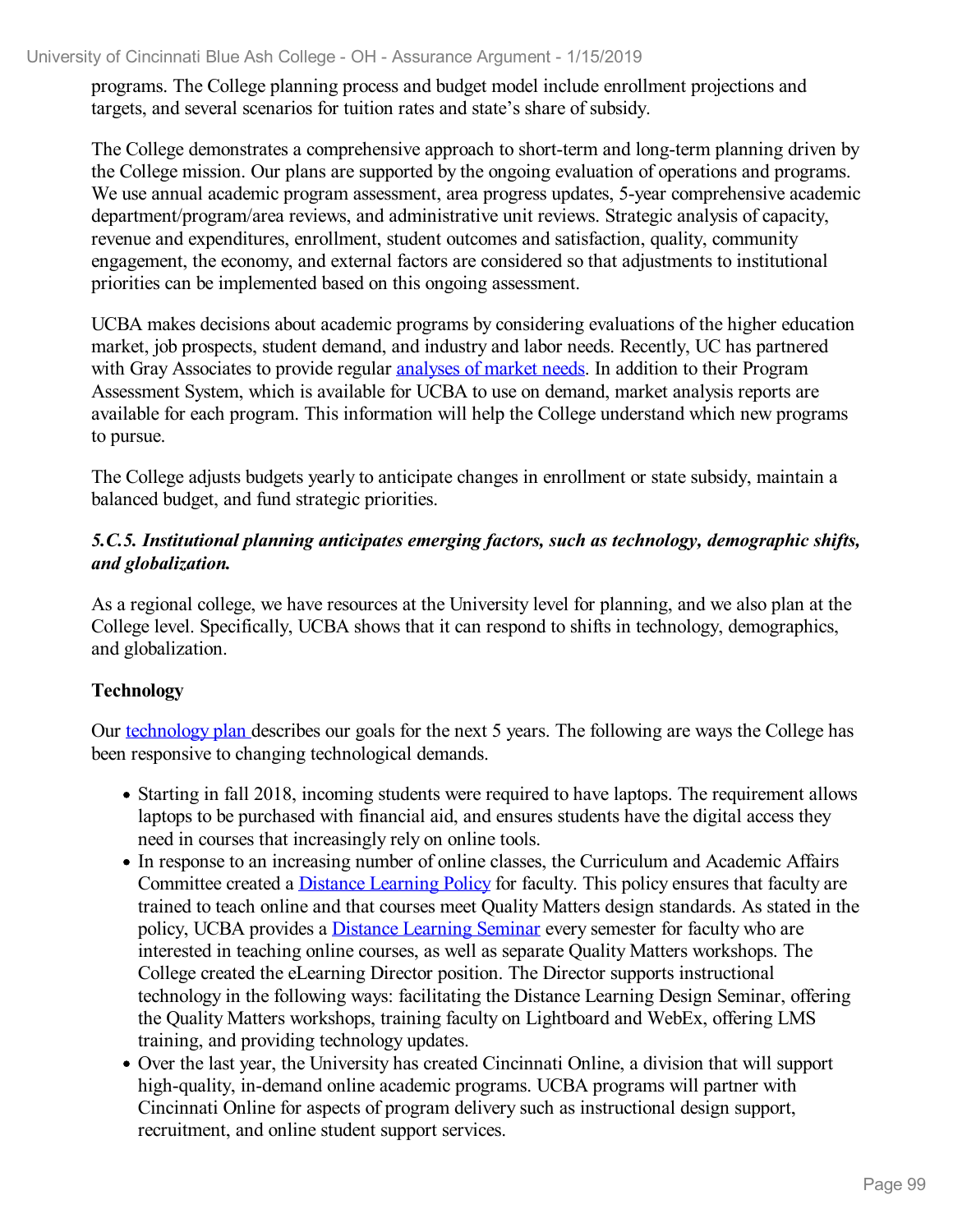programs. The College planning process and budget model include enrollment projections and targets, and several scenarios for tuition rates and state's share of subsidy.

The College demonstrates a comprehensive approach to short-term and long-term planning driven by the College mission. Our plans are supported by the ongoing evaluation of operations and programs. We use annual academic program assessment, area progress updates, 5-year comprehensive academic department/program/area reviews, and administrative unit reviews. Strategic analysis of capacity, revenue and expenditures, enrollment, student outcomes and satisfaction, quality, community engagement, the economy, and external factors are considered so that adjustments to institutional priorities can be implemented based on this ongoing assessment.

UCBA makes decisions about academic programs by considering evaluations of the higher education market, job prospects, student demand, and industry and labor needs. Recently, UC has partnered with Gray Associates to provide regular analyses of market needs. In addition to their Program Assessment System, which is available for UCBA to use on demand, market analysis reports are available for each program. This information will help the College understand which new programs to pursue.

The College adjusts budgets yearly to anticipate changes in enrollment or state subsidy, maintain a balanced budget, and fund strategic priorities.

***5.C.5. Institutional planning anticipates emerging factors, such as technology, demographic shifts, and globalization.***

As a regional college, we have resources at the University level for planning, and we also plan at the College level. Specifically, UCBA shows that it can respond to shifts in technology, demographics, and globalization.

**Technology**

Our technology plan describes our goals for the next 5 years. The following are ways the College has been responsive to changing technological demands.

- Starting in fall 2018, incoming students were required to have laptops. The requirement allows laptops to be purchased with financial aid, and ensures students have the digital access they need in courses that increasingly rely on online tools.
- In response to an increasing number of online classes, the Curriculum and Academic Affairs Committee created a Distance Learning Policy for faculty. This policy ensures that faculty are trained to teach online and that courses meet Quality Matters design standards. As stated in the policy, UCBA provides a Distance Learning Seminar every semester for faculty who are interested in teaching online courses, as well as separate Quality Matters workshops. The College created the eLearning Director position. The Director supports instructional technology in the following ways: facilitating the Distance Learning Design Seminar, offering the Quality Matters workshops, training faculty on Lightboard and WebEx, offering LMS training, and providing technology updates.
- Over the last year, the University has created Cincinnati Online, a division that will support high-quality, in-demand online academic programs. UCBA programs will partner with Cincinnati Online for aspects of program delivery such as instructional design support, recruitment, and online student support services.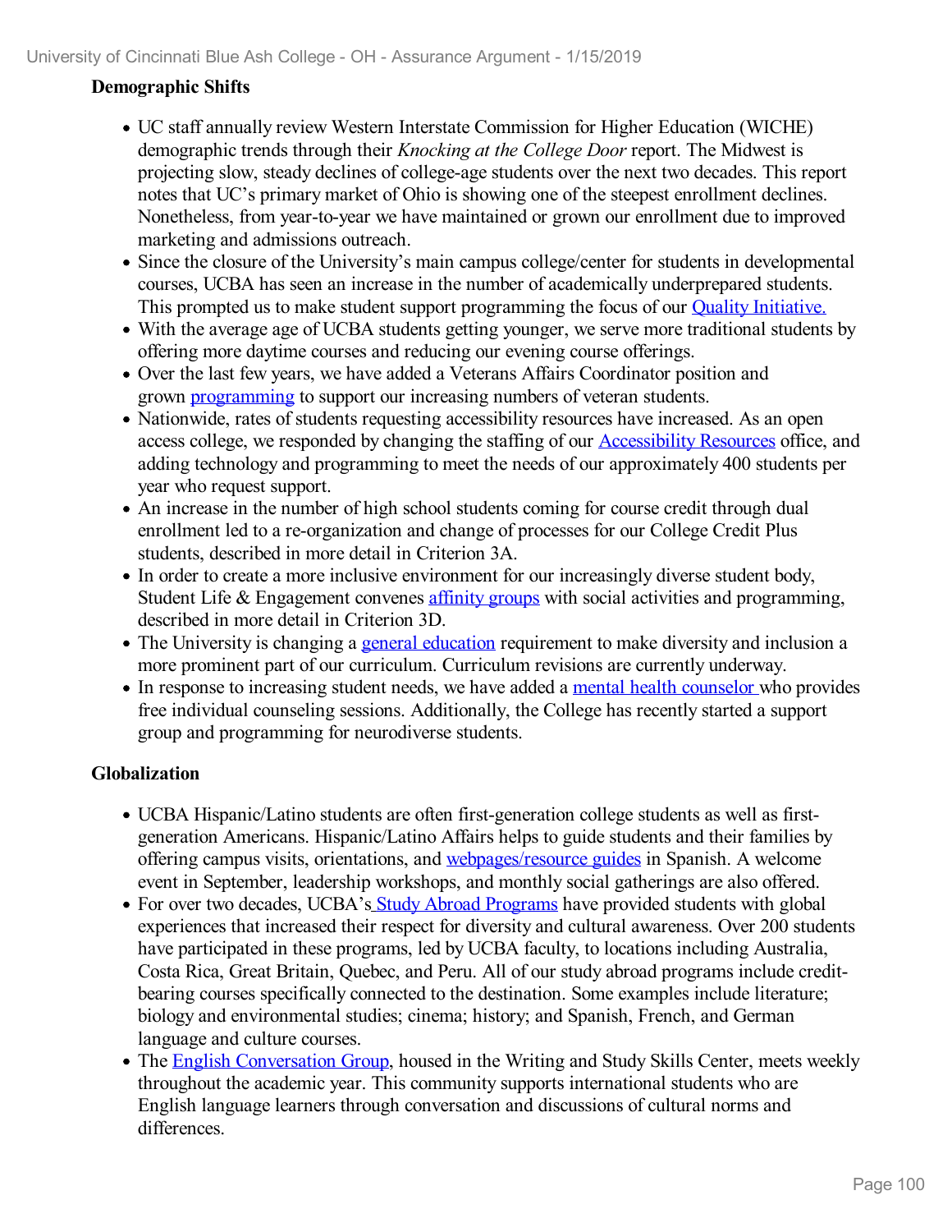**Demographic Shifts**

- UC staff annually review Western Interstate Commission for Higher Education (WICHE) demographic trends through their *Knocking at the College Door* report. The Midwest is projecting slow, steady declines of college-age students over the next two decades. This report notes that UC's primary market of Ohio is showing one of the steepest enrollment declines. Nonetheless, from year-to-year we have maintained or grown our enrollment due to improved marketing and admissions outreach.
- Since the closure of the University's main campus college/center for students in developmental courses, UCBA has seen an increase in the number of academically underprepared students. This prompted us to make student support programming the focus of our Quality Initiative.
- With the average age of UCBA students getting younger, we serve more traditional students by offering more daytime courses and reducing our evening course offerings.
- Over the last few years, we have added a Veterans Affairs Coordinator position and grown programming to support our increasing numbers of veteran students.
- Nationwide, rates of students requesting accessibility resources have increased. As an open access college, we responded by changing the staffing of our Accessibility Resources office, and adding technology and programming to meet the needs of our approximately 400 students per year who request support.
- An increase in the number of high school students coming for course credit through dual enrollment led to a re-organization and change of processes for our College Credit Plus students, described in more detail in Criterion 3A.
- In order to create a more inclusive environment for our increasingly diverse student body, Student Life & Engagement convenes affinity groups with social activities and programming, described in more detail in Criterion 3D.
- The University is changing a general education requirement to make diversity and inclusion a more prominent part of our curriculum. Curriculum revisions are currently underway.
- In response to increasing student needs, we have added a mental health counselor who provides free individual counseling sessions. Additionally, the College has recently started a support group and programming for neurodiverse students.

**Globalization**

- UCBA Hispanic/Latino students are often first-generation college students as well as first-generation Americans. Hispanic/Latino Affairs helps to guide students and their families by offering campus visits, orientations, and webpages/resource guides in Spanish. A welcome event in September, leadership workshops, and monthly social gatherings are also offered.
- For over two decades, UCBA's Study Abroad Programs have provided students with global experiences that increased their respect for diversity and cultural awareness. Over 200 students have participated in these programs, led by UCBA faculty, to locations including Australia, Costa Rica, Great Britain, Quebec, and Peru. All of our study abroad programs include credit-bearing courses specifically connected to the destination. Some examples include literature; biology and environmental studies; cinema; history; and Spanish, French, and German language and culture courses.
- The English Conversation Group, housed in the Writing and Study Skills Center, meets weekly throughout the academic year. This community supports international students who are English language learners through conversation and discussions of cultural norms and differences.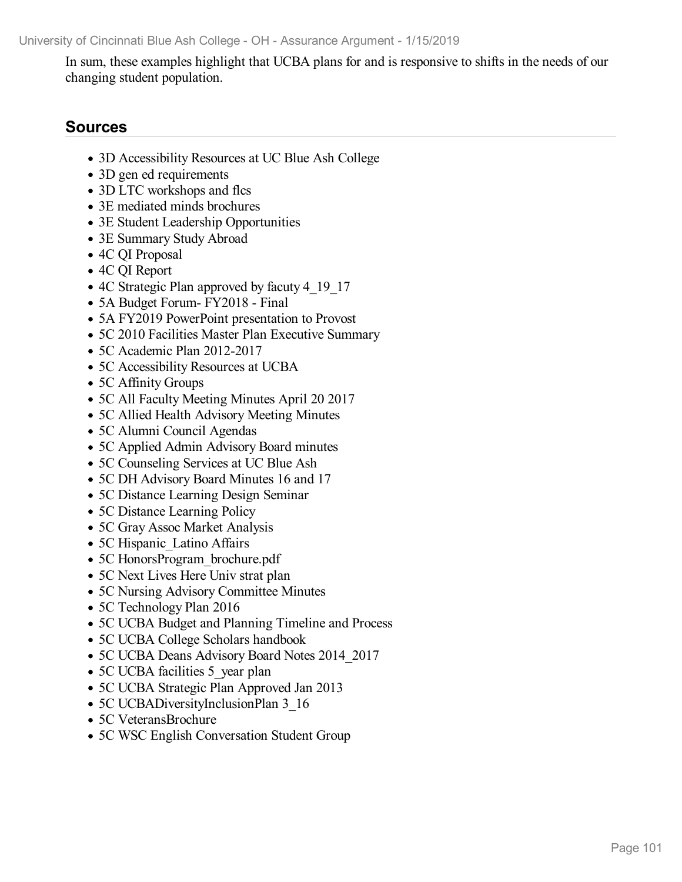In sum, these examples highlight that UCBA plans for and is responsive to shifts in the needs of our changing student population.

## Sources

- 3D Accessibility Resources at UC Blue Ash College
- 3D gen ed requirements
- 3D LTC workshops and flcs
- 3E mediated minds brochures
- 3E Student Leadership Opportunities
- 3E Summary Study Abroad
- 4C QI Proposal
- 4C QI Report
- 4C Strategic Plan approved by facuty 4_19_17
- 5A Budget Forum- FY2018 - Final
- 5A FY2019 PowerPoint presentation to Provost
- 5C 2010 Facilities Master Plan Executive Summary
- 5C Academic Plan 2012-2017
- 5C Accessibility Resources at UCBA
- 5C Affinity Groups
- 5C All Faculty Meeting Minutes April 20 2017
- 5C Allied Health Advisory Meeting Minutes
- 5C Alumni Council Agendas
- 5C Applied Admin Advisory Board minutes
- 5C Counseling Services at UC Blue Ash
- 5C DH Advisory Board Minutes 16 and 17
- 5C Distance Learning Design Seminar
- 5C Distance Learning Policy
- 5C Gray Assoc Market Analysis
- 5C Hispanic_Latino Affairs
- 5C HonorsProgram_brochure.pdf
- 5C Next Lives Here Univ strat plan
- 5C Nursing Advisory Committee Minutes
- 5C Technology Plan 2016
- 5C UCBA Budget and Planning Timeline and Process
- 5C UCBA College Scholars handbook
- 5C UCBA Deans Advisory Board Notes 2014_2017
- 5C UCBA facilities 5_year plan
- 5C UCBA Strategic Plan Approved Jan 2013
- 5C UCBADiversityInclusionPlan 3_16
- 5C VeteransBrochure
- 5C WSC English Conversation Student Group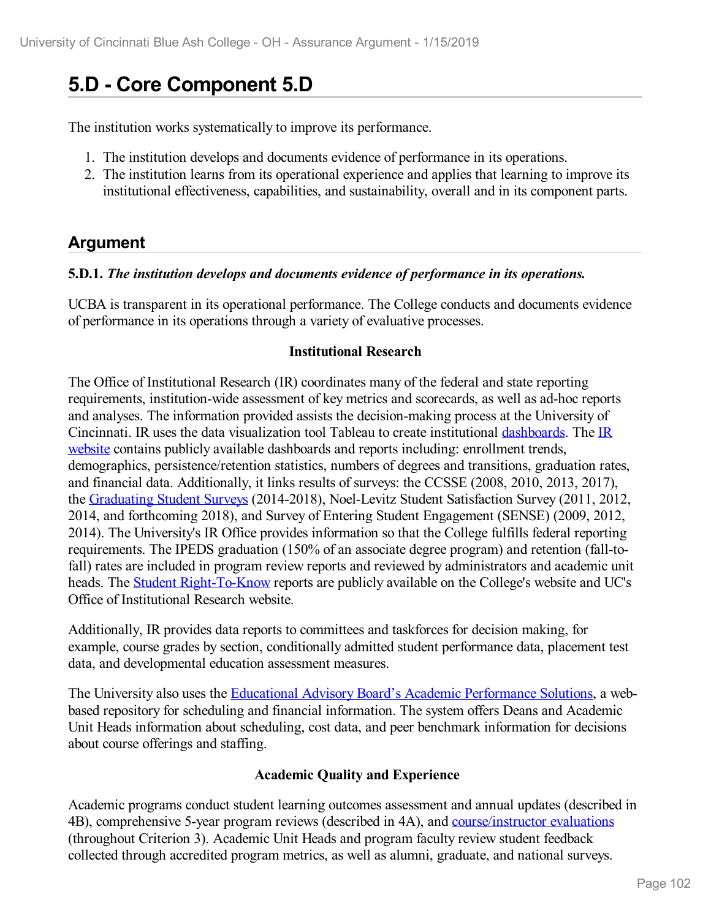# 5.D - Core Component 5.D

The institution works systematically to improve its performance.

1. The institution develops and documents evidence of performance in its operations.
2. The institution learns from its operational experience and applies that learning to improve its institutional effectiveness, capabilities, and sustainability, overall and in its component parts.

## Argument

**5.D.1.** ***The institution develops and documents evidence of performance in its operations.***

UCBA is transparent in its operational performance. The College conducts and documents evidence of performance in its operations through a variety of evaluative processes.

**Institutional Research**

The Office of Institutional Research (IR) coordinates many of the federal and state reporting requirements, institution-wide assessment of key metrics and scorecards, as well as ad-hoc reports and analyses. The information provided assists the decision-making process at the University of Cincinnati. IR uses the data visualization tool Tableau to create institutional dashboards. The IR website contains publicly available dashboards and reports including: enrollment trends, demographics, persistence/retention statistics, numbers of degrees and transitions, graduation rates, and financial data. Additionally, it links results of surveys: the CCSSE (2008, 2010, 2013, 2017), the Graduating Student Surveys (2014-2018), Noel-Levitz Student Satisfaction Survey (2011, 2012, 2014, and forthcoming 2018), and Survey of Entering Student Engagement (SENSE) (2009, 2012, 2014). The University's IR Office provides information so that the College fulfills federal reporting requirements. The IPEDS graduation (150% of an associate degree program) and retention (fall-to-fall) rates are included in program review reports and reviewed by administrators and academic unit heads. The Student Right-To-Know reports are publicly available on the College's website and UC's Office of Institutional Research website.

Additionally, IR provides data reports to committees and taskforces for decision making, for example, course grades by section, conditionally admitted student performance data, placement test data, and developmental education assessment measures.

The University also uses the Educational Advisory Board's Academic Performance Solutions, a web-based repository for scheduling and financial information. The system offers Deans and Academic Unit Heads information about scheduling, cost data, and peer benchmark information for decisions about course offerings and staffing.

**Academic Quality and Experience**

Academic programs conduct student learning outcomes assessment and annual updates (described in 4B), comprehensive 5-year program reviews (described in 4A), and course/instructor evaluations (throughout Criterion 3). Academic Unit Heads and program faculty review student feedback collected through accredited program metrics, as well as alumni, graduate, and national surveys.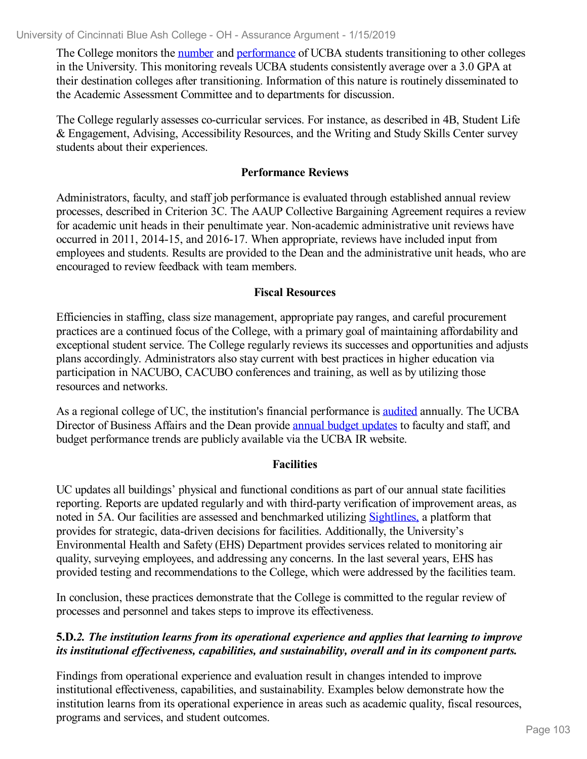The College monitors the number and performance of UCBA students transitioning to other colleges in the University. This monitoring reveals UCBA students consistently average over a 3.0 GPA at their destination colleges after transitioning. Information of this nature is routinely disseminated to the Academic Assessment Committee and to departments for discussion.

The College regularly assesses co-curricular services. For instance, as described in 4B, Student Life & Engagement, Advising, Accessibility Resources, and the Writing and Study Skills Center survey students about their experiences.

**Performance Reviews**

Administrators, faculty, and staff job performance is evaluated through established annual review processes, described in Criterion 3C. The AAUP Collective Bargaining Agreement requires a review for academic unit heads in their penultimate year. Non-academic administrative unit reviews have occurred in 2011, 2014-15, and 2016-17. When appropriate, reviews have included input from employees and students. Results are provided to the Dean and the administrative unit heads, who are encouraged to review feedback with team members.

**Fiscal Resources**

Efficiencies in staffing, class size management, appropriate pay ranges, and careful procurement practices are a continued focus of the College, with a primary goal of maintaining affordability and exceptional student service. The College regularly reviews its successes and opportunities and adjusts plans accordingly. Administrators also stay current with best practices in higher education via participation in NACUBO, CACUBO conferences and training, as well as by utilizing those resources and networks.

As a regional college of UC, the institution's financial performance is audited annually. The UCBA Director of Business Affairs and the Dean provide annual budget updates to faculty and staff, and budget performance trends are publicly available via the UCBA IR website.

**Facilities**

UC updates all buildings' physical and functional conditions as part of our annual state facilities reporting. Reports are updated regularly and with third-party verification of improvement areas, as noted in 5A. Our facilities are assessed and benchmarked utilizing Sightlines, a platform that provides for strategic, data-driven decisions for facilities. Additionally, the University's Environmental Health and Safety (EHS) Department provides services related to monitoring air quality, surveying employees, and addressing any concerns. In the last several years, EHS has provided testing and recommendations to the College, which were addressed by the facilities team.

In conclusion, these practices demonstrate that the College is committed to the regular review of processes and personnel and takes steps to improve its effectiveness.

**5.D.*2. The institution learns from its operational experience and applies that learning to improve its institutional effectiveness, capabilities, and sustainability, overall and in its component parts.***

Findings from operational experience and evaluation result in changes intended to improve institutional effectiveness, capabilities, and sustainability. Examples below demonstrate how the institution learns from its operational experience in areas such as academic quality, fiscal resources, programs and services, and student outcomes.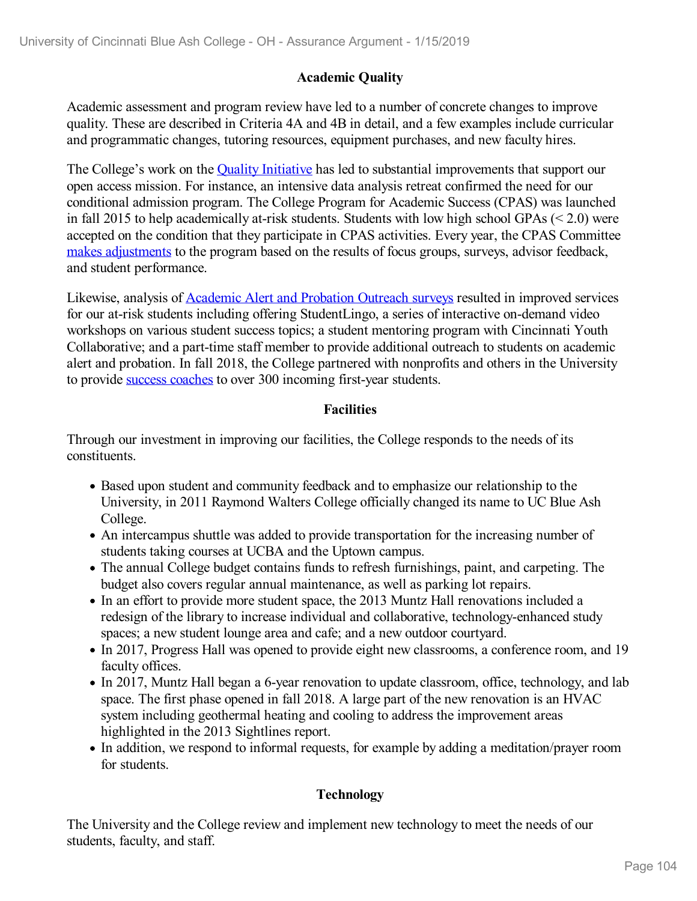### Academic Quality

Academic assessment and program review have led to a number of concrete changes to improve quality. These are described in Criteria 4A and 4B in detail, and a few examples include curricular and programmatic changes, tutoring resources, equipment purchases, and new faculty hires.

The College's work on the Quality Initiative has led to substantial improvements that support our open access mission. For instance, an intensive data analysis retreat confirmed the need for our conditional admission program. The College Program for Academic Success (CPAS) was launched in fall 2015 to help academically at-risk students. Students with low high school GPAs (< 2.0) were accepted on the condition that they participate in CPAS activities. Every year, the CPAS Committee makes adjustments to the program based on the results of focus groups, surveys, advisor feedback, and student performance.

Likewise, analysis of Academic Alert and Probation Outreach surveys resulted in improved services for our at-risk students including offering StudentLingo, a series of interactive on-demand video workshops on various student success topics; a student mentoring program with Cincinnati Youth Collaborative; and a part-time staff member to provide additional outreach to students on academic alert and probation. In fall 2018, the College partnered with nonprofits and others in the University to provide success coaches to over 300 incoming first-year students.

### Facilities

Through our investment in improving our facilities, the College responds to the needs of its constituents.

- Based upon student and community feedback and to emphasize our relationship to the University, in 2011 Raymond Walters College officially changed its name to UC Blue Ash College.
- An intercampus shuttle was added to provide transportation for the increasing number of students taking courses at UCBA and the Uptown campus.
- The annual College budget contains funds to refresh furnishings, paint, and carpeting. The budget also covers regular annual maintenance, as well as parking lot repairs.
- In an effort to provide more student space, the 2013 Muntz Hall renovations included a redesign of the library to increase individual and collaborative, technology-enhanced study spaces; a new student lounge area and cafe; and a new outdoor courtyard.
- In 2017, Progress Hall was opened to provide eight new classrooms, a conference room, and 19 faculty offices.
- In 2017, Muntz Hall began a 6-year renovation to update classroom, office, technology, and lab space. The first phase opened in fall 2018. A large part of the new renovation is an HVAC system including geothermal heating and cooling to address the improvement areas highlighted in the 2013 Sightlines report.
- In addition, we respond to informal requests, for example by adding a meditation/prayer room for students.

### Technology

The University and the College review and implement new technology to meet the needs of our students, faculty, and staff.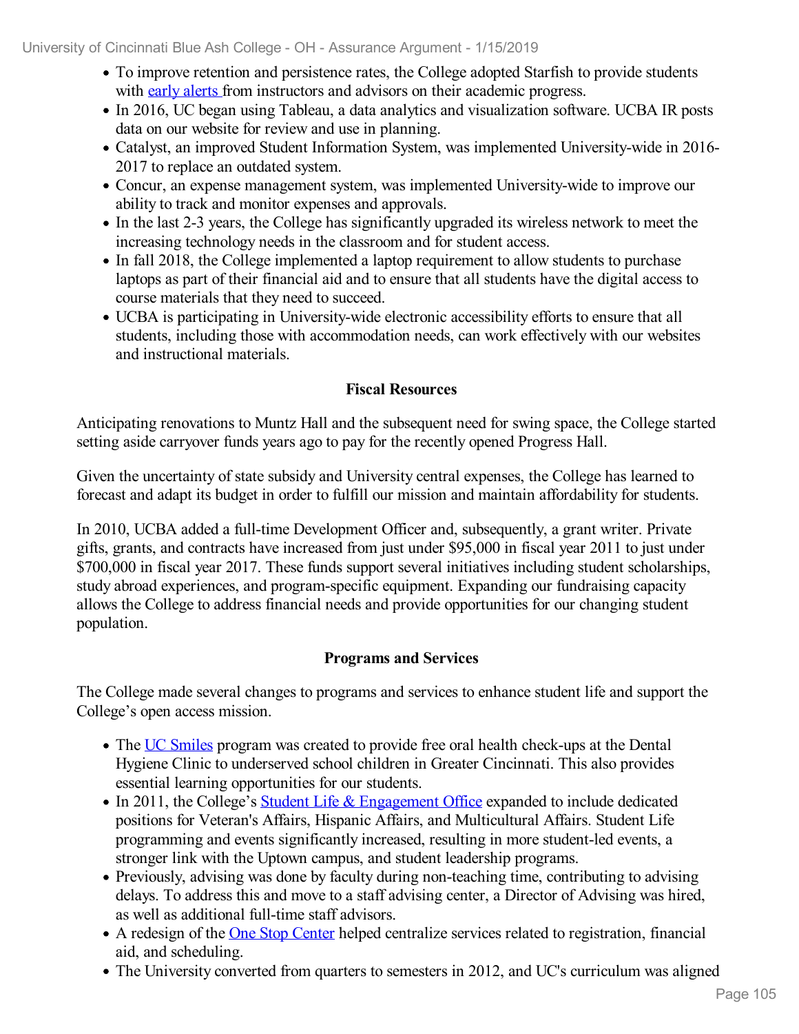- To improve retention and persistence rates, the College adopted Starfish to provide students with early alerts from instructors and advisors on their academic progress.
- In 2016, UC began using Tableau, a data analytics and visualization software. UCBA IR posts data on our website for review and use in planning.
- Catalyst, an improved Student Information System, was implemented University-wide in 2016-2017 to replace an outdated system.
- Concur, an expense management system, was implemented University-wide to improve our ability to track and monitor expenses and approvals.
- In the last 2-3 years, the College has significantly upgraded its wireless network to meet the increasing technology needs in the classroom and for student access.
- In fall 2018, the College implemented a laptop requirement to allow students to purchase laptops as part of their financial aid and to ensure that all students have the digital access to course materials that they need to succeed.
- UCBA is participating in University-wide electronic accessibility efforts to ensure that all students, including those with accommodation needs, can work effectively with our websites and instructional materials.

**Fiscal Resources**

Anticipating renovations to Muntz Hall and the subsequent need for swing space, the College started setting aside carryover funds years ago to pay for the recently opened Progress Hall.

Given the uncertainty of state subsidy and University central expenses, the College has learned to forecast and adapt its budget in order to fulfill our mission and maintain affordability for students.

In 2010, UCBA added a full-time Development Officer and, subsequently, a grant writer. Private gifts, grants, and contracts have increased from just under $95,000 in fiscal year 2011 to just under $700,000 in fiscal year 2017. These funds support several initiatives including student scholarships, study abroad experiences, and program-specific equipment. Expanding our fundraising capacity allows the College to address financial needs and provide opportunities for our changing student population.

**Programs and Services**

The College made several changes to programs and services to enhance student life and support the College's open access mission.

- The UC Smiles program was created to provide free oral health check-ups at the Dental Hygiene Clinic to underserved school children in Greater Cincinnati. This also provides essential learning opportunities for our students.
- In 2011, the College's Student Life & Engagement Office expanded to include dedicated positions for Veteran's Affairs, Hispanic Affairs, and Multicultural Affairs. Student Life programming and events significantly increased, resulting in more student-led events, a stronger link with the Uptown campus, and student leadership programs.
- Previously, advising was done by faculty during non-teaching time, contributing to advising delays. To address this and move to a staff advising center, a Director of Advising was hired, as well as additional full-time staff advisors.
- A redesign of the One Stop Center helped centralize services related to registration, financial aid, and scheduling.
- The University converted from quarters to semesters in 2012, and UC's curriculum was aligned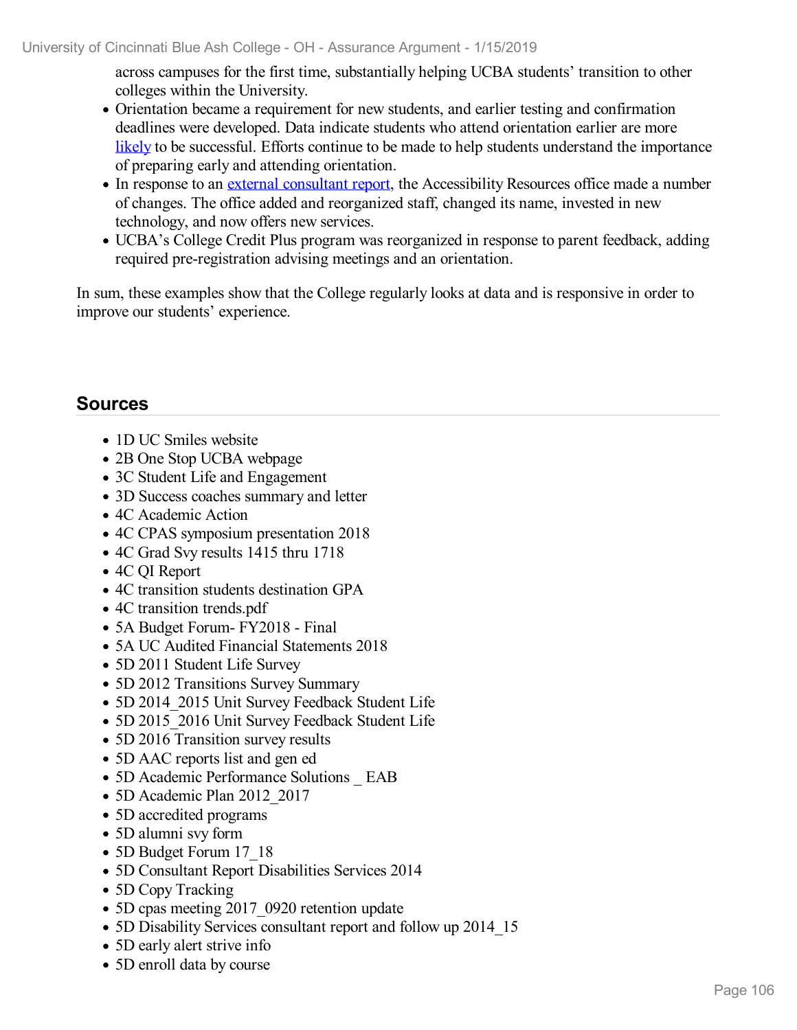across campuses for the first time, substantially helping UCBA students' transition to other colleges within the University.

- Orientation became a requirement for new students, and earlier testing and confirmation deadlines were developed. Data indicate students who attend orientation earlier are more likely to be successful. Efforts continue to be made to help students understand the importance of preparing early and attending orientation.
- In response to an external consultant report, the Accessibility Resources office made a number of changes. The office added and reorganized staff, changed its name, invested in new technology, and now offers new services.
- UCBA's College Credit Plus program was reorganized in response to parent feedback, adding required pre-registration advising meetings and an orientation.

In sum, these examples show that the College regularly looks at data and is responsive in order to improve our students' experience.

## Sources

- 1D UC Smiles website
- 2B One Stop UCBA webpage
- 3C Student Life and Engagement
- 3D Success coaches summary and letter
- 4C Academic Action
- 4C CPAS symposium presentation 2018
- 4C Grad Svy results 1415 thru 1718
- 4C QI Report
- 4C transition students destination GPA
- 4C transition trends.pdf
- 5A Budget Forum- FY2018 - Final
- 5A UC Audited Financial Statements 2018
- 5D 2011 Student Life Survey
- 5D 2012 Transitions Survey Summary
- 5D 2014_2015 Unit Survey Feedback Student Life
- 5D 2015_2016 Unit Survey Feedback Student Life
- 5D 2016 Transition survey results
- 5D AAC reports list and gen ed
- 5D Academic Performance Solutions _ EAB
- 5D Academic Plan 2012_2017
- 5D accredited programs
- 5D alumni svy form
- 5D Budget Forum 17_18
- 5D Consultant Report Disabilities Services 2014
- 5D Copy Tracking
- 5D cpas meeting 2017_0920 retention update
- 5D Disability Services consultant report and follow up 2014_15
- 5D early alert strive info
- 5D enroll data by course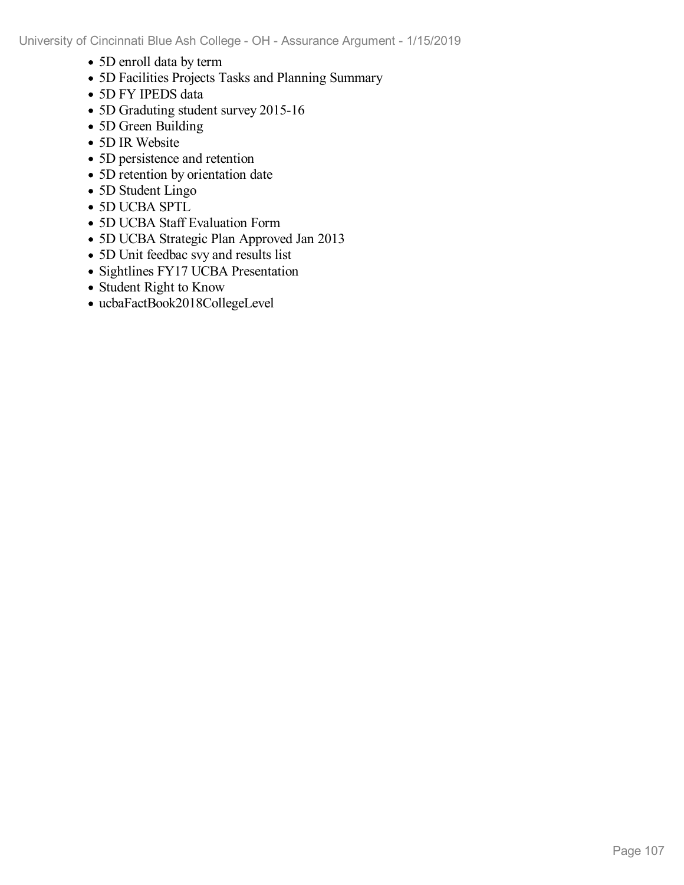- 5D enroll data by term
- 5D Facilities Projects Tasks and Planning Summary
- 5D FY IPEDS data
- 5D Graduting student survey 2015-16
- 5D Green Building
- 5D IR Website
- 5D persistence and retention
- 5D retention by orientation date
- 5D Student Lingo
- 5D UCBA SPTL
- 5D UCBA Staff Evaluation Form
- 5D UCBA Strategic Plan Approved Jan 2013
- 5D Unit feedbac svy and results list
- Sightlines FY17 UCBA Presentation
- Student Right to Know
- ucbaFactBook2018CollegeLevel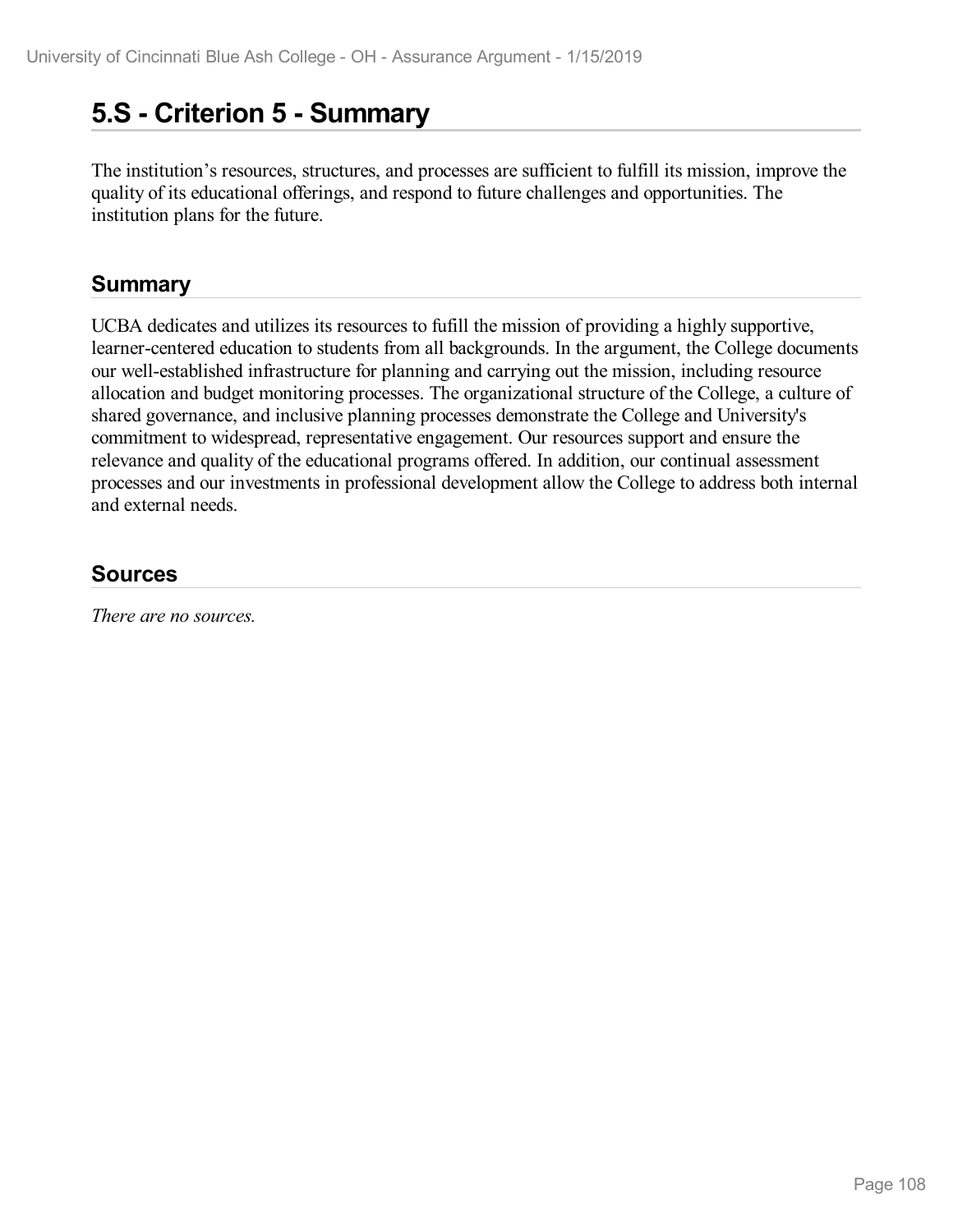# 5.S - Criterion 5 - Summary

The institution's resources, structures, and processes are sufficient to fulfill its mission, improve the quality of its educational offerings, and respond to future challenges and opportunities. The institution plans for the future.

## Summary

UCBA dedicates and utilizes its resources to fufill the mission of providing a highly supportive, learner-centered education to students from all backgrounds. In the argument, the College documents our well-established infrastructure for planning and carrying out the mission, including resource allocation and budget monitoring processes. The organizational structure of the College, a culture of shared governance, and inclusive planning processes demonstrate the College and University's commitment to widespread, representative engagement. Our resources support and ensure the relevance and quality of the educational programs offered. In addition, our continual assessment processes and our investments in professional development allow the College to address both internal and external needs.

## Sources

*There are no sources.*